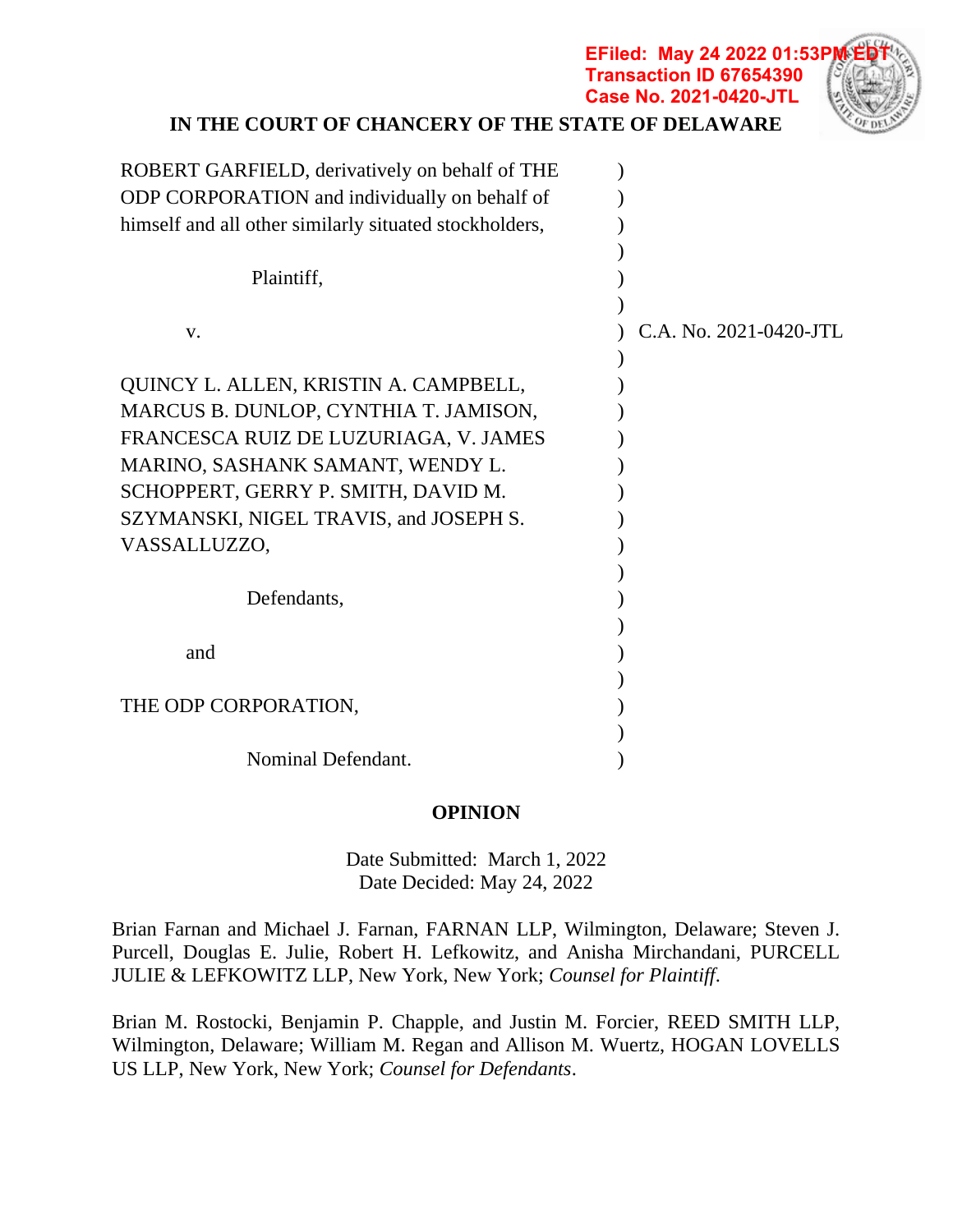EFiled: May 24 2022 01:53PM EDT
Transaction ID 67654390
Case No. 2021-0420-JTL

**IN THE COURT OF CHANCERY OF THE STATE OF DELAWARE**

ROBERT GARFIELD, derivatively on behalf of THE ODP CORPORATION and individually on behalf of himself and all other similarly situated stockholders,

Plaintiff,

v.

C.A. No. 2021-0420-JTL

QUINCY L. ALLEN, KRISTIN A. CAMPBELL, MARCUS B. DUNLOP, CYNTHIA T. JAMISON, FRANCESCA RUIZ DE LUZURIAGA, V. JAMES MARINO, SASHANK SAMANT, WENDY L. SCHOPPERT, GERRY P. SMITH, DAVID M. SZYMANSKI, NIGEL TRAVIS, and JOSEPH S. VASSALLUZZO,

Defendants,

and

THE ODP CORPORATION,

Nominal Defendant.

**OPINION**

Date Submitted: March 1, 2022
Date Decided: May 24, 2022

Brian Farnan and Michael J. Farnan, FARNAN LLP, Wilmington, Delaware; Steven J. Purcell, Douglas E. Julie, Robert H. Lefkowitz, and Anisha Mirchandani, PURCELL JULIE & LEFKOWITZ LLP, New York, New York; *Counsel for Plaintiff*.

Brian M. Rostocki, Benjamin P. Chapple, and Justin M. Forcier, REED SMITH LLP, Wilmington, Delaware; William M. Regan and Allison M. Wuertz, HOGAN LOVELLS US LLP, New York, New York; *Counsel for Defendants*.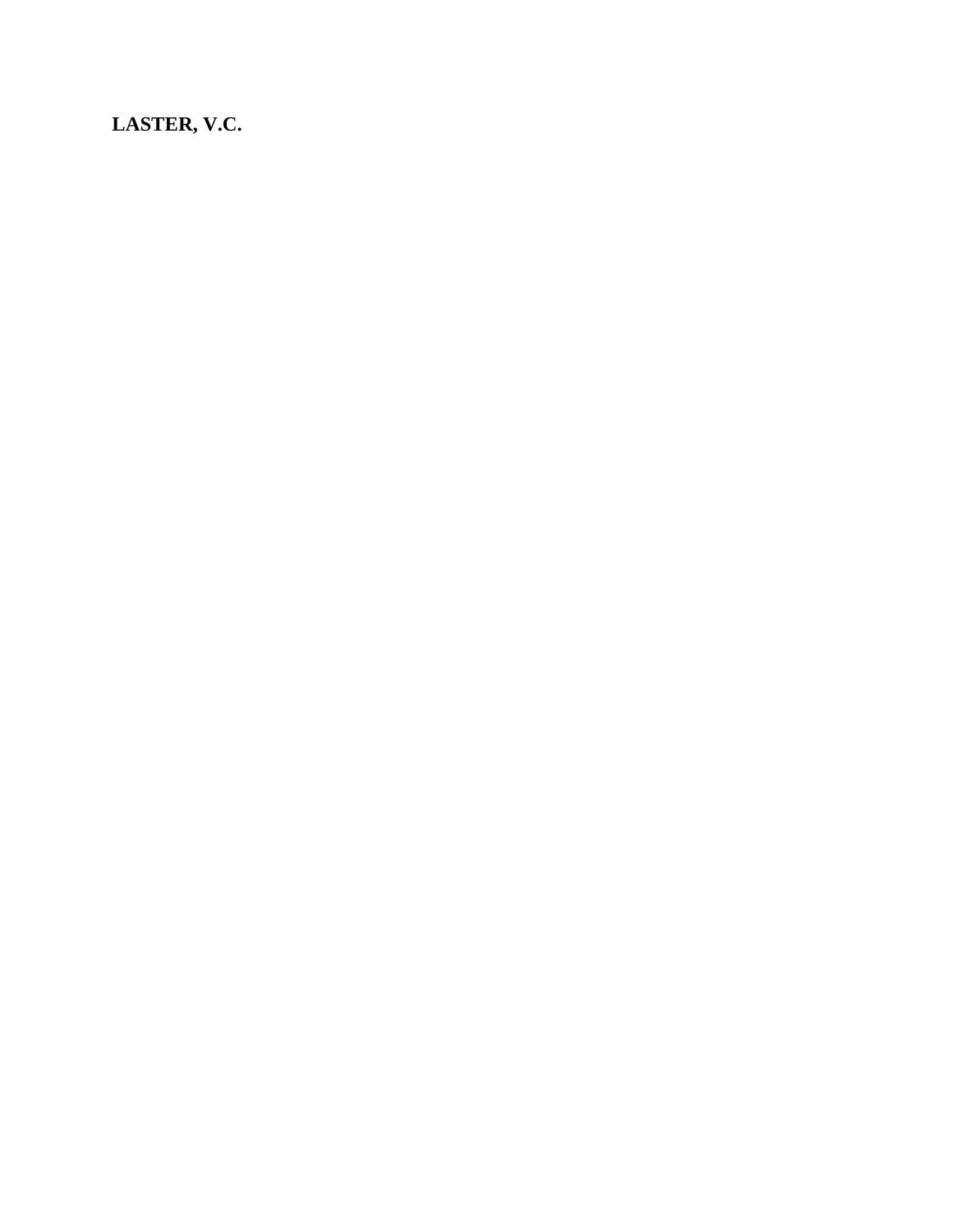**LASTER, V.C.**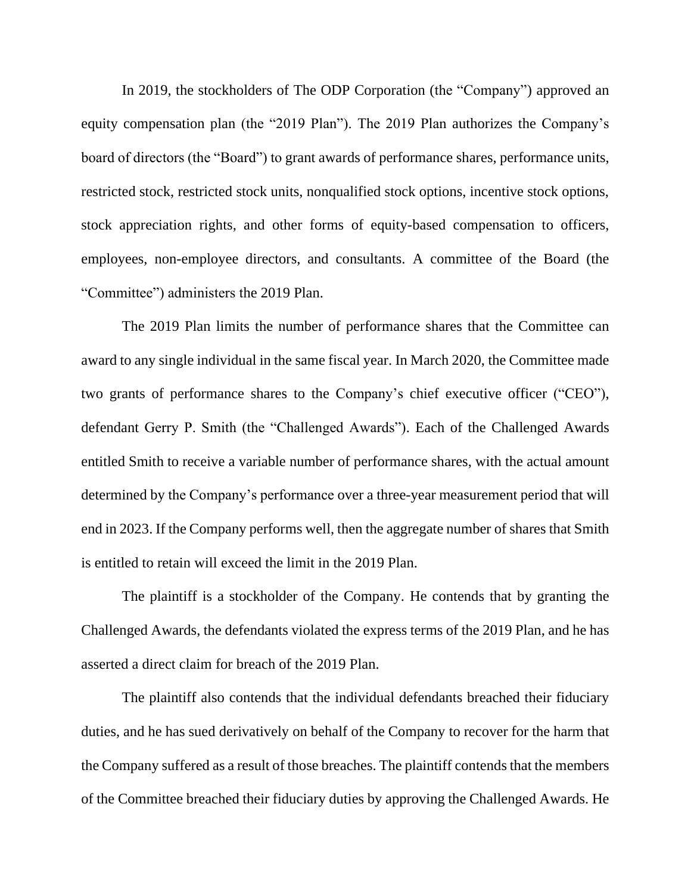In 2019, the stockholders of The ODP Corporation (the "Company") approved an equity compensation plan (the "2019 Plan"). The 2019 Plan authorizes the Company's board of directors (the "Board") to grant awards of performance shares, performance units, restricted stock, restricted stock units, nonqualified stock options, incentive stock options, stock appreciation rights, and other forms of equity-based compensation to officers, employees, non-employee directors, and consultants. A committee of the Board (the "Committee") administers the 2019 Plan.

The 2019 Plan limits the number of performance shares that the Committee can award to any single individual in the same fiscal year. In March 2020, the Committee made two grants of performance shares to the Company's chief executive officer ("CEO"), defendant Gerry P. Smith (the "Challenged Awards"). Each of the Challenged Awards entitled Smith to receive a variable number of performance shares, with the actual amount determined by the Company's performance over a three-year measurement period that will end in 2023. If the Company performs well, then the aggregate number of shares that Smith is entitled to retain will exceed the limit in the 2019 Plan.

The plaintiff is a stockholder of the Company. He contends that by granting the Challenged Awards, the defendants violated the express terms of the 2019 Plan, and he has asserted a direct claim for breach of the 2019 Plan.

The plaintiff also contends that the individual defendants breached their fiduciary duties, and he has sued derivatively on behalf of the Company to recover for the harm that the Company suffered as a result of those breaches. The plaintiff contends that the members of the Committee breached their fiduciary duties by approving the Challenged Awards. He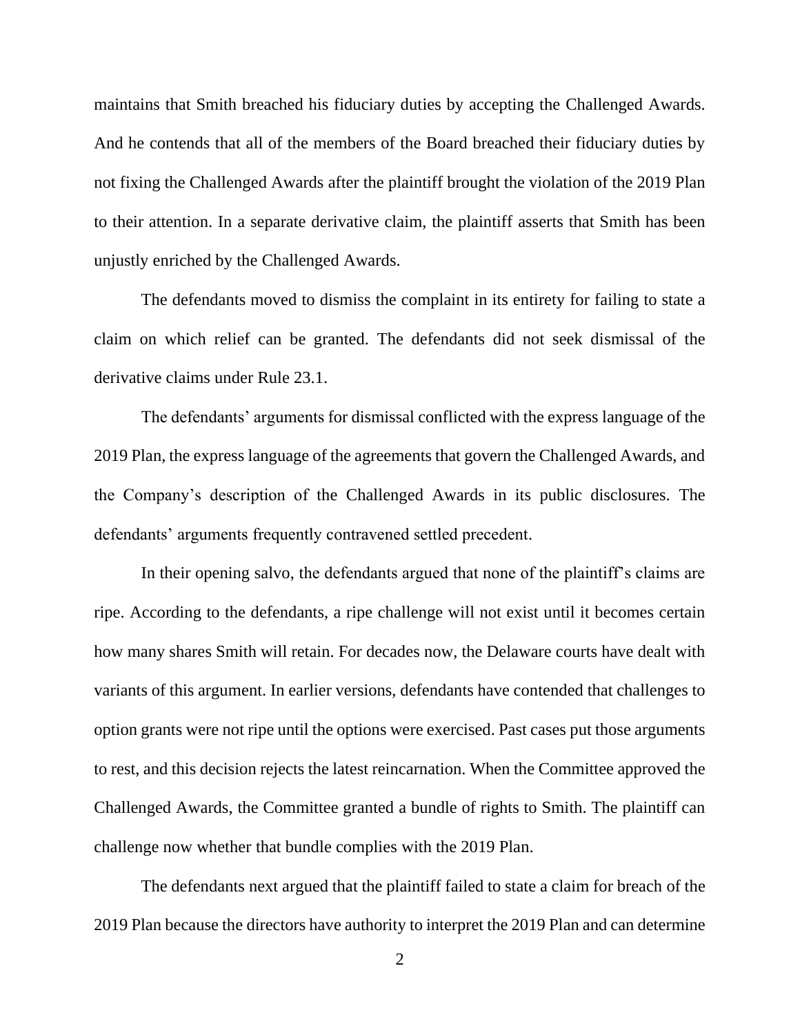maintains that Smith breached his fiduciary duties by accepting the Challenged Awards. And he contends that all of the members of the Board breached their fiduciary duties by not fixing the Challenged Awards after the plaintiff brought the violation of the 2019 Plan to their attention. In a separate derivative claim, the plaintiff asserts that Smith has been unjustly enriched by the Challenged Awards.

The defendants moved to dismiss the complaint in its entirety for failing to state a claim on which relief can be granted. The defendants did not seek dismissal of the derivative claims under Rule 23.1.

The defendants' arguments for dismissal conflicted with the express language of the 2019 Plan, the express language of the agreements that govern the Challenged Awards, and the Company's description of the Challenged Awards in its public disclosures. The defendants' arguments frequently contravened settled precedent.

In their opening salvo, the defendants argued that none of the plaintiff's claims are ripe. According to the defendants, a ripe challenge will not exist until it becomes certain how many shares Smith will retain. For decades now, the Delaware courts have dealt with variants of this argument. In earlier versions, defendants have contended that challenges to option grants were not ripe until the options were exercised. Past cases put those arguments to rest, and this decision rejects the latest reincarnation. When the Committee approved the Challenged Awards, the Committee granted a bundle of rights to Smith. The plaintiff can challenge now whether that bundle complies with the 2019 Plan.

The defendants next argued that the plaintiff failed to state a claim for breach of the 2019 Plan because the directors have authority to interpret the 2019 Plan and can determine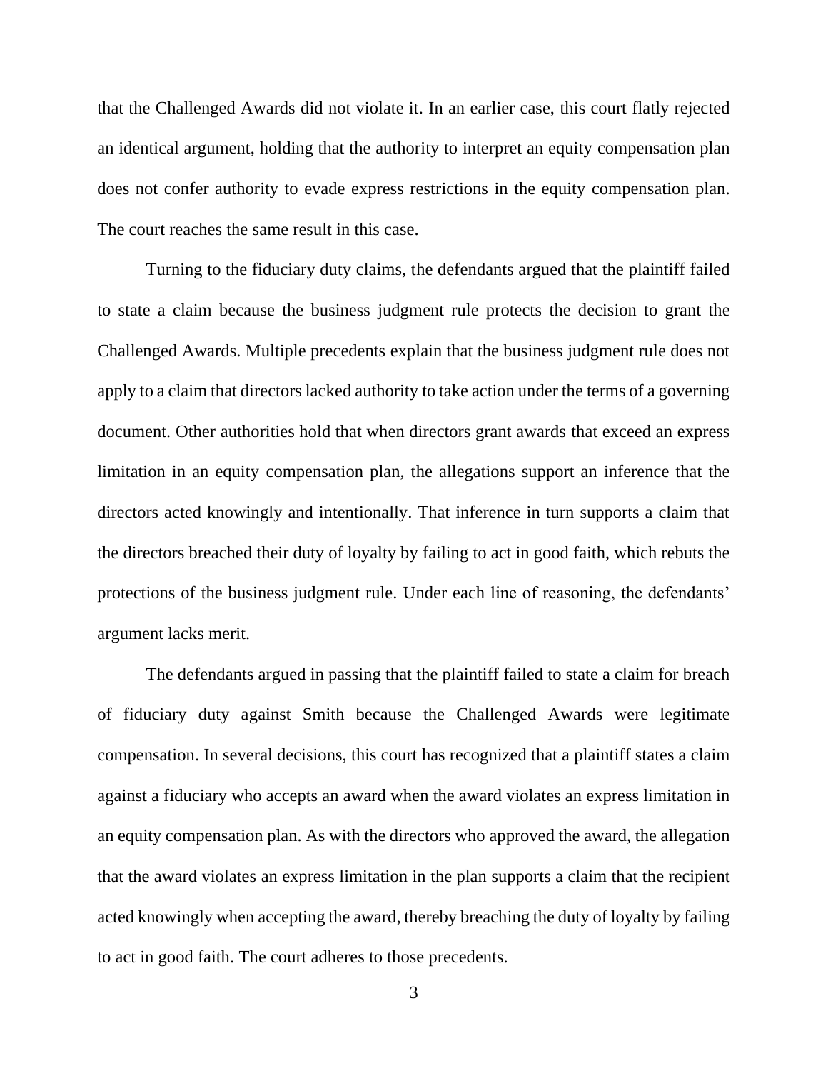that the Challenged Awards did not violate it. In an earlier case, this court flatly rejected an identical argument, holding that the authority to interpret an equity compensation plan does not confer authority to evade express restrictions in the equity compensation plan. The court reaches the same result in this case.

Turning to the fiduciary duty claims, the defendants argued that the plaintiff failed to state a claim because the business judgment rule protects the decision to grant the Challenged Awards. Multiple precedents explain that the business judgment rule does not apply to a claim that directors lacked authority to take action under the terms of a governing document. Other authorities hold that when directors grant awards that exceed an express limitation in an equity compensation plan, the allegations support an inference that the directors acted knowingly and intentionally. That inference in turn supports a claim that the directors breached their duty of loyalty by failing to act in good faith, which rebuts the protections of the business judgment rule. Under each line of reasoning, the defendants' argument lacks merit.

The defendants argued in passing that the plaintiff failed to state a claim for breach of fiduciary duty against Smith because the Challenged Awards were legitimate compensation. In several decisions, this court has recognized that a plaintiff states a claim against a fiduciary who accepts an award when the award violates an express limitation in an equity compensation plan. As with the directors who approved the award, the allegation that the award violates an express limitation in the plan supports a claim that the recipient acted knowingly when accepting the award, thereby breaching the duty of loyalty by failing to act in good faith. The court adheres to those precedents.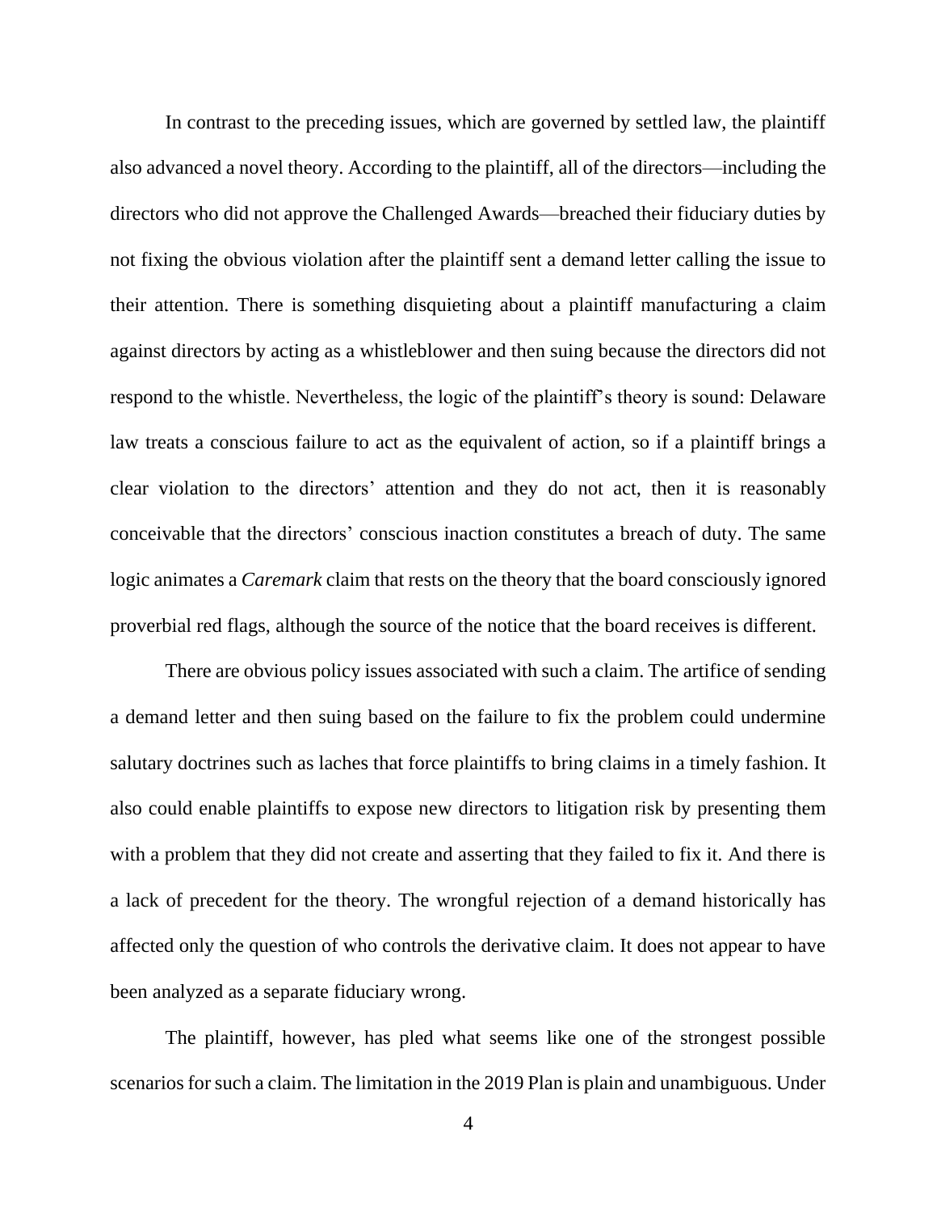In contrast to the preceding issues, which are governed by settled law, the plaintiff also advanced a novel theory. According to the plaintiff, all of the directors—including the directors who did not approve the Challenged Awards—breached their fiduciary duties by not fixing the obvious violation after the plaintiff sent a demand letter calling the issue to their attention. There is something disquieting about a plaintiff manufacturing a claim against directors by acting as a whistleblower and then suing because the directors did not respond to the whistle. Nevertheless, the logic of the plaintiff's theory is sound: Delaware law treats a conscious failure to act as the equivalent of action, so if a plaintiff brings a clear violation to the directors' attention and they do not act, then it is reasonably conceivable that the directors' conscious inaction constitutes a breach of duty. The same logic animates a *Caremark* claim that rests on the theory that the board consciously ignored proverbial red flags, although the source of the notice that the board receives is different.

There are obvious policy issues associated with such a claim. The artifice of sending a demand letter and then suing based on the failure to fix the problem could undermine salutary doctrines such as laches that force plaintiffs to bring claims in a timely fashion. It also could enable plaintiffs to expose new directors to litigation risk by presenting them with a problem that they did not create and asserting that they failed to fix it. And there is a lack of precedent for the theory. The wrongful rejection of a demand historically has affected only the question of who controls the derivative claim. It does not appear to have been analyzed as a separate fiduciary wrong.

The plaintiff, however, has pled what seems like one of the strongest possible scenarios for such a claim. The limitation in the 2019 Plan is plain and unambiguous. Under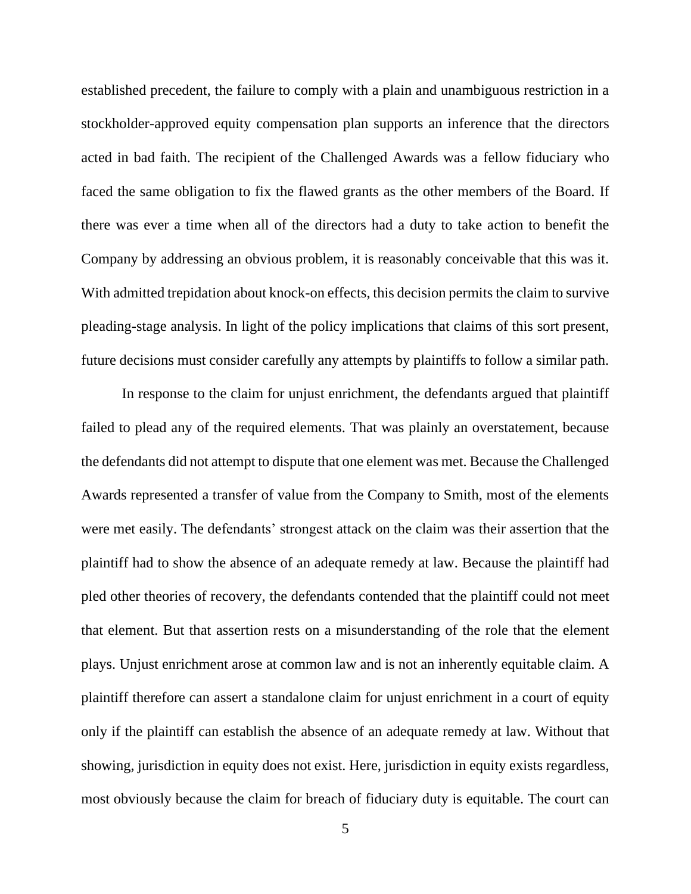established precedent, the failure to comply with a plain and unambiguous restriction in a stockholder-approved equity compensation plan supports an inference that the directors acted in bad faith. The recipient of the Challenged Awards was a fellow fiduciary who faced the same obligation to fix the flawed grants as the other members of the Board. If there was ever a time when all of the directors had a duty to take action to benefit the Company by addressing an obvious problem, it is reasonably conceivable that this was it. With admitted trepidation about knock-on effects, this decision permits the claim to survive pleading-stage analysis. In light of the policy implications that claims of this sort present, future decisions must consider carefully any attempts by plaintiffs to follow a similar path.

In response to the claim for unjust enrichment, the defendants argued that plaintiff failed to plead any of the required elements. That was plainly an overstatement, because the defendants did not attempt to dispute that one element was met. Because the Challenged Awards represented a transfer of value from the Company to Smith, most of the elements were met easily. The defendants' strongest attack on the claim was their assertion that the plaintiff had to show the absence of an adequate remedy at law. Because the plaintiff had pled other theories of recovery, the defendants contended that the plaintiff could not meet that element. But that assertion rests on a misunderstanding of the role that the element plays. Unjust enrichment arose at common law and is not an inherently equitable claim. A plaintiff therefore can assert a standalone claim for unjust enrichment in a court of equity only if the plaintiff can establish the absence of an adequate remedy at law. Without that showing, jurisdiction in equity does not exist. Here, jurisdiction in equity exists regardless, most obviously because the claim for breach of fiduciary duty is equitable. The court can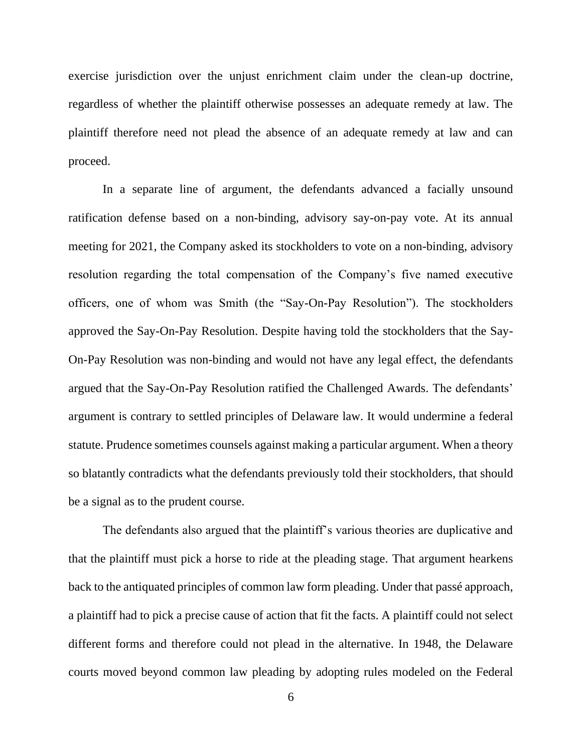exercise jurisdiction over the unjust enrichment claim under the clean-up doctrine, regardless of whether the plaintiff otherwise possesses an adequate remedy at law. The plaintiff therefore need not plead the absence of an adequate remedy at law and can proceed.

In a separate line of argument, the defendants advanced a facially unsound ratification defense based on a non-binding, advisory say-on-pay vote. At its annual meeting for 2021, the Company asked its stockholders to vote on a non-binding, advisory resolution regarding the total compensation of the Company's five named executive officers, one of whom was Smith (the "Say-On-Pay Resolution"). The stockholders approved the Say-On-Pay Resolution. Despite having told the stockholders that the Say-On-Pay Resolution was non-binding and would not have any legal effect, the defendants argued that the Say-On-Pay Resolution ratified the Challenged Awards. The defendants' argument is contrary to settled principles of Delaware law. It would undermine a federal statute. Prudence sometimes counsels against making a particular argument. When a theory so blatantly contradicts what the defendants previously told their stockholders, that should be a signal as to the prudent course.

The defendants also argued that the plaintiff's various theories are duplicative and that the plaintiff must pick a horse to ride at the pleading stage. That argument hearkens back to the antiquated principles of common law form pleading. Under that passé approach, a plaintiff had to pick a precise cause of action that fit the facts. A plaintiff could not select different forms and therefore could not plead in the alternative. In 1948, the Delaware courts moved beyond common law pleading by adopting rules modeled on the Federal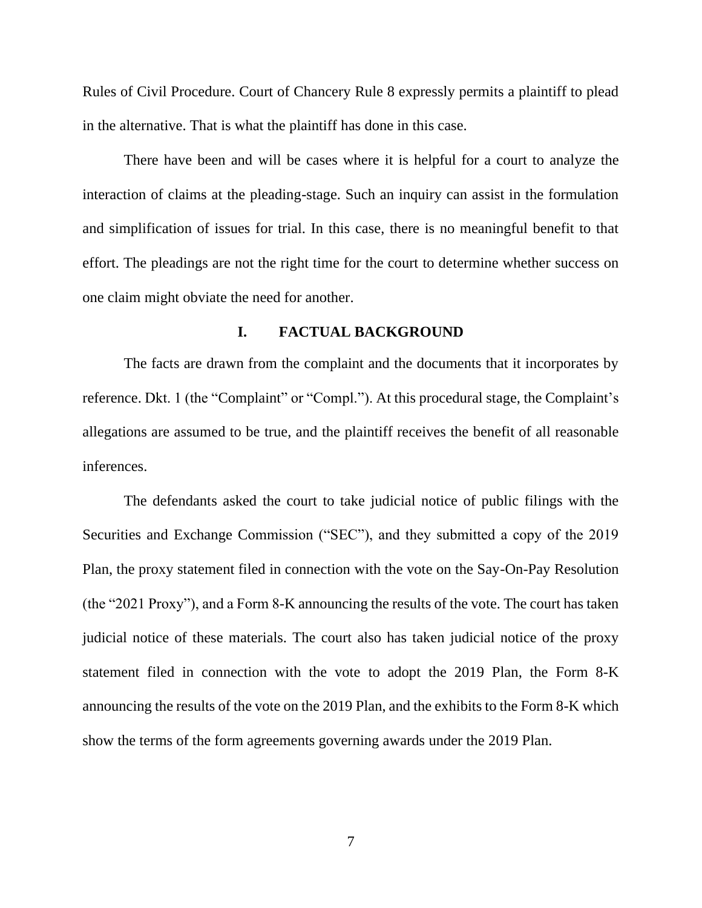Rules of Civil Procedure. Court of Chancery Rule 8 expressly permits a plaintiff to plead in the alternative. That is what the plaintiff has done in this case.

There have been and will be cases where it is helpful for a court to analyze the interaction of claims at the pleading-stage. Such an inquiry can assist in the formulation and simplification of issues for trial. In this case, there is no meaningful benefit to that effort. The pleadings are not the right time for the court to determine whether success on one claim might obviate the need for another.

## I. FACTUAL BACKGROUND

The facts are drawn from the complaint and the documents that it incorporates by reference. Dkt. 1 (the "Complaint" or "Compl."). At this procedural stage, the Complaint's allegations are assumed to be true, and the plaintiff receives the benefit of all reasonable inferences.

The defendants asked the court to take judicial notice of public filings with the Securities and Exchange Commission ("SEC"), and they submitted a copy of the 2019 Plan, the proxy statement filed in connection with the vote on the Say-On-Pay Resolution (the "2021 Proxy"), and a Form 8-K announcing the results of the vote. The court has taken judicial notice of these materials. The court also has taken judicial notice of the proxy statement filed in connection with the vote to adopt the 2019 Plan, the Form 8-K announcing the results of the vote on the 2019 Plan, and the exhibits to the Form 8-K which show the terms of the form agreements governing awards under the 2019 Plan.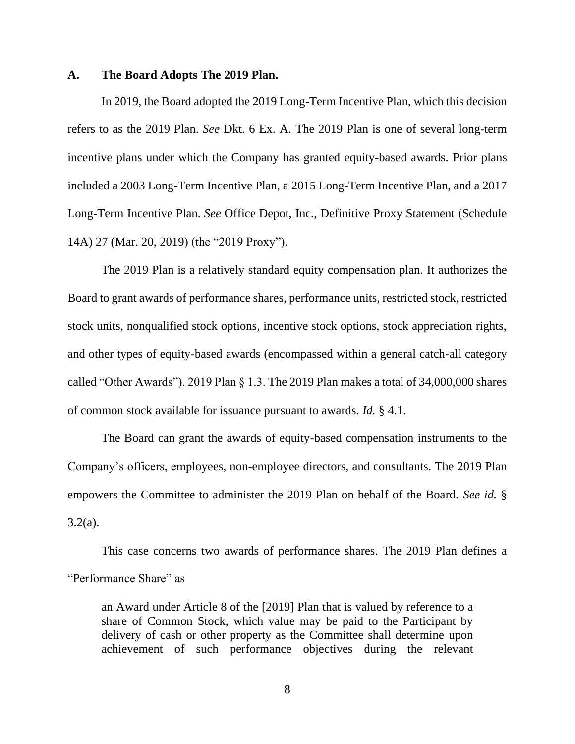### A. The Board Adopts The 2019 Plan.

In 2019, the Board adopted the 2019 Long-Term Incentive Plan, which this decision refers to as the 2019 Plan. *See* Dkt. 6 Ex. A. The 2019 Plan is one of several long-term incentive plans under which the Company has granted equity-based awards. Prior plans included a 2003 Long-Term Incentive Plan, a 2015 Long-Term Incentive Plan, and a 2017 Long-Term Incentive Plan. *See* Office Depot, Inc., Definitive Proxy Statement (Schedule 14A) 27 (Mar. 20, 2019) (the "2019 Proxy").

The 2019 Plan is a relatively standard equity compensation plan. It authorizes the Board to grant awards of performance shares, performance units, restricted stock, restricted stock units, nonqualified stock options, incentive stock options, stock appreciation rights, and other types of equity-based awards (encompassed within a general catch-all category called "Other Awards"). 2019 Plan § 1.3. The 2019 Plan makes a total of 34,000,000 shares of common stock available for issuance pursuant to awards. *Id.* § 4.1.

The Board can grant the awards of equity-based compensation instruments to the Company's officers, employees, non-employee directors, and consultants. The 2019 Plan empowers the Committee to administer the 2019 Plan on behalf of the Board. *See id.* § 3.2(a).

This case concerns two awards of performance shares. The 2019 Plan defines a "Performance Share" as

> an Award under Article 8 of the [2019] Plan that is valued by reference to a share of Common Stock, which value may be paid to the Participant by delivery of cash or other property as the Committee shall determine upon achievement of such performance objectives during the relevant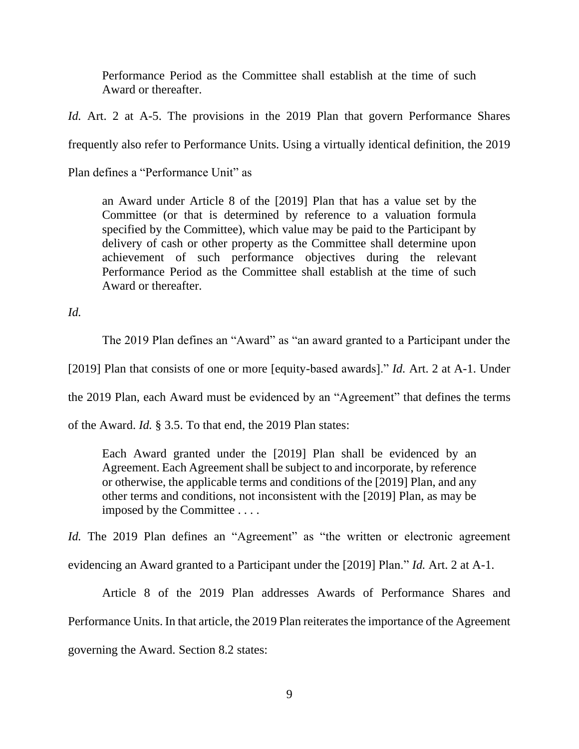> Performance Period as the Committee shall establish at the time of such Award or thereafter.

*Id.* Art. 2 at A-5. The provisions in the 2019 Plan that govern Performance Shares frequently also refer to Performance Units. Using a virtually identical definition, the 2019 Plan defines a "Performance Unit" as

> an Award under Article 8 of the [2019] Plan that has a value set by the Committee (or that is determined by reference to a valuation formula specified by the Committee), which value may be paid to the Participant by delivery of cash or other property as the Committee shall determine upon achievement of such performance objectives during the relevant Performance Period as the Committee shall establish at the time of such Award or thereafter.

*Id.*

The 2019 Plan defines an "Award" as "an award granted to a Participant under the [2019] Plan that consists of one or more [equity-based awards]." *Id.* Art. 2 at A-1. Under the 2019 Plan, each Award must be evidenced by an "Agreement" that defines the terms of the Award. *Id.* § 3.5. To that end, the 2019 Plan states:

> Each Award granted under the [2019] Plan shall be evidenced by an Agreement. Each Agreement shall be subject to and incorporate, by reference or otherwise, the applicable terms and conditions of the [2019] Plan, and any other terms and conditions, not inconsistent with the [2019] Plan, as may be imposed by the Committee . . . .

*Id.* The 2019 Plan defines an "Agreement" as "the written or electronic agreement evidencing an Award granted to a Participant under the [2019] Plan." *Id.* Art. 2 at A-1.

Article 8 of the 2019 Plan addresses Awards of Performance Shares and Performance Units. In that article, the 2019 Plan reiterates the importance of the Agreement governing the Award. Section 8.2 states: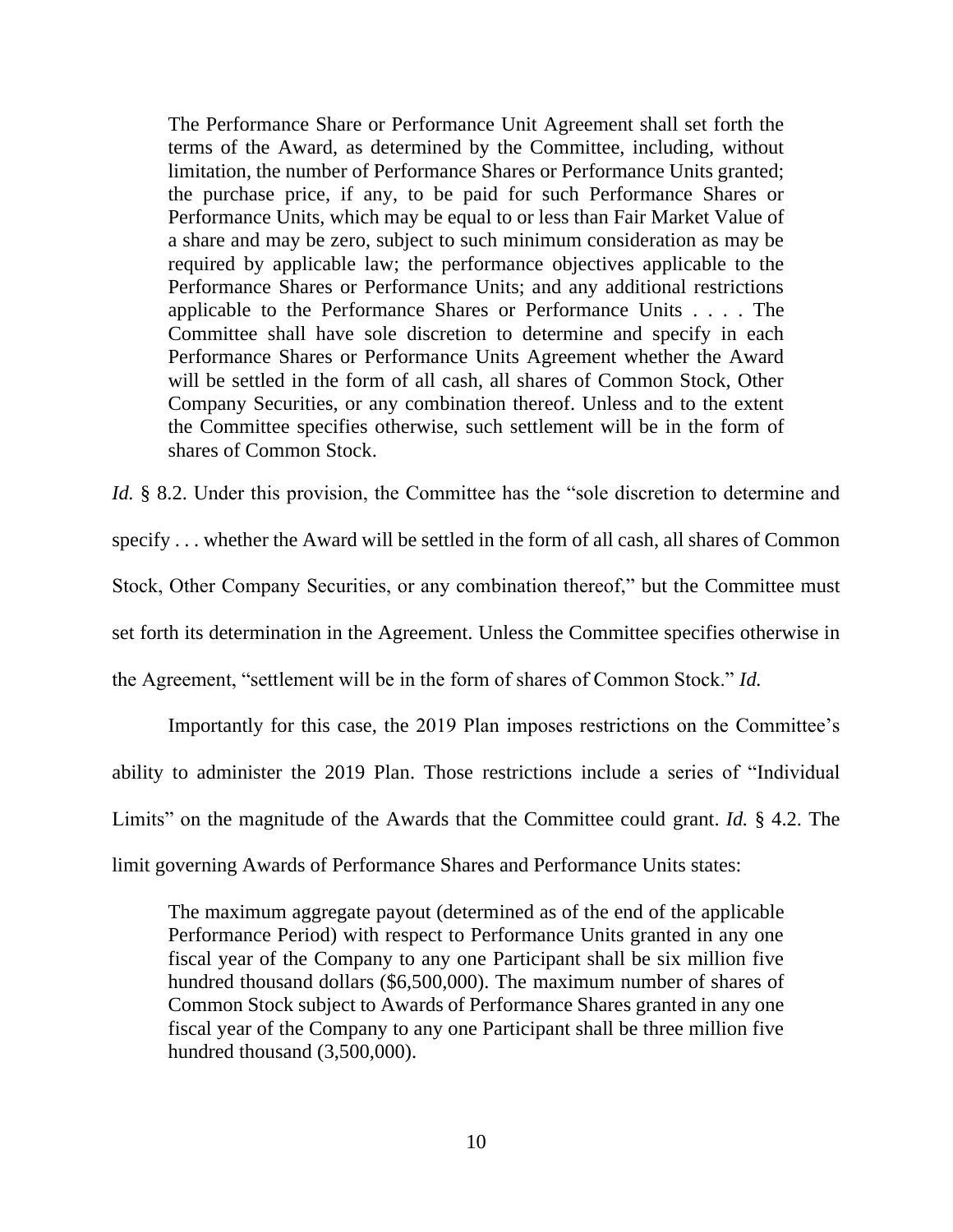> The Performance Share or Performance Unit Agreement shall set forth the terms of the Award, as determined by the Committee, including, without limitation, the number of Performance Shares or Performance Units granted; the purchase price, if any, to be paid for such Performance Shares or Performance Units, which may be equal to or less than Fair Market Value of a share and may be zero, subject to such minimum consideration as may be required by applicable law; the performance objectives applicable to the Performance Shares or Performance Units; and any additional restrictions applicable to the Performance Shares or Performance Units . . . . The Committee shall have sole discretion to determine and specify in each Performance Shares or Performance Units Agreement whether the Award will be settled in the form of all cash, all shares of Common Stock, Other Company Securities, or any combination thereof. Unless and to the extent the Committee specifies otherwise, such settlement will be in the form of shares of Common Stock.

*Id.* § 8.2. Under this provision, the Committee has the "sole discretion to determine and specify . . . whether the Award will be settled in the form of all cash, all shares of Common Stock, Other Company Securities, or any combination thereof," but the Committee must set forth its determination in the Agreement. Unless the Committee specifies otherwise in the Agreement, "settlement will be in the form of shares of Common Stock." *Id.*

Importantly for this case, the 2019 Plan imposes restrictions on the Committee's ability to administer the 2019 Plan. Those restrictions include a series of "Individual Limits" on the magnitude of the Awards that the Committee could grant. *Id.* § 4.2. The limit governing Awards of Performance Shares and Performance Units states:

> The maximum aggregate payout (determined as of the end of the applicable Performance Period) with respect to Performance Units granted in any one fiscal year of the Company to any one Participant shall be six million five hundred thousand dollars ($6,500,000). The maximum number of shares of Common Stock subject to Awards of Performance Shares granted in any one fiscal year of the Company to any one Participant shall be three million five hundred thousand (3,500,000).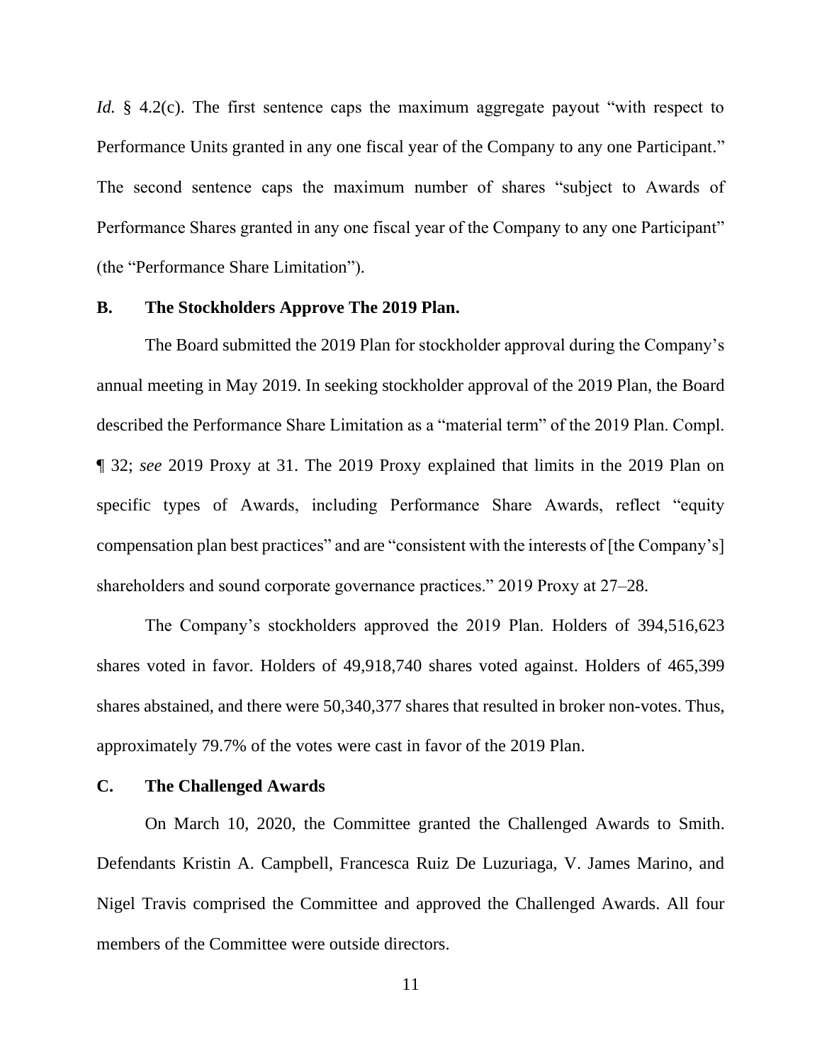*Id.* § 4.2(c). The first sentence caps the maximum aggregate payout "with respect to Performance Units granted in any one fiscal year of the Company to any one Participant." The second sentence caps the maximum number of shares "subject to Awards of Performance Shares granted in any one fiscal year of the Company to any one Participant" (the "Performance Share Limitation").

### B. The Stockholders Approve The 2019 Plan.

The Board submitted the 2019 Plan for stockholder approval during the Company's annual meeting in May 2019. In seeking stockholder approval of the 2019 Plan, the Board described the Performance Share Limitation as a "material term" of the 2019 Plan. Compl. ¶ 32; *see* 2019 Proxy at 31. The 2019 Proxy explained that limits in the 2019 Plan on specific types of Awards, including Performance Share Awards, reflect "equity compensation plan best practices" and are "consistent with the interests of [the Company's] shareholders and sound corporate governance practices." 2019 Proxy at 27–28.

The Company's stockholders approved the 2019 Plan. Holders of 394,516,623 shares voted in favor. Holders of 49,918,740 shares voted against. Holders of 465,399 shares abstained, and there were 50,340,377 shares that resulted in broker non-votes. Thus, approximately 79.7% of the votes were cast in favor of the 2019 Plan.

### C. The Challenged Awards

On March 10, 2020, the Committee granted the Challenged Awards to Smith. Defendants Kristin A. Campbell, Francesca Ruiz De Luzuriaga, V. James Marino, and Nigel Travis comprised the Committee and approved the Challenged Awards. All four members of the Committee were outside directors.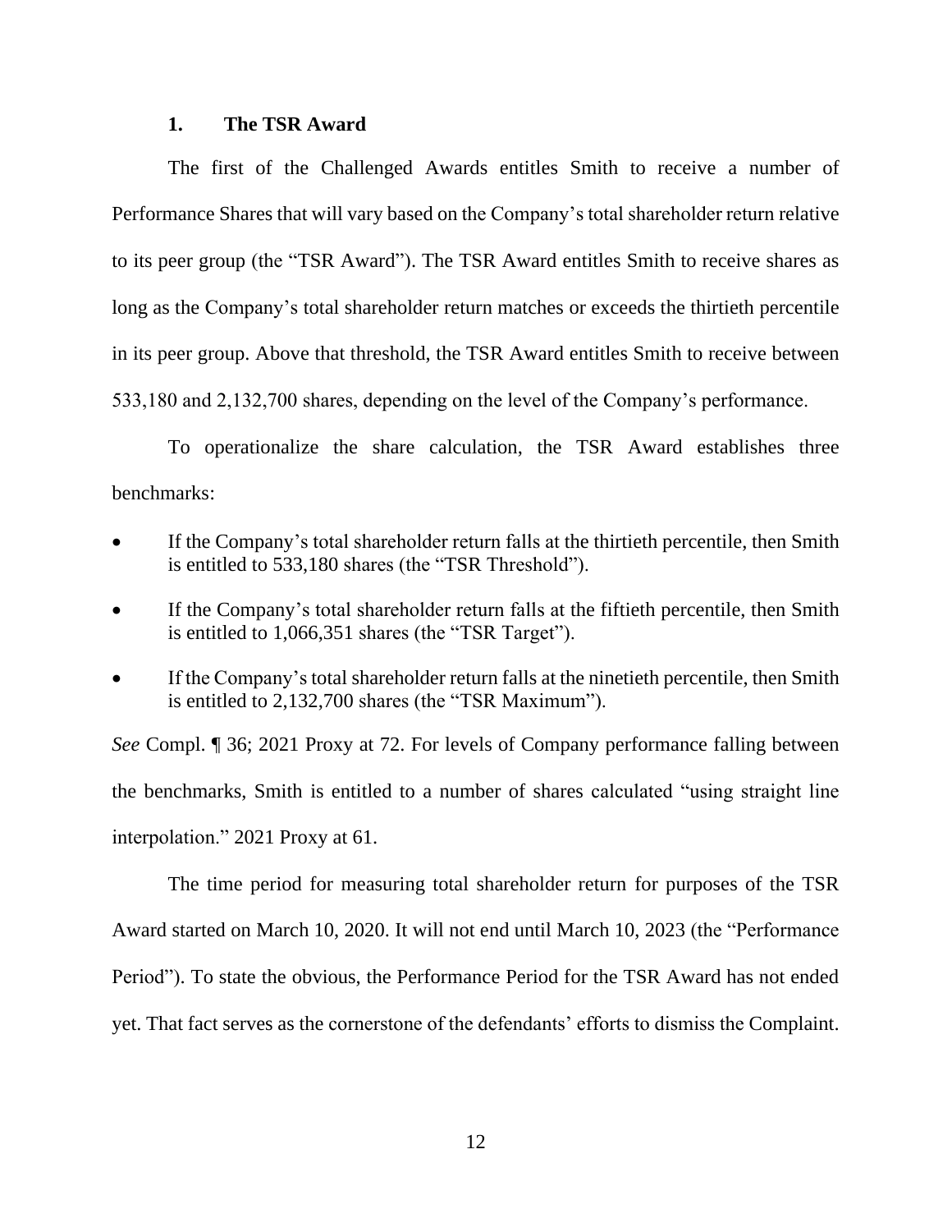### 1. The TSR Award

The first of the Challenged Awards entitles Smith to receive a number of Performance Shares that will vary based on the Company's total shareholder return relative to its peer group (the "TSR Award"). The TSR Award entitles Smith to receive shares as long as the Company's total shareholder return matches or exceeds the thirtieth percentile in its peer group. Above that threshold, the TSR Award entitles Smith to receive between 533,180 and 2,132,700 shares, depending on the level of the Company's performance.

To operationalize the share calculation, the TSR Award establishes three benchmarks:

- If the Company's total shareholder return falls at the thirtieth percentile, then Smith is entitled to 533,180 shares (the "TSR Threshold").
- If the Company's total shareholder return falls at the fiftieth percentile, then Smith is entitled to 1,066,351 shares (the "TSR Target").
- If the Company's total shareholder return falls at the ninetieth percentile, then Smith is entitled to 2,132,700 shares (the "TSR Maximum").

*See* Compl. ¶ 36; 2021 Proxy at 72. For levels of Company performance falling between the benchmarks, Smith is entitled to a number of shares calculated "using straight line interpolation." 2021 Proxy at 61.

The time period for measuring total shareholder return for purposes of the TSR Award started on March 10, 2020. It will not end until March 10, 2023 (the "Performance Period"). To state the obvious, the Performance Period for the TSR Award has not ended yet. That fact serves as the cornerstone of the defendants' efforts to dismiss the Complaint.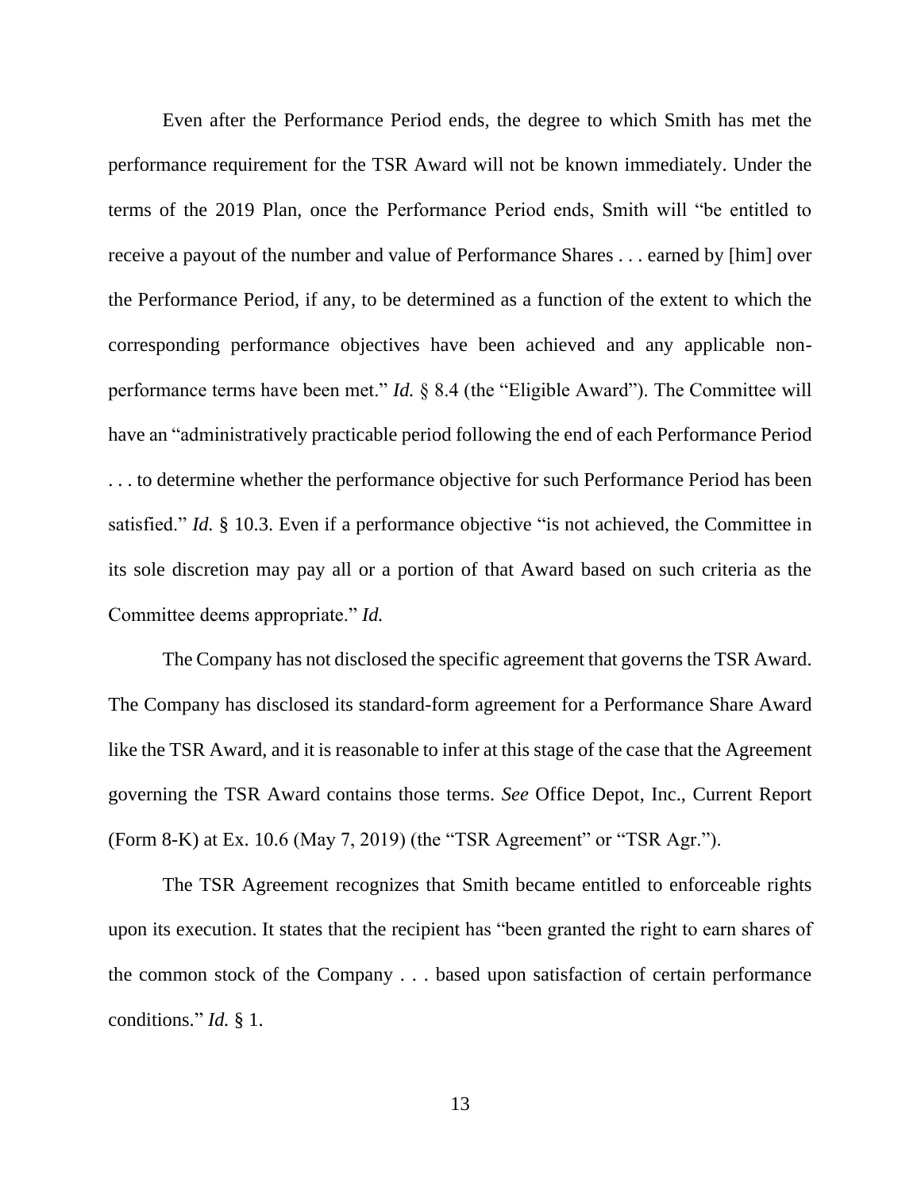Even after the Performance Period ends, the degree to which Smith has met the performance requirement for the TSR Award will not be known immediately. Under the terms of the 2019 Plan, once the Performance Period ends, Smith will "be entitled to receive a payout of the number and value of Performance Shares . . . earned by [him] over the Performance Period, if any, to be determined as a function of the extent to which the corresponding performance objectives have been achieved and any applicable non-performance terms have been met." *Id.* § 8.4 (the "Eligible Award"). The Committee will have an "administratively practicable period following the end of each Performance Period . . . to determine whether the performance objective for such Performance Period has been satisfied." *Id.* § 10.3. Even if a performance objective "is not achieved, the Committee in its sole discretion may pay all or a portion of that Award based on such criteria as the Committee deems appropriate." *Id.*

The Company has not disclosed the specific agreement that governs the TSR Award. The Company has disclosed its standard-form agreement for a Performance Share Award like the TSR Award, and it is reasonable to infer at this stage of the case that the Agreement governing the TSR Award contains those terms. *See* Office Depot, Inc., Current Report (Form 8-K) at Ex. 10.6 (May 7, 2019) (the "TSR Agreement" or "TSR Agr.").

The TSR Agreement recognizes that Smith became entitled to enforceable rights upon its execution. It states that the recipient has "been granted the right to earn shares of the common stock of the Company . . . based upon satisfaction of certain performance conditions." *Id.* § 1.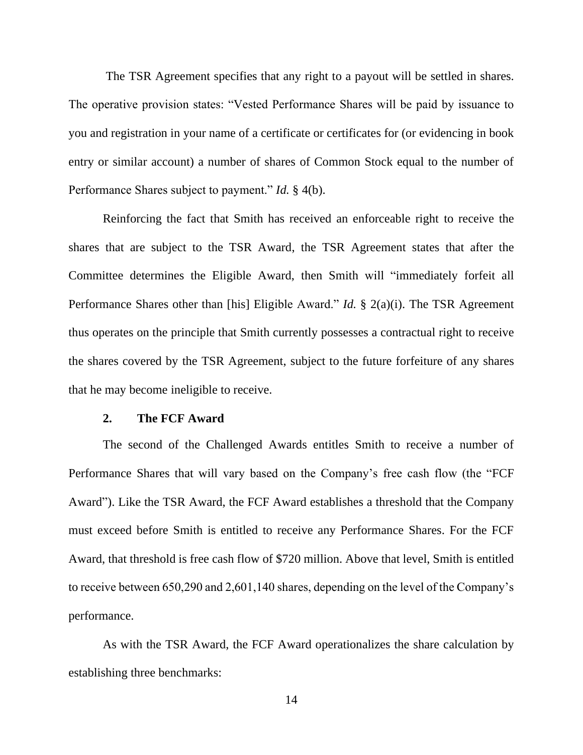The TSR Agreement specifies that any right to a payout will be settled in shares. The operative provision states: "Vested Performance Shares will be paid by issuance to you and registration in your name of a certificate or certificates for (or evidencing in book entry or similar account) a number of shares of Common Stock equal to the number of Performance Shares subject to payment." *Id.* § 4(b).

Reinforcing the fact that Smith has received an enforceable right to receive the shares that are subject to the TSR Award, the TSR Agreement states that after the Committee determines the Eligible Award, then Smith will "immediately forfeit all Performance Shares other than [his] Eligible Award." *Id.* § 2(a)(i). The TSR Agreement thus operates on the principle that Smith currently possesses a contractual right to receive the shares covered by the TSR Agreement, subject to the future forfeiture of any shares that he may become ineligible to receive.

### 2. The FCF Award

The second of the Challenged Awards entitles Smith to receive a number of Performance Shares that will vary based on the Company's free cash flow (the "FCF Award"). Like the TSR Award, the FCF Award establishes a threshold that the Company must exceed before Smith is entitled to receive any Performance Shares. For the FCF Award, that threshold is free cash flow of $720 million. Above that level, Smith is entitled to receive between 650,290 and 2,601,140 shares, depending on the level of the Company's performance.

As with the TSR Award, the FCF Award operationalizes the share calculation by establishing three benchmarks: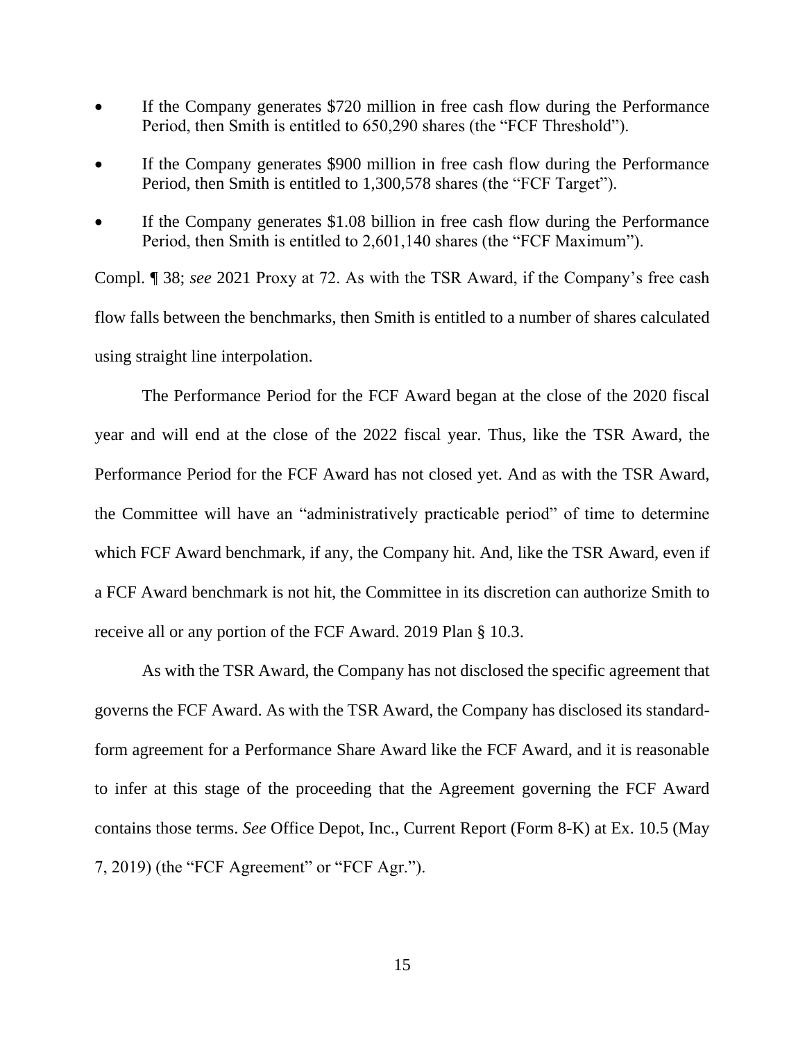- If the Company generates $720 million in free cash flow during the Performance Period, then Smith is entitled to 650,290 shares (the "FCF Threshold").

- If the Company generates $900 million in free cash flow during the Performance Period, then Smith is entitled to 1,300,578 shares (the "FCF Target").

- If the Company generates $1.08 billion in free cash flow during the Performance Period, then Smith is entitled to 2,601,140 shares (the "FCF Maximum").

Compl. ¶ 38; *see* 2021 Proxy at 72. As with the TSR Award, if the Company's free cash flow falls between the benchmarks, then Smith is entitled to a number of shares calculated using straight line interpolation.

The Performance Period for the FCF Award began at the close of the 2020 fiscal year and will end at the close of the 2022 fiscal year. Thus, like the TSR Award, the Performance Period for the FCF Award has not closed yet. And as with the TSR Award, the Committee will have an "administratively practicable period" of time to determine which FCF Award benchmark, if any, the Company hit. And, like the TSR Award, even if a FCF Award benchmark is not hit, the Committee in its discretion can authorize Smith to receive all or any portion of the FCF Award. 2019 Plan § 10.3.

As with the TSR Award, the Company has not disclosed the specific agreement that governs the FCF Award. As with the TSR Award, the Company has disclosed its standard-form agreement for a Performance Share Award like the FCF Award, and it is reasonable to infer at this stage of the proceeding that the Agreement governing the FCF Award contains those terms. *See* Office Depot, Inc., Current Report (Form 8-K) at Ex. 10.5 (May 7, 2019) (the "FCF Agreement" or "FCF Agr.").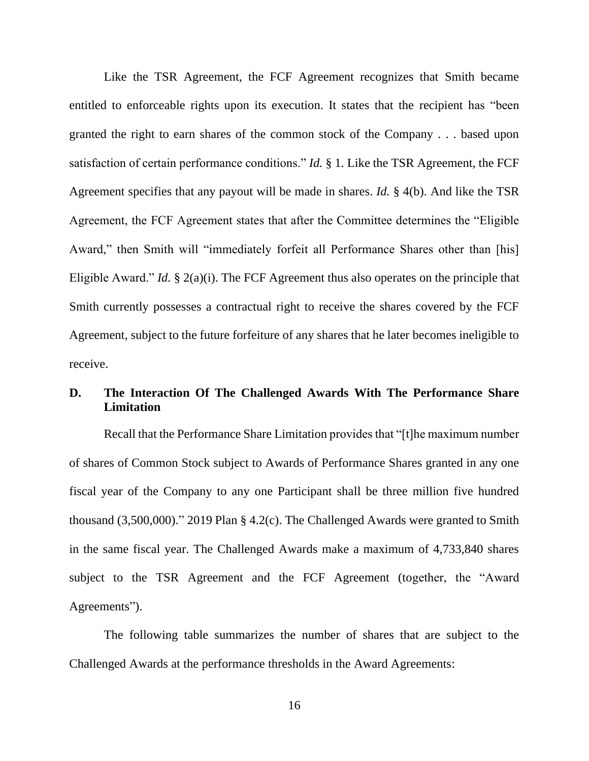Like the TSR Agreement, the FCF Agreement recognizes that Smith became entitled to enforceable rights upon its execution. It states that the recipient has "been granted the right to earn shares of the common stock of the Company . . . based upon satisfaction of certain performance conditions." *Id.* § 1. Like the TSR Agreement, the FCF Agreement specifies that any payout will be made in shares. *Id.* § 4(b). And like the TSR Agreement, the FCF Agreement states that after the Committee determines the "Eligible Award," then Smith will "immediately forfeit all Performance Shares other than [his] Eligible Award." *Id.* § 2(a)(i). The FCF Agreement thus also operates on the principle that Smith currently possesses a contractual right to receive the shares covered by the FCF Agreement, subject to the future forfeiture of any shares that he later becomes ineligible to receive.

## D. The Interaction Of The Challenged Awards With The Performance Share Limitation

Recall that the Performance Share Limitation provides that "[t]he maximum number of shares of Common Stock subject to Awards of Performance Shares granted in any one fiscal year of the Company to any one Participant shall be three million five hundred thousand (3,500,000)." 2019 Plan § 4.2(c). The Challenged Awards were granted to Smith in the same fiscal year. The Challenged Awards make a maximum of 4,733,840 shares subject to the TSR Agreement and the FCF Agreement (together, the "Award Agreements").

The following table summarizes the number of shares that are subject to the Challenged Awards at the performance thresholds in the Award Agreements: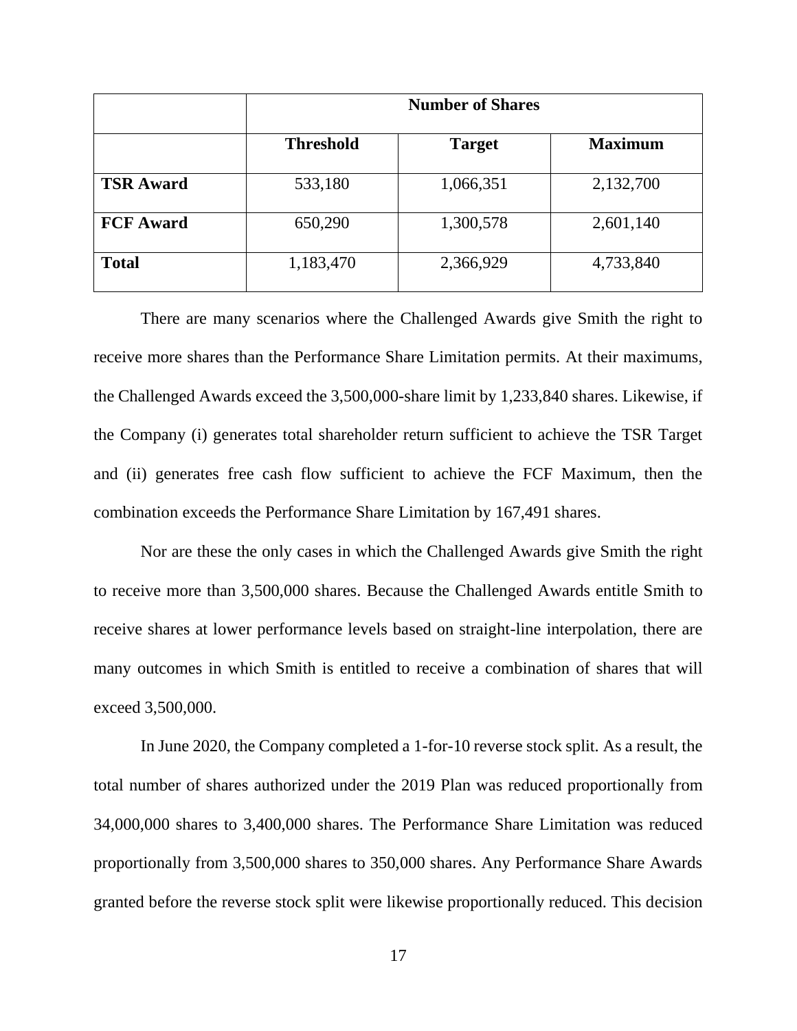| | **Number of Shares** | | |
|---|---|---|---|
| | **Threshold** | **Target** | **Maximum** |
| **TSR Award** | 533,180 | 1,066,351 | 2,132,700 |
| **FCF Award** | 650,290 | 1,300,578 | 2,601,140 |
| **Total** | 1,183,470 | 2,366,929 | 4,733,840 |

There are many scenarios where the Challenged Awards give Smith the right to receive more shares than the Performance Share Limitation permits. At their maximums, the Challenged Awards exceed the 3,500,000-share limit by 1,233,840 shares. Likewise, if the Company (i) generates total shareholder return sufficient to achieve the TSR Target and (ii) generates free cash flow sufficient to achieve the FCF Maximum, then the combination exceeds the Performance Share Limitation by 167,491 shares.

Nor are these the only cases in which the Challenged Awards give Smith the right to receive more than 3,500,000 shares. Because the Challenged Awards entitle Smith to receive shares at lower performance levels based on straight-line interpolation, there are many outcomes in which Smith is entitled to receive a combination of shares that will exceed 3,500,000.

In June 2020, the Company completed a 1-for-10 reverse stock split. As a result, the total number of shares authorized under the 2019 Plan was reduced proportionally from 34,000,000 shares to 3,400,000 shares. The Performance Share Limitation was reduced proportionally from 3,500,000 shares to 350,000 shares. Any Performance Share Awards granted before the reverse stock split were likewise proportionally reduced. This decision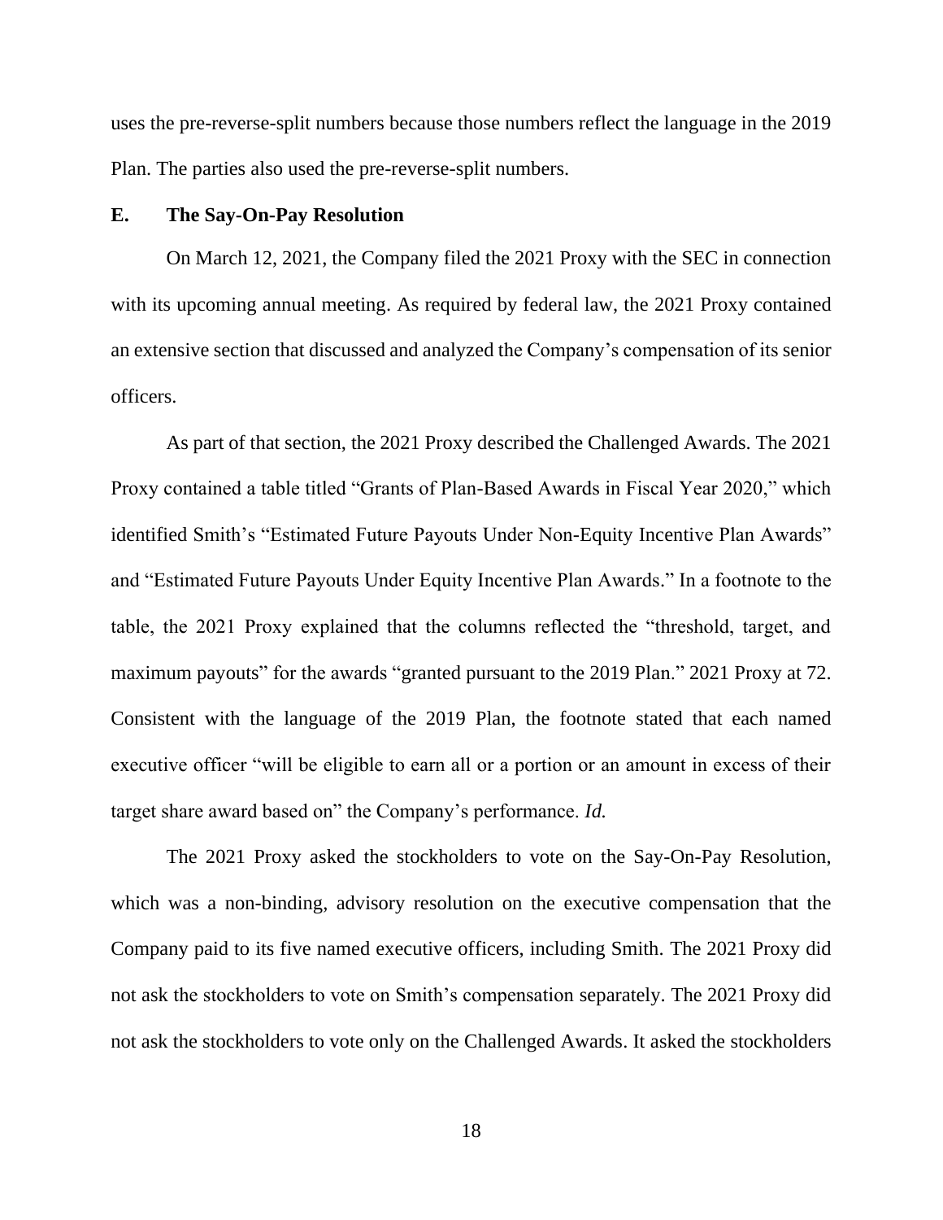uses the pre-reverse-split numbers because those numbers reflect the language in the 2019 Plan. The parties also used the pre-reverse-split numbers.

### E. The Say-On-Pay Resolution

On March 12, 2021, the Company filed the 2021 Proxy with the SEC in connection with its upcoming annual meeting. As required by federal law, the 2021 Proxy contained an extensive section that discussed and analyzed the Company's compensation of its senior officers.

As part of that section, the 2021 Proxy described the Challenged Awards. The 2021 Proxy contained a table titled "Grants of Plan-Based Awards in Fiscal Year 2020," which identified Smith's "Estimated Future Payouts Under Non-Equity Incentive Plan Awards" and "Estimated Future Payouts Under Equity Incentive Plan Awards." In a footnote to the table, the 2021 Proxy explained that the columns reflected the "threshold, target, and maximum payouts" for the awards "granted pursuant to the 2019 Plan." 2021 Proxy at 72. Consistent with the language of the 2019 Plan, the footnote stated that each named executive officer "will be eligible to earn all or a portion or an amount in excess of their target share award based on" the Company's performance. *Id.*

The 2021 Proxy asked the stockholders to vote on the Say-On-Pay Resolution, which was a non-binding, advisory resolution on the executive compensation that the Company paid to its five named executive officers, including Smith. The 2021 Proxy did not ask the stockholders to vote on Smith's compensation separately. The 2021 Proxy did not ask the stockholders to vote only on the Challenged Awards. It asked the stockholders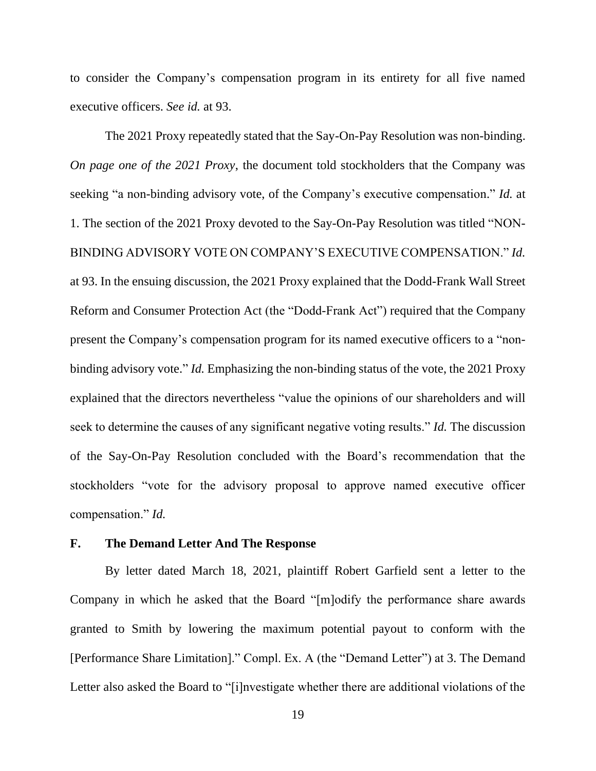to consider the Company's compensation program in its entirety for all five named executive officers. *See id.* at 93.

The 2021 Proxy repeatedly stated that the Say-On-Pay Resolution was non-binding. *On page one of the 2021 Proxy*, the document told stockholders that the Company was seeking "a non-binding advisory vote, of the Company's executive compensation." *Id.* at 1. The section of the 2021 Proxy devoted to the Say-On-Pay Resolution was titled "NON-BINDING ADVISORY VOTE ON COMPANY'S EXECUTIVE COMPENSATION." *Id.* at 93. In the ensuing discussion, the 2021 Proxy explained that the Dodd-Frank Wall Street Reform and Consumer Protection Act (the "Dodd-Frank Act") required that the Company present the Company's compensation program for its named executive officers to a "non-binding advisory vote." *Id.* Emphasizing the non-binding status of the vote, the 2021 Proxy explained that the directors nevertheless "value the opinions of our shareholders and will seek to determine the causes of any significant negative voting results." *Id.* The discussion of the Say-On-Pay Resolution concluded with the Board's recommendation that the stockholders "vote for the advisory proposal to approve named executive officer compensation." *Id.*

### F. The Demand Letter And The Response

By letter dated March 18, 2021, plaintiff Robert Garfield sent a letter to the Company in which he asked that the Board "[m]odify the performance share awards granted to Smith by lowering the maximum potential payout to conform with the [Performance Share Limitation]." Compl. Ex. A (the "Demand Letter") at 3. The Demand Letter also asked the Board to "[i]nvestigate whether there are additional violations of the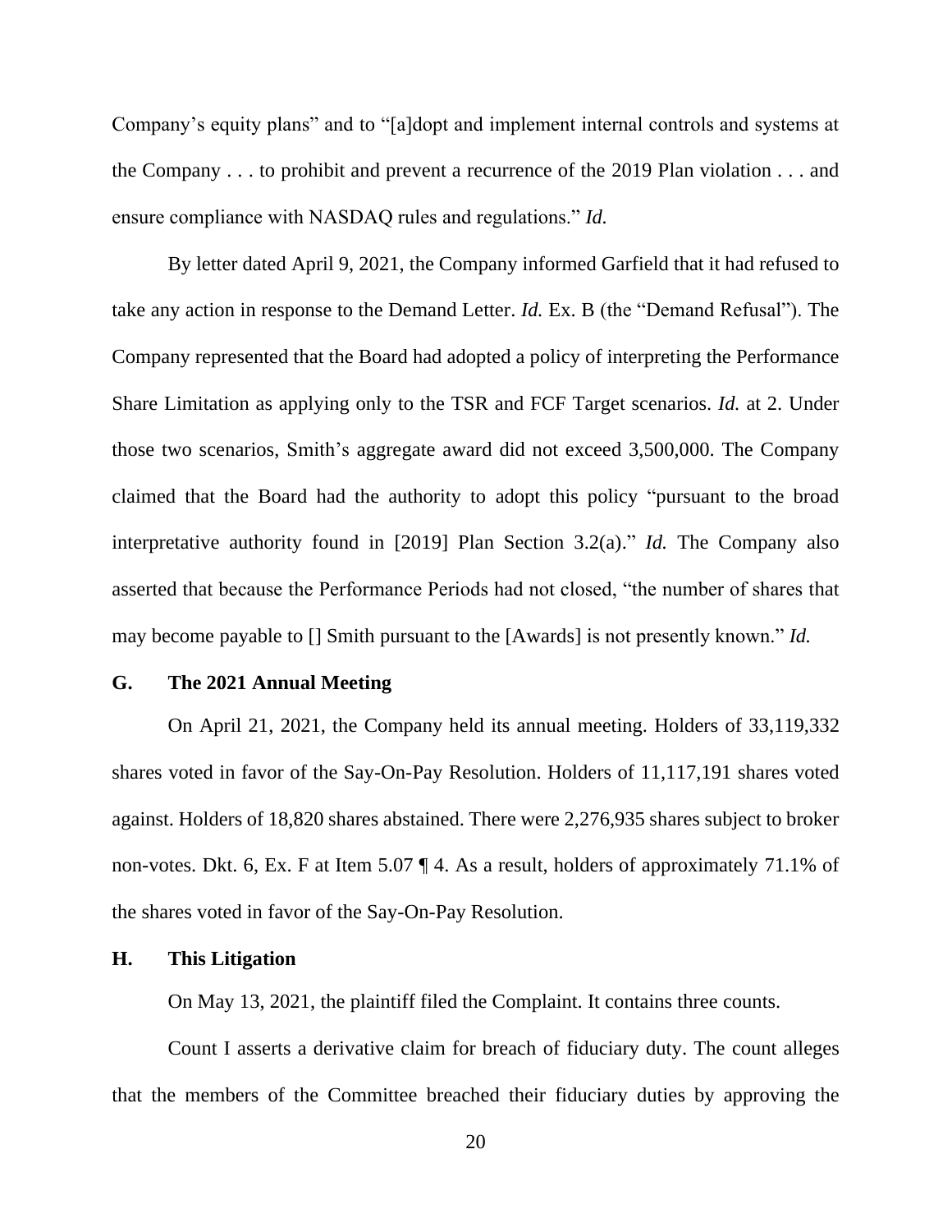Company's equity plans" and to "[a]dopt and implement internal controls and systems at the Company . . . to prohibit and prevent a recurrence of the 2019 Plan violation . . . and ensure compliance with NASDAQ rules and regulations." *Id.*

By letter dated April 9, 2021, the Company informed Garfield that it had refused to take any action in response to the Demand Letter. *Id.* Ex. B (the "Demand Refusal"). The Company represented that the Board had adopted a policy of interpreting the Performance Share Limitation as applying only to the TSR and FCF Target scenarios. *Id.* at 2. Under those two scenarios, Smith's aggregate award did not exceed 3,500,000. The Company claimed that the Board had the authority to adopt this policy "pursuant to the broad interpretative authority found in [2019] Plan Section 3.2(a)." *Id.* The Company also asserted that because the Performance Periods had not closed, "the number of shares that may become payable to [] Smith pursuant to the [Awards] is not presently known." *Id.*

### G. The 2021 Annual Meeting

On April 21, 2021, the Company held its annual meeting. Holders of 33,119,332 shares voted in favor of the Say-On-Pay Resolution. Holders of 11,117,191 shares voted against. Holders of 18,820 shares abstained. There were 2,276,935 shares subject to broker non-votes. Dkt. 6, Ex. F at Item 5.07 ¶ 4. As a result, holders of approximately 71.1% of the shares voted in favor of the Say-On-Pay Resolution.

### H. This Litigation

On May 13, 2021, the plaintiff filed the Complaint. It contains three counts.

Count I asserts a derivative claim for breach of fiduciary duty. The count alleges that the members of the Committee breached their fiduciary duties by approving the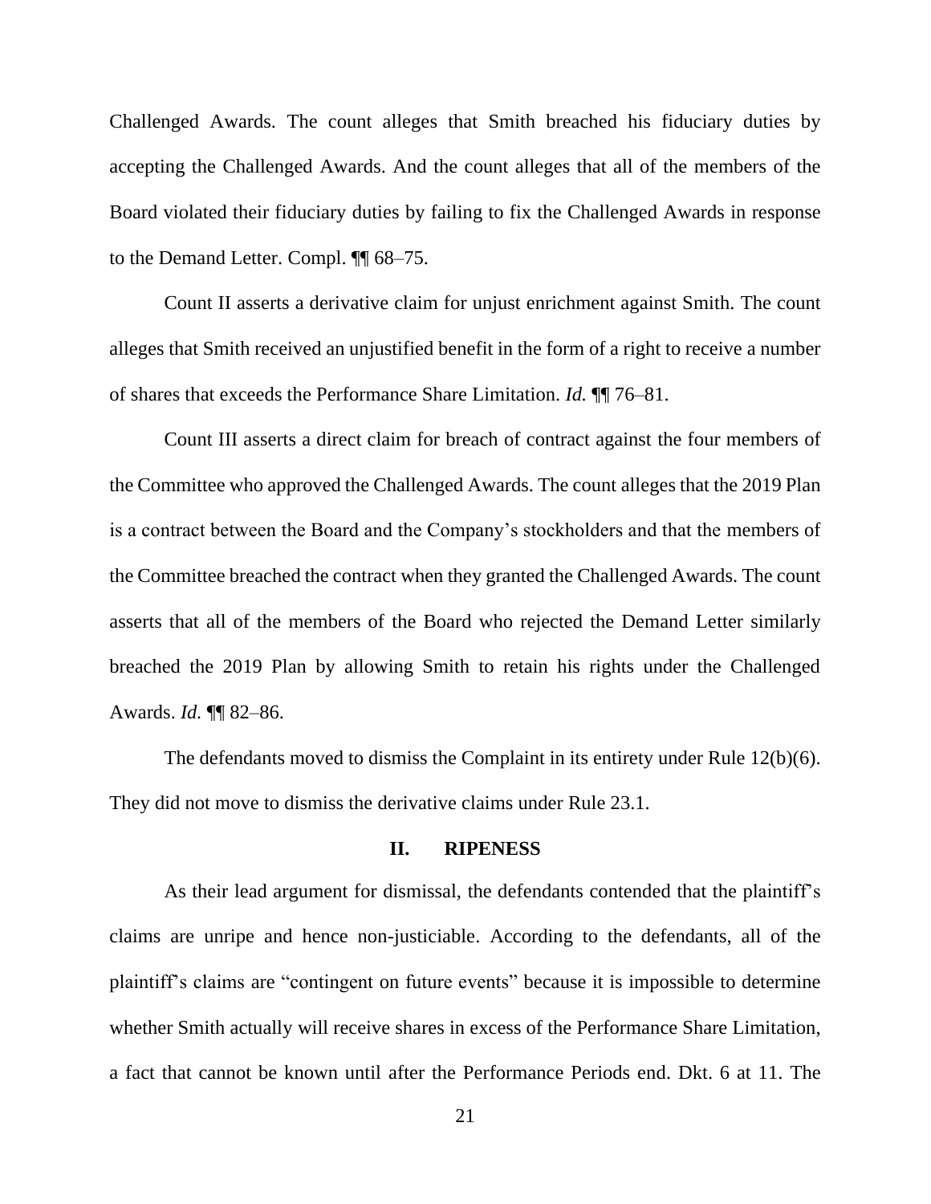Challenged Awards. The count alleges that Smith breached his fiduciary duties by accepting the Challenged Awards. And the count alleges that all of the members of the Board violated their fiduciary duties by failing to fix the Challenged Awards in response to the Demand Letter. Compl. ¶¶ 68–75.

Count II asserts a derivative claim for unjust enrichment against Smith. The count alleges that Smith received an unjustified benefit in the form of a right to receive a number of shares that exceeds the Performance Share Limitation. *Id.* ¶¶ 76–81.

Count III asserts a direct claim for breach of contract against the four members of the Committee who approved the Challenged Awards. The count alleges that the 2019 Plan is a contract between the Board and the Company's stockholders and that the members of the Committee breached the contract when they granted the Challenged Awards. The count asserts that all of the members of the Board who rejected the Demand Letter similarly breached the 2019 Plan by allowing Smith to retain his rights under the Challenged Awards. *Id.* ¶¶ 82–86.

The defendants moved to dismiss the Complaint in its entirety under Rule 12(b)(6). They did not move to dismiss the derivative claims under Rule 23.1.

## II. RIPENESS

As their lead argument for dismissal, the defendants contended that the plaintiff's claims are unripe and hence non-justiciable. According to the defendants, all of the plaintiff's claims are "contingent on future events" because it is impossible to determine whether Smith actually will receive shares in excess of the Performance Share Limitation, a fact that cannot be known until after the Performance Periods end. Dkt. 6 at 11. The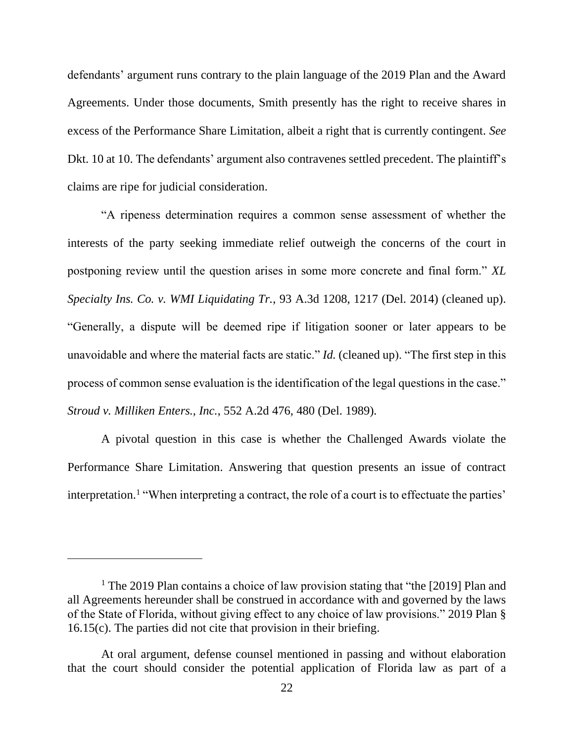defendants' argument runs contrary to the plain language of the 2019 Plan and the Award Agreements. Under those documents, Smith presently has the right to receive shares in excess of the Performance Share Limitation, albeit a right that is currently contingent. *See* Dkt. 10 at 10. The defendants' argument also contravenes settled precedent. The plaintiff's claims are ripe for judicial consideration.

"A ripeness determination requires a common sense assessment of whether the interests of the party seeking immediate relief outweigh the concerns of the court in postponing review until the question arises in some more concrete and final form." *XL Specialty Ins. Co. v. WMI Liquidating Tr.*, 93 A.3d 1208, 1217 (Del. 2014) (cleaned up). "Generally, a dispute will be deemed ripe if litigation sooner or later appears to be unavoidable and where the material facts are static." *Id.* (cleaned up). "The first step in this process of common sense evaluation is the identification of the legal questions in the case." *Stroud v. Milliken Enters., Inc.*, 552 A.2d 476, 480 (Del. 1989).

A pivotal question in this case is whether the Challenged Awards violate the Performance Share Limitation. Answering that question presents an issue of contract interpretation.[1] "When interpreting a contract, the role of a court is to effectuate the parties'

---

[1] The 2019 Plan contains a choice of law provision stating that "the [2019] Plan and all Agreements hereunder shall be construed in accordance with and governed by the laws of the State of Florida, without giving effect to any choice of law provisions." 2019 Plan § 16.15(c). The parties did not cite that provision in their briefing.

At oral argument, defense counsel mentioned in passing and without elaboration that the court should consider the potential application of Florida law as part of a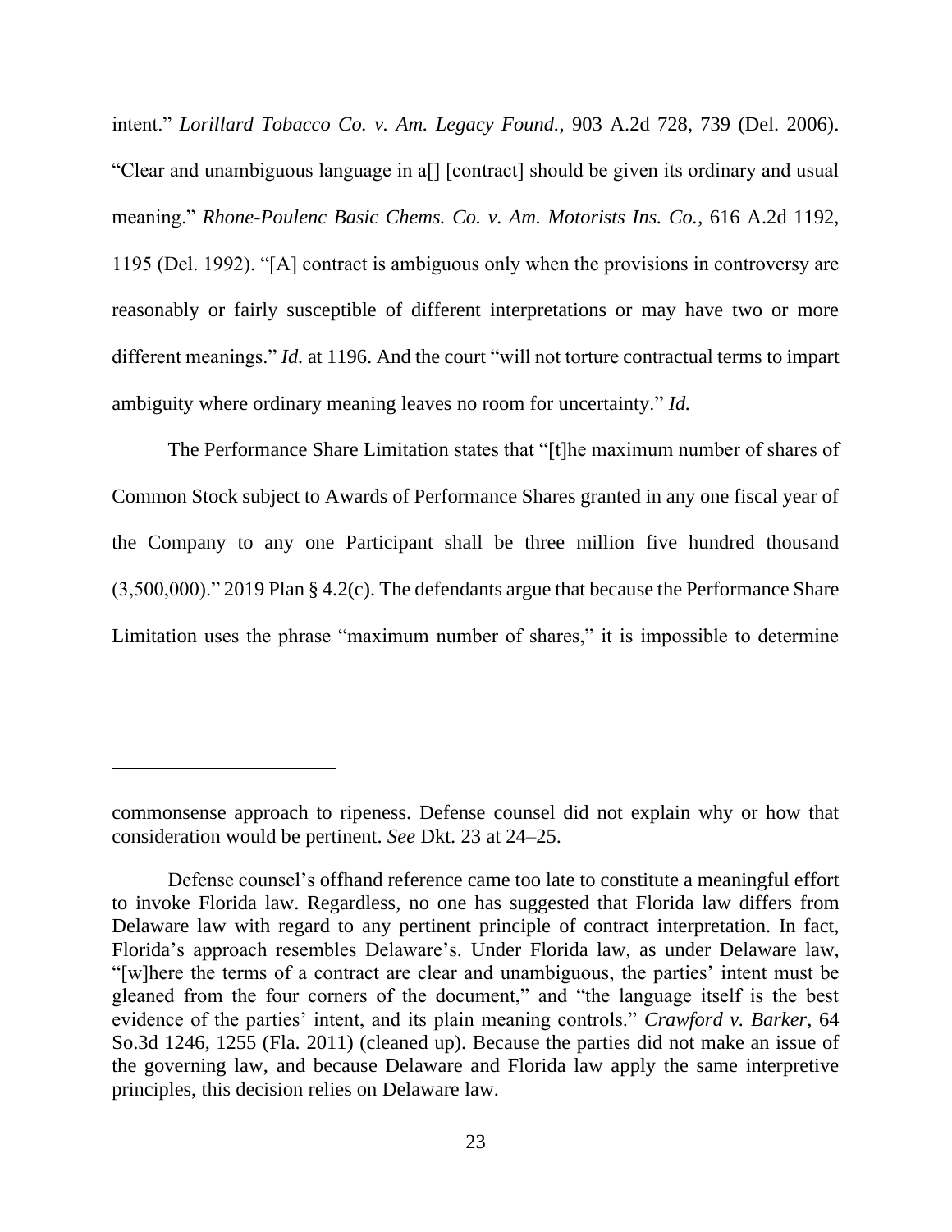intent." *Lorillard Tobacco Co. v. Am. Legacy Found.*, 903 A.2d 728, 739 (Del. 2006). "Clear and unambiguous language in a[] [contract] should be given its ordinary and usual meaning." *Rhone-Poulenc Basic Chems. Co. v. Am. Motorists Ins. Co.*, 616 A.2d 1192, 1195 (Del. 1992). "[A] contract is ambiguous only when the provisions in controversy are reasonably or fairly susceptible of different interpretations or may have two or more different meanings." *Id.* at 1196. And the court "will not torture contractual terms to impart ambiguity where ordinary meaning leaves no room for uncertainty." *Id.*

The Performance Share Limitation states that "[t]he maximum number of shares of Common Stock subject to Awards of Performance Shares granted in any one fiscal year of the Company to any one Participant shall be three million five hundred thousand (3,500,000)." 2019 Plan § 4.2(c). The defendants argue that because the Performance Share Limitation uses the phrase "maximum number of shares," it is impossible to determine

---

commonsense approach to ripeness. Defense counsel did not explain why or how that consideration would be pertinent. *See* Dkt. 23 at 24–25.

Defense counsel's offhand reference came too late to constitute a meaningful effort to invoke Florida law. Regardless, no one has suggested that Florida law differs from Delaware law with regard to any pertinent principle of contract interpretation. In fact, Florida's approach resembles Delaware's. Under Florida law, as under Delaware law, "[w]here the terms of a contract are clear and unambiguous, the parties' intent must be gleaned from the four corners of the document," and "the language itself is the best evidence of the parties' intent, and its plain meaning controls." *Crawford v. Barker*, 64 So.3d 1246, 1255 (Fla. 2011) (cleaned up). Because the parties did not make an issue of the governing law, and because Delaware and Florida law apply the same interpretive principles, this decision relies on Delaware law.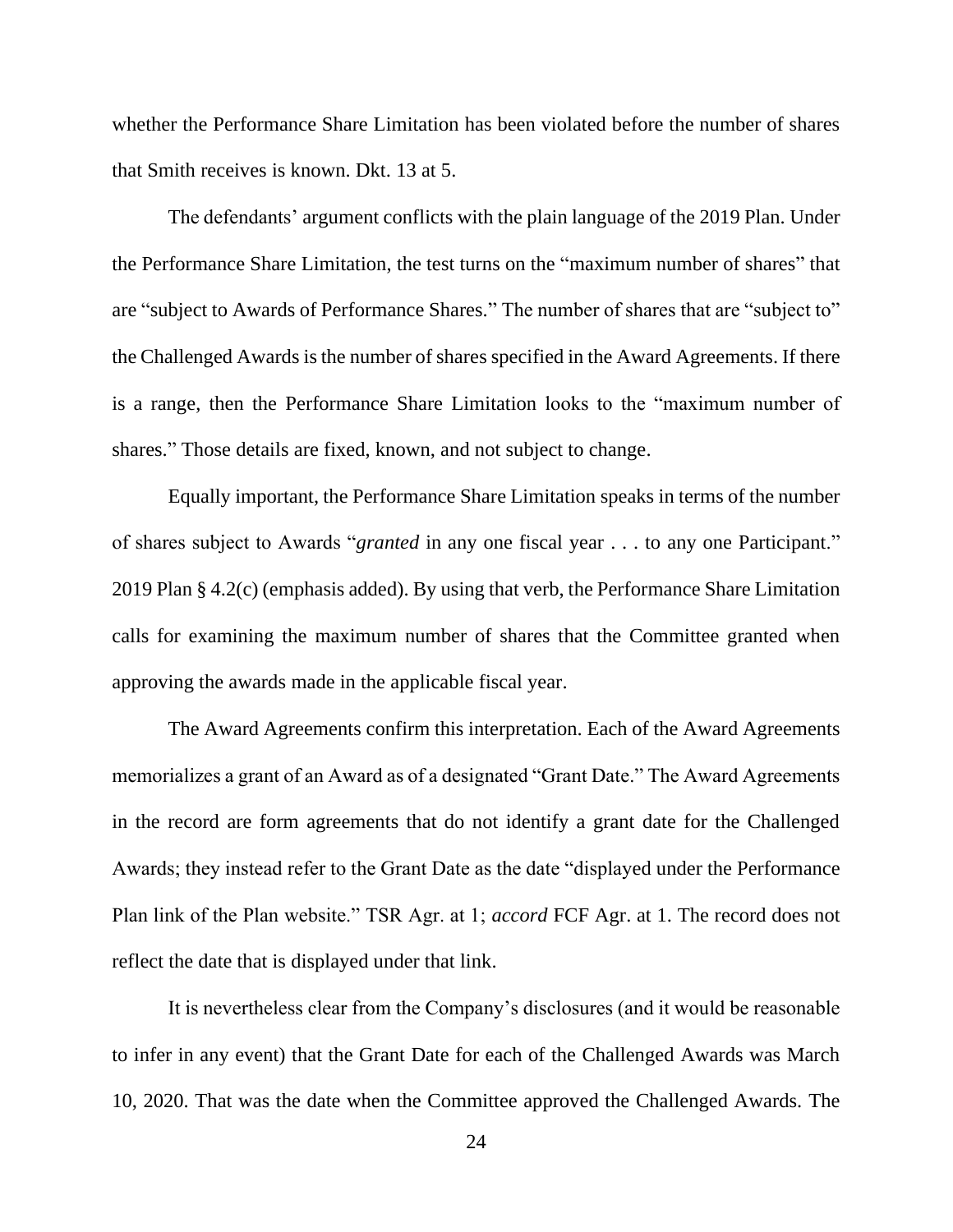whether the Performance Share Limitation has been violated before the number of shares that Smith receives is known. Dkt. 13 at 5.

The defendants' argument conflicts with the plain language of the 2019 Plan. Under the Performance Share Limitation, the test turns on the "maximum number of shares" that are "subject to Awards of Performance Shares." The number of shares that are "subject to" the Challenged Awards is the number of shares specified in the Award Agreements. If there is a range, then the Performance Share Limitation looks to the "maximum number of shares." Those details are fixed, known, and not subject to change.

Equally important, the Performance Share Limitation speaks in terms of the number of shares subject to Awards "*granted* in any one fiscal year . . . to any one Participant." 2019 Plan § 4.2(c) (emphasis added). By using that verb, the Performance Share Limitation calls for examining the maximum number of shares that the Committee granted when approving the awards made in the applicable fiscal year.

The Award Agreements confirm this interpretation. Each of the Award Agreements memorializes a grant of an Award as of a designated "Grant Date." The Award Agreements in the record are form agreements that do not identify a grant date for the Challenged Awards; they instead refer to the Grant Date as the date "displayed under the Performance Plan link of the Plan website." TSR Agr. at 1; *accord* FCF Agr. at 1. The record does not reflect the date that is displayed under that link.

It is nevertheless clear from the Company's disclosures (and it would be reasonable to infer in any event) that the Grant Date for each of the Challenged Awards was March 10, 2020. That was the date when the Committee approved the Challenged Awards. The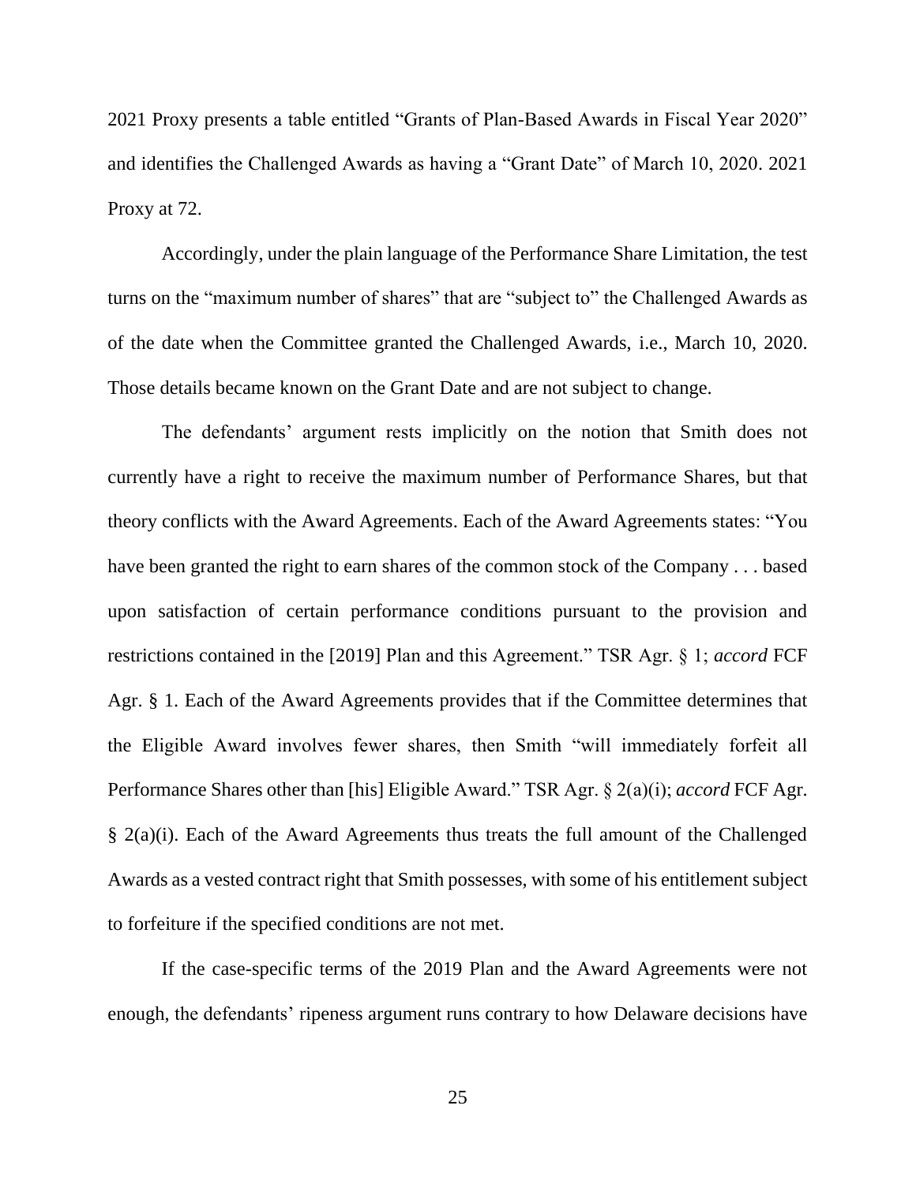2021 Proxy presents a table entitled "Grants of Plan-Based Awards in Fiscal Year 2020" and identifies the Challenged Awards as having a "Grant Date" of March 10, 2020. 2021 Proxy at 72.

Accordingly, under the plain language of the Performance Share Limitation, the test turns on the "maximum number of shares" that are "subject to" the Challenged Awards as of the date when the Committee granted the Challenged Awards, i.e., March 10, 2020. Those details became known on the Grant Date and are not subject to change.

The defendants' argument rests implicitly on the notion that Smith does not currently have a right to receive the maximum number of Performance Shares, but that theory conflicts with the Award Agreements. Each of the Award Agreements states: "You have been granted the right to earn shares of the common stock of the Company . . . based upon satisfaction of certain performance conditions pursuant to the provision and restrictions contained in the [2019] Plan and this Agreement." TSR Agr. § 1; *accord* FCF Agr. § 1. Each of the Award Agreements provides that if the Committee determines that the Eligible Award involves fewer shares, then Smith "will immediately forfeit all Performance Shares other than [his] Eligible Award." TSR Agr. § 2(a)(i); *accord* FCF Agr. § 2(a)(i). Each of the Award Agreements thus treats the full amount of the Challenged Awards as a vested contract right that Smith possesses, with some of his entitlement subject to forfeiture if the specified conditions are not met.

If the case-specific terms of the 2019 Plan and the Award Agreements were not enough, the defendants' ripeness argument runs contrary to how Delaware decisions have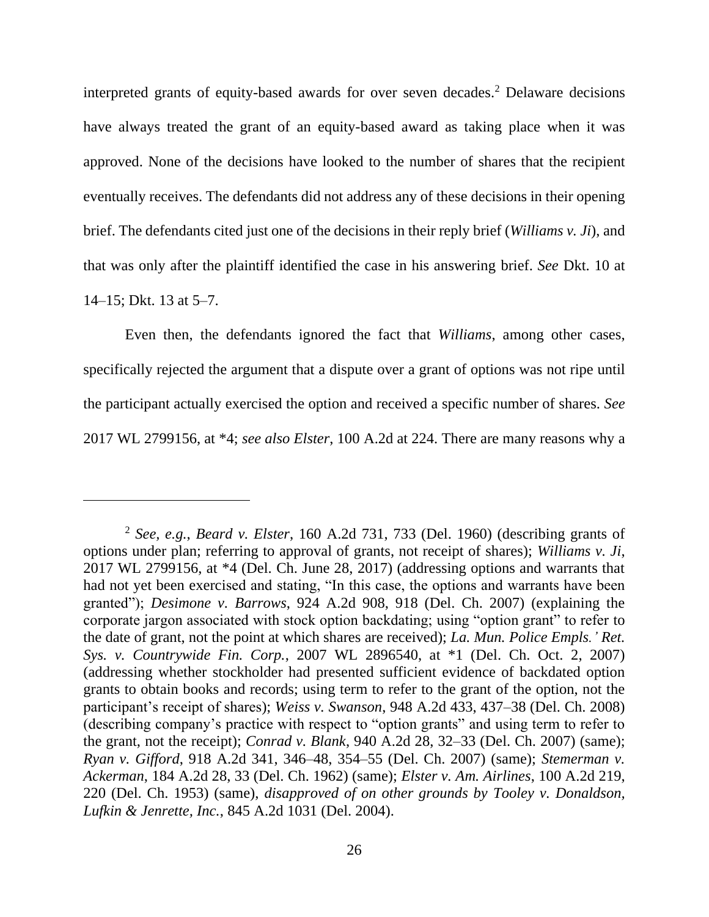interpreted grants of equity-based awards for over seven decades.[2] Delaware decisions have always treated the grant of an equity-based award as taking place when it was approved. None of the decisions have looked to the number of shares that the recipient eventually receives. The defendants did not address any of these decisions in their opening brief. The defendants cited just one of the decisions in their reply brief (*Williams v. Ji*), and that was only after the plaintiff identified the case in his answering brief. *See* Dkt. 10 at 14–15; Dkt. 13 at 5–7.

Even then, the defendants ignored the fact that *Williams*, among other cases, specifically rejected the argument that a dispute over a grant of options was not ripe until the participant actually exercised the option and received a specific number of shares. *See* 2017 WL 2799156, at *4; *see also Elster*, 100 A.2d at 224. There are many reasons why a

---

[2] *See, e.g.*, *Beard v. Elster*, 160 A.2d 731, 733 (Del. 1960) (describing grants of options under plan; referring to approval of grants, not receipt of shares); *Williams v. Ji*, 2017 WL 2799156, at *4 (Del. Ch. June 28, 2017) (addressing options and warrants that had not yet been exercised and stating, "In this case, the options and warrants have been granted"); *Desimone v. Barrows*, 924 A.2d 908, 918 (Del. Ch. 2007) (explaining the corporate jargon associated with stock option backdating; using "option grant" to refer to the date of grant, not the point at which shares are received); *La. Mun. Police Empls.' Ret. Sys. v. Countrywide Fin. Corp.*, 2007 WL 2896540, at *1 (Del. Ch. Oct. 2, 2007) (addressing whether stockholder had presented sufficient evidence of backdated option grants to obtain books and records; using term to refer to the grant of the option, not the participant's receipt of shares); *Weiss v. Swanson*, 948 A.2d 433, 437–38 (Del. Ch. 2008) (describing company's practice with respect to "option grants" and using term to refer to the grant, not the receipt); *Conrad v. Blank*, 940 A.2d 28, 32–33 (Del. Ch. 2007) (same); *Ryan v. Gifford*, 918 A.2d 341, 346–48, 354–55 (Del. Ch. 2007) (same); *Stemerman v. Ackerman*, 184 A.2d 28, 33 (Del. Ch. 1962) (same); *Elster v. Am. Airlines*, 100 A.2d 219, 220 (Del. Ch. 1953) (same), *disapproved of on other grounds by Tooley v. Donaldson, Lufkin & Jenrette, Inc.*, 845 A.2d 1031 (Del. 2004).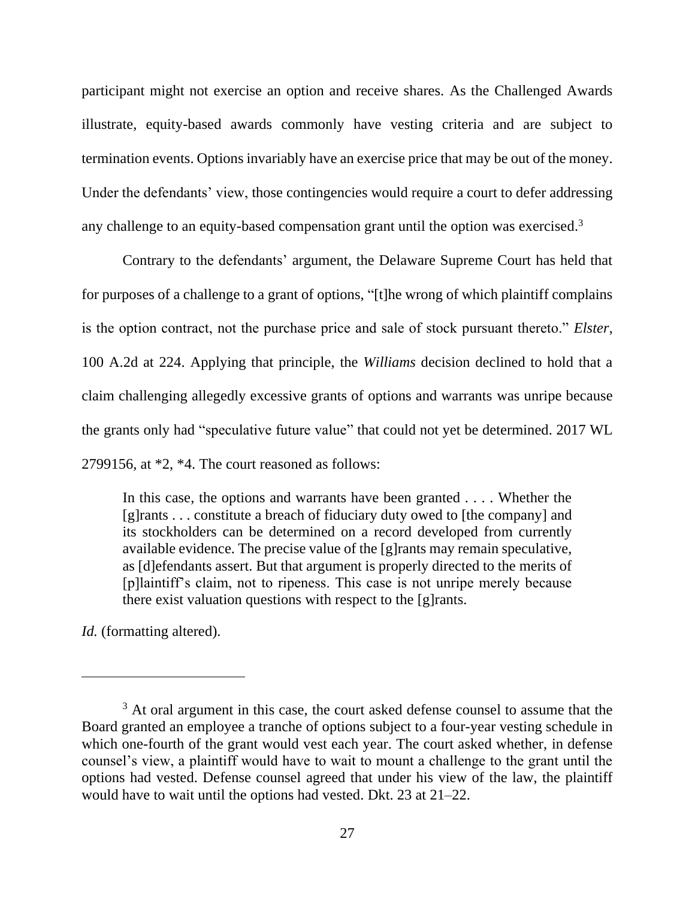participant might not exercise an option and receive shares. As the Challenged Awards illustrate, equity-based awards commonly have vesting criteria and are subject to termination events. Options invariably have an exercise price that may be out of the money. Under the defendants' view, those contingencies would require a court to defer addressing any challenge to an equity-based compensation grant until the option was exercised.[3]

Contrary to the defendants' argument, the Delaware Supreme Court has held that for purposes of a challenge to a grant of options, "[t]he wrong of which plaintiff complains is the option contract, not the purchase price and sale of stock pursuant thereto." *Elster*, 100 A.2d at 224. Applying that principle, the *Williams* decision declined to hold that a claim challenging allegedly excessive grants of options and warrants was unripe because the grants only had "speculative future value" that could not yet be determined. 2017 WL 2799156, at *2, *4. The court reasoned as follows:

> In this case, the options and warrants have been granted . . . . Whether the [g]rants . . . constitute a breach of fiduciary duty owed to [the company] and its stockholders can be determined on a record developed from currently available evidence. The precise value of the [g]rants may remain speculative, as [d]efendants assert. But that argument is properly directed to the merits of [p]laintiff's claim, not to ripeness. This case is not unripe merely because there exist valuation questions with respect to the [g]rants.

*Id.* (formatting altered).

---

[3] At oral argument in this case, the court asked defense counsel to assume that the Board granted an employee a tranche of options subject to a four-year vesting schedule in which one-fourth of the grant would vest each year. The court asked whether, in defense counsel's view, a plaintiff would have to wait to mount a challenge to the grant until the options had vested. Defense counsel agreed that under his view of the law, the plaintiff would have to wait until the options had vested. Dkt. 23 at 21–22.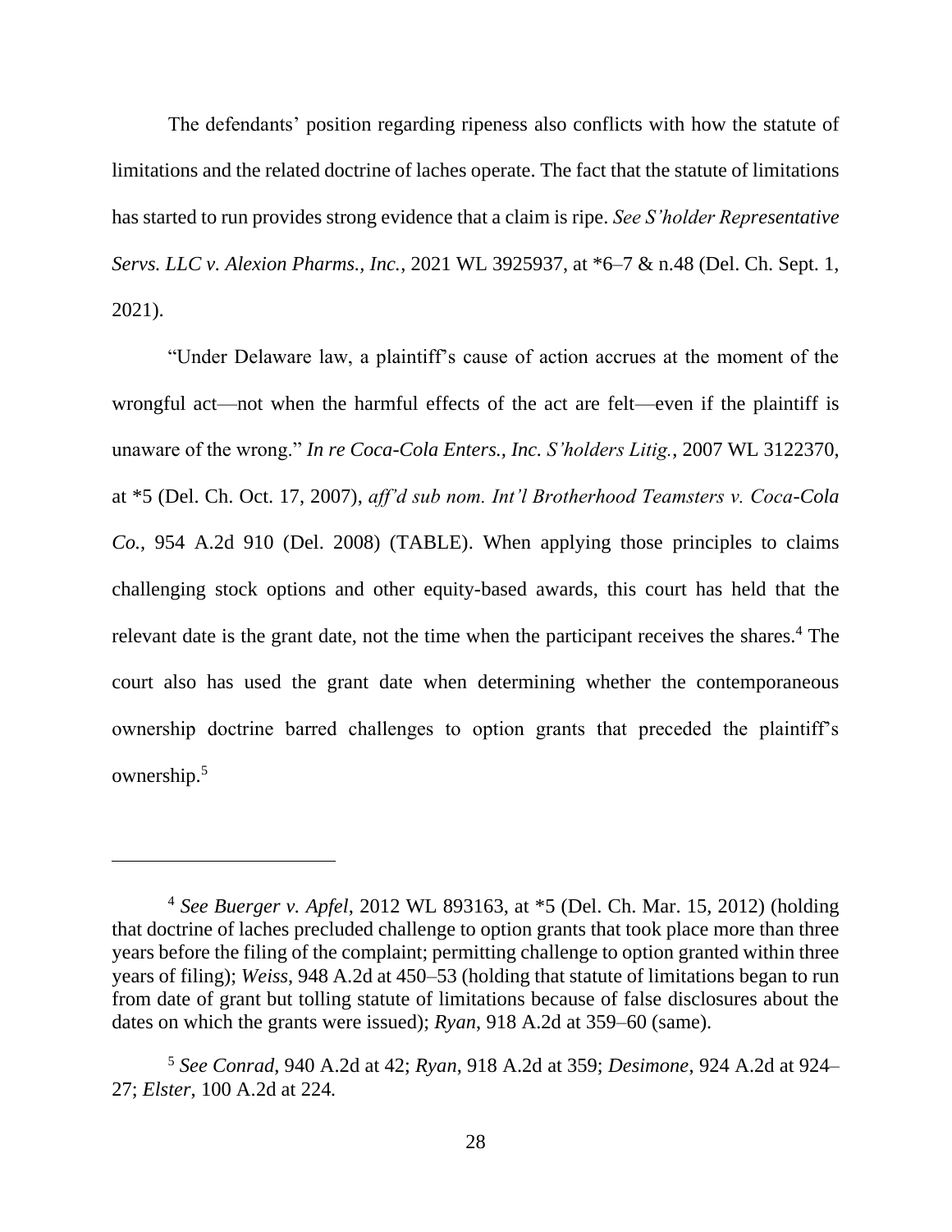The defendants' position regarding ripeness also conflicts with how the statute of limitations and the related doctrine of laches operate. The fact that the statute of limitations has started to run provides strong evidence that a claim is ripe. *See S'holder Representative Servs. LLC v. Alexion Pharms., Inc.*, 2021 WL 3925937, at *6–7 & n.48 (Del. Ch. Sept. 1, 2021).

"Under Delaware law, a plaintiff's cause of action accrues at the moment of the wrongful act—not when the harmful effects of the act are felt—even if the plaintiff is unaware of the wrong." *In re Coca-Cola Enters., Inc. S'holders Litig.*, 2007 WL 3122370, at *5 (Del. Ch. Oct. 17, 2007), *aff'd sub nom. Int'l Brotherhood Teamsters v. Coca-Cola Co.*, 954 A.2d 910 (Del. 2008) (TABLE). When applying those principles to claims challenging stock options and other equity-based awards, this court has held that the relevant date is the grant date, not the time when the participant receives the shares.[4] The court also has used the grant date when determining whether the contemporaneous ownership doctrine barred challenges to option grants that preceded the plaintiff's ownership.[5]

---

[4] *See Buerger v. Apfel*, 2012 WL 893163, at *5 (Del. Ch. Mar. 15, 2012) (holding that doctrine of laches precluded challenge to option grants that took place more than three years before the filing of the complaint; permitting challenge to option granted within three years of filing); *Weiss*, 948 A.2d at 450–53 (holding that statute of limitations began to run from date of grant but tolling statute of limitations because of false disclosures about the dates on which the grants were issued); *Ryan*, 918 A.2d at 359–60 (same).

[5] *See Conrad*, 940 A.2d at 42; *Ryan*, 918 A.2d at 359; *Desimone*, 924 A.2d at 924–27; *Elster*, 100 A.2d at 224.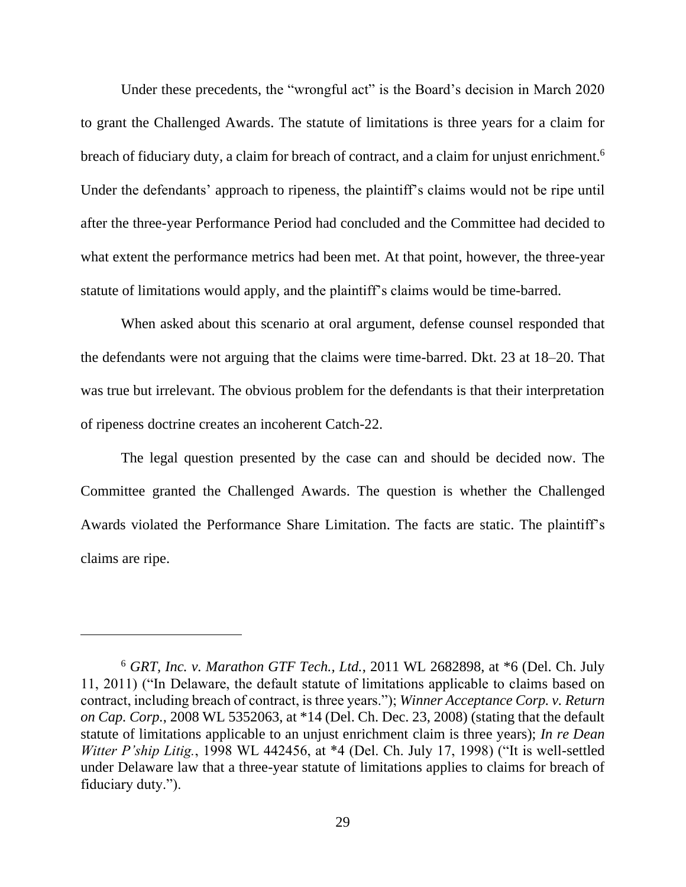Under these precedents, the "wrongful act" is the Board's decision in March 2020 to grant the Challenged Awards. The statute of limitations is three years for a claim for breach of fiduciary duty, a claim for breach of contract, and a claim for unjust enrichment.[6] Under the defendants' approach to ripeness, the plaintiff's claims would not be ripe until after the three-year Performance Period had concluded and the Committee had decided to what extent the performance metrics had been met. At that point, however, the three-year statute of limitations would apply, and the plaintiff's claims would be time-barred.

When asked about this scenario at oral argument, defense counsel responded that the defendants were not arguing that the claims were time-barred. Dkt. 23 at 18–20. That was true but irrelevant. The obvious problem for the defendants is that their interpretation of ripeness doctrine creates an incoherent Catch-22.

The legal question presented by the case can and should be decided now. The Committee granted the Challenged Awards. The question is whether the Challenged Awards violated the Performance Share Limitation. The facts are static. The plaintiff's claims are ripe.

---

[6] *GRT, Inc. v. Marathon GTF Tech., Ltd.*, 2011 WL 2682898, at *6 (Del. Ch. July 11, 2011) ("In Delaware, the default statute of limitations applicable to claims based on contract, including breach of contract, is three years."); *Winner Acceptance Corp. v. Return on Cap. Corp.*, 2008 WL 5352063, at *14 (Del. Ch. Dec. 23, 2008) (stating that the default statute of limitations applicable to an unjust enrichment claim is three years); *In re Dean Witter P'ship Litig.*, 1998 WL 442456, at *4 (Del. Ch. July 17, 1998) ("It is well-settled under Delaware law that a three-year statute of limitations applies to claims for breach of fiduciary duty.").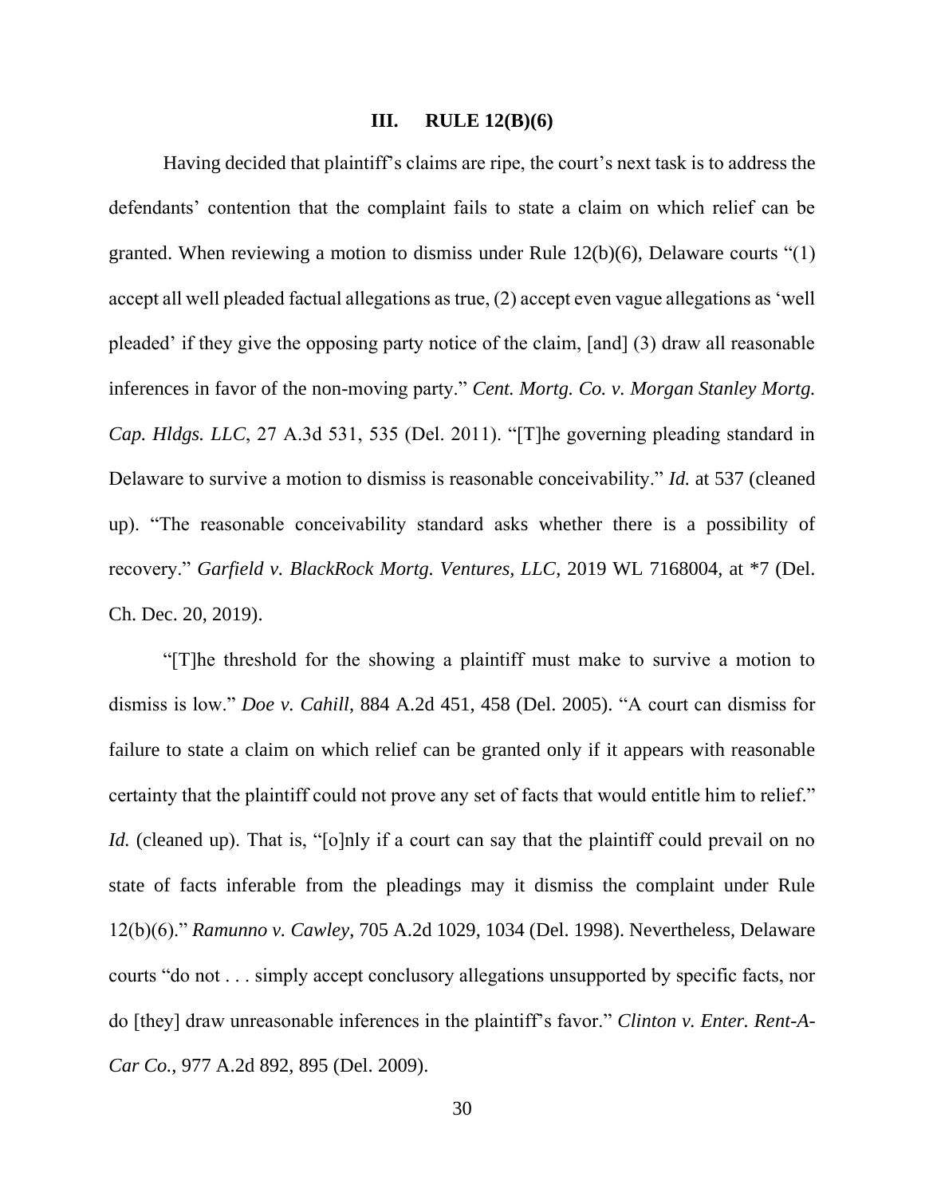### III. RULE 12(B)(6)

Having decided that plaintiff's claims are ripe, the court's next task is to address the defendants' contention that the complaint fails to state a claim on which relief can be granted. When reviewing a motion to dismiss under Rule 12(b)(6), Delaware courts "(1) accept all well pleaded factual allegations as true, (2) accept even vague allegations as 'well pleaded' if they give the opposing party notice of the claim, [and] (3) draw all reasonable inferences in favor of the non-moving party." *Cent. Mortg. Co. v. Morgan Stanley Mortg. Cap. Hldgs. LLC*, 27 A.3d 531, 535 (Del. 2011). "[T]he governing pleading standard in Delaware to survive a motion to dismiss is reasonable conceivability." *Id.* at 537 (cleaned up). "The reasonable conceivability standard asks whether there is a possibility of recovery." *Garfield v. BlackRock Mortg. Ventures, LLC*, 2019 WL 7168004, at *7 (Del. Ch. Dec. 20, 2019).

"[T]he threshold for the showing a plaintiff must make to survive a motion to dismiss is low." *Doe v. Cahill*, 884 A.2d 451, 458 (Del. 2005). "A court can dismiss for failure to state a claim on which relief can be granted only if it appears with reasonable certainty that the plaintiff could not prove any set of facts that would entitle him to relief." *Id.* (cleaned up). That is, "[o]nly if a court can say that the plaintiff could prevail on no state of facts inferable from the pleadings may it dismiss the complaint under Rule 12(b)(6)." *Ramunno v. Cawley*, 705 A.2d 1029, 1034 (Del. 1998). Nevertheless, Delaware courts "do not . . . simply accept conclusory allegations unsupported by specific facts, nor do [they] draw unreasonable inferences in the plaintiff's favor." *Clinton v. Enter. Rent-A-Car Co.*, 977 A.2d 892, 895 (Del. 2009).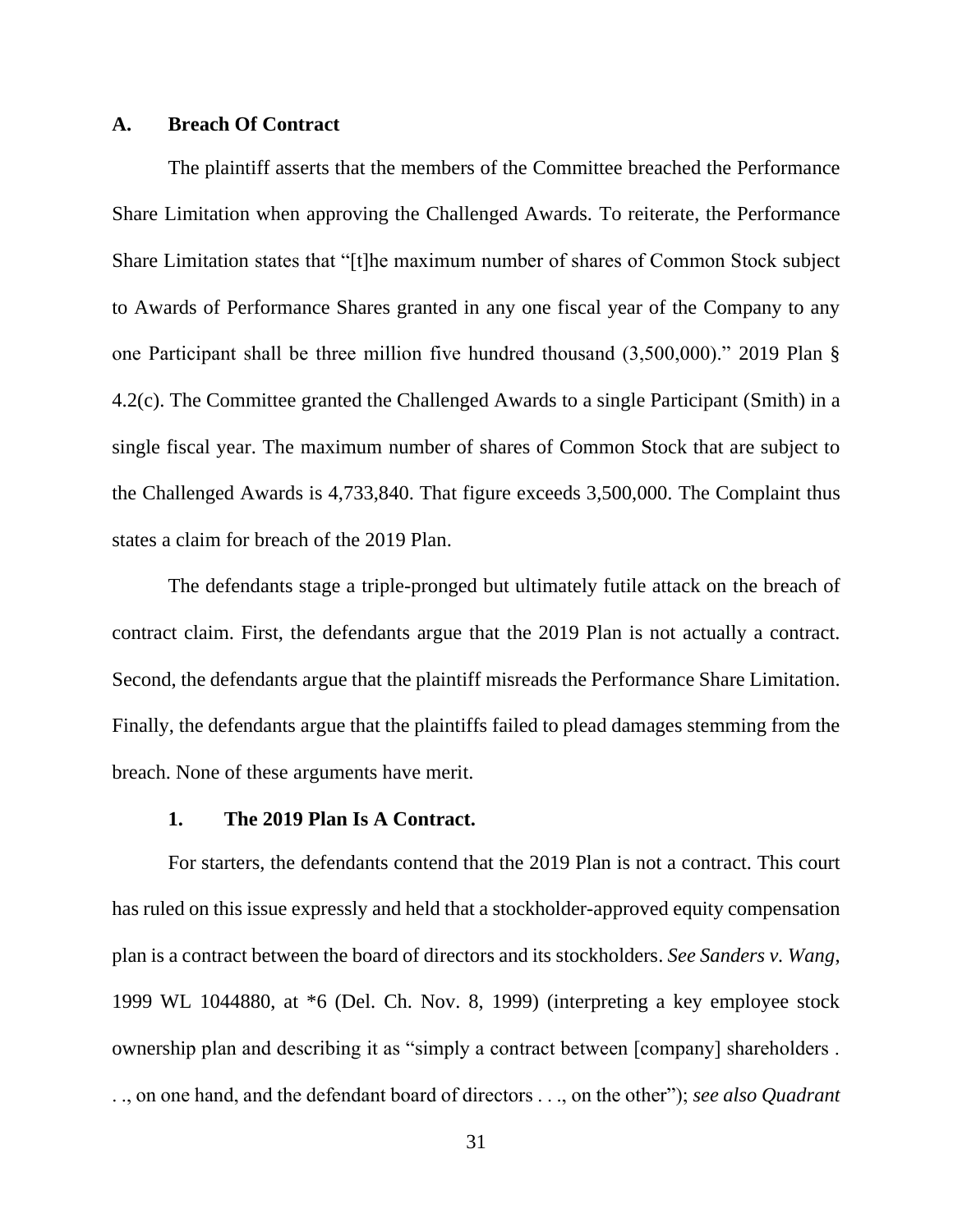### A. Breach Of Contract

The plaintiff asserts that the members of the Committee breached the Performance Share Limitation when approving the Challenged Awards. To reiterate, the Performance Share Limitation states that "[t]he maximum number of shares of Common Stock subject to Awards of Performance Shares granted in any one fiscal year of the Company to any one Participant shall be three million five hundred thousand (3,500,000)." 2019 Plan § 4.2(c). The Committee granted the Challenged Awards to a single Participant (Smith) in a single fiscal year. The maximum number of shares of Common Stock that are subject to the Challenged Awards is 4,733,840. That figure exceeds 3,500,000. The Complaint thus states a claim for breach of the 2019 Plan.

The defendants stage a triple-pronged but ultimately futile attack on the breach of contract claim. First, the defendants argue that the 2019 Plan is not actually a contract. Second, the defendants argue that the plaintiff misreads the Performance Share Limitation. Finally, the defendants argue that the plaintiffs failed to plead damages stemming from the breach. None of these arguments have merit.

#### 1. The 2019 Plan Is A Contract.

For starters, the defendants contend that the 2019 Plan is not a contract. This court has ruled on this issue expressly and held that a stockholder-approved equity compensation plan is a contract between the board of directors and its stockholders. *See Sanders v. Wang*, 1999 WL 1044880, at *6 (Del. Ch. Nov. 8, 1999) (interpreting a key employee stock ownership plan and describing it as "simply a contract between [company] shareholders . . ., on one hand, and the defendant board of directors . . ., on the other"); *see also Quadrant*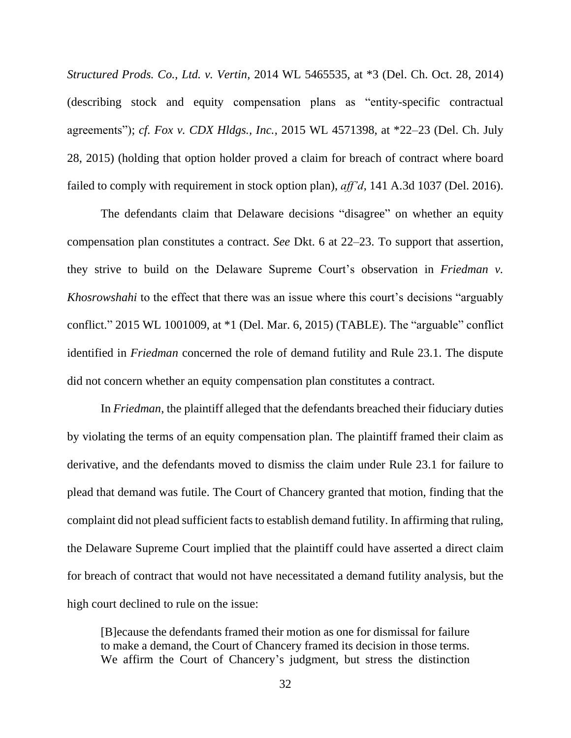*Structured Prods. Co., Ltd. v. Vertin*, 2014 WL 5465535, at *3 (Del. Ch. Oct. 28, 2014) (describing stock and equity compensation plans as "entity-specific contractual agreements"); *cf. Fox v. CDX Hldgs., Inc.*, 2015 WL 4571398, at *22–23 (Del. Ch. July 28, 2015) (holding that option holder proved a claim for breach of contract where board failed to comply with requirement in stock option plan), *aff'd*, 141 A.3d 1037 (Del. 2016).

The defendants claim that Delaware decisions "disagree" on whether an equity compensation plan constitutes a contract. *See* Dkt. 6 at 22–23. To support that assertion, they strive to build on the Delaware Supreme Court's observation in *Friedman v. Khosrowshahi* to the effect that there was an issue where this court's decisions "arguably conflict." 2015 WL 1001009, at *1 (Del. Mar. 6, 2015) (TABLE). The "arguable" conflict identified in *Friedman* concerned the role of demand futility and Rule 23.1. The dispute did not concern whether an equity compensation plan constitutes a contract.

In *Friedman*, the plaintiff alleged that the defendants breached their fiduciary duties by violating the terms of an equity compensation plan. The plaintiff framed their claim as derivative, and the defendants moved to dismiss the claim under Rule 23.1 for failure to plead that demand was futile. The Court of Chancery granted that motion, finding that the complaint did not plead sufficient facts to establish demand futility. In affirming that ruling, the Delaware Supreme Court implied that the plaintiff could have asserted a direct claim for breach of contract that would not have necessitated a demand futility analysis, but the high court declined to rule on the issue:

> [B]ecause the defendants framed their motion as one for dismissal for failure to make a demand, the Court of Chancery framed its decision in those terms. We affirm the Court of Chancery's judgment, but stress the distinction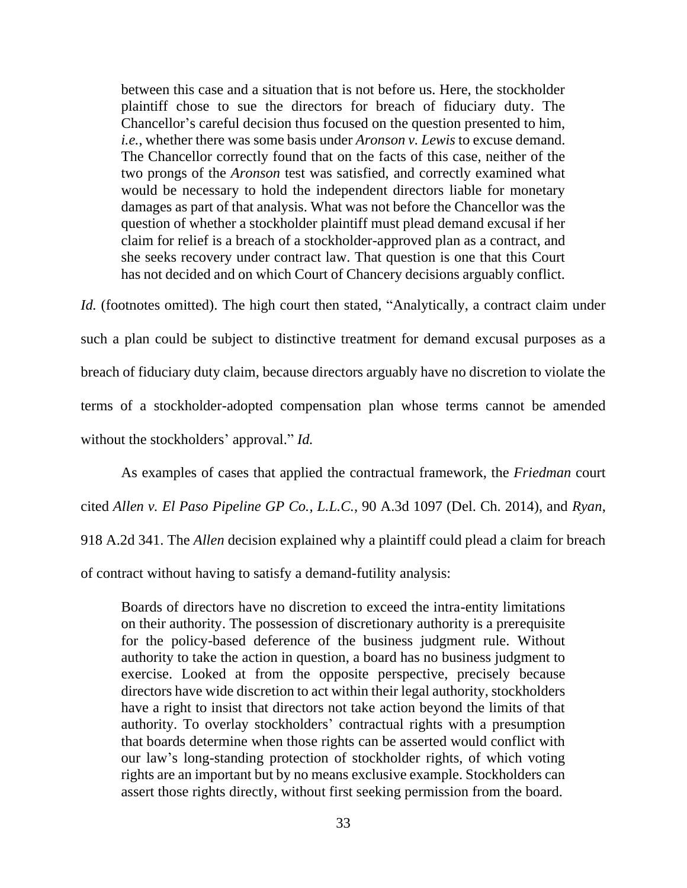> between this case and a situation that is not before us. Here, the stockholder plaintiff chose to sue the directors for breach of fiduciary duty. The Chancellor's careful decision thus focused on the question presented to him, *i.e.*, whether there was some basis under *Aronson v. Lewis* to excuse demand. The Chancellor correctly found that on the facts of this case, neither of the two prongs of the *Aronson* test was satisfied, and correctly examined what would be necessary to hold the independent directors liable for monetary damages as part of that analysis. What was not before the Chancellor was the question of whether a stockholder plaintiff must plead demand excusal if her claim for relief is a breach of a stockholder-approved plan as a contract, and she seeks recovery under contract law. That question is one that this Court has not decided and on which Court of Chancery decisions arguably conflict.

*Id.* (footnotes omitted). The high court then stated, "Analytically, a contract claim under such a plan could be subject to distinctive treatment for demand excusal purposes as a breach of fiduciary duty claim, because directors arguably have no discretion to violate the terms of a stockholder-adopted compensation plan whose terms cannot be amended without the stockholders' approval." *Id.*

As examples of cases that applied the contractual framework, the *Friedman* court cited *Allen v. El Paso Pipeline GP Co., L.L.C.*, 90 A.3d 1097 (Del. Ch. 2014), and *Ryan*, 918 A.2d 341. The *Allen* decision explained why a plaintiff could plead a claim for breach of contract without having to satisfy a demand-futility analysis:

> Boards of directors have no discretion to exceed the intra-entity limitations on their authority. The possession of discretionary authority is a prerequisite for the policy-based deference of the business judgment rule. Without authority to take the action in question, a board has no business judgment to exercise. Looked at from the opposite perspective, precisely because directors have wide discretion to act within their legal authority, stockholders have a right to insist that directors not take action beyond the limits of that authority. To overlay stockholders' contractual rights with a presumption that boards determine when those rights can be asserted would conflict with our law's long-standing protection of stockholder rights, of which voting rights are an important but by no means exclusive example. Stockholders can assert those rights directly, without first seeking permission from the board.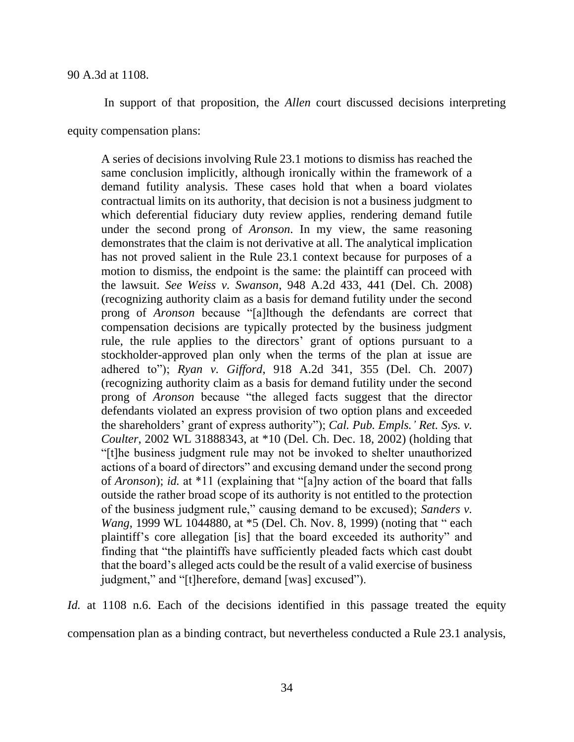90 A.3d at 1108.

In support of that proposition, the *Allen* court discussed decisions interpreting equity compensation plans:

> A series of decisions involving Rule 23.1 motions to dismiss has reached the same conclusion implicitly, although ironically within the framework of a demand futility analysis. These cases hold that when a board violates contractual limits on its authority, that decision is not a business judgment to which deferential fiduciary duty review applies, rendering demand futile under the second prong of *Aronson*. In my view, the same reasoning demonstrates that the claim is not derivative at all. The analytical implication has not proved salient in the Rule 23.1 context because for purposes of a motion to dismiss, the endpoint is the same: the plaintiff can proceed with the lawsuit. *See Weiss v. Swanson*, 948 A.2d 433, 441 (Del. Ch. 2008) (recognizing authority claim as a basis for demand futility under the second prong of *Aronson* because "[a]lthough the defendants are correct that compensation decisions are typically protected by the business judgment rule, the rule applies to the directors' grant of options pursuant to a stockholder-approved plan only when the terms of the plan at issue are adhered to"); *Ryan v. Gifford*, 918 A.2d 341, 355 (Del. Ch. 2007) (recognizing authority claim as a basis for demand futility under the second prong of *Aronson* because "the alleged facts suggest that the director defendants violated an express provision of two option plans and exceeded the shareholders' grant of express authority"); *Cal. Pub. Empls.' Ret. Sys. v. Coulter*, 2002 WL 31888343, at *10 (Del. Ch. Dec. 18, 2002) (holding that "[t]he business judgment rule may not be invoked to shelter unauthorized actions of a board of directors" and excusing demand under the second prong of *Aronson*); *id.* at *11 (explaining that "[a]ny action of the board that falls outside the rather broad scope of its authority is not entitled to the protection of the business judgment rule," causing demand to be excused); *Sanders v. Wang*, 1999 WL 1044880, at *5 (Del. Ch. Nov. 8, 1999) (noting that " each plaintiff's core allegation [is] that the board exceeded its authority" and finding that "the plaintiffs have sufficiently pleaded facts which cast doubt that the board's alleged acts could be the result of a valid exercise of business judgment," and "[t]herefore, demand [was] excused").

*Id.* at 1108 n.6. Each of the decisions identified in this passage treated the equity compensation plan as a binding contract, but nevertheless conducted a Rule 23.1 analysis,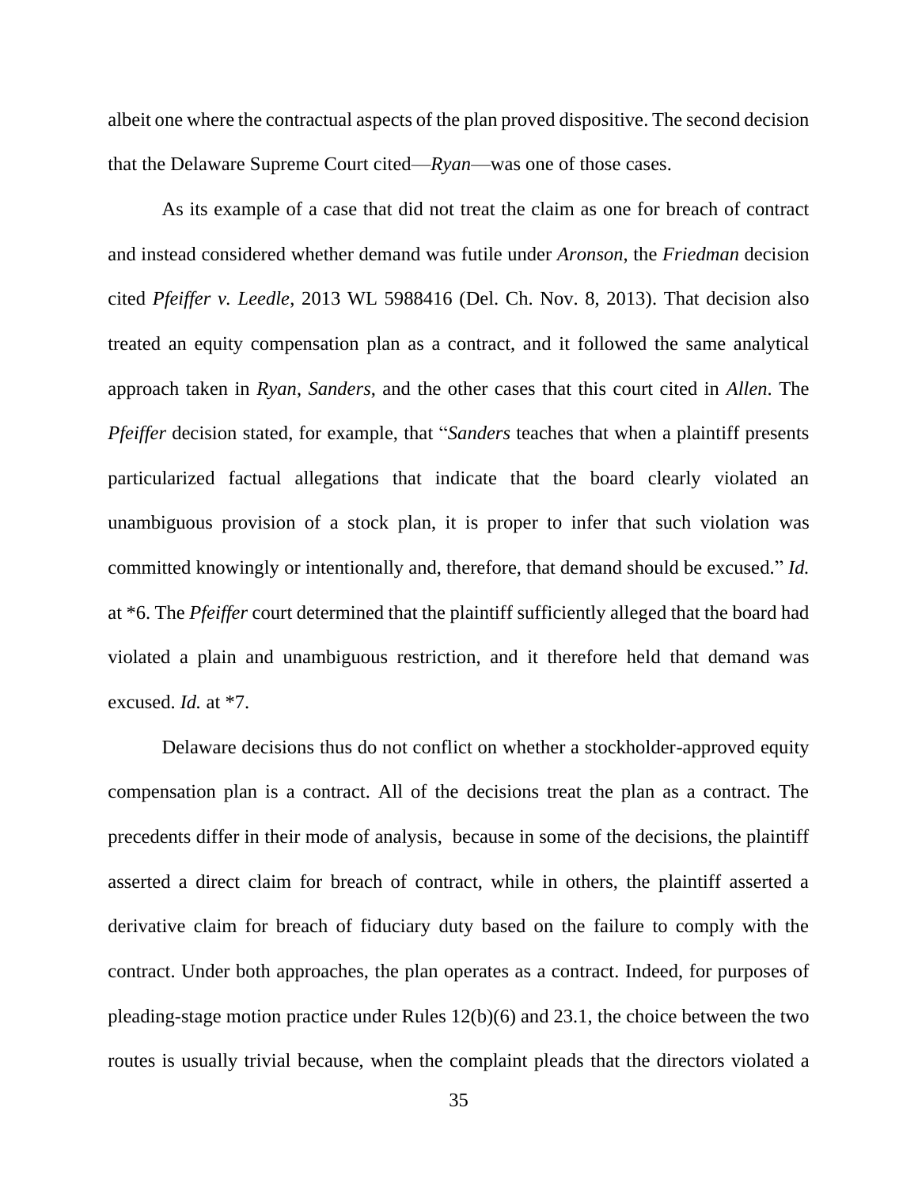albeit one where the contractual aspects of the plan proved dispositive. The second decision that the Delaware Supreme Court cited—*Ryan*—was one of those cases.

As its example of a case that did not treat the claim as one for breach of contract and instead considered whether demand was futile under *Aronson*, the *Friedman* decision cited *Pfeiffer v. Leedle*, 2013 WL 5988416 (Del. Ch. Nov. 8, 2013). That decision also treated an equity compensation plan as a contract, and it followed the same analytical approach taken in *Ryan*, *Sanders*, and the other cases that this court cited in *Allen*. The *Pfeiffer* decision stated, for example, that "*Sanders* teaches that when a plaintiff presents particularized factual allegations that indicate that the board clearly violated an unambiguous provision of a stock plan, it is proper to infer that such violation was committed knowingly or intentionally and, therefore, that demand should be excused." *Id.* at *6. The *Pfeiffer* court determined that the plaintiff sufficiently alleged that the board had violated a plain and unambiguous restriction, and it therefore held that demand was excused. *Id.* at *7.

Delaware decisions thus do not conflict on whether a stockholder-approved equity compensation plan is a contract. All of the decisions treat the plan as a contract. The precedents differ in their mode of analysis, because in some of the decisions, the plaintiff asserted a direct claim for breach of contract, while in others, the plaintiff asserted a derivative claim for breach of fiduciary duty based on the failure to comply with the contract. Under both approaches, the plan operates as a contract. Indeed, for purposes of pleading-stage motion practice under Rules 12(b)(6) and 23.1, the choice between the two routes is usually trivial because, when the complaint pleads that the directors violated a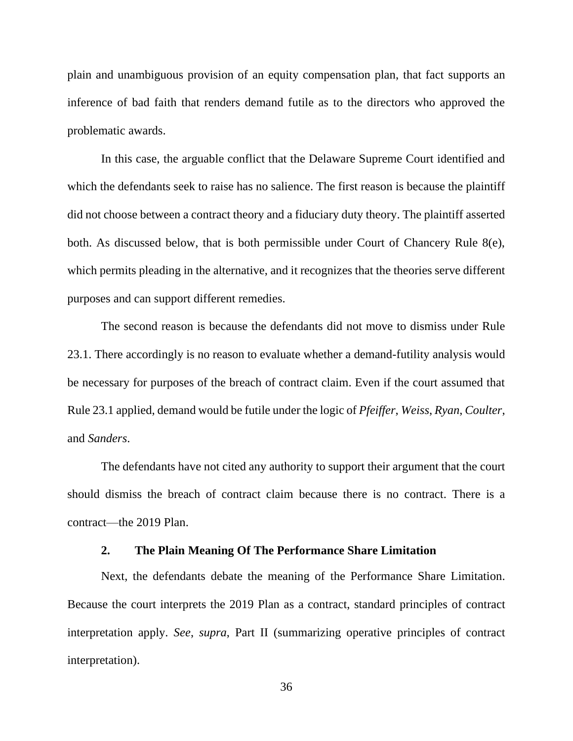plain and unambiguous provision of an equity compensation plan, that fact supports an inference of bad faith that renders demand futile as to the directors who approved the problematic awards.

In this case, the arguable conflict that the Delaware Supreme Court identified and which the defendants seek to raise has no salience. The first reason is because the plaintiff did not choose between a contract theory and a fiduciary duty theory. The plaintiff asserted both. As discussed below, that is both permissible under Court of Chancery Rule 8(e), which permits pleading in the alternative, and it recognizes that the theories serve different purposes and can support different remedies.

The second reason is because the defendants did not move to dismiss under Rule 23.1. There accordingly is no reason to evaluate whether a demand-futility analysis would be necessary for purposes of the breach of contract claim. Even if the court assumed that Rule 23.1 applied, demand would be futile under the logic of *Pfeiffer*, *Weiss*, *Ryan*, *Coulter*, and *Sanders*.

The defendants have not cited any authority to support their argument that the court should dismiss the breach of contract claim because there is no contract. There is a contract—the 2019 Plan.

### 2. The Plain Meaning Of The Performance Share Limitation

Next, the defendants debate the meaning of the Performance Share Limitation. Because the court interprets the 2019 Plan as a contract, standard principles of contract interpretation apply. *See*, *supra*, Part II (summarizing operative principles of contract interpretation).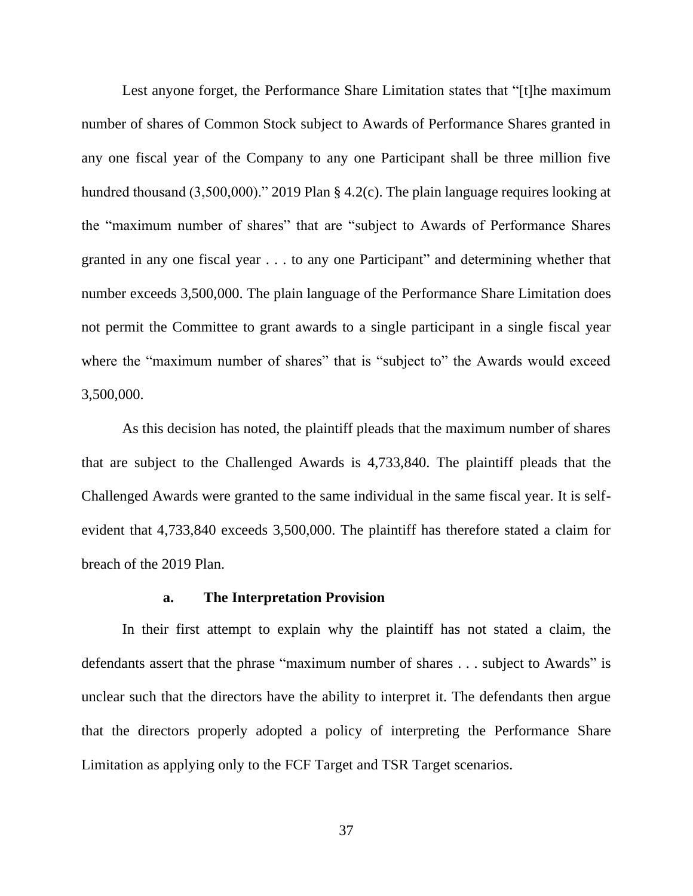Lest anyone forget, the Performance Share Limitation states that "[t]he maximum number of shares of Common Stock subject to Awards of Performance Shares granted in any one fiscal year of the Company to any one Participant shall be three million five hundred thousand (3,500,000)." 2019 Plan § 4.2(c). The plain language requires looking at the "maximum number of shares" that are "subject to Awards of Performance Shares granted in any one fiscal year . . . to any one Participant" and determining whether that number exceeds 3,500,000. The plain language of the Performance Share Limitation does not permit the Committee to grant awards to a single participant in a single fiscal year where the "maximum number of shares" that is "subject to" the Awards would exceed 3,500,000.

As this decision has noted, the plaintiff pleads that the maximum number of shares that are subject to the Challenged Awards is 4,733,840. The plaintiff pleads that the Challenged Awards were granted to the same individual in the same fiscal year. It is self-evident that 4,733,840 exceeds 3,500,000. The plaintiff has therefore stated a claim for breach of the 2019 Plan.

#### a. The Interpretation Provision

In their first attempt to explain why the plaintiff has not stated a claim, the defendants assert that the phrase "maximum number of shares . . . subject to Awards" is unclear such that the directors have the ability to interpret it. The defendants then argue that the directors properly adopted a policy of interpreting the Performance Share Limitation as applying only to the FCF Target and TSR Target scenarios.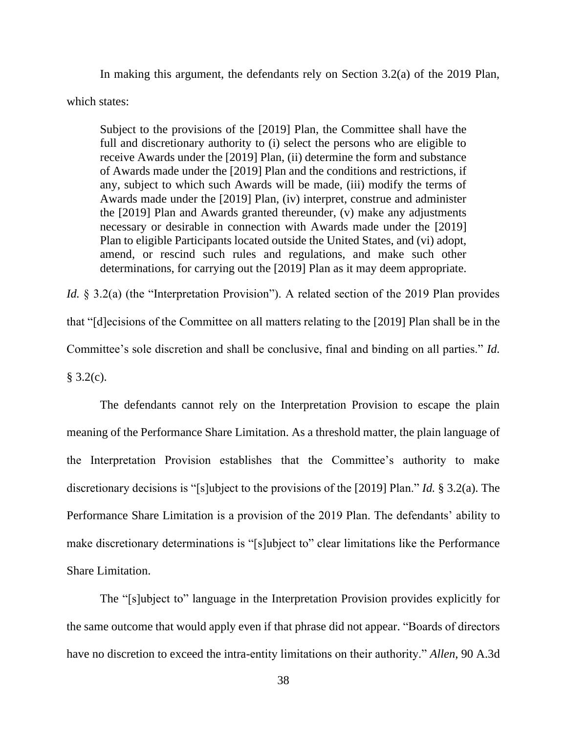In making this argument, the defendants rely on Section 3.2(a) of the 2019 Plan, which states:

> Subject to the provisions of the [2019] Plan, the Committee shall have the full and discretionary authority to (i) select the persons who are eligible to receive Awards under the [2019] Plan, (ii) determine the form and substance of Awards made under the [2019] Plan and the conditions and restrictions, if any, subject to which such Awards will be made, (iii) modify the terms of Awards made under the [2019] Plan, (iv) interpret, construe and administer the [2019] Plan and Awards granted thereunder, (v) make any adjustments necessary or desirable in connection with Awards made under the [2019] Plan to eligible Participants located outside the United States, and (vi) adopt, amend, or rescind such rules and regulations, and make such other determinations, for carrying out the [2019] Plan as it may deem appropriate.

*Id.* § 3.2(a) (the "Interpretation Provision"). A related section of the 2019 Plan provides that "[d]ecisions of the Committee on all matters relating to the [2019] Plan shall be in the Committee's sole discretion and shall be conclusive, final and binding on all parties." *Id.* § 3.2(c).

The defendants cannot rely on the Interpretation Provision to escape the plain meaning of the Performance Share Limitation. As a threshold matter, the plain language of the Interpretation Provision establishes that the Committee's authority to make discretionary decisions is "[s]ubject to the provisions of the [2019] Plan." *Id.* § 3.2(a). The Performance Share Limitation is a provision of the 2019 Plan. The defendants' ability to make discretionary determinations is "[s]ubject to" clear limitations like the Performance Share Limitation.

The "[s]ubject to" language in the Interpretation Provision provides explicitly for the same outcome that would apply even if that phrase did not appear. "Boards of directors have no discretion to exceed the intra-entity limitations on their authority." *Allen*, 90 A.3d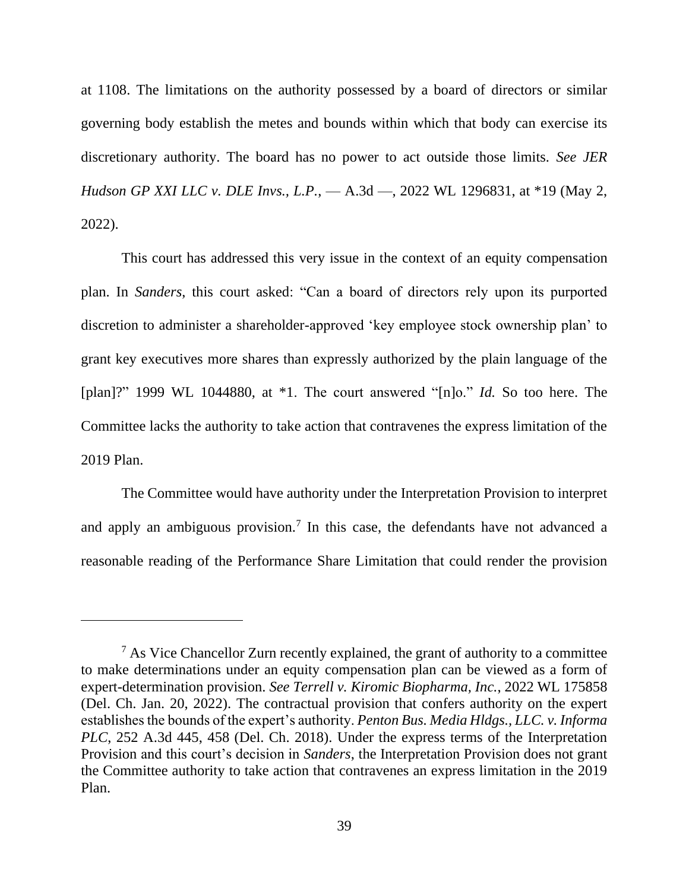at 1108. The limitations on the authority possessed by a board of directors or similar governing body establish the metes and bounds within which that body can exercise its discretionary authority. The board has no power to act outside those limits. *See JER Hudson GP XXI LLC v. DLE Invs., L.P.*, — A.3d —, 2022 WL 1296831, at *19 (May 2, 2022).

This court has addressed this very issue in the context of an equity compensation plan. In *Sanders*, this court asked: "Can a board of directors rely upon its purported discretion to administer a shareholder-approved 'key employee stock ownership plan' to grant key executives more shares than expressly authorized by the plain language of the [plan]?" 1999 WL 1044880, at *1. The court answered "[n]o." *Id.* So too here. The Committee lacks the authority to take action that contravenes the express limitation of the 2019 Plan.

The Committee would have authority under the Interpretation Provision to interpret and apply an ambiguous provision.[7] In this case, the defendants have not advanced a reasonable reading of the Performance Share Limitation that could render the provision

---

[7] As Vice Chancellor Zurn recently explained, the grant of authority to a committee to make determinations under an equity compensation plan can be viewed as a form of expert-determination provision. *See Terrell v. Kiromic Biopharma, Inc.*, 2022 WL 175858 (Del. Ch. Jan. 20, 2022). The contractual provision that confers authority on the expert establishes the bounds of the expert's authority. *Penton Bus. Media Hldgs., LLC. v. Informa PLC*, 252 A.3d 445, 458 (Del. Ch. 2018). Under the express terms of the Interpretation Provision and this court's decision in *Sanders*, the Interpretation Provision does not grant the Committee authority to take action that contravenes an express limitation in the 2019 Plan.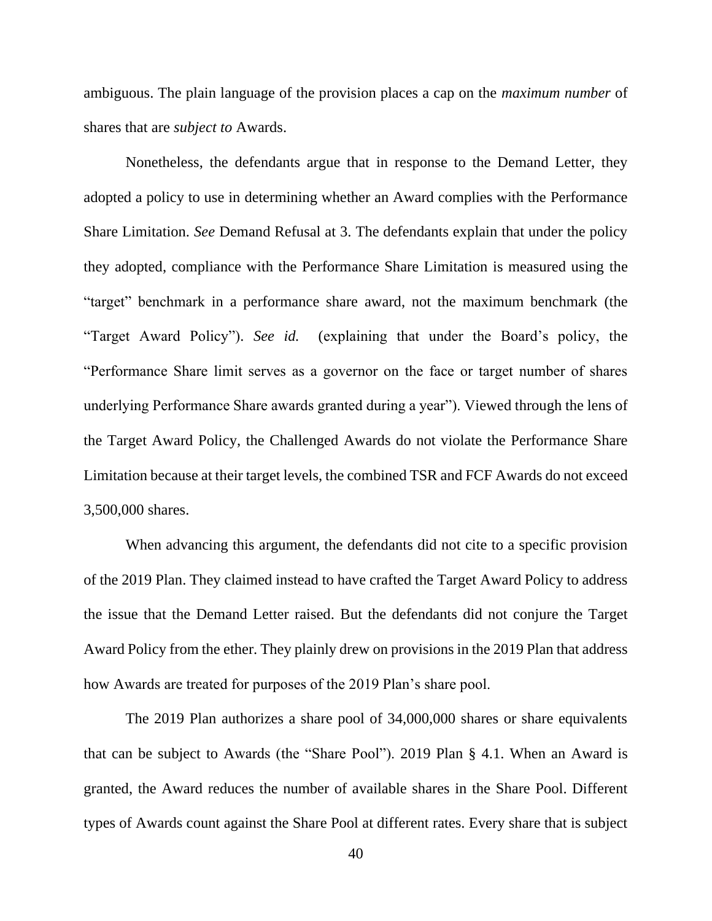ambiguous. The plain language of the provision places a cap on the *maximum number* of shares that are *subject to* Awards.

Nonetheless, the defendants argue that in response to the Demand Letter, they adopted a policy to use in determining whether an Award complies with the Performance Share Limitation. *See* Demand Refusal at 3. The defendants explain that under the policy they adopted, compliance with the Performance Share Limitation is measured using the "target" benchmark in a performance share award, not the maximum benchmark (the "Target Award Policy"). *See id.* (explaining that under the Board's policy, the "Performance Share limit serves as a governor on the face or target number of shares underlying Performance Share awards granted during a year"). Viewed through the lens of the Target Award Policy, the Challenged Awards do not violate the Performance Share Limitation because at their target levels, the combined TSR and FCF Awards do not exceed 3,500,000 shares.

When advancing this argument, the defendants did not cite to a specific provision of the 2019 Plan. They claimed instead to have crafted the Target Award Policy to address the issue that the Demand Letter raised. But the defendants did not conjure the Target Award Policy from the ether. They plainly drew on provisions in the 2019 Plan that address how Awards are treated for purposes of the 2019 Plan's share pool.

The 2019 Plan authorizes a share pool of 34,000,000 shares or share equivalents that can be subject to Awards (the "Share Pool"). 2019 Plan § 4.1. When an Award is granted, the Award reduces the number of available shares in the Share Pool. Different types of Awards count against the Share Pool at different rates. Every share that is subject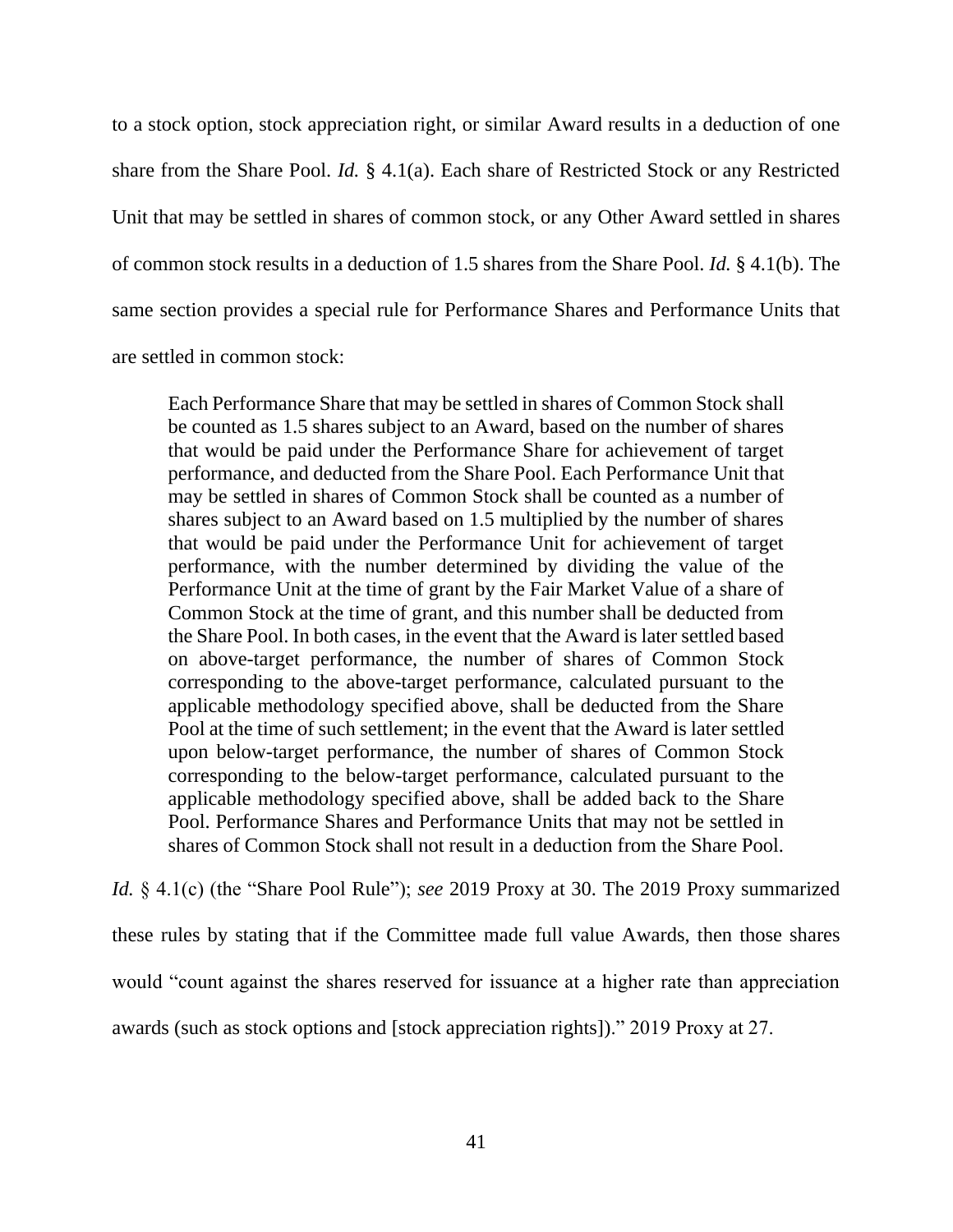to a stock option, stock appreciation right, or similar Award results in a deduction of one share from the Share Pool. *Id.* § 4.1(a). Each share of Restricted Stock or any Restricted Unit that may be settled in shares of common stock, or any Other Award settled in shares of common stock results in a deduction of 1.5 shares from the Share Pool. *Id.* § 4.1(b). The same section provides a special rule for Performance Shares and Performance Units that are settled in common stock:

> Each Performance Share that may be settled in shares of Common Stock shall be counted as 1.5 shares subject to an Award, based on the number of shares that would be paid under the Performance Share for achievement of target performance, and deducted from the Share Pool. Each Performance Unit that may be settled in shares of Common Stock shall be counted as a number of shares subject to an Award based on 1.5 multiplied by the number of shares that would be paid under the Performance Unit for achievement of target performance, with the number determined by dividing the value of the Performance Unit at the time of grant by the Fair Market Value of a share of Common Stock at the time of grant, and this number shall be deducted from the Share Pool. In both cases, in the event that the Award is later settled based on above-target performance, the number of shares of Common Stock corresponding to the above-target performance, calculated pursuant to the applicable methodology specified above, shall be deducted from the Share Pool at the time of such settlement; in the event that the Award is later settled upon below-target performance, the number of shares of Common Stock corresponding to the below-target performance, calculated pursuant to the applicable methodology specified above, shall be added back to the Share Pool. Performance Shares and Performance Units that may not be settled in shares of Common Stock shall not result in a deduction from the Share Pool.

*Id.* § 4.1(c) (the "Share Pool Rule"); *see* 2019 Proxy at 30. The 2019 Proxy summarized these rules by stating that if the Committee made full value Awards, then those shares would "count against the shares reserved for issuance at a higher rate than appreciation awards (such as stock options and [stock appreciation rights])." 2019 Proxy at 27.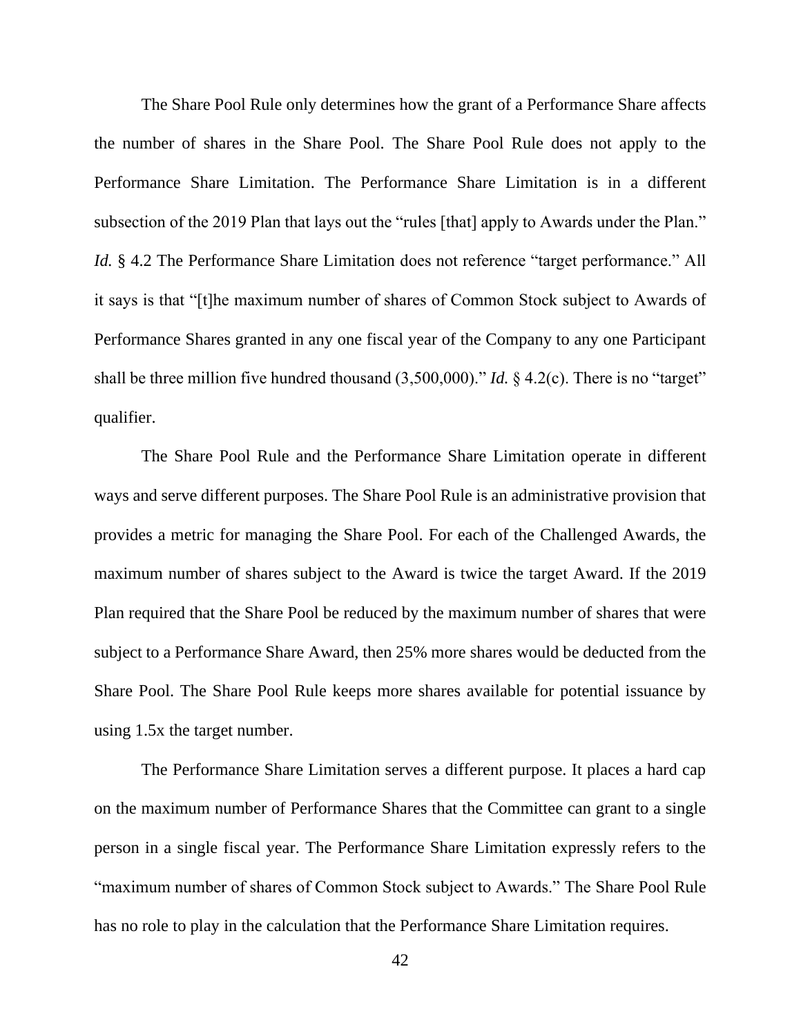The Share Pool Rule only determines how the grant of a Performance Share affects the number of shares in the Share Pool. The Share Pool Rule does not apply to the Performance Share Limitation. The Performance Share Limitation is in a different subsection of the 2019 Plan that lays out the "rules [that] apply to Awards under the Plan." *Id.* § 4.2 The Performance Share Limitation does not reference "target performance." All it says is that "[t]he maximum number of shares of Common Stock subject to Awards of Performance Shares granted in any one fiscal year of the Company to any one Participant shall be three million five hundred thousand (3,500,000)." *Id.* § 4.2(c). There is no "target" qualifier.

The Share Pool Rule and the Performance Share Limitation operate in different ways and serve different purposes. The Share Pool Rule is an administrative provision that provides a metric for managing the Share Pool. For each of the Challenged Awards, the maximum number of shares subject to the Award is twice the target Award. If the 2019 Plan required that the Share Pool be reduced by the maximum number of shares that were subject to a Performance Share Award, then 25% more shares would be deducted from the Share Pool. The Share Pool Rule keeps more shares available for potential issuance by using 1.5x the target number.

The Performance Share Limitation serves a different purpose. It places a hard cap on the maximum number of Performance Shares that the Committee can grant to a single person in a single fiscal year. The Performance Share Limitation expressly refers to the "maximum number of shares of Common Stock subject to Awards." The Share Pool Rule has no role to play in the calculation that the Performance Share Limitation requires.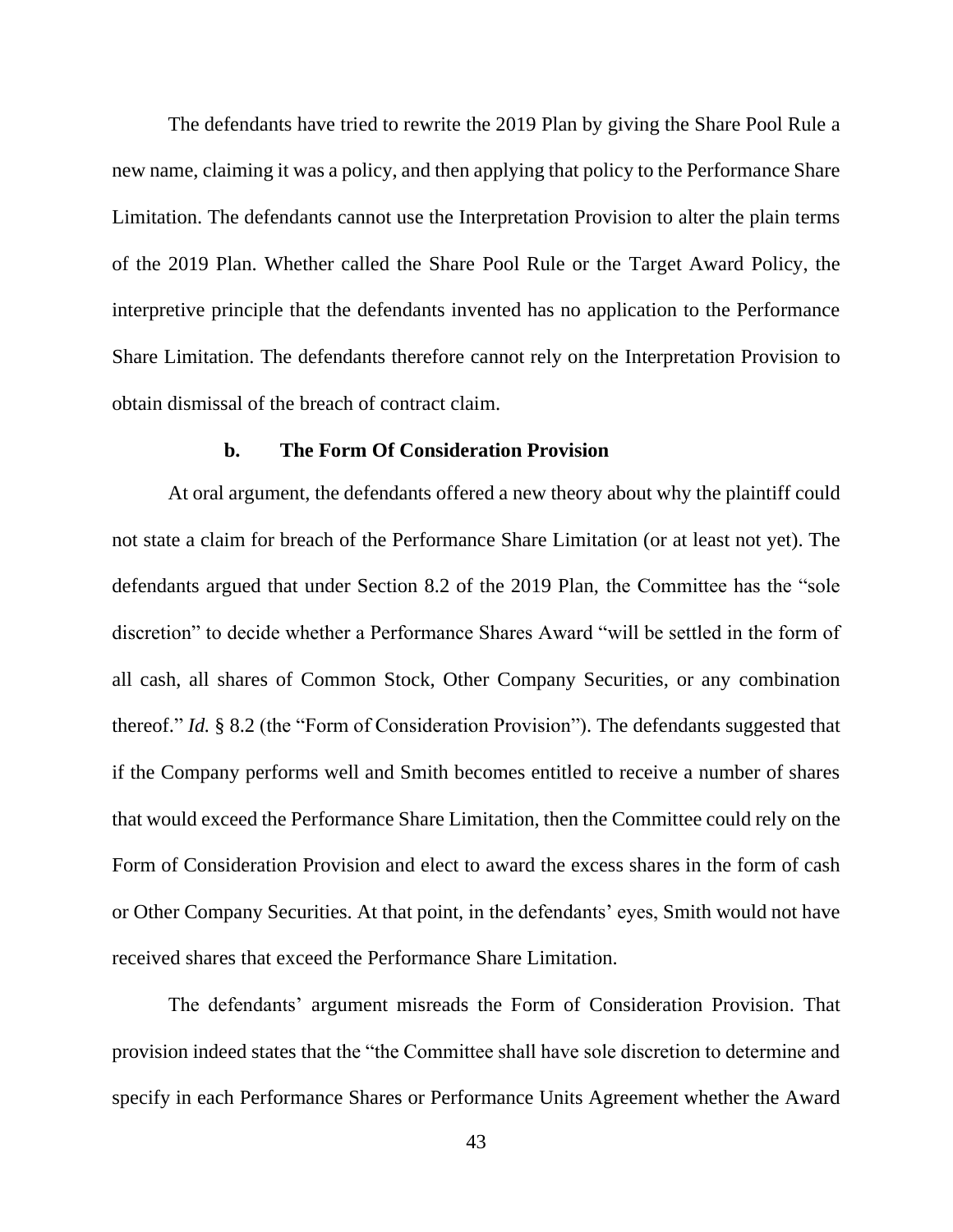The defendants have tried to rewrite the 2019 Plan by giving the Share Pool Rule a new name, claiming it was a policy, and then applying that policy to the Performance Share Limitation. The defendants cannot use the Interpretation Provision to alter the plain terms of the 2019 Plan. Whether called the Share Pool Rule or the Target Award Policy, the interpretive principle that the defendants invented has no application to the Performance Share Limitation. The defendants therefore cannot rely on the Interpretation Provision to obtain dismissal of the breach of contract claim.

#### b. The Form Of Consideration Provision

At oral argument, the defendants offered a new theory about why the plaintiff could not state a claim for breach of the Performance Share Limitation (or at least not yet). The defendants argued that under Section 8.2 of the 2019 Plan, the Committee has the "sole discretion" to decide whether a Performance Shares Award "will be settled in the form of all cash, all shares of Common Stock, Other Company Securities, or any combination thereof." *Id.* § 8.2 (the "Form of Consideration Provision"). The defendants suggested that if the Company performs well and Smith becomes entitled to receive a number of shares that would exceed the Performance Share Limitation, then the Committee could rely on the Form of Consideration Provision and elect to award the excess shares in the form of cash or Other Company Securities. At that point, in the defendants' eyes, Smith would not have received shares that exceed the Performance Share Limitation.

The defendants' argument misreads the Form of Consideration Provision. That provision indeed states that the "the Committee shall have sole discretion to determine and specify in each Performance Shares or Performance Units Agreement whether the Award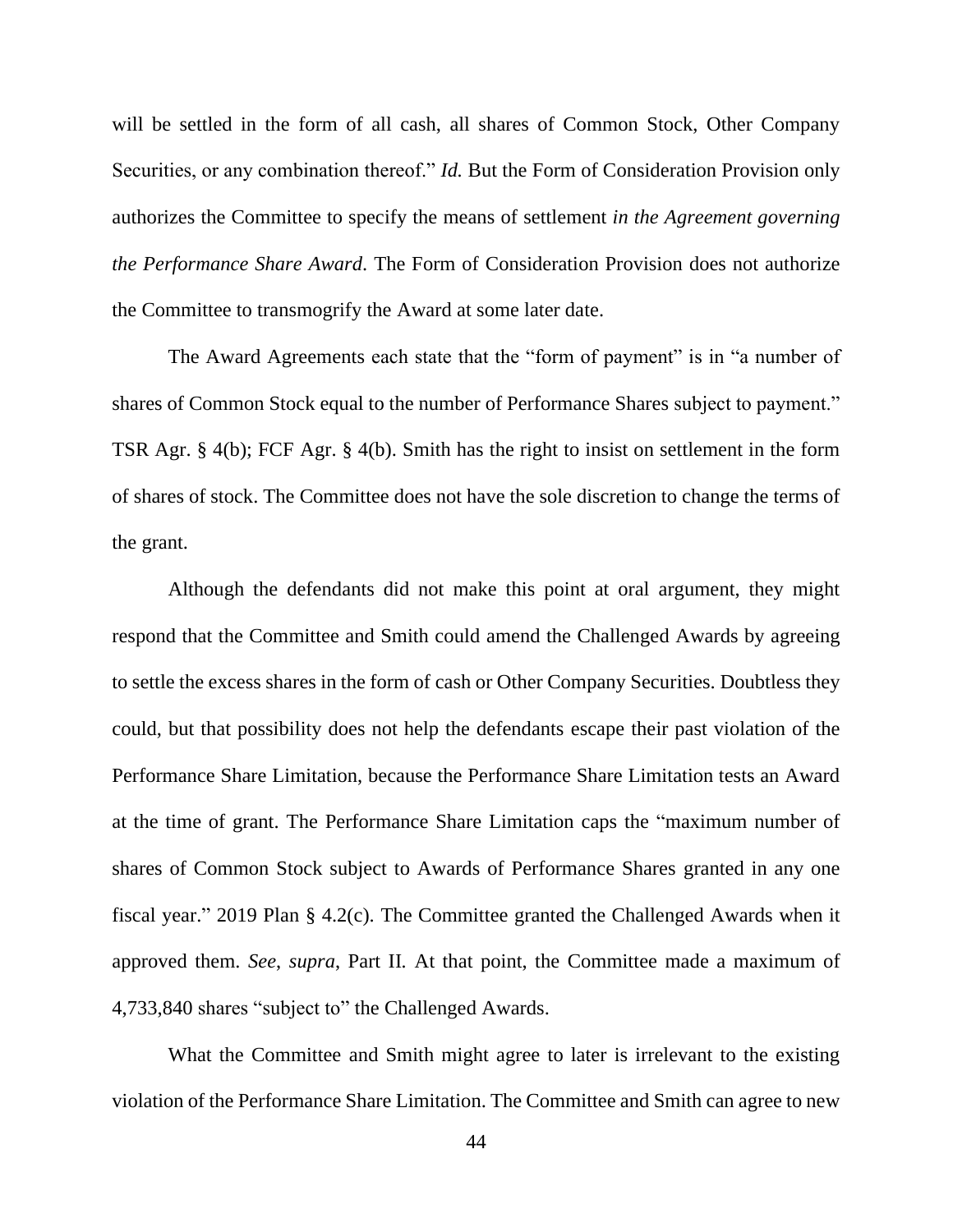will be settled in the form of all cash, all shares of Common Stock, Other Company Securities, or any combination thereof." *Id.* But the Form of Consideration Provision only authorizes the Committee to specify the means of settlement *in the Agreement governing the Performance Share Award*. The Form of Consideration Provision does not authorize the Committee to transmogrify the Award at some later date.

The Award Agreements each state that the "form of payment" is in "a number of shares of Common Stock equal to the number of Performance Shares subject to payment." TSR Agr. § 4(b); FCF Agr. § 4(b). Smith has the right to insist on settlement in the form of shares of stock. The Committee does not have the sole discretion to change the terms of the grant.

Although the defendants did not make this point at oral argument, they might respond that the Committee and Smith could amend the Challenged Awards by agreeing to settle the excess shares in the form of cash or Other Company Securities. Doubtless they could, but that possibility does not help the defendants escape their past violation of the Performance Share Limitation, because the Performance Share Limitation tests an Award at the time of grant. The Performance Share Limitation caps the "maximum number of shares of Common Stock subject to Awards of Performance Shares granted in any one fiscal year." 2019 Plan § 4.2(c). The Committee granted the Challenged Awards when it approved them. *See*, *supra*, Part II. At that point, the Committee made a maximum of 4,733,840 shares "subject to" the Challenged Awards.

What the Committee and Smith might agree to later is irrelevant to the existing violation of the Performance Share Limitation. The Committee and Smith can agree to new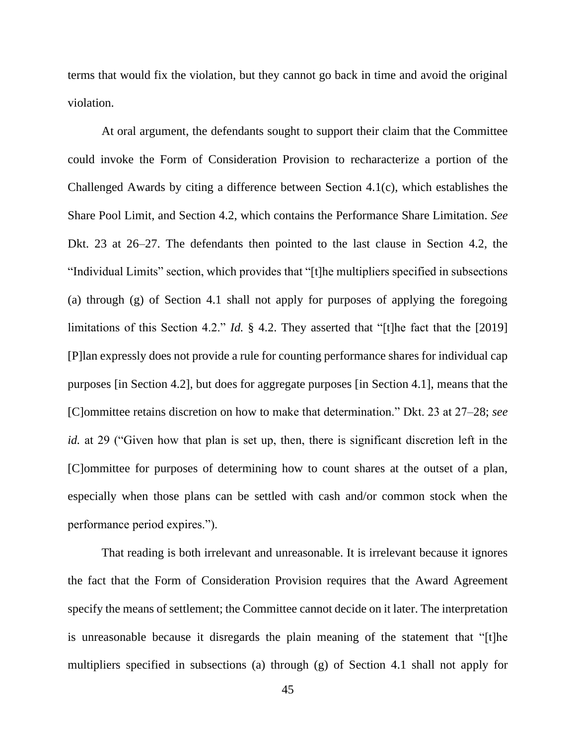terms that would fix the violation, but they cannot go back in time and avoid the original violation.

At oral argument, the defendants sought to support their claim that the Committee could invoke the Form of Consideration Provision to recharacterize a portion of the Challenged Awards by citing a difference between Section 4.1(c), which establishes the Share Pool Limit, and Section 4.2, which contains the Performance Share Limitation. *See* Dkt. 23 at 26–27. The defendants then pointed to the last clause in Section 4.2, the "Individual Limits" section, which provides that "[t]he multipliers specified in subsections (a) through (g) of Section 4.1 shall not apply for purposes of applying the foregoing limitations of this Section 4.2." *Id.* § 4.2. They asserted that "[t]he fact that the [2019] [P]lan expressly does not provide a rule for counting performance shares for individual cap purposes [in Section 4.2], but does for aggregate purposes [in Section 4.1], means that the [C]ommittee retains discretion on how to make that determination." Dkt. 23 at 27–28; *see id.* at 29 ("Given how that plan is set up, then, there is significant discretion left in the [C]ommittee for purposes of determining how to count shares at the outset of a plan, especially when those plans can be settled with cash and/or common stock when the performance period expires.").

That reading is both irrelevant and unreasonable. It is irrelevant because it ignores the fact that the Form of Consideration Provision requires that the Award Agreement specify the means of settlement; the Committee cannot decide on it later. The interpretation is unreasonable because it disregards the plain meaning of the statement that "[t]he multipliers specified in subsections (a) through (g) of Section 4.1 shall not apply for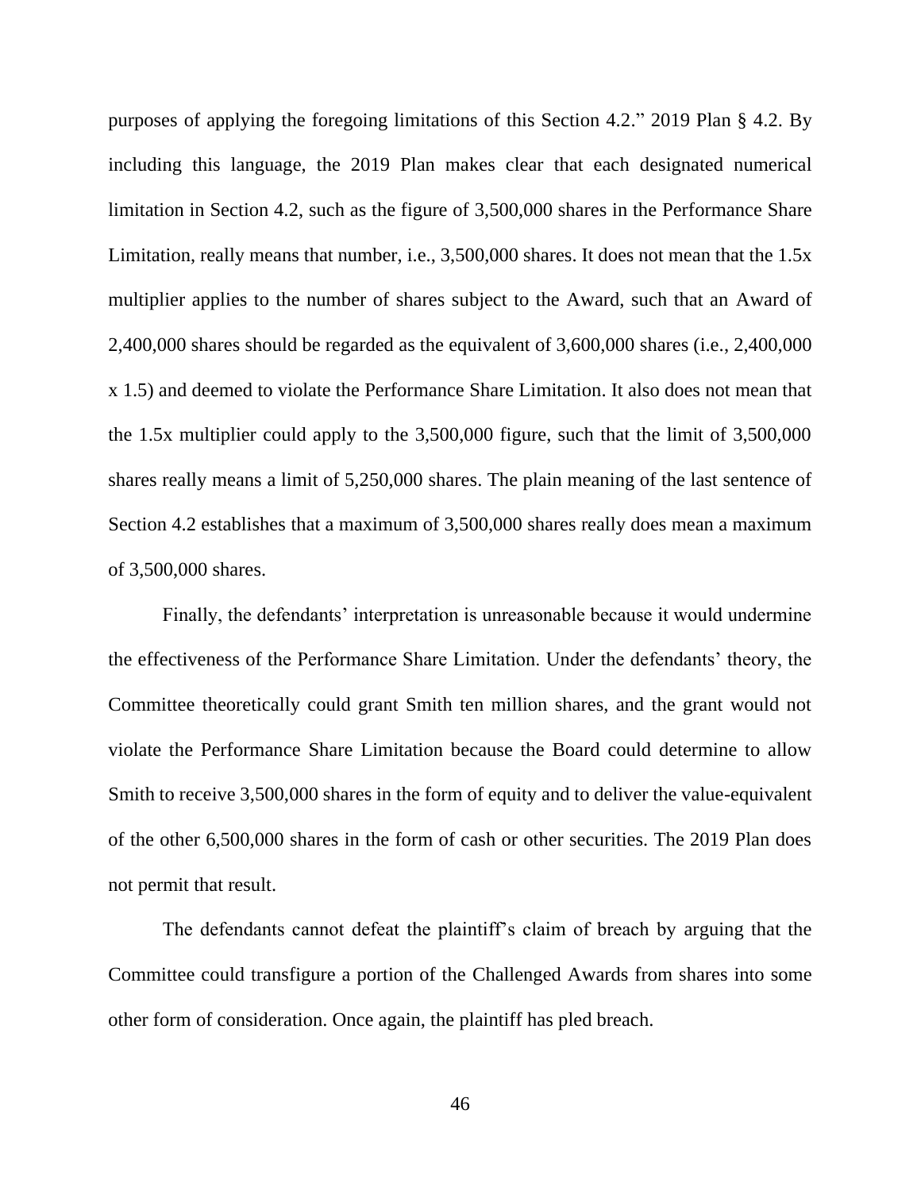purposes of applying the foregoing limitations of this Section 4.2." 2019 Plan § 4.2. By including this language, the 2019 Plan makes clear that each designated numerical limitation in Section 4.2, such as the figure of 3,500,000 shares in the Performance Share Limitation, really means that number, i.e., 3,500,000 shares. It does not mean that the 1.5x multiplier applies to the number of shares subject to the Award, such that an Award of 2,400,000 shares should be regarded as the equivalent of 3,600,000 shares (i.e., 2,400,000 x 1.5) and deemed to violate the Performance Share Limitation. It also does not mean that the 1.5x multiplier could apply to the 3,500,000 figure, such that the limit of 3,500,000 shares really means a limit of 5,250,000 shares. The plain meaning of the last sentence of Section 4.2 establishes that a maximum of 3,500,000 shares really does mean a maximum of 3,500,000 shares.

Finally, the defendants' interpretation is unreasonable because it would undermine the effectiveness of the Performance Share Limitation. Under the defendants' theory, the Committee theoretically could grant Smith ten million shares, and the grant would not violate the Performance Share Limitation because the Board could determine to allow Smith to receive 3,500,000 shares in the form of equity and to deliver the value-equivalent of the other 6,500,000 shares in the form of cash or other securities. The 2019 Plan does not permit that result.

The defendants cannot defeat the plaintiff's claim of breach by arguing that the Committee could transfigure a portion of the Challenged Awards from shares into some other form of consideration. Once again, the plaintiff has pled breach.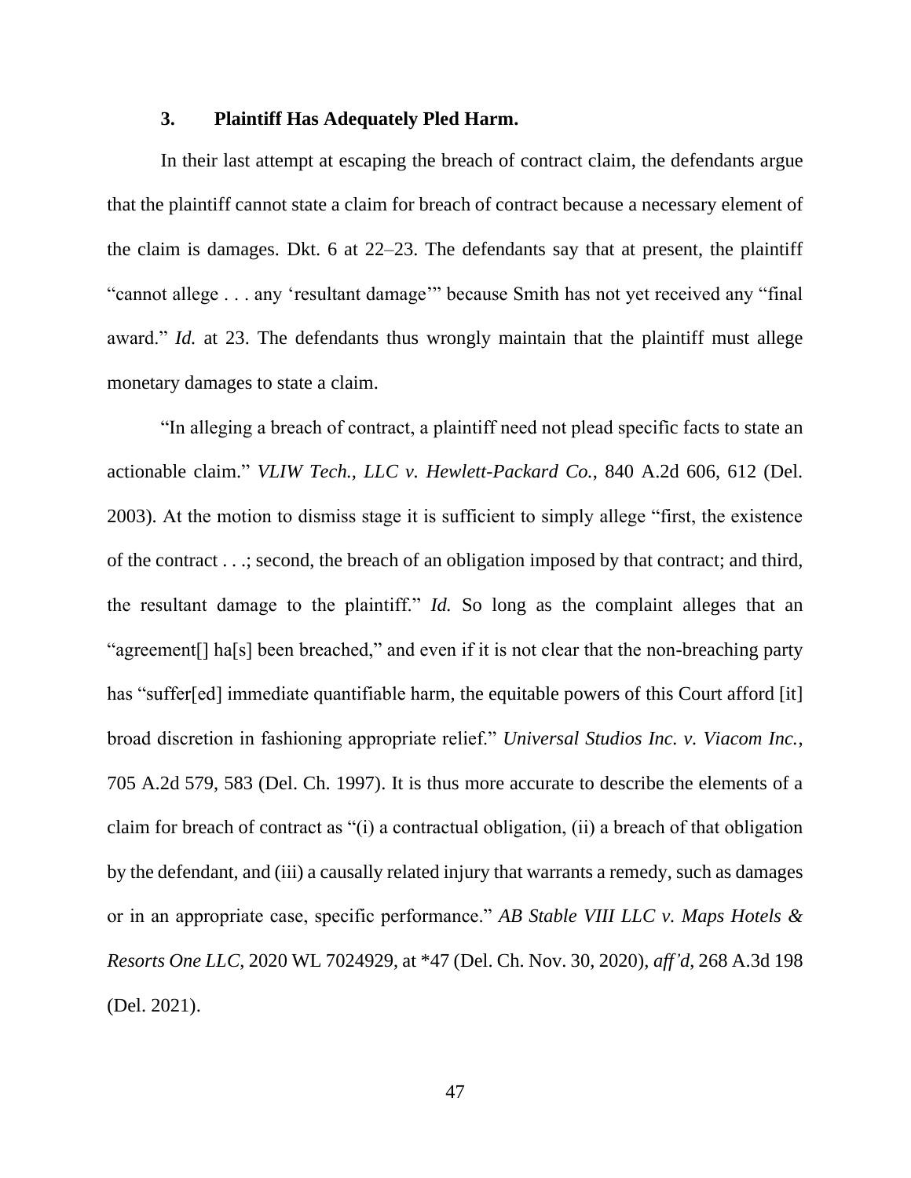### 3. Plaintiff Has Adequately Pled Harm.

In their last attempt at escaping the breach of contract claim, the defendants argue that the plaintiff cannot state a claim for breach of contract because a necessary element of the claim is damages. Dkt. 6 at 22–23. The defendants say that at present, the plaintiff "cannot allege . . . any 'resultant damage'" because Smith has not yet received any "final award." *Id.* at 23. The defendants thus wrongly maintain that the plaintiff must allege monetary damages to state a claim.

"In alleging a breach of contract, a plaintiff need not plead specific facts to state an actionable claim." *VLIW Tech., LLC v. Hewlett-Packard Co.*, 840 A.2d 606, 612 (Del. 2003). At the motion to dismiss stage it is sufficient to simply allege "first, the existence of the contract . . .; second, the breach of an obligation imposed by that contract; and third, the resultant damage to the plaintiff." *Id.* So long as the complaint alleges that an "agreement[] ha[s] been breached," and even if it is not clear that the non-breaching party has "suffer[ed] immediate quantifiable harm, the equitable powers of this Court afford [it] broad discretion in fashioning appropriate relief." *Universal Studios Inc. v. Viacom Inc.*, 705 A.2d 579, 583 (Del. Ch. 1997). It is thus more accurate to describe the elements of a claim for breach of contract as "(i) a contractual obligation, (ii) a breach of that obligation by the defendant, and (iii) a causally related injury that warrants a remedy, such as damages or in an appropriate case, specific performance." *AB Stable VIII LLC v. Maps Hotels & Resorts One LLC*, 2020 WL 7024929, at *47 (Del. Ch. Nov. 30, 2020), *aff'd*, 268 A.3d 198 (Del. 2021).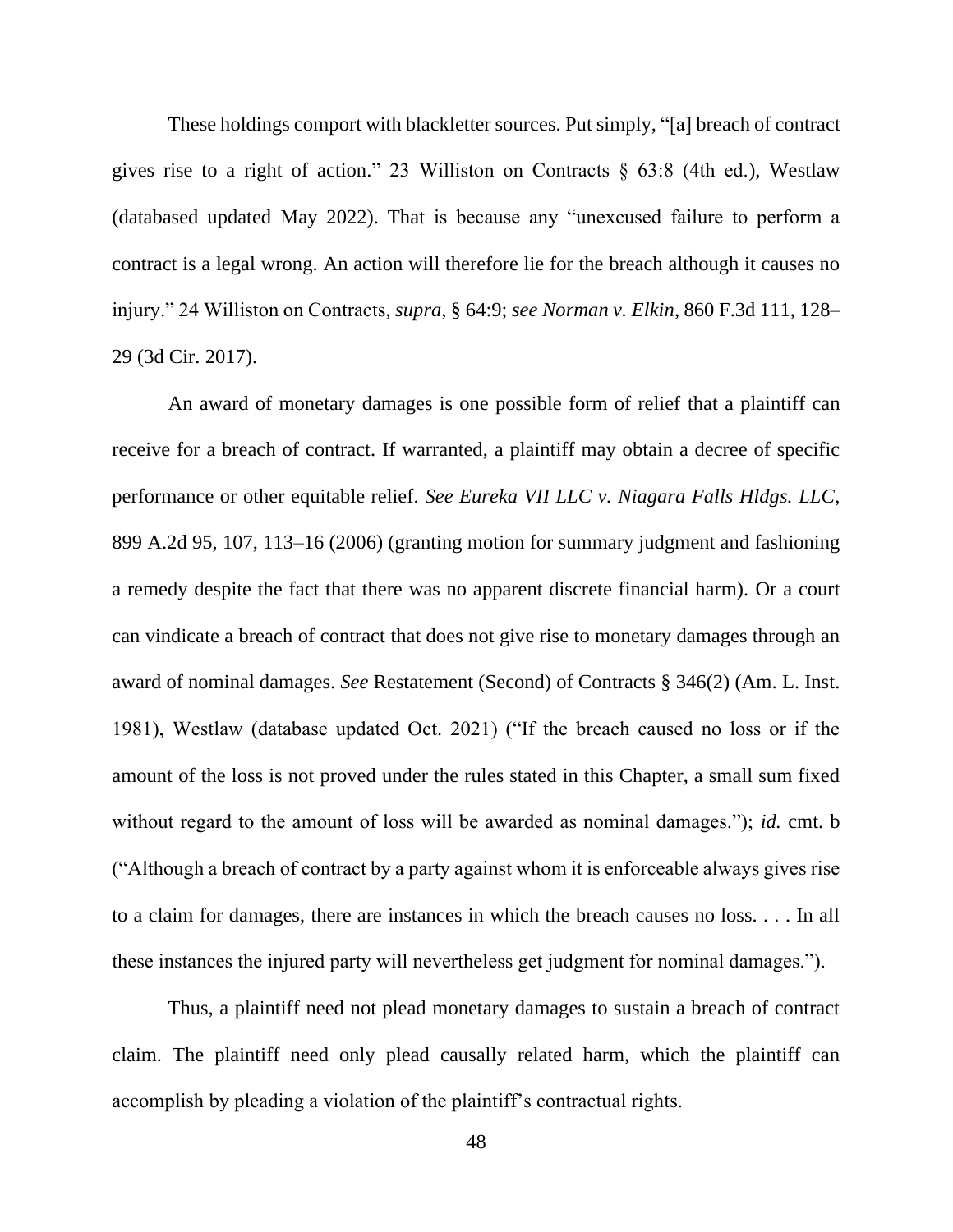These holdings comport with blackletter sources. Put simply, "[a] breach of contract gives rise to a right of action." 23 Williston on Contracts § 63:8 (4th ed.), Westlaw (databased updated May 2022). That is because any "unexcused failure to perform a contract is a legal wrong. An action will therefore lie for the breach although it causes no injury." 24 Williston on Contracts, *supra*, § 64:9; *see Norman v. Elkin*, 860 F.3d 111, 128–29 (3d Cir. 2017).

An award of monetary damages is one possible form of relief that a plaintiff can receive for a breach of contract. If warranted, a plaintiff may obtain a decree of specific performance or other equitable relief. *See Eureka VII LLC v. Niagara Falls Hldgs. LLC*, 899 A.2d 95, 107, 113–16 (2006) (granting motion for summary judgment and fashioning a remedy despite the fact that there was no apparent discrete financial harm). Or a court can vindicate a breach of contract that does not give rise to monetary damages through an award of nominal damages. *See* Restatement (Second) of Contracts § 346(2) (Am. L. Inst. 1981), Westlaw (database updated Oct. 2021) ("If the breach caused no loss or if the amount of the loss is not proved under the rules stated in this Chapter, a small sum fixed without regard to the amount of loss will be awarded as nominal damages."); *id.* cmt. b ("Although a breach of contract by a party against whom it is enforceable always gives rise to a claim for damages, there are instances in which the breach causes no loss. . . . In all these instances the injured party will nevertheless get judgment for nominal damages.").

Thus, a plaintiff need not plead monetary damages to sustain a breach of contract claim. The plaintiff need only plead causally related harm, which the plaintiff can accomplish by pleading a violation of the plaintiff's contractual rights.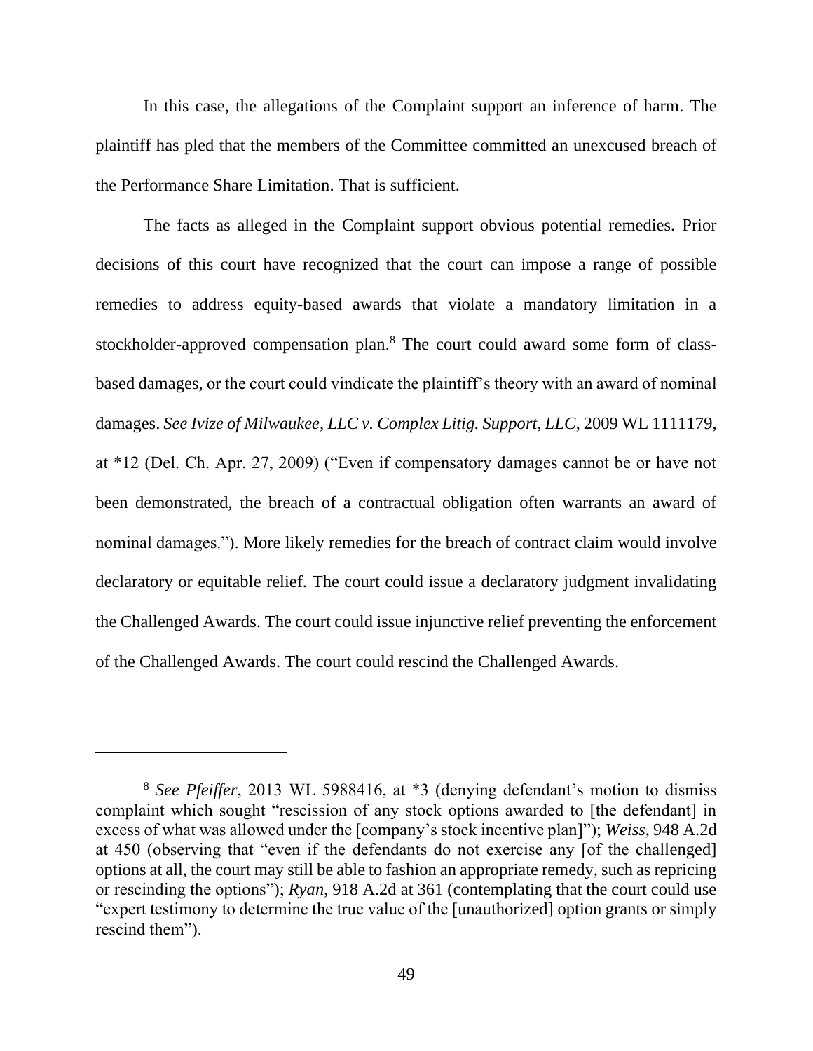In this case, the allegations of the Complaint support an inference of harm. The plaintiff has pled that the members of the Committee committed an unexcused breach of the Performance Share Limitation. That is sufficient.

The facts as alleged in the Complaint support obvious potential remedies. Prior decisions of this court have recognized that the court can impose a range of possible remedies to address equity-based awards that violate a mandatory limitation in a stockholder-approved compensation plan.[8] The court could award some form of class-based damages, or the court could vindicate the plaintiff's theory with an award of nominal damages. *See Ivize of Milwaukee, LLC v. Complex Litig. Support, LLC*, 2009 WL 1111179, at *12 (Del. Ch. Apr. 27, 2009) ("Even if compensatory damages cannot be or have not been demonstrated, the breach of a contractual obligation often warrants an award of nominal damages."). More likely remedies for the breach of contract claim would involve declaratory or equitable relief. The court could issue a declaratory judgment invalidating the Challenged Awards. The court could issue injunctive relief preventing the enforcement of the Challenged Awards. The court could rescind the Challenged Awards.

---

[8] *See Pfeiffer*, 2013 WL 5988416, at *3 (denying defendant's motion to dismiss complaint which sought "rescission of any stock options awarded to [the defendant] in excess of what was allowed under the [company's stock incentive plan]"); *Weiss*, 948 A.2d at 450 (observing that "even if the defendants do not exercise any [of the challenged] options at all, the court may still be able to fashion an appropriate remedy, such as repricing or rescinding the options"); *Ryan*, 918 A.2d at 361 (contemplating that the court could use "expert testimony to determine the true value of the [unauthorized] option grants or simply rescind them").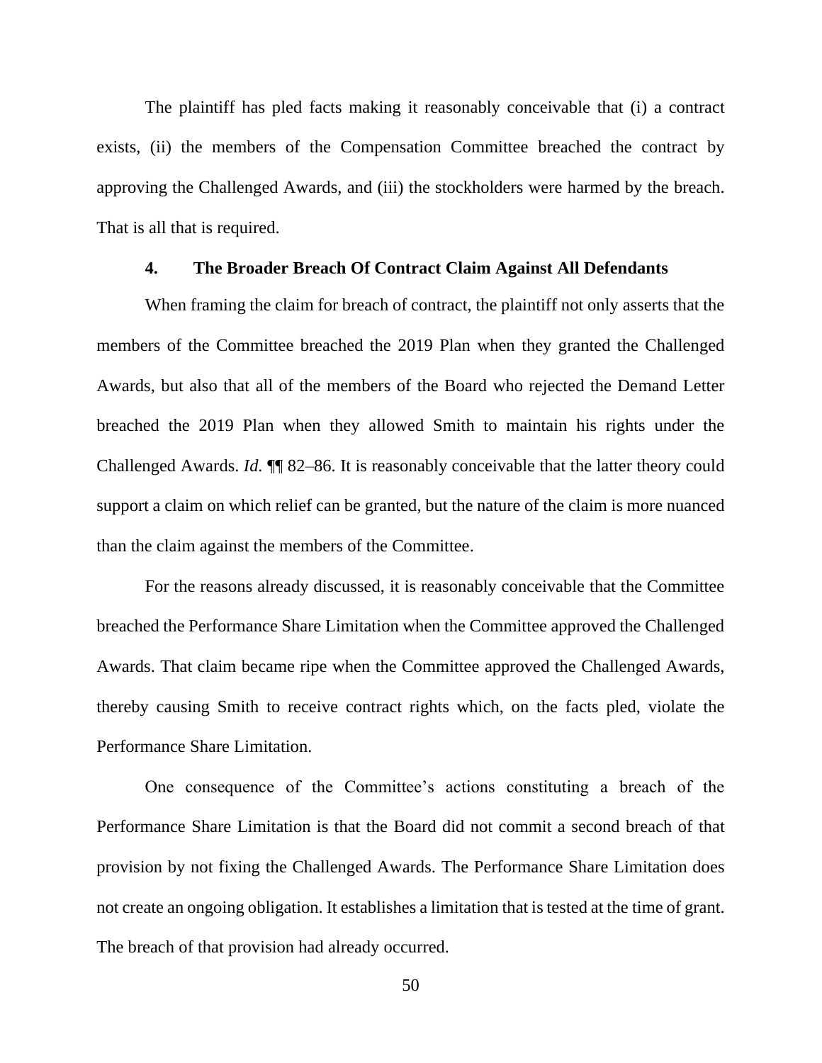The plaintiff has pled facts making it reasonably conceivable that (i) a contract exists, (ii) the members of the Compensation Committee breached the contract by approving the Challenged Awards, and (iii) the stockholders were harmed by the breach. That is all that is required.

#### 4. The Broader Breach Of Contract Claim Against All Defendants

When framing the claim for breach of contract, the plaintiff not only asserts that the members of the Committee breached the 2019 Plan when they granted the Challenged Awards, but also that all of the members of the Board who rejected the Demand Letter breached the 2019 Plan when they allowed Smith to maintain his rights under the Challenged Awards. *Id.* ¶¶ 82–86. It is reasonably conceivable that the latter theory could support a claim on which relief can be granted, but the nature of the claim is more nuanced than the claim against the members of the Committee.

For the reasons already discussed, it is reasonably conceivable that the Committee breached the Performance Share Limitation when the Committee approved the Challenged Awards. That claim became ripe when the Committee approved the Challenged Awards, thereby causing Smith to receive contract rights which, on the facts pled, violate the Performance Share Limitation.

One consequence of the Committee's actions constituting a breach of the Performance Share Limitation is that the Board did not commit a second breach of that provision by not fixing the Challenged Awards. The Performance Share Limitation does not create an ongoing obligation. It establishes a limitation that is tested at the time of grant. The breach of that provision had already occurred.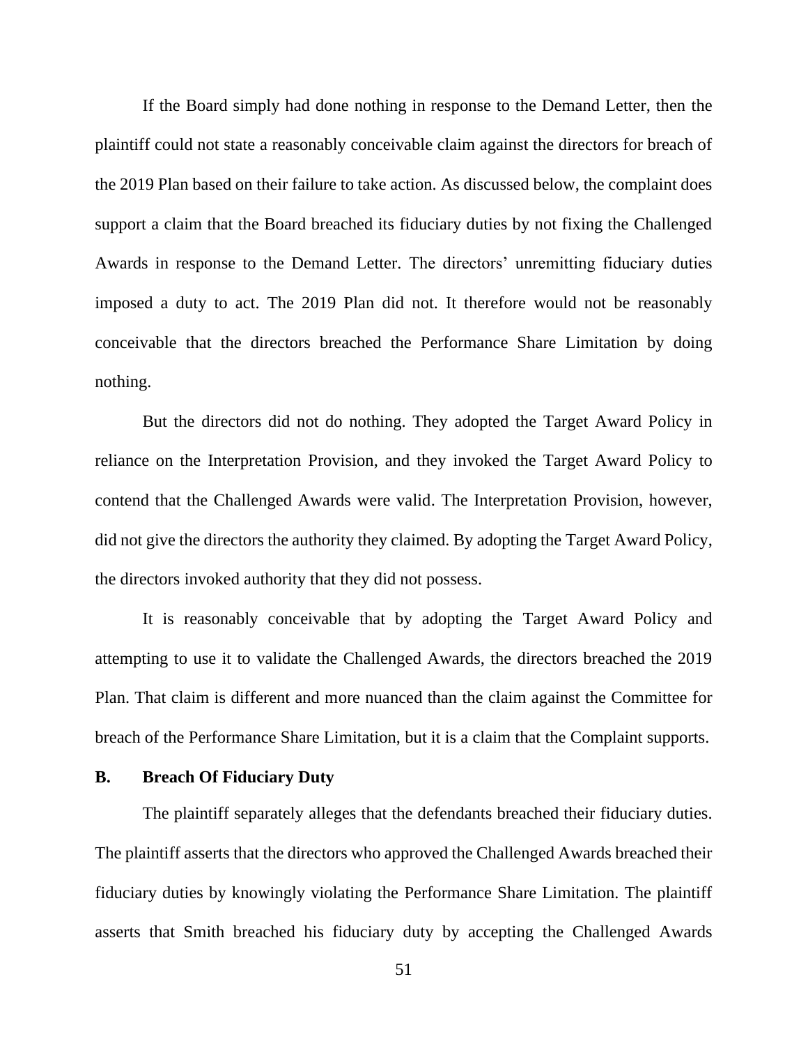If the Board simply had done nothing in response to the Demand Letter, then the plaintiff could not state a reasonably conceivable claim against the directors for breach of the 2019 Plan based on their failure to take action. As discussed below, the complaint does support a claim that the Board breached its fiduciary duties by not fixing the Challenged Awards in response to the Demand Letter. The directors' unremitting fiduciary duties imposed a duty to act. The 2019 Plan did not. It therefore would not be reasonably conceivable that the directors breached the Performance Share Limitation by doing nothing.

But the directors did not do nothing. They adopted the Target Award Policy in reliance on the Interpretation Provision, and they invoked the Target Award Policy to contend that the Challenged Awards were valid. The Interpretation Provision, however, did not give the directors the authority they claimed. By adopting the Target Award Policy, the directors invoked authority that they did not possess.

It is reasonably conceivable that by adopting the Target Award Policy and attempting to use it to validate the Challenged Awards, the directors breached the 2019 Plan. That claim is different and more nuanced than the claim against the Committee for breach of the Performance Share Limitation, but it is a claim that the Complaint supports.

### B. Breach Of Fiduciary Duty

The plaintiff separately alleges that the defendants breached their fiduciary duties. The plaintiff asserts that the directors who approved the Challenged Awards breached their fiduciary duties by knowingly violating the Performance Share Limitation. The plaintiff asserts that Smith breached his fiduciary duty by accepting the Challenged Awards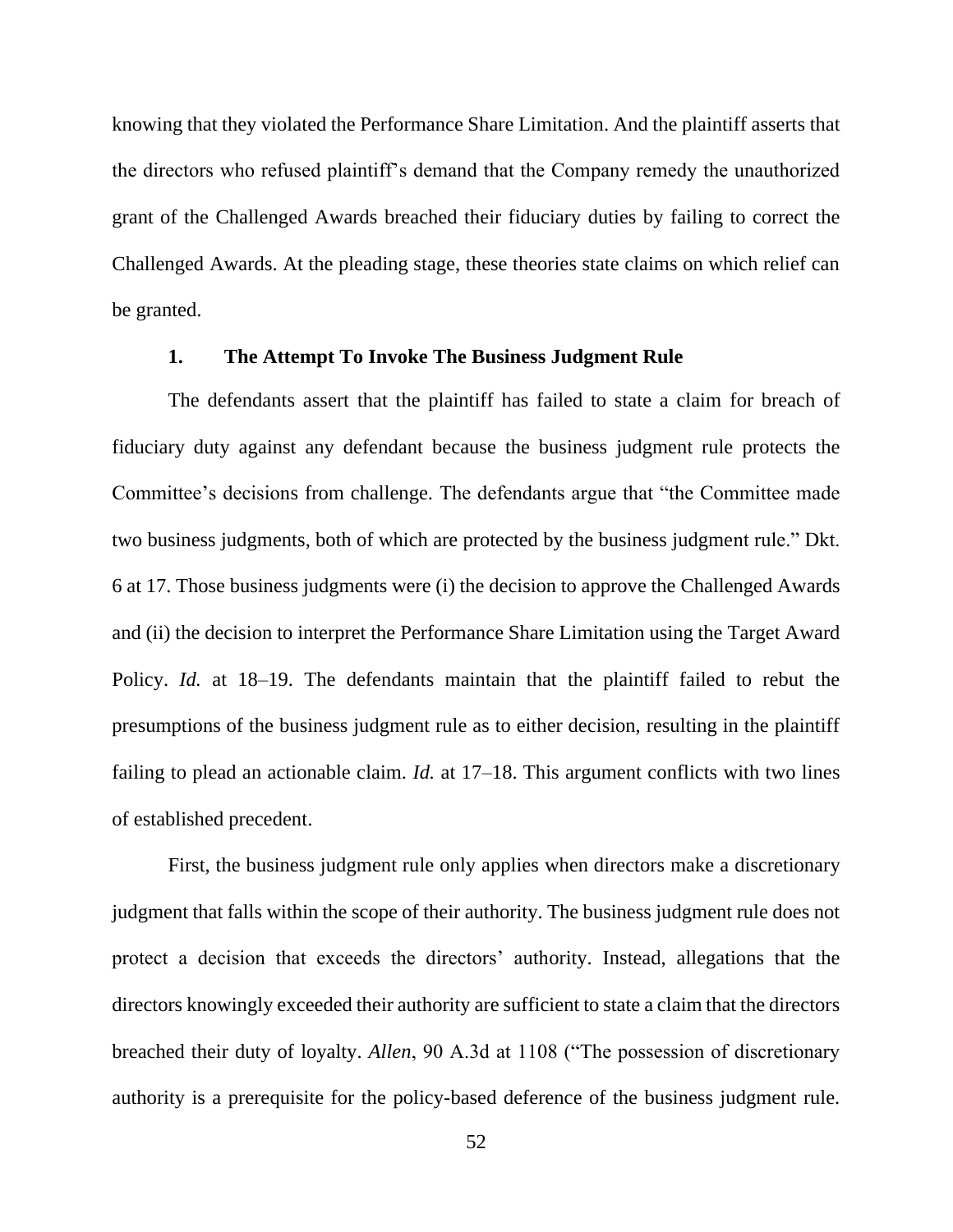knowing that they violated the Performance Share Limitation. And the plaintiff asserts that the directors who refused plaintiff's demand that the Company remedy the unauthorized grant of the Challenged Awards breached their fiduciary duties by failing to correct the Challenged Awards. At the pleading stage, these theories state claims on which relief can be granted.

### 1. The Attempt To Invoke The Business Judgment Rule

The defendants assert that the plaintiff has failed to state a claim for breach of fiduciary duty against any defendant because the business judgment rule protects the Committee's decisions from challenge. The defendants argue that "the Committee made two business judgments, both of which are protected by the business judgment rule." Dkt. 6 at 17. Those business judgments were (i) the decision to approve the Challenged Awards and (ii) the decision to interpret the Performance Share Limitation using the Target Award Policy. *Id.* at 18–19. The defendants maintain that the plaintiff failed to rebut the presumptions of the business judgment rule as to either decision, resulting in the plaintiff failing to plead an actionable claim. *Id.* at 17–18. This argument conflicts with two lines of established precedent.

First, the business judgment rule only applies when directors make a discretionary judgment that falls within the scope of their authority. The business judgment rule does not protect a decision that exceeds the directors' authority. Instead, allegations that the directors knowingly exceeded their authority are sufficient to state a claim that the directors breached their duty of loyalty. *Allen*, 90 A.3d at 1108 ("The possession of discretionary authority is a prerequisite for the policy-based deference of the business judgment rule.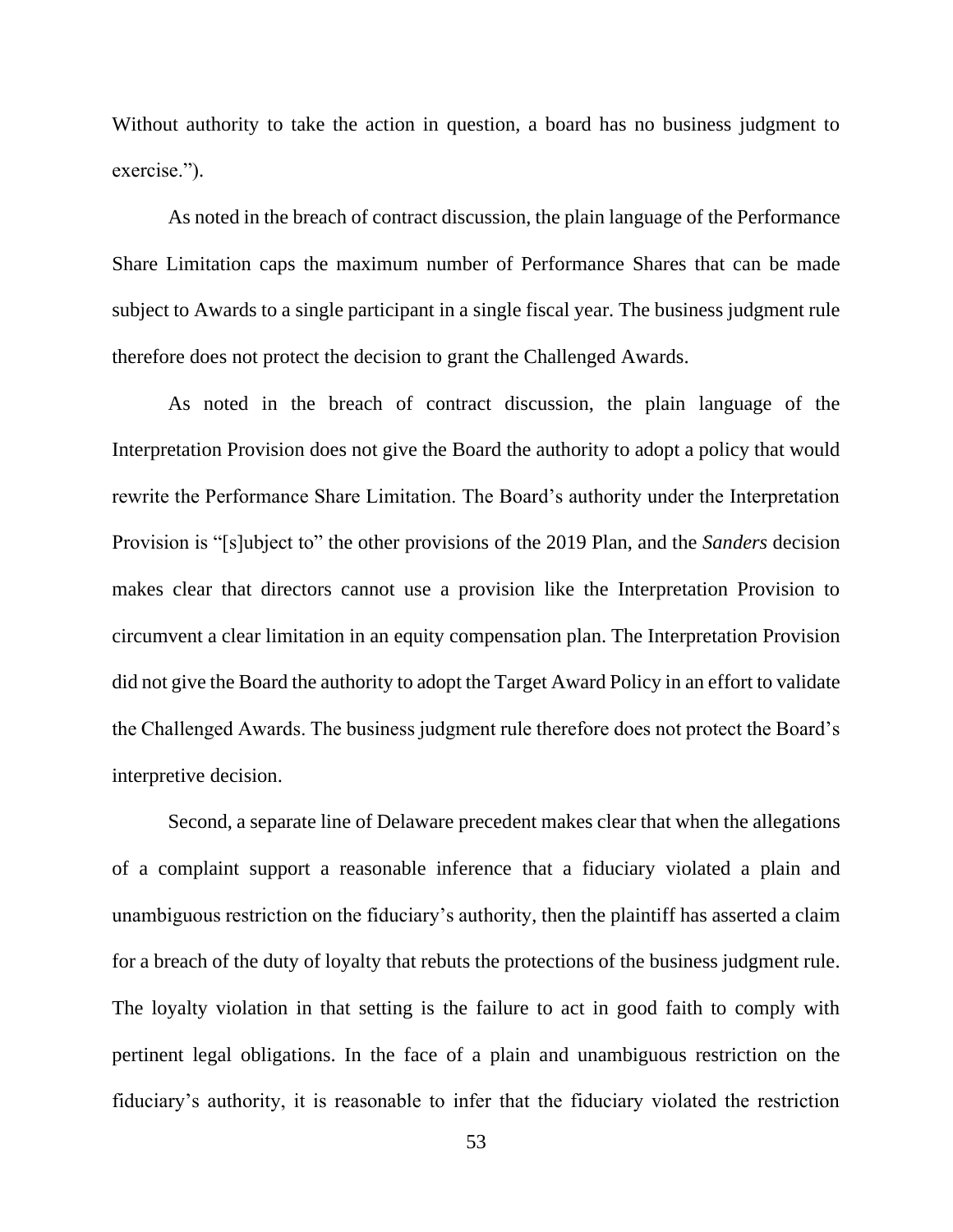Without authority to take the action in question, a board has no business judgment to exercise.").

As noted in the breach of contract discussion, the plain language of the Performance Share Limitation caps the maximum number of Performance Shares that can be made subject to Awards to a single participant in a single fiscal year. The business judgment rule therefore does not protect the decision to grant the Challenged Awards.

As noted in the breach of contract discussion, the plain language of the Interpretation Provision does not give the Board the authority to adopt a policy that would rewrite the Performance Share Limitation. The Board's authority under the Interpretation Provision is "[s]ubject to" the other provisions of the 2019 Plan, and the *Sanders* decision makes clear that directors cannot use a provision like the Interpretation Provision to circumvent a clear limitation in an equity compensation plan. The Interpretation Provision did not give the Board the authority to adopt the Target Award Policy in an effort to validate the Challenged Awards. The business judgment rule therefore does not protect the Board's interpretive decision.

Second, a separate line of Delaware precedent makes clear that when the allegations of a complaint support a reasonable inference that a fiduciary violated a plain and unambiguous restriction on the fiduciary's authority, then the plaintiff has asserted a claim for a breach of the duty of loyalty that rebuts the protections of the business judgment rule. The loyalty violation in that setting is the failure to act in good faith to comply with pertinent legal obligations. In the face of a plain and unambiguous restriction on the fiduciary's authority, it is reasonable to infer that the fiduciary violated the restriction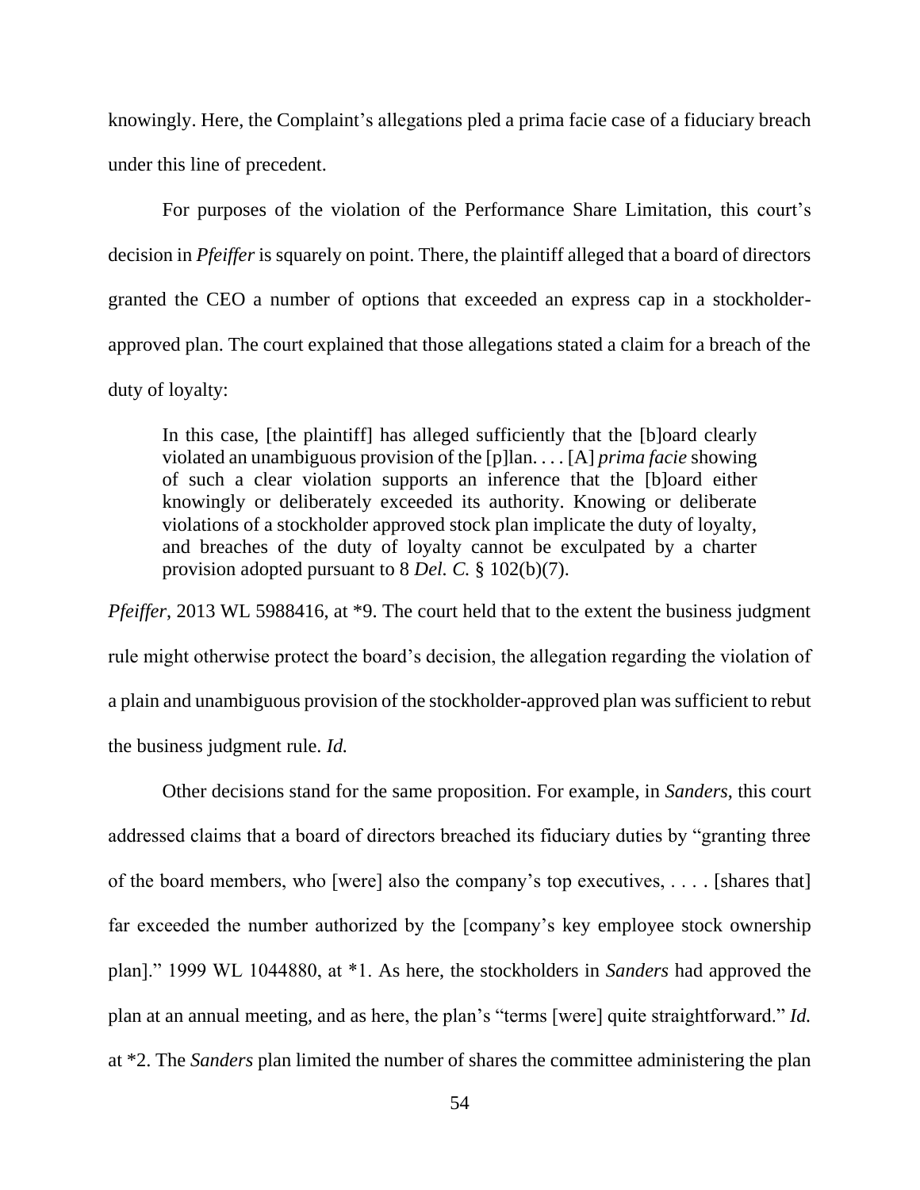knowingly. Here, the Complaint's allegations pled a prima facie case of a fiduciary breach under this line of precedent.

For purposes of the violation of the Performance Share Limitation, this court's decision in *Pfeiffer* is squarely on point. There, the plaintiff alleged that a board of directors granted the CEO a number of options that exceeded an express cap in a stockholder-approved plan. The court explained that those allegations stated a claim for a breach of the duty of loyalty:

> In this case, [the plaintiff] has alleged sufficiently that the [b]oard clearly violated an unambiguous provision of the [p]lan. . . . [A] *prima facie* showing of such a clear violation supports an inference that the [b]oard either knowingly or deliberately exceeded its authority. Knowing or deliberate violations of a stockholder approved stock plan implicate the duty of loyalty, and breaches of the duty of loyalty cannot be exculpated by a charter provision adopted pursuant to 8 *Del. C.* § 102(b)(7).

*Pfeiffer*, 2013 WL 5988416, at *9. The court held that to the extent the business judgment rule might otherwise protect the board's decision, the allegation regarding the violation of a plain and unambiguous provision of the stockholder-approved plan was sufficient to rebut the business judgment rule. *Id.*

Other decisions stand for the same proposition. For example, in *Sanders*, this court addressed claims that a board of directors breached its fiduciary duties by "granting three of the board members, who [were] also the company's top executives, . . . . [shares that] far exceeded the number authorized by the [company's key employee stock ownership plan]." 1999 WL 1044880, at *1. As here, the stockholders in *Sanders* had approved the plan at an annual meeting, and as here, the plan's "terms [were] quite straightforward." *Id.* at *2. The *Sanders* plan limited the number of shares the committee administering the plan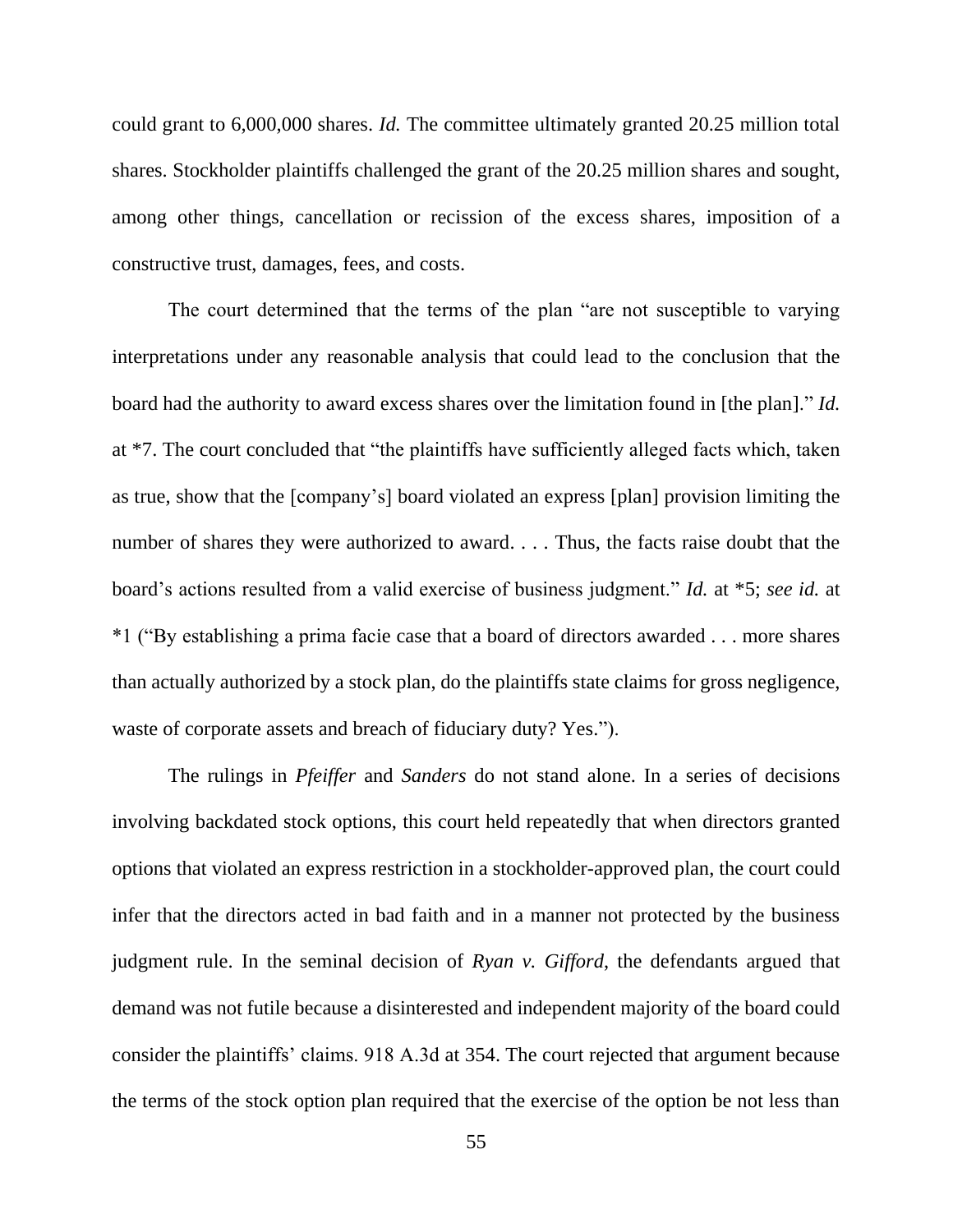could grant to 6,000,000 shares. *Id.* The committee ultimately granted 20.25 million total shares. Stockholder plaintiffs challenged the grant of the 20.25 million shares and sought, among other things, cancellation or recission of the excess shares, imposition of a constructive trust, damages, fees, and costs.

The court determined that the terms of the plan "are not susceptible to varying interpretations under any reasonable analysis that could lead to the conclusion that the board had the authority to award excess shares over the limitation found in [the plan]." *Id.* at *7. The court concluded that "the plaintiffs have sufficiently alleged facts which, taken as true, show that the [company's] board violated an express [plan] provision limiting the number of shares they were authorized to award. . . . Thus, the facts raise doubt that the board's actions resulted from a valid exercise of business judgment." *Id.* at *5; *see id.* at *1 ("By establishing a prima facie case that a board of directors awarded . . . more shares than actually authorized by a stock plan, do the plaintiffs state claims for gross negligence, waste of corporate assets and breach of fiduciary duty? Yes.").

The rulings in *Pfeiffer* and *Sanders* do not stand alone. In a series of decisions involving backdated stock options, this court held repeatedly that when directors granted options that violated an express restriction in a stockholder-approved plan, the court could infer that the directors acted in bad faith and in a manner not protected by the business judgment rule. In the seminal decision of *Ryan v. Gifford*, the defendants argued that demand was not futile because a disinterested and independent majority of the board could consider the plaintiffs' claims. 918 A.3d at 354. The court rejected that argument because the terms of the stock option plan required that the exercise of the option be not less than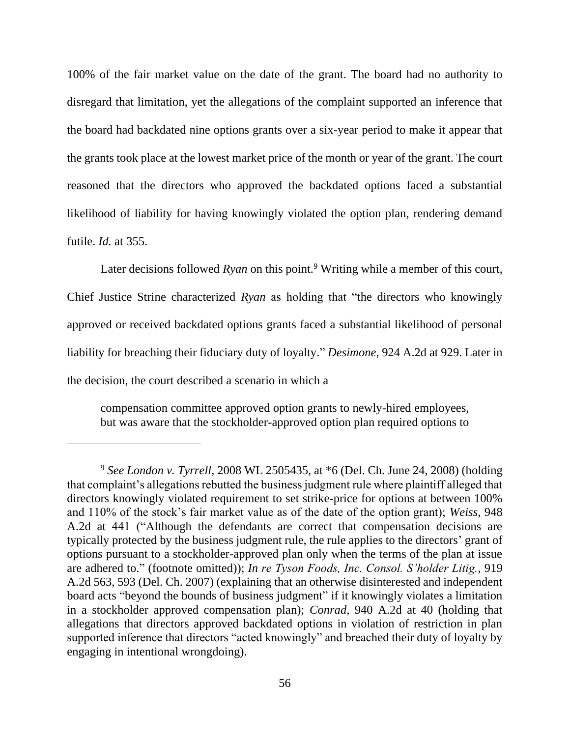100% of the fair market value on the date of the grant. The board had no authority to disregard that limitation, yet the allegations of the complaint supported an inference that the board had backdated nine options grants over a six-year period to make it appear that the grants took place at the lowest market price of the month or year of the grant. The court reasoned that the directors who approved the backdated options faced a substantial likelihood of liability for having knowingly violated the option plan, rendering demand futile. *Id.* at 355.

Later decisions followed *Ryan* on this point.[9] Writing while a member of this court, Chief Justice Strine characterized *Ryan* as holding that "the directors who knowingly approved or received backdated options grants faced a substantial likelihood of personal liability for breaching their fiduciary duty of loyalty." *Desimone*, 924 A.2d at 929. Later in the decision, the court described a scenario in which a

> compensation committee approved option grants to newly-hired employees, but was aware that the stockholder-approved option plan required options to

---

[9] *See London v. Tyrrell*, 2008 WL 2505435, at *6 (Del. Ch. June 24, 2008) (holding that complaint's allegations rebutted the business judgment rule where plaintiff alleged that directors knowingly violated requirement to set strike-price for options at between 100% and 110% of the stock's fair market value as of the date of the option grant); *Weiss*, 948 A.2d at 441 ("Although the defendants are correct that compensation decisions are typically protected by the business judgment rule, the rule applies to the directors' grant of options pursuant to a stockholder-approved plan only when the terms of the plan at issue are adhered to." (footnote omitted)); *In re Tyson Foods, Inc. Consol. S'holder Litig.*, 919 A.2d 563, 593 (Del. Ch. 2007) (explaining that an otherwise disinterested and independent board acts "beyond the bounds of business judgment" if it knowingly violates a limitation in a stockholder approved compensation plan); *Conrad*, 940 A.2d at 40 (holding that allegations that directors approved backdated options in violation of restriction in plan supported inference that directors "acted knowingly" and breached their duty of loyalty by engaging in intentional wrongdoing).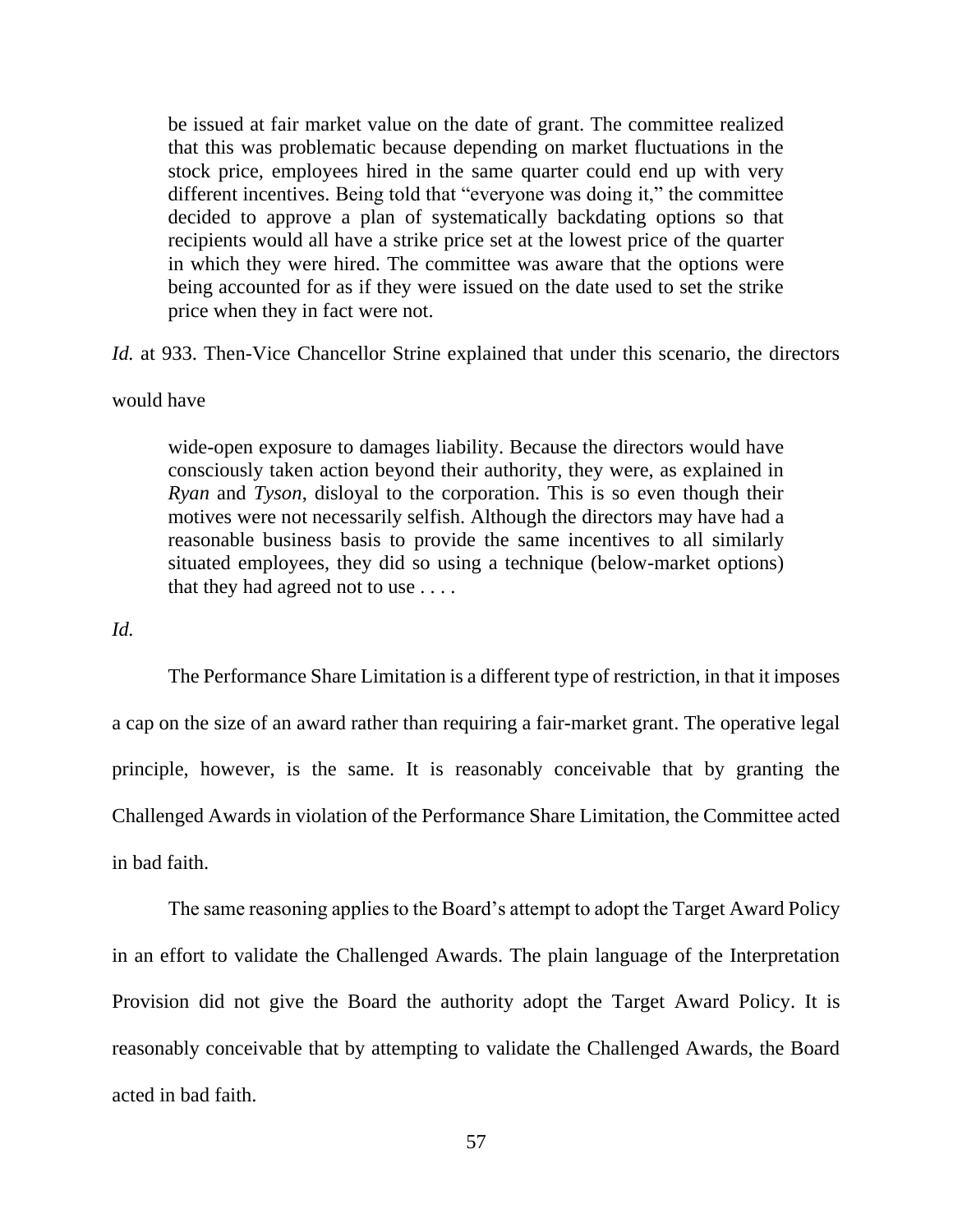> be issued at fair market value on the date of grant. The committee realized that this was problematic because depending on market fluctuations in the stock price, employees hired in the same quarter could end up with very different incentives. Being told that "everyone was doing it," the committee decided to approve a plan of systematically backdating options so that recipients would all have a strike price set at the lowest price of the quarter in which they were hired. The committee was aware that the options were being accounted for as if they were issued on the date used to set the strike price when they in fact were not.

*Id.* at 933. Then-Vice Chancellor Strine explained that under this scenario, the directors would have

> wide-open exposure to damages liability. Because the directors would have consciously taken action beyond their authority, they were, as explained in *Ryan* and *Tyson*, disloyal to the corporation. This is so even though their motives were not necessarily selfish. Although the directors may have had a reasonable business basis to provide the same incentives to all similarly situated employees, they did so using a technique (below-market options) that they had agreed not to use . . . .

*Id.*

The Performance Share Limitation is a different type of restriction, in that it imposes a cap on the size of an award rather than requiring a fair-market grant. The operative legal principle, however, is the same. It is reasonably conceivable that by granting the Challenged Awards in violation of the Performance Share Limitation, the Committee acted in bad faith.

The same reasoning applies to the Board's attempt to adopt the Target Award Policy in an effort to validate the Challenged Awards. The plain language of the Interpretation Provision did not give the Board the authority adopt the Target Award Policy. It is reasonably conceivable that by attempting to validate the Challenged Awards, the Board acted in bad faith.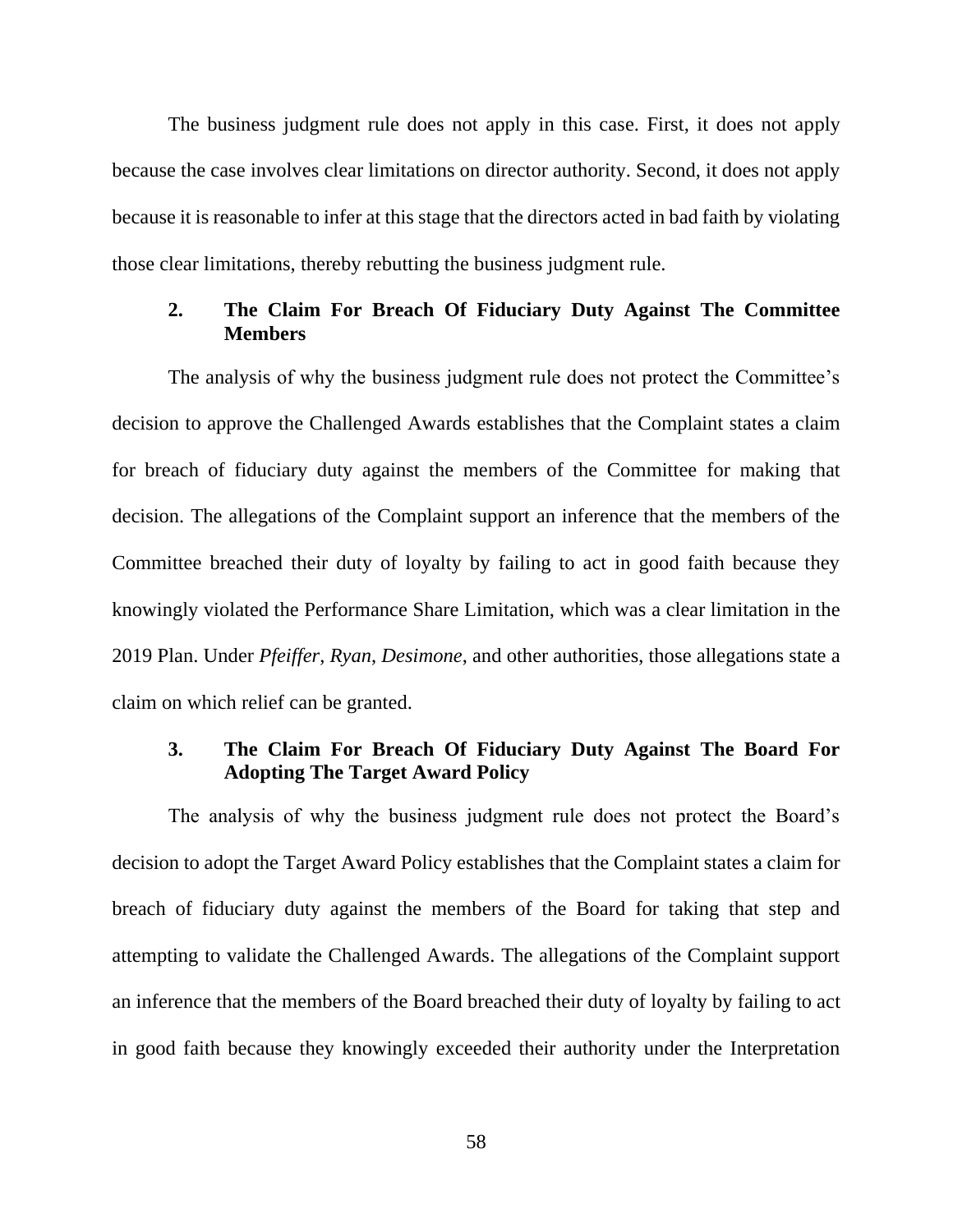The business judgment rule does not apply in this case. First, it does not apply because the case involves clear limitations on director authority. Second, it does not apply because it is reasonable to infer at this stage that the directors acted in bad faith by violating those clear limitations, thereby rebutting the business judgment rule.

### 2. The Claim For Breach Of Fiduciary Duty Against The Committee Members

The analysis of why the business judgment rule does not protect the Committee's decision to approve the Challenged Awards establishes that the Complaint states a claim for breach of fiduciary duty against the members of the Committee for making that decision. The allegations of the Complaint support an inference that the members of the Committee breached their duty of loyalty by failing to act in good faith because they knowingly violated the Performance Share Limitation, which was a clear limitation in the 2019 Plan. Under *Pfeiffer*, *Ryan*, *Desimone*, and other authorities, those allegations state a claim on which relief can be granted.

### 3. The Claim For Breach Of Fiduciary Duty Against The Board For Adopting The Target Award Policy

The analysis of why the business judgment rule does not protect the Board's decision to adopt the Target Award Policy establishes that the Complaint states a claim for breach of fiduciary duty against the members of the Board for taking that step and attempting to validate the Challenged Awards. The allegations of the Complaint support an inference that the members of the Board breached their duty of loyalty by failing to act in good faith because they knowingly exceeded their authority under the Interpretation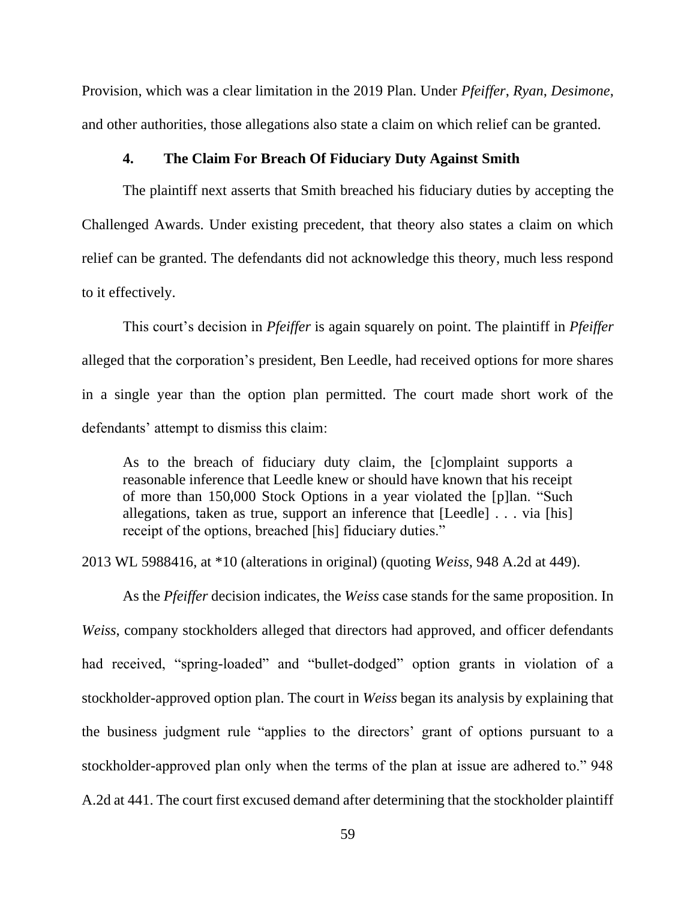Provision, which was a clear limitation in the 2019 Plan. Under *Pfeiffer*, *Ryan*, *Desimone*, and other authorities, those allegations also state a claim on which relief can be granted.

#### 4. The Claim For Breach Of Fiduciary Duty Against Smith

The plaintiff next asserts that Smith breached his fiduciary duties by accepting the Challenged Awards. Under existing precedent, that theory also states a claim on which relief can be granted. The defendants did not acknowledge this theory, much less respond to it effectively.

This court's decision in *Pfeiffer* is again squarely on point. The plaintiff in *Pfeiffer* alleged that the corporation's president, Ben Leedle, had received options for more shares in a single year than the option plan permitted. The court made short work of the defendants' attempt to dismiss this claim:

> As to the breach of fiduciary duty claim, the [c]omplaint supports a reasonable inference that Leedle knew or should have known that his receipt of more than 150,000 Stock Options in a year violated the [p]lan. "Such allegations, taken as true, support an inference that [Leedle] . . . via [his] receipt of the options, breached [his] fiduciary duties."

2013 WL 5988416, at *10 (alterations in original) (quoting *Weiss*, 948 A.2d at 449).

As the *Pfeiffer* decision indicates, the *Weiss* case stands for the same proposition. In *Weiss*, company stockholders alleged that directors had approved, and officer defendants had received, "spring-loaded" and "bullet-dodged" option grants in violation of a stockholder-approved option plan. The court in *Weiss* began its analysis by explaining that the business judgment rule "applies to the directors' grant of options pursuant to a stockholder-approved plan only when the terms of the plan at issue are adhered to." 948 A.2d at 441. The court first excused demand after determining that the stockholder plaintiff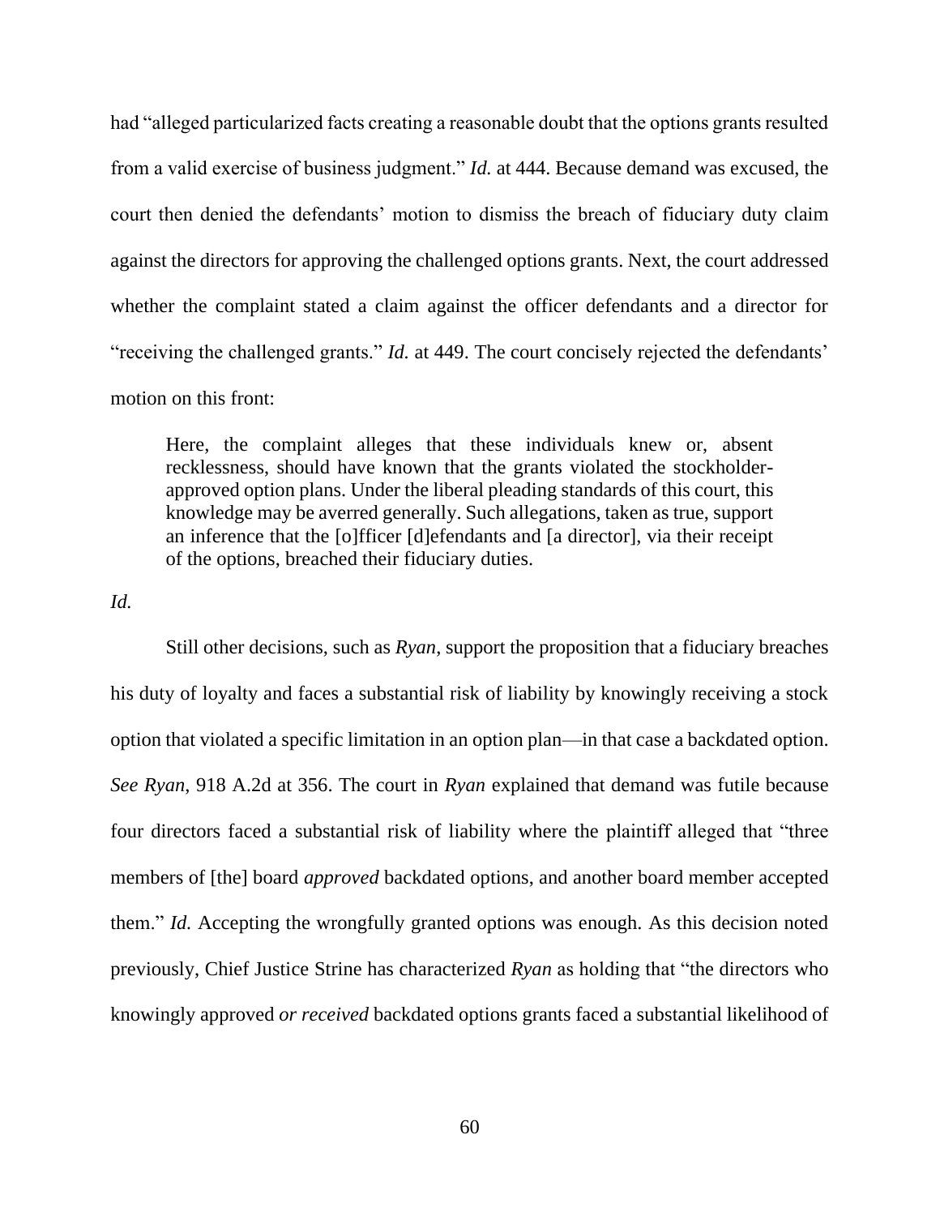had "alleged particularized facts creating a reasonable doubt that the options grants resulted from a valid exercise of business judgment." *Id.* at 444. Because demand was excused, the court then denied the defendants' motion to dismiss the breach of fiduciary duty claim against the directors for approving the challenged options grants. Next, the court addressed whether the complaint stated a claim against the officer defendants and a director for "receiving the challenged grants." *Id.* at 449. The court concisely rejected the defendants' motion on this front:

> Here, the complaint alleges that these individuals knew or, absent recklessness, should have known that the grants violated the stockholder-approved option plans. Under the liberal pleading standards of this court, this knowledge may be averred generally. Such allegations, taken as true, support an inference that the [o]fficer [d]efendants and [a director], via their receipt of the options, breached their fiduciary duties.

*Id.*

Still other decisions, such as *Ryan*, support the proposition that a fiduciary breaches his duty of loyalty and faces a substantial risk of liability by knowingly receiving a stock option that violated a specific limitation in an option plan—in that case a backdated option. *See Ryan*, 918 A.2d at 356. The court in *Ryan* explained that demand was futile because four directors faced a substantial risk of liability where the plaintiff alleged that "three members of [the] board *approved* backdated options, and another board member accepted them." *Id.* Accepting the wrongfully granted options was enough. As this decision noted previously, Chief Justice Strine has characterized *Ryan* as holding that "the directors who knowingly approved *or received* backdated options grants faced a substantial likelihood of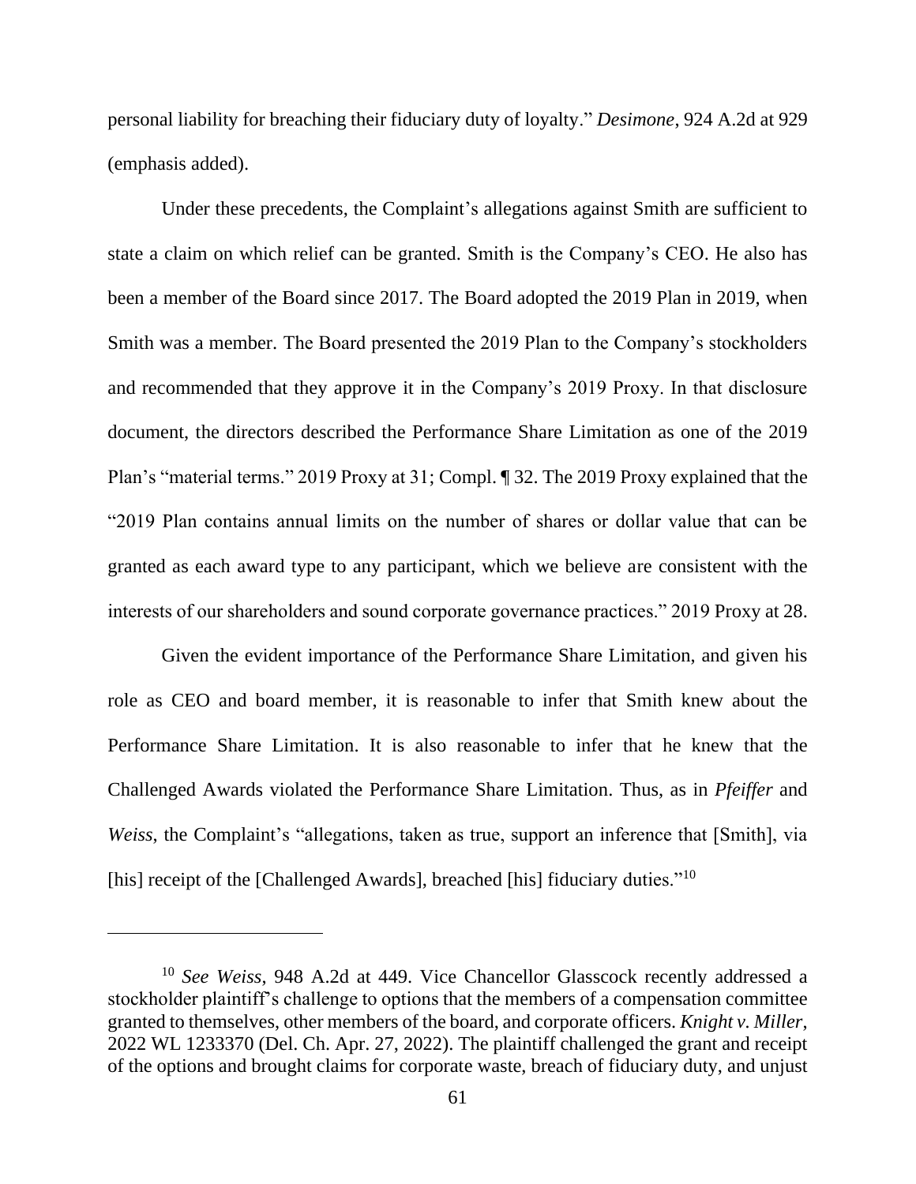personal liability for breaching their fiduciary duty of loyalty." *Desimone*, 924 A.2d at 929 (emphasis added).

Under these precedents, the Complaint's allegations against Smith are sufficient to state a claim on which relief can be granted. Smith is the Company's CEO. He also has been a member of the Board since 2017. The Board adopted the 2019 Plan in 2019, when Smith was a member. The Board presented the 2019 Plan to the Company's stockholders and recommended that they approve it in the Company's 2019 Proxy. In that disclosure document, the directors described the Performance Share Limitation as one of the 2019 Plan's "material terms." 2019 Proxy at 31; Compl. ¶ 32. The 2019 Proxy explained that the "2019 Plan contains annual limits on the number of shares or dollar value that can be granted as each award type to any participant, which we believe are consistent with the interests of our shareholders and sound corporate governance practices." 2019 Proxy at 28.

Given the evident importance of the Performance Share Limitation, and given his role as CEO and board member, it is reasonable to infer that Smith knew about the Performance Share Limitation. It is also reasonable to infer that he knew that the Challenged Awards violated the Performance Share Limitation. Thus, as in *Pfeiffer* and *Weiss*, the Complaint's "allegations, taken as true, support an inference that [Smith], via [his] receipt of the [Challenged Awards], breached [his] fiduciary duties."[10]

---

[10] *See Weiss*, 948 A.2d at 449. Vice Chancellor Glasscock recently addressed a stockholder plaintiff's challenge to options that the members of a compensation committee granted to themselves, other members of the board, and corporate officers. *Knight v. Miller*, 2022 WL 1233370 (Del. Ch. Apr. 27, 2022). The plaintiff challenged the grant and receipt of the options and brought claims for corporate waste, breach of fiduciary duty, and unjust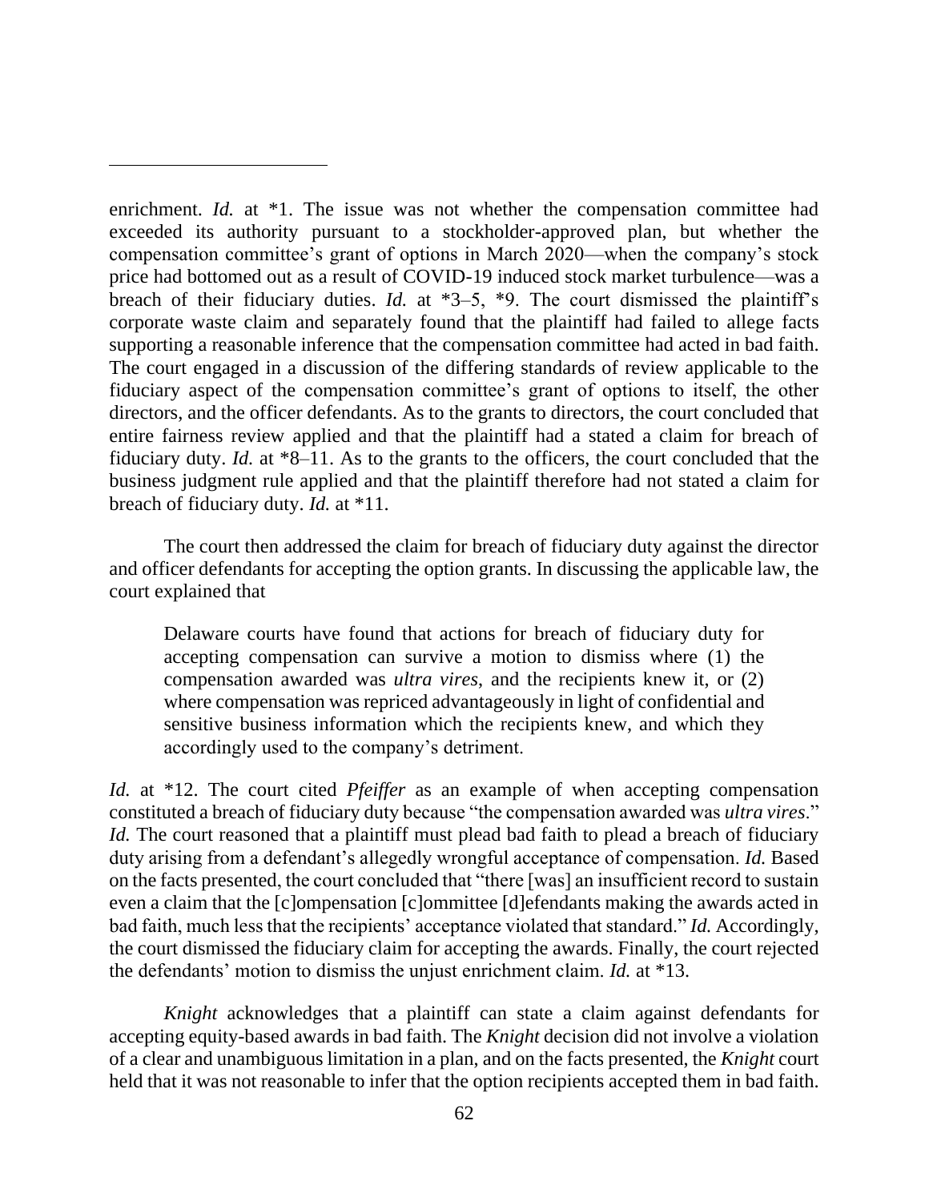enrichment. *Id.* at *1. The issue was not whether the compensation committee had exceeded its authority pursuant to a stockholder-approved plan, but whether the compensation committee's grant of options in March 2020—when the company's stock price had bottomed out as a result of COVID-19 induced stock market turbulence—was a breach of their fiduciary duties. *Id.* at *3–5, *9. The court dismissed the plaintiff's corporate waste claim and separately found that the plaintiff had failed to allege facts supporting a reasonable inference that the compensation committee had acted in bad faith. The court engaged in a discussion of the differing standards of review applicable to the fiduciary aspect of the compensation committee's grant of options to itself, the other directors, and the officer defendants. As to the grants to directors, the court concluded that entire fairness review applied and that the plaintiff had a stated a claim for breach of fiduciary duty. *Id.* at *8–11. As to the grants to the officers, the court concluded that the business judgment rule applied and that the plaintiff therefore had not stated a claim for breach of fiduciary duty. *Id.* at *11.

The court then addressed the claim for breach of fiduciary duty against the director and officer defendants for accepting the option grants. In discussing the applicable law, the court explained that

> Delaware courts have found that actions for breach of fiduciary duty for accepting compensation can survive a motion to dismiss where (1) the compensation awarded was *ultra vires*, and the recipients knew it, or (2) where compensation was repriced advantageously in light of confidential and sensitive business information which the recipients knew, and which they accordingly used to the company's detriment.

*Id.* at *12. The court cited *Pfeiffer* as an example of when accepting compensation constituted a breach of fiduciary duty because "the compensation awarded was *ultra vires*." *Id.* The court reasoned that a plaintiff must plead bad faith to plead a breach of fiduciary duty arising from a defendant's allegedly wrongful acceptance of compensation. *Id.* Based on the facts presented, the court concluded that "there [was] an insufficient record to sustain even a claim that the [c]ompensation [c]ommittee [d]efendants making the awards acted in bad faith, much less that the recipients' acceptance violated that standard." *Id.* Accordingly, the court dismissed the fiduciary claim for accepting the awards. Finally, the court rejected the defendants' motion to dismiss the unjust enrichment claim. *Id.* at *13.

*Knight* acknowledges that a plaintiff can state a claim against defendants for accepting equity-based awards in bad faith. The *Knight* decision did not involve a violation of a clear and unambiguous limitation in a plan, and on the facts presented, the *Knight* court held that it was not reasonable to infer that the option recipients accepted them in bad faith.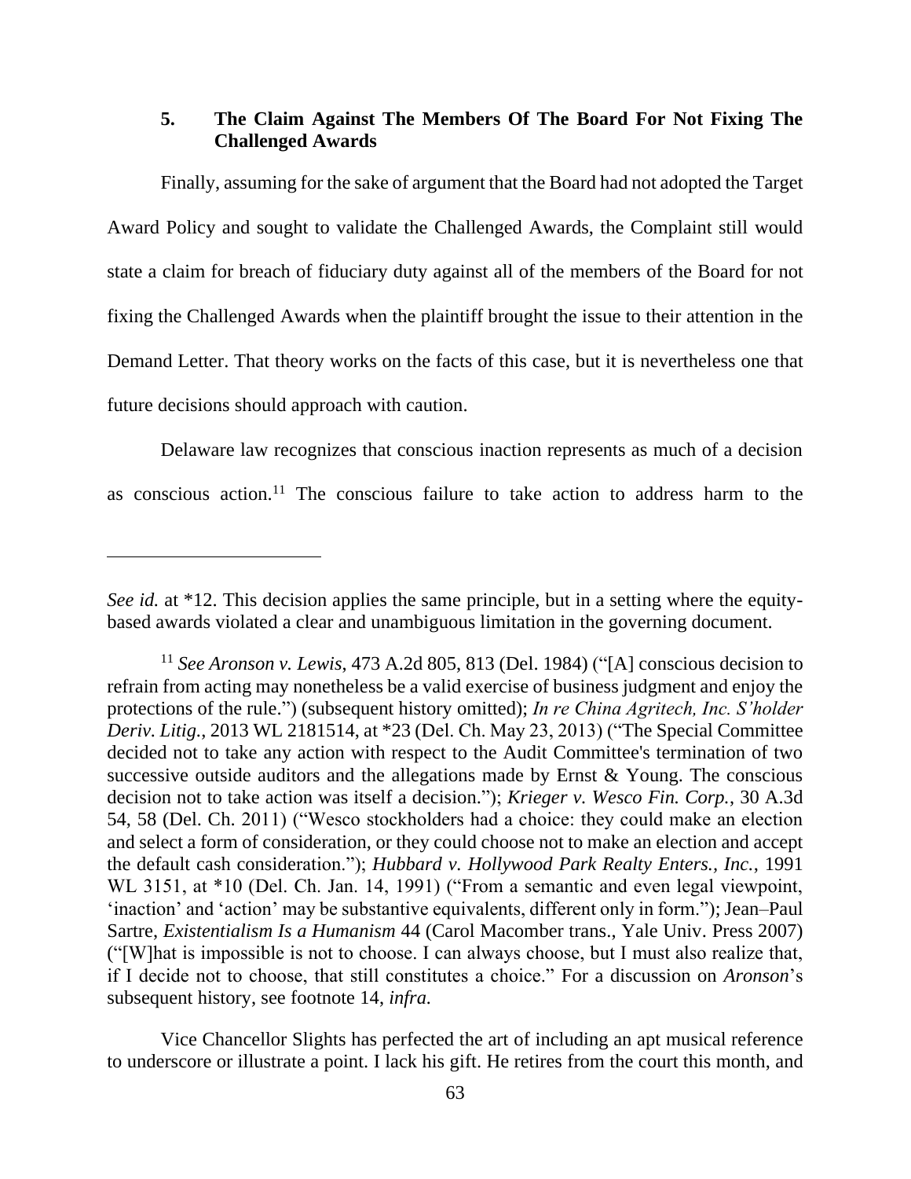### 5. The Claim Against The Members Of The Board For Not Fixing The Challenged Awards

Finally, assuming for the sake of argument that the Board had not adopted the Target Award Policy and sought to validate the Challenged Awards, the Complaint still would state a claim for breach of fiduciary duty against all of the members of the Board for not fixing the Challenged Awards when the plaintiff brought the issue to their attention in the Demand Letter. That theory works on the facts of this case, but it is nevertheless one that future decisions should approach with caution.

Delaware law recognizes that conscious inaction represents as much of a decision as conscious action.[11] The conscious failure to take action to address harm to the

---

*See id.* at *12. This decision applies the same principle, but in a setting where the equity-based awards violated a clear and unambiguous limitation in the governing document.

[11] *See Aronson v. Lewis*, 473 A.2d 805, 813 (Del. 1984) ("[A] conscious decision to refrain from acting may nonetheless be a valid exercise of business judgment and enjoy the protections of the rule.") (subsequent history omitted); *In re China Agritech, Inc. S'holder Deriv. Litig.*, 2013 WL 2181514, at *23 (Del. Ch. May 23, 2013) ("The Special Committee decided not to take any action with respect to the Audit Committee's termination of two successive outside auditors and the allegations made by Ernst & Young. The conscious decision not to take action was itself a decision."); *Krieger v. Wesco Fin. Corp.*, 30 A.3d 54, 58 (Del. Ch. 2011) ("Wesco stockholders had a choice: they could make an election and select a form of consideration, or they could choose not to make an election and accept the default cash consideration."); *Hubbard v. Hollywood Park Realty Enters., Inc.*, 1991 WL 3151, at *10 (Del. Ch. Jan. 14, 1991) ("From a semantic and even legal viewpoint, 'inaction' and 'action' may be substantive equivalents, different only in form."); Jean–Paul Sartre, *Existentialism Is a Humanism* 44 (Carol Macomber trans., Yale Univ. Press 2007) ("[W]hat is impossible is not to choose. I can always choose, but I must also realize that, if I decide not to choose, that still constitutes a choice." For a discussion on *Aronson*'s subsequent history, see footnote 14, *infra*.

Vice Chancellor Slights has perfected the art of including an apt musical reference to underscore or illustrate a point. I lack his gift. He retires from the court this month, and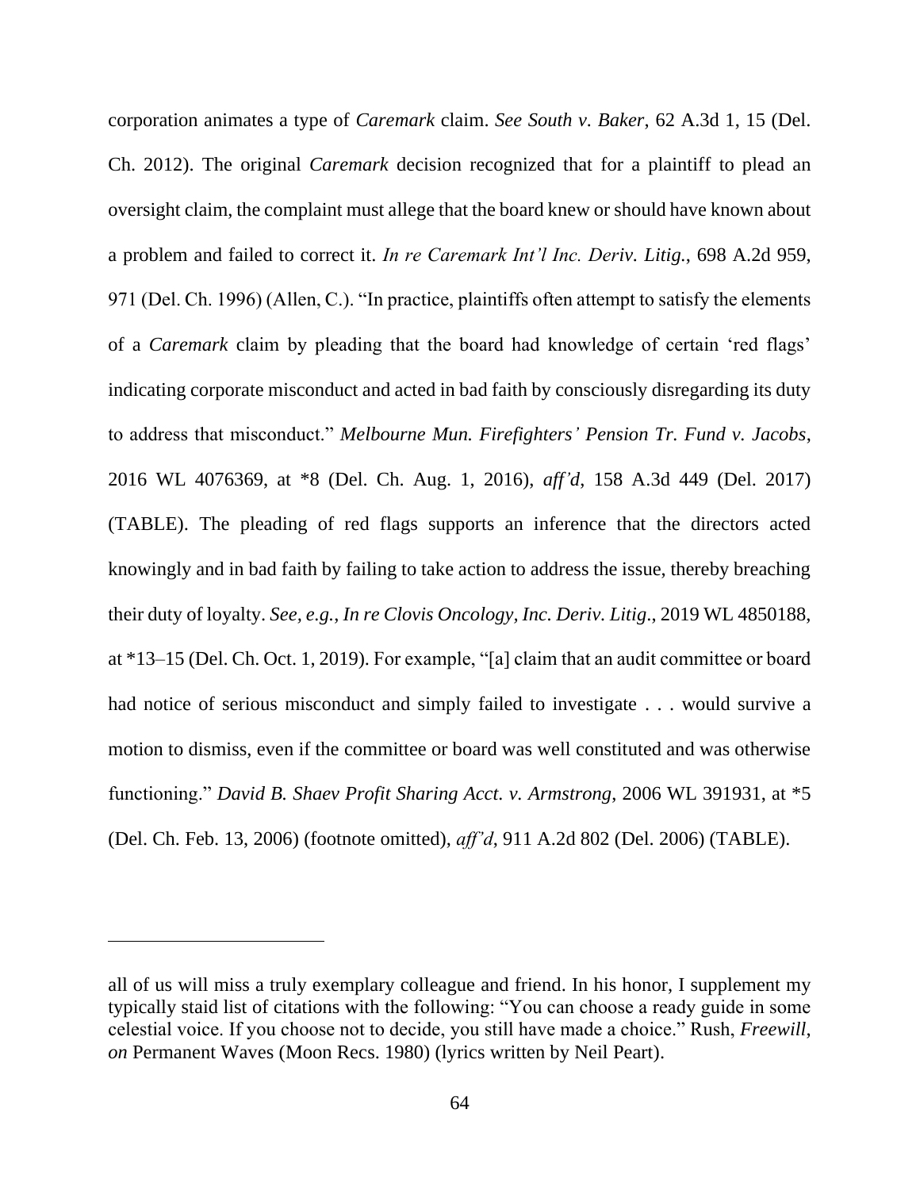corporation animates a type of *Caremark* claim. *See South v. Baker*, 62 A.3d 1, 15 (Del. Ch. 2012). The original *Caremark* decision recognized that for a plaintiff to plead an oversight claim, the complaint must allege that the board knew or should have known about a problem and failed to correct it. *In re Caremark Int'l Inc. Deriv. Litig.*, 698 A.2d 959, 971 (Del. Ch. 1996) (Allen, C.). "In practice, plaintiffs often attempt to satisfy the elements of a *Caremark* claim by pleading that the board had knowledge of certain 'red flags' indicating corporate misconduct and acted in bad faith by consciously disregarding its duty to address that misconduct." *Melbourne Mun. Firefighters' Pension Tr. Fund v. Jacobs*, 2016 WL 4076369, at *8 (Del. Ch. Aug. 1, 2016), *aff'd*, 158 A.3d 449 (Del. 2017) (TABLE). The pleading of red flags supports an inference that the directors acted knowingly and in bad faith by failing to take action to address the issue, thereby breaching their duty of loyalty. *See, e.g.*, *In re Clovis Oncology, Inc. Deriv. Litig.*, 2019 WL 4850188, at *13–15 (Del. Ch. Oct. 1, 2019). For example, "[a] claim that an audit committee or board had notice of serious misconduct and simply failed to investigate . . . would survive a motion to dismiss, even if the committee or board was well constituted and was otherwise functioning." *David B. Shaev Profit Sharing Acct. v. Armstrong*, 2006 WL 391931, at *5 (Del. Ch. Feb. 13, 2006) (footnote omitted), *aff'd*, 911 A.2d 802 (Del. 2006) (TABLE).

---

all of us will miss a truly exemplary colleague and friend. In his honor, I supplement my typically staid list of citations with the following: "You can choose a ready guide in some celestial voice. If you choose not to decide, you still have made a choice." Rush, *Freewill*, *on* Permanent Waves (Moon Recs. 1980) (lyrics written by Neil Peart).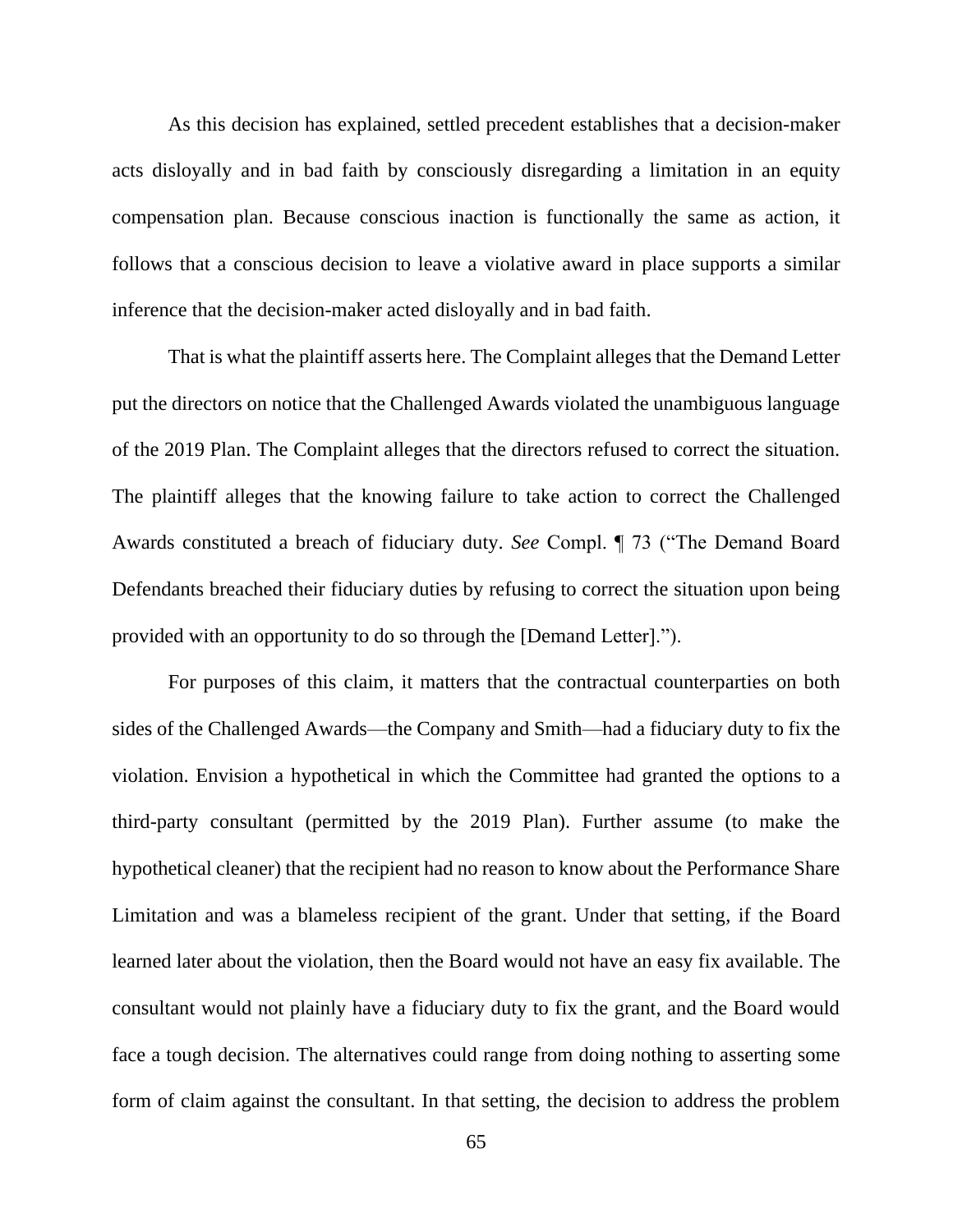As this decision has explained, settled precedent establishes that a decision-maker acts disloyally and in bad faith by consciously disregarding a limitation in an equity compensation plan. Because conscious inaction is functionally the same as action, it follows that a conscious decision to leave a violative award in place supports a similar inference that the decision-maker acted disloyally and in bad faith.

That is what the plaintiff asserts here. The Complaint alleges that the Demand Letter put the directors on notice that the Challenged Awards violated the unambiguous language of the 2019 Plan. The Complaint alleges that the directors refused to correct the situation. The plaintiff alleges that the knowing failure to take action to correct the Challenged Awards constituted a breach of fiduciary duty. *See* Compl. ¶ 73 ("The Demand Board Defendants breached their fiduciary duties by refusing to correct the situation upon being provided with an opportunity to do so through the [Demand Letter].").

For purposes of this claim, it matters that the contractual counterparties on both sides of the Challenged Awards—the Company and Smith—had a fiduciary duty to fix the violation. Envision a hypothetical in which the Committee had granted the options to a third-party consultant (permitted by the 2019 Plan). Further assume (to make the hypothetical cleaner) that the recipient had no reason to know about the Performance Share Limitation and was a blameless recipient of the grant. Under that setting, if the Board learned later about the violation, then the Board would not have an easy fix available. The consultant would not plainly have a fiduciary duty to fix the grant, and the Board would face a tough decision. The alternatives could range from doing nothing to asserting some form of claim against the consultant. In that setting, the decision to address the problem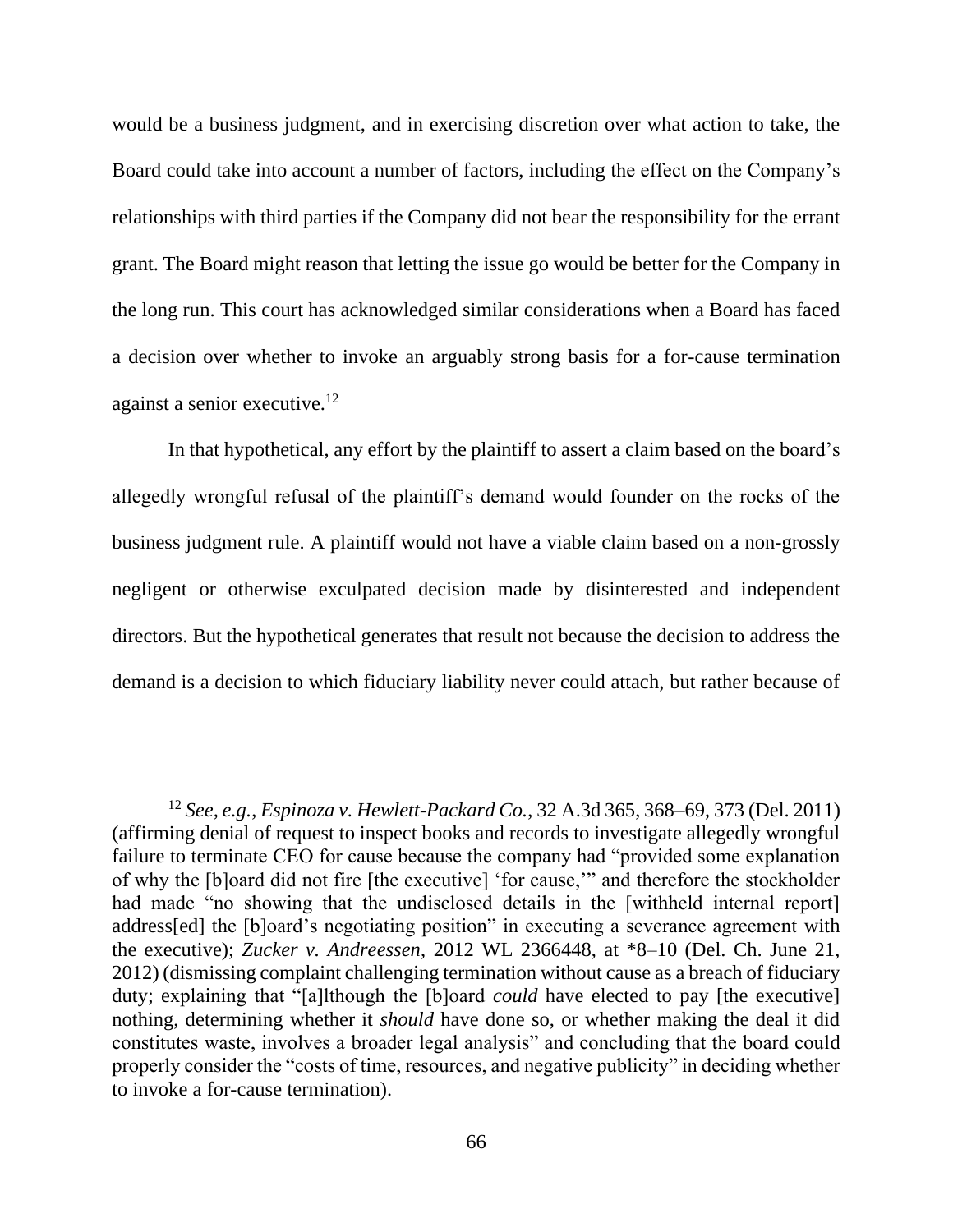would be a business judgment, and in exercising discretion over what action to take, the Board could take into account a number of factors, including the effect on the Company's relationships with third parties if the Company did not bear the responsibility for the errant grant. The Board might reason that letting the issue go would be better for the Company in the long run. This court has acknowledged similar considerations when a Board has faced a decision over whether to invoke an arguably strong basis for a for-cause termination against a senior executive.[12]

In that hypothetical, any effort by the plaintiff to assert a claim based on the board's allegedly wrongful refusal of the plaintiff's demand would founder on the rocks of the business judgment rule. A plaintiff would not have a viable claim based on a non-grossly negligent or otherwise exculpated decision made by disinterested and independent directors. But the hypothetical generates that result not because the decision to address the demand is a decision to which fiduciary liability never could attach, but rather because of

---

[12] *See, e.g.*, *Espinoza v. Hewlett-Packard Co.*, 32 A.3d 365, 368–69, 373 (Del. 2011) (affirming denial of request to inspect books and records to investigate allegedly wrongful failure to terminate CEO for cause because the company had "provided some explanation of why the [b]oard did not fire [the executive] 'for cause,'" and therefore the stockholder had made "no showing that the undisclosed details in the [withheld internal report] address[ed] the [b]oard's negotiating position" in executing a severance agreement with the executive); *Zucker v. Andreessen*, 2012 WL 2366448, at *8–10 (Del. Ch. June 21, 2012) (dismissing complaint challenging termination without cause as a breach of fiduciary duty; explaining that "[a]lthough the [b]oard *could* have elected to pay [the executive] nothing, determining whether it *should* have done so, or whether making the deal it did constitutes waste, involves a broader legal analysis" and concluding that the board could properly consider the "costs of time, resources, and negative publicity" in deciding whether to invoke a for-cause termination).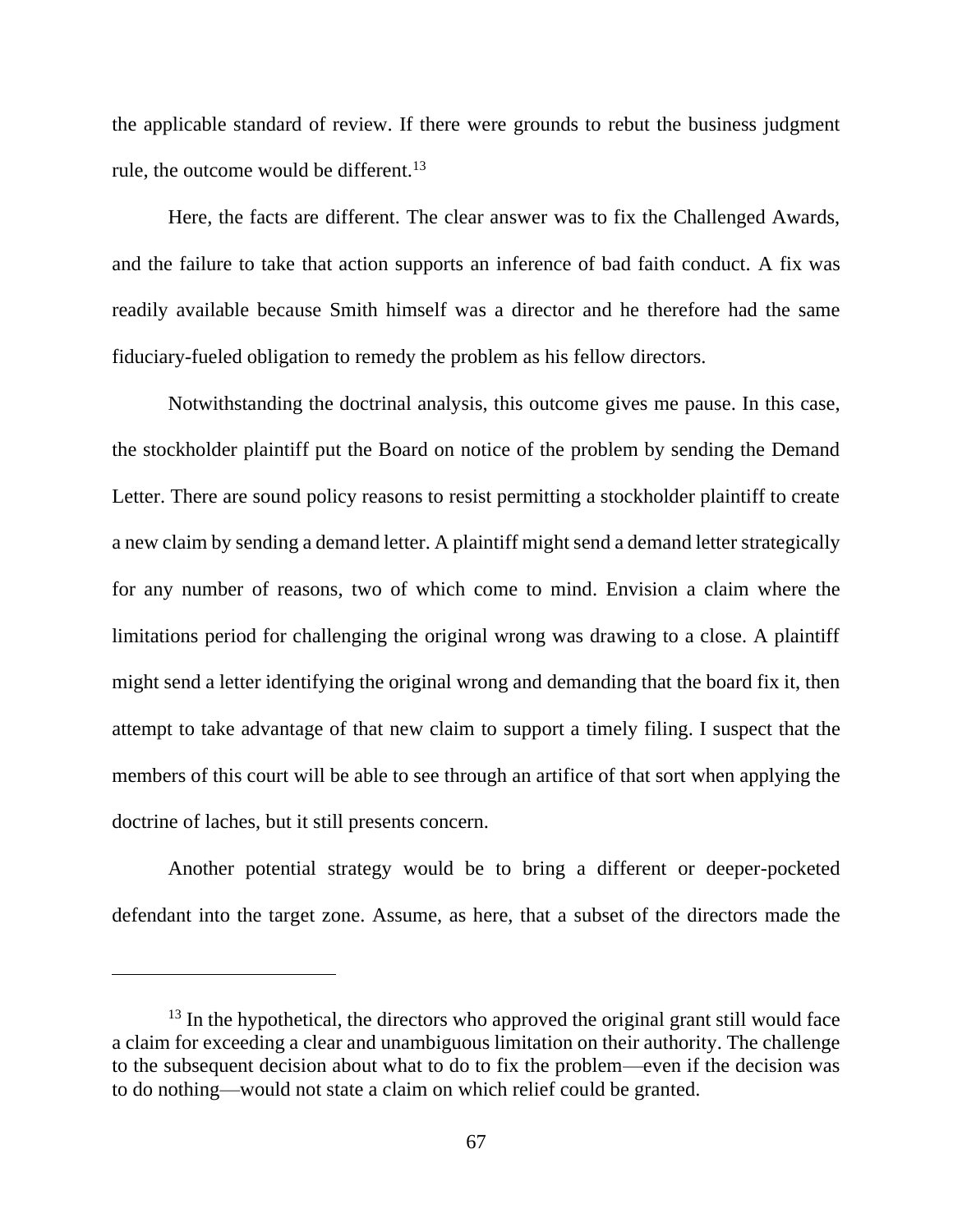the applicable standard of review. If there were grounds to rebut the business judgment rule, the outcome would be different.[13]

Here, the facts are different. The clear answer was to fix the Challenged Awards, and the failure to take that action supports an inference of bad faith conduct. A fix was readily available because Smith himself was a director and he therefore had the same fiduciary-fueled obligation to remedy the problem as his fellow directors.

Notwithstanding the doctrinal analysis, this outcome gives me pause. In this case, the stockholder plaintiff put the Board on notice of the problem by sending the Demand Letter. There are sound policy reasons to resist permitting a stockholder plaintiff to create a new claim by sending a demand letter. A plaintiff might send a demand letter strategically for any number of reasons, two of which come to mind. Envision a claim where the limitations period for challenging the original wrong was drawing to a close. A plaintiff might send a letter identifying the original wrong and demanding that the board fix it, then attempt to take advantage of that new claim to support a timely filing. I suspect that the members of this court will be able to see through an artifice of that sort when applying the doctrine of laches, but it still presents concern.

Another potential strategy would be to bring a different or deeper-pocketed defendant into the target zone. Assume, as here, that a subset of the directors made the

---

[13] In the hypothetical, the directors who approved the original grant still would face a claim for exceeding a clear and unambiguous limitation on their authority. The challenge to the subsequent decision about what to do to fix the problem—even if the decision was to do nothing—would not state a claim on which relief could be granted.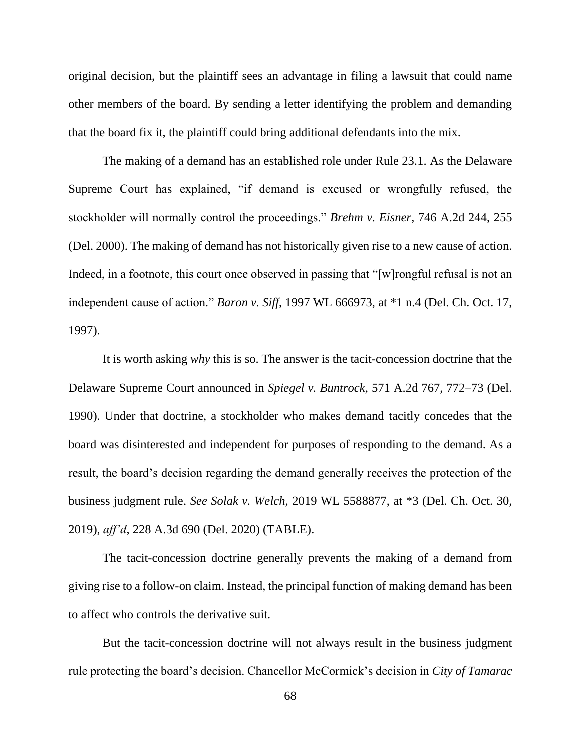original decision, but the plaintiff sees an advantage in filing a lawsuit that could name other members of the board. By sending a letter identifying the problem and demanding that the board fix it, the plaintiff could bring additional defendants into the mix.

The making of a demand has an established role under Rule 23.1. As the Delaware Supreme Court has explained, "if demand is excused or wrongfully refused, the stockholder will normally control the proceedings." *Brehm v. Eisner*, 746 A.2d 244, 255 (Del. 2000). The making of demand has not historically given rise to a new cause of action. Indeed, in a footnote, this court once observed in passing that "[w]rongful refusal is not an independent cause of action." *Baron v. Siff*, 1997 WL 666973, at *1 n.4 (Del. Ch. Oct. 17, 1997).

It is worth asking *why* this is so. The answer is the tacit-concession doctrine that the Delaware Supreme Court announced in *Spiegel v. Buntrock*, 571 A.2d 767, 772–73 (Del. 1990). Under that doctrine, a stockholder who makes demand tacitly concedes that the board was disinterested and independent for purposes of responding to the demand. As a result, the board's decision regarding the demand generally receives the protection of the business judgment rule. *See Solak v. Welch*, 2019 WL 5588877, at *3 (Del. Ch. Oct. 30, 2019), *aff'd*, 228 A.3d 690 (Del. 2020) (TABLE).

The tacit-concession doctrine generally prevents the making of a demand from giving rise to a follow-on claim. Instead, the principal function of making demand has been to affect who controls the derivative suit.

But the tacit-concession doctrine will not always result in the business judgment rule protecting the board's decision. Chancellor McCormick's decision in *City of Tamarac*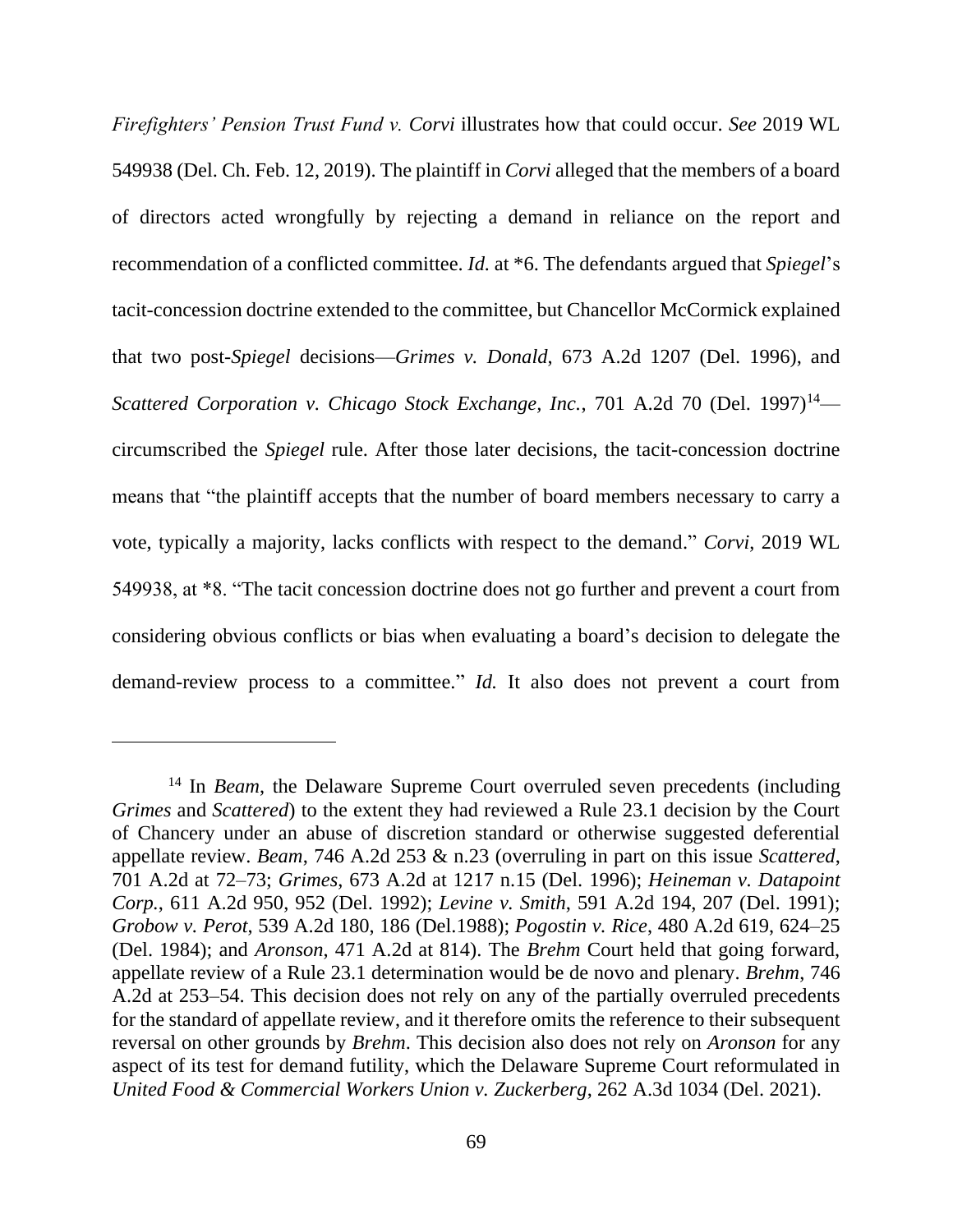*Firefighters' Pension Trust Fund v. Corvi* illustrates how that could occur. *See* 2019 WL 549938 (Del. Ch. Feb. 12, 2019). The plaintiff in *Corvi* alleged that the members of a board of directors acted wrongfully by rejecting a demand in reliance on the report and recommendation of a conflicted committee. *Id.* at *6. The defendants argued that *Spiegel*'s tacit-concession doctrine extended to the committee, but Chancellor McCormick explained that two post-*Spiegel* decisions—*Grimes v. Donald*, 673 A.2d 1207 (Del. 1996), and *Scattered Corporation v. Chicago Stock Exchange, Inc.*, 701 A.2d 70 (Del. 1997)[14]—circumscribed the *Spiegel* rule. After those later decisions, the tacit-concession doctrine means that "the plaintiff accepts that the number of board members necessary to carry a vote, typically a majority, lacks conflicts with respect to the demand." *Corvi*, 2019 WL 549938, at *8. "The tacit concession doctrine does not go further and prevent a court from considering obvious conflicts or bias when evaluating a board's decision to delegate the demand-review process to a committee." *Id.* It also does not prevent a court from

---

[14] In *Beam*, the Delaware Supreme Court overruled seven precedents (including *Grimes* and *Scattered*) to the extent they had reviewed a Rule 23.1 decision by the Court of Chancery under an abuse of discretion standard or otherwise suggested deferential appellate review. *Beam*, 746 A.2d 253 & n.23 (overruling in part on this issue *Scattered*, 701 A.2d at 72–73; *Grimes*, 673 A.2d at 1217 n.15 (Del. 1996); *Heineman v. Datapoint Corp.*, 611 A.2d 950, 952 (Del. 1992); *Levine v. Smith*, 591 A.2d 194, 207 (Del. 1991); *Grobow v. Perot*, 539 A.2d 180, 186 (Del.1988); *Pogostin v. Rice*, 480 A.2d 619, 624–25 (Del. 1984); and *Aronson*, 471 A.2d at 814). The *Brehm* Court held that going forward, appellate review of a Rule 23.1 determination would be de novo and plenary. *Brehm*, 746 A.2d at 253–54. This decision does not rely on any of the partially overruled precedents for the standard of appellate review, and it therefore omits the reference to their subsequent reversal on other grounds by *Brehm*. This decision also does not rely on *Aronson* for any aspect of its test for demand futility, which the Delaware Supreme Court reformulated in *United Food & Commercial Workers Union v. Zuckerberg*, 262 A.3d 1034 (Del. 2021).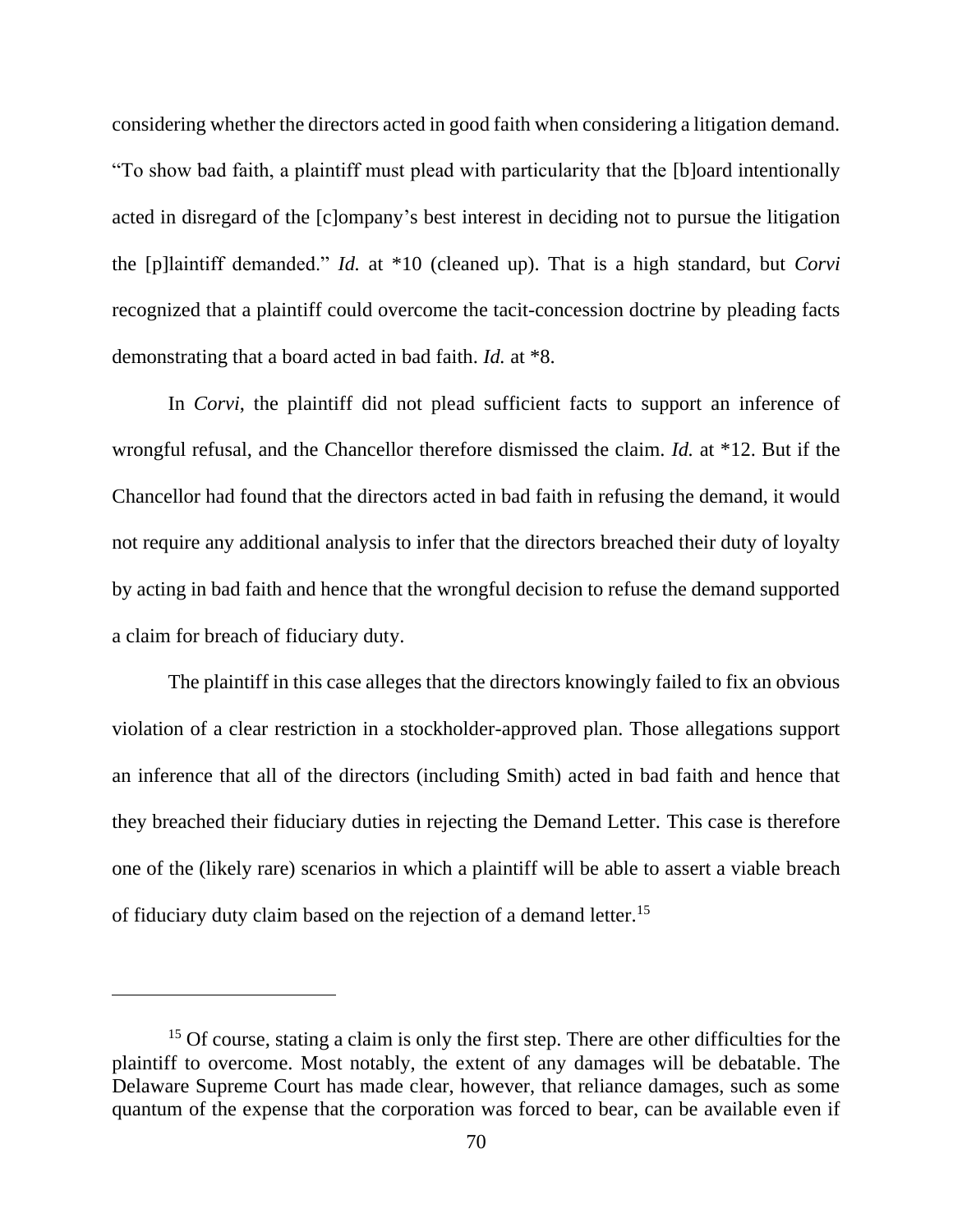considering whether the directors acted in good faith when considering a litigation demand. "To show bad faith, a plaintiff must plead with particularity that the [b]oard intentionally acted in disregard of the [c]ompany's best interest in deciding not to pursue the litigation the [p]laintiff demanded." *Id.* at *10 (cleaned up). That is a high standard, but *Corvi* recognized that a plaintiff could overcome the tacit-concession doctrine by pleading facts demonstrating that a board acted in bad faith. *Id.* at *8.

In *Corvi*, the plaintiff did not plead sufficient facts to support an inference of wrongful refusal, and the Chancellor therefore dismissed the claim. *Id.* at *12. But if the Chancellor had found that the directors acted in bad faith in refusing the demand, it would not require any additional analysis to infer that the directors breached their duty of loyalty by acting in bad faith and hence that the wrongful decision to refuse the demand supported a claim for breach of fiduciary duty.

The plaintiff in this case alleges that the directors knowingly failed to fix an obvious violation of a clear restriction in a stockholder-approved plan. Those allegations support an inference that all of the directors (including Smith) acted in bad faith and hence that they breached their fiduciary duties in rejecting the Demand Letter. This case is therefore one of the (likely rare) scenarios in which a plaintiff will be able to assert a viable breach of fiduciary duty claim based on the rejection of a demand letter.[15]

---

[15] Of course, stating a claim is only the first step. There are other difficulties for the plaintiff to overcome. Most notably, the extent of any damages will be debatable. The Delaware Supreme Court has made clear, however, that reliance damages, such as some quantum of the expense that the corporation was forced to bear, can be available even if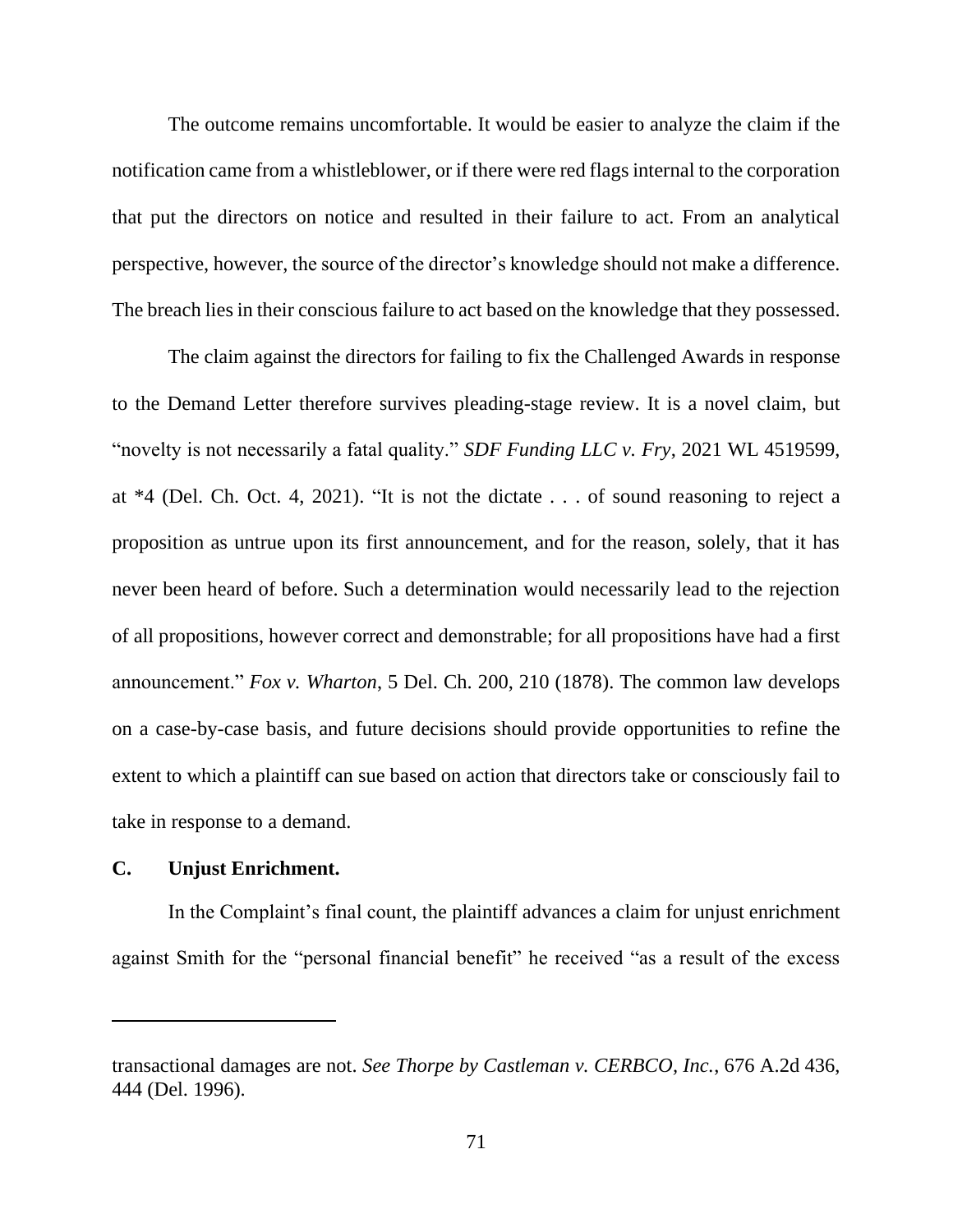The outcome remains uncomfortable. It would be easier to analyze the claim if the notification came from a whistleblower, or if there were red flags internal to the corporation that put the directors on notice and resulted in their failure to act. From an analytical perspective, however, the source of the director's knowledge should not make a difference. The breach lies in their conscious failure to act based on the knowledge that they possessed.

The claim against the directors for failing to fix the Challenged Awards in response to the Demand Letter therefore survives pleading-stage review. It is a novel claim, but "novelty is not necessarily a fatal quality." *SDF Funding LLC v. Fry*, 2021 WL 4519599, at *4 (Del. Ch. Oct. 4, 2021). "It is not the dictate . . . of sound reasoning to reject a proposition as untrue upon its first announcement, and for the reason, solely, that it has never been heard of before. Such a determination would necessarily lead to the rejection of all propositions, however correct and demonstrable; for all propositions have had a first announcement." *Fox v. Wharton*, 5 Del. Ch. 200, 210 (1878). The common law develops on a case-by-case basis, and future decisions should provide opportunities to refine the extent to which a plaintiff can sue based on action that directors take or consciously fail to take in response to a demand.

**C. Unjust Enrichment.**

In the Complaint's final count, the plaintiff advances a claim for unjust enrichment against Smith for the "personal financial benefit" he received "as a result of the excess

---

transactional damages are not. *See Thorpe by Castleman v. CERBCO, Inc.*, 676 A.2d 436, 444 (Del. 1996).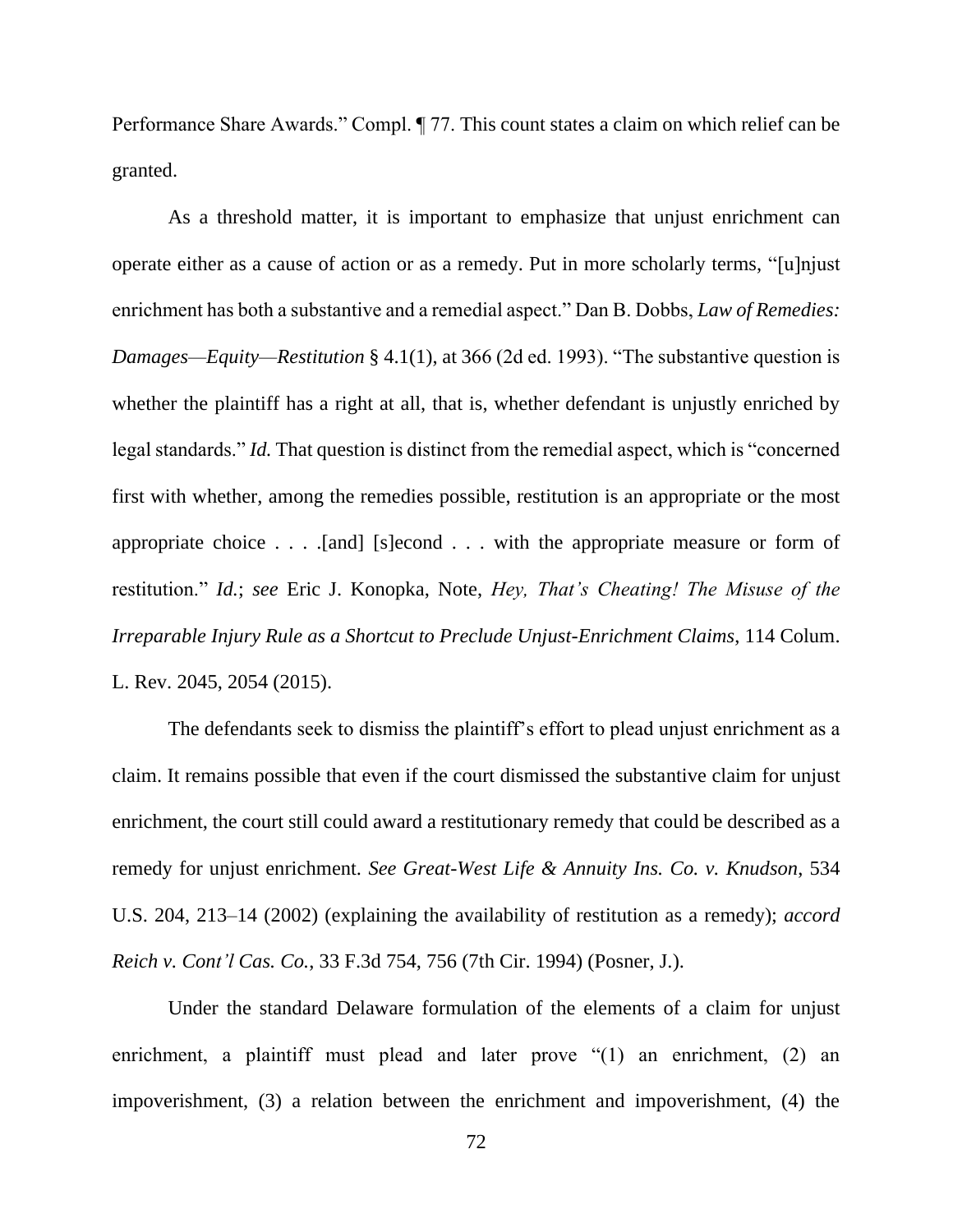Performance Share Awards." Compl. ¶ 77. This count states a claim on which relief can be granted.

As a threshold matter, it is important to emphasize that unjust enrichment can operate either as a cause of action or as a remedy. Put in more scholarly terms, "[u]njust enrichment has both a substantive and a remedial aspect." Dan B. Dobbs, *Law of Remedies: Damages—Equity—Restitution* § 4.1(1), at 366 (2d ed. 1993). "The substantive question is whether the plaintiff has a right at all, that is, whether defendant is unjustly enriched by legal standards." *Id.* That question is distinct from the remedial aspect, which is "concerned first with whether, among the remedies possible, restitution is an appropriate or the most appropriate choice . . . .[and] [s]econd . . . with the appropriate measure or form of restitution." *Id.*; *see* Eric J. Konopka, Note, *Hey, That's Cheating! The Misuse of the Irreparable Injury Rule as a Shortcut to Preclude Unjust-Enrichment Claims*, 114 Colum. L. Rev. 2045, 2054 (2015).

The defendants seek to dismiss the plaintiff's effort to plead unjust enrichment as a claim. It remains possible that even if the court dismissed the substantive claim for unjust enrichment, the court still could award a restitutionary remedy that could be described as a remedy for unjust enrichment. *See Great-West Life & Annuity Ins. Co. v. Knudson*, 534 U.S. 204, 213–14 (2002) (explaining the availability of restitution as a remedy); *accord Reich v. Cont'l Cas. Co.*, 33 F.3d 754, 756 (7th Cir. 1994) (Posner, J.).

Under the standard Delaware formulation of the elements of a claim for unjust enrichment, a plaintiff must plead and later prove "(1) an enrichment, (2) an impoverishment, (3) a relation between the enrichment and impoverishment, (4) the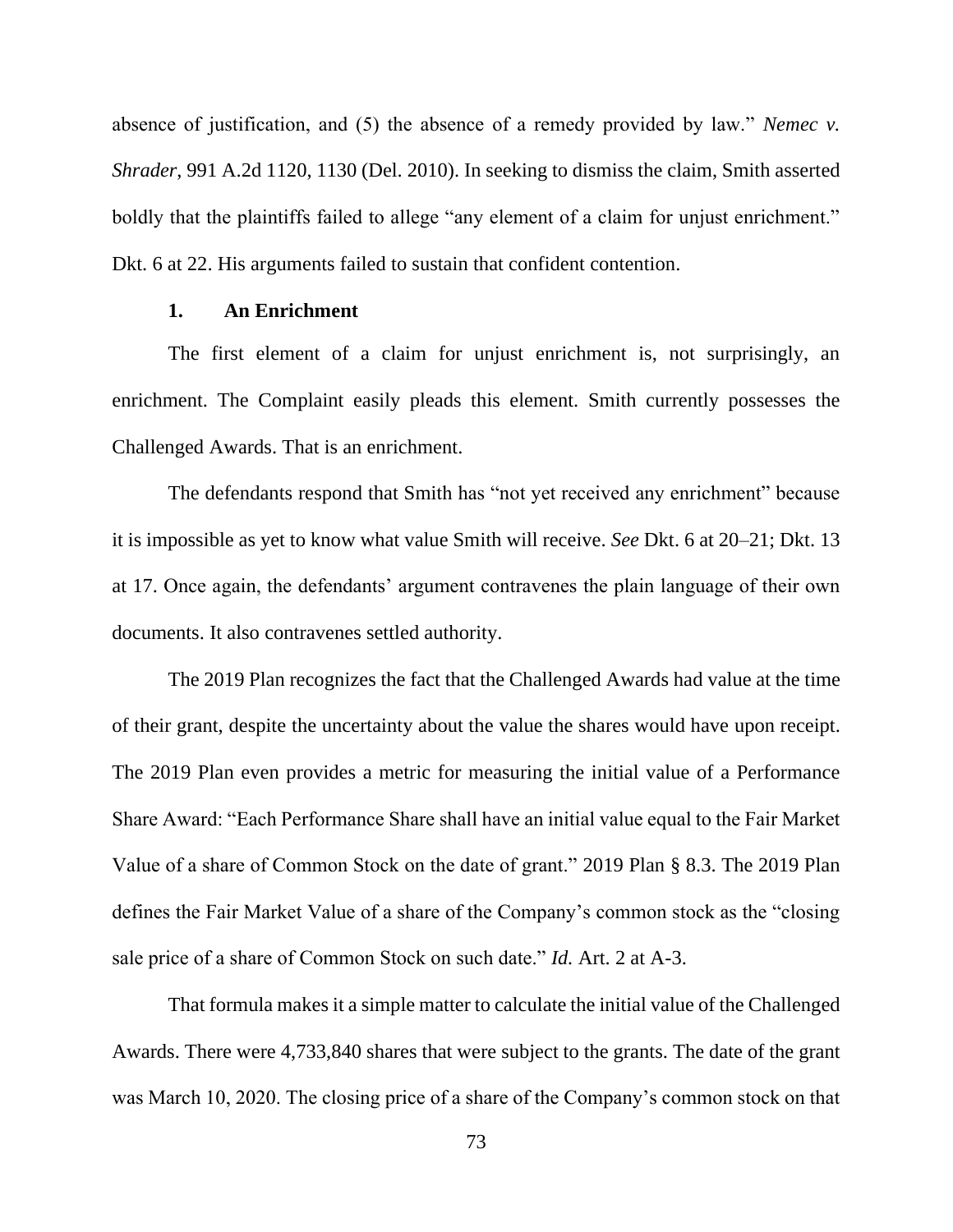absence of justification, and (5) the absence of a remedy provided by law." *Nemec v. Shrader*, 991 A.2d 1120, 1130 (Del. 2010). In seeking to dismiss the claim, Smith asserted boldly that the plaintiffs failed to allege "any element of a claim for unjust enrichment." Dkt. 6 at 22. His arguments failed to sustain that confident contention.

### 1. An Enrichment

The first element of a claim for unjust enrichment is, not surprisingly, an enrichment. The Complaint easily pleads this element. Smith currently possesses the Challenged Awards. That is an enrichment.

The defendants respond that Smith has "not yet received any enrichment" because it is impossible as yet to know what value Smith will receive. *See* Dkt. 6 at 20–21; Dkt. 13 at 17. Once again, the defendants' argument contravenes the plain language of their own documents. It also contravenes settled authority.

The 2019 Plan recognizes the fact that the Challenged Awards had value at the time of their grant, despite the uncertainty about the value the shares would have upon receipt. The 2019 Plan even provides a metric for measuring the initial value of a Performance Share Award: "Each Performance Share shall have an initial value equal to the Fair Market Value of a share of Common Stock on the date of grant." 2019 Plan § 8.3. The 2019 Plan defines the Fair Market Value of a share of the Company's common stock as the "closing sale price of a share of Common Stock on such date." *Id.* Art. 2 at A-3.

That formula makes it a simple matter to calculate the initial value of the Challenged Awards. There were 4,733,840 shares that were subject to the grants. The date of the grant was March 10, 2020. The closing price of a share of the Company's common stock on that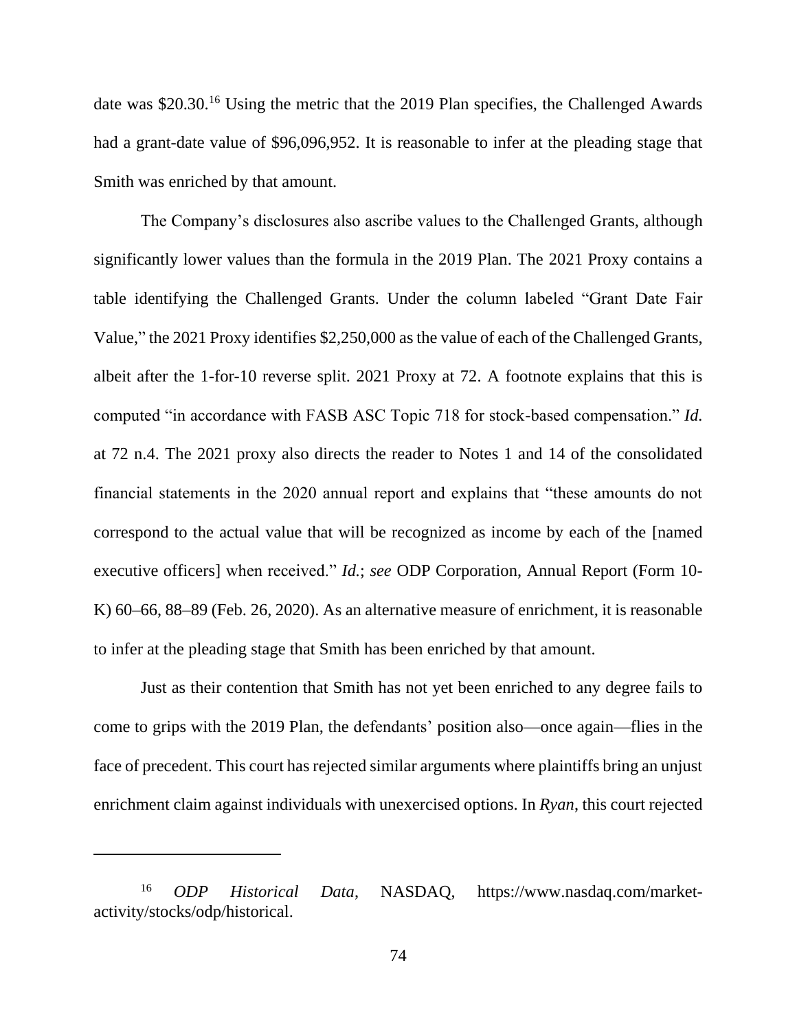date was $20.30.[16] Using the metric that the 2019 Plan specifies, the Challenged Awards had a grant-date value of $96,096,952. It is reasonable to infer at the pleading stage that Smith was enriched by that amount.

The Company's disclosures also ascribe values to the Challenged Grants, although significantly lower values than the formula in the 2019 Plan. The 2021 Proxy contains a table identifying the Challenged Grants. Under the column labeled "Grant Date Fair Value," the 2021 Proxy identifies $2,250,000 as the value of each of the Challenged Grants, albeit after the 1-for-10 reverse split. 2021 Proxy at 72. A footnote explains that this is computed "in accordance with FASB ASC Topic 718 for stock-based compensation." *Id.* at 72 n.4. The 2021 proxy also directs the reader to Notes 1 and 14 of the consolidated financial statements in the 2020 annual report and explains that "these amounts do not correspond to the actual value that will be recognized as income by each of the [named executive officers] when received." *Id.*; *see* ODP Corporation, Annual Report (Form 10-K) 60–66, 88–89 (Feb. 26, 2020). As an alternative measure of enrichment, it is reasonable to infer at the pleading stage that Smith has been enriched by that amount.

Just as their contention that Smith has not yet been enriched to any degree fails to come to grips with the 2019 Plan, the defendants' position also—once again—flies in the face of precedent. This court has rejected similar arguments where plaintiffs bring an unjust enrichment claim against individuals with unexercised options. In *Ryan*, this court rejected

---

[16] *ODP Historical Data*, NASDAQ, https://www.nasdaq.com/market-activity/stocks/odp/historical.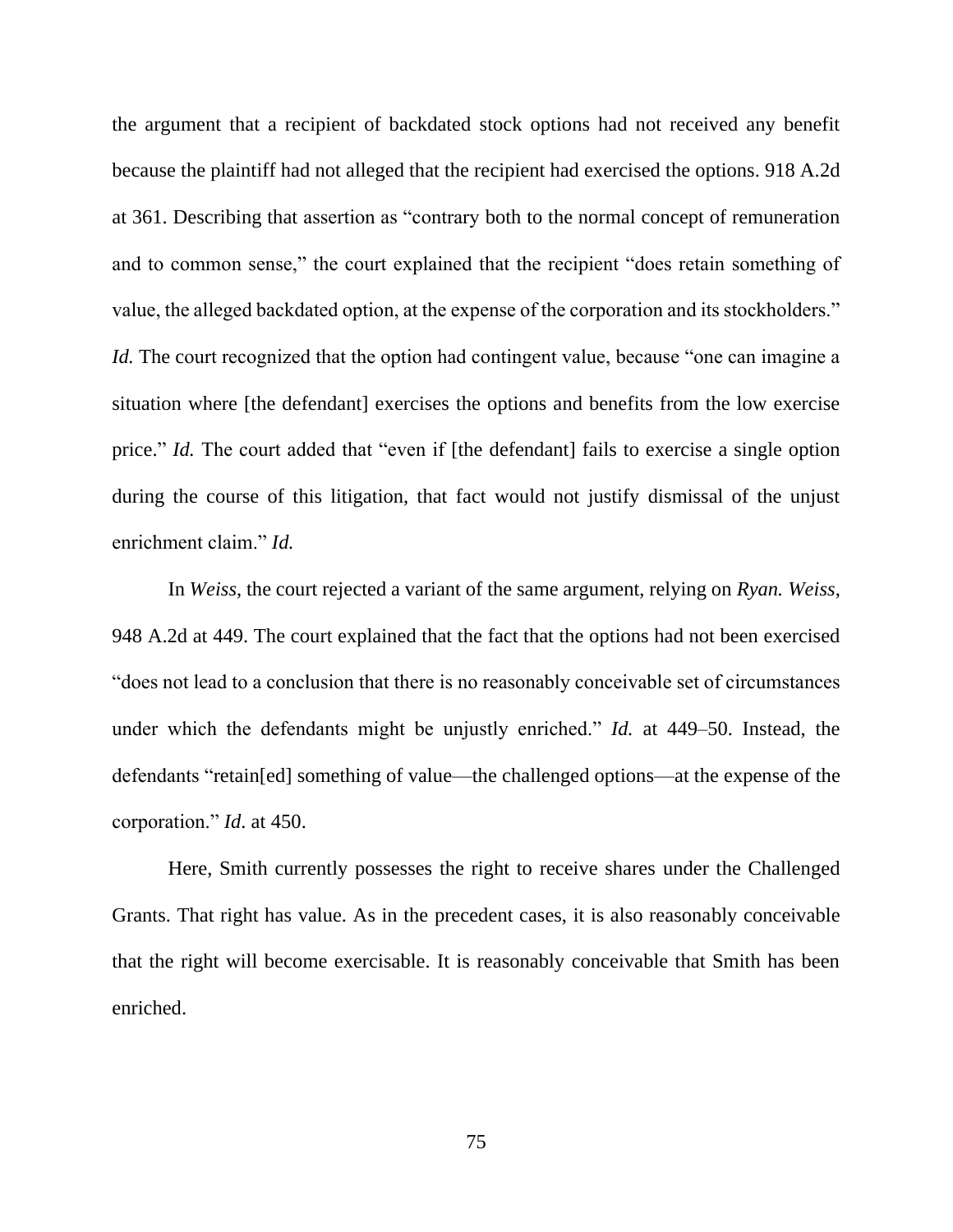the argument that a recipient of backdated stock options had not received any benefit because the plaintiff had not alleged that the recipient had exercised the options. 918 A.2d at 361. Describing that assertion as "contrary both to the normal concept of remuneration and to common sense," the court explained that the recipient "does retain something of value, the alleged backdated option, at the expense of the corporation and its stockholders." *Id.* The court recognized that the option had contingent value, because "one can imagine a situation where [the defendant] exercises the options and benefits from the low exercise price." *Id.* The court added that "even if [the defendant] fails to exercise a single option during the course of this litigation, that fact would not justify dismissal of the unjust enrichment claim." *Id.*

In *Weiss*, the court rejected a variant of the same argument, relying on *Ryan. Weiss*, 948 A.2d at 449. The court explained that the fact that the options had not been exercised "does not lead to a conclusion that there is no reasonably conceivable set of circumstances under which the defendants might be unjustly enriched." *Id.* at 449–50. Instead, the defendants "retain[ed] something of value—the challenged options—at the expense of the corporation." *Id*. at 450.

Here, Smith currently possesses the right to receive shares under the Challenged Grants. That right has value. As in the precedent cases, it is also reasonably conceivable that the right will become exercisable. It is reasonably conceivable that Smith has been enriched.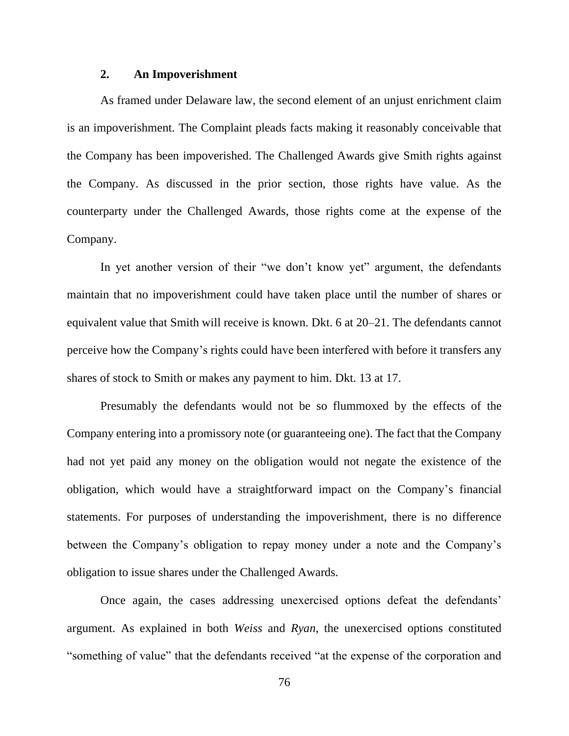### 2. An Impoverishment

As framed under Delaware law, the second element of an unjust enrichment claim is an impoverishment. The Complaint pleads facts making it reasonably conceivable that the Company has been impoverished. The Challenged Awards give Smith rights against the Company. As discussed in the prior section, those rights have value. As the counterparty under the Challenged Awards, those rights come at the expense of the Company.

In yet another version of their "we don't know yet" argument, the defendants maintain that no impoverishment could have taken place until the number of shares or equivalent value that Smith will receive is known. Dkt. 6 at 20–21. The defendants cannot perceive how the Company's rights could have been interfered with before it transfers any shares of stock to Smith or makes any payment to him. Dkt. 13 at 17.

Presumably the defendants would not be so flummoxed by the effects of the Company entering into a promissory note (or guaranteeing one). The fact that the Company had not yet paid any money on the obligation would not negate the existence of the obligation, which would have a straightforward impact on the Company's financial statements. For purposes of understanding the impoverishment, there is no difference between the Company's obligation to repay money under a note and the Company's obligation to issue shares under the Challenged Awards.

Once again, the cases addressing unexercised options defeat the defendants' argument. As explained in both *Weiss* and *Ryan*, the unexercised options constituted "something of value" that the defendants received "at the expense of the corporation and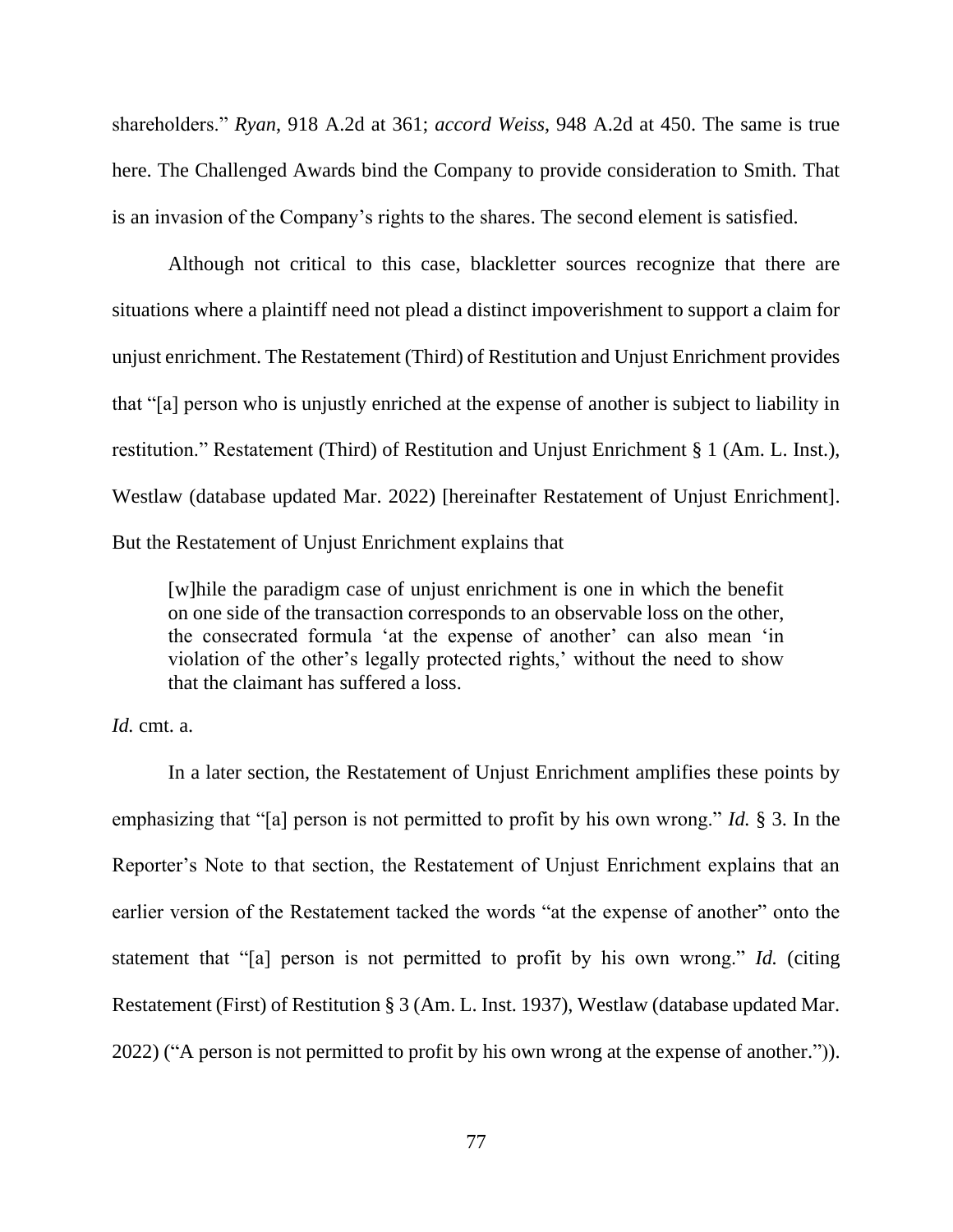shareholders." *Ryan*, 918 A.2d at 361; *accord Weiss*, 948 A.2d at 450. The same is true here. The Challenged Awards bind the Company to provide consideration to Smith. That is an invasion of the Company's rights to the shares. The second element is satisfied.

Although not critical to this case, blackletter sources recognize that there are situations where a plaintiff need not plead a distinct impoverishment to support a claim for unjust enrichment. The Restatement (Third) of Restitution and Unjust Enrichment provides that "[a] person who is unjustly enriched at the expense of another is subject to liability in restitution." Restatement (Third) of Restitution and Unjust Enrichment § 1 (Am. L. Inst.), Westlaw (database updated Mar. 2022) [hereinafter Restatement of Unjust Enrichment]. But the Restatement of Unjust Enrichment explains that

> [w]hile the paradigm case of unjust enrichment is one in which the benefit on one side of the transaction corresponds to an observable loss on the other, the consecrated formula 'at the expense of another' can also mean 'in violation of the other's legally protected rights,' without the need to show that the claimant has suffered a loss.

*Id.* cmt. a.

In a later section, the Restatement of Unjust Enrichment amplifies these points by emphasizing that "[a] person is not permitted to profit by his own wrong." *Id.* § 3. In the Reporter's Note to that section, the Restatement of Unjust Enrichment explains that an earlier version of the Restatement tacked the words "at the expense of another" onto the statement that "[a] person is not permitted to profit by his own wrong." *Id.* (citing Restatement (First) of Restitution § 3 (Am. L. Inst. 1937), Westlaw (database updated Mar. 2022) ("A person is not permitted to profit by his own wrong at the expense of another.")).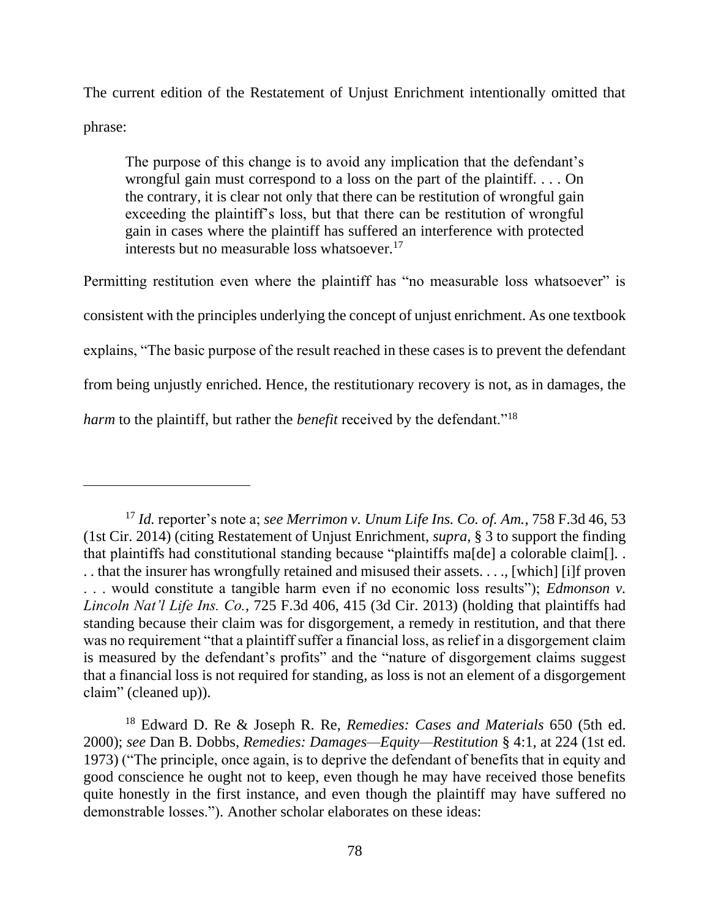The current edition of the Restatement of Unjust Enrichment intentionally omitted that phrase:

> The purpose of this change is to avoid any implication that the defendant's wrongful gain must correspond to a loss on the part of the plaintiff. . . . On the contrary, it is clear not only that there can be restitution of wrongful gain exceeding the plaintiff's loss, but that there can be restitution of wrongful gain in cases where the plaintiff has suffered an interference with protected interests but no measurable loss whatsoever.[17]

Permitting restitution even where the plaintiff has "no measurable loss whatsoever" is consistent with the principles underlying the concept of unjust enrichment. As one textbook explains, "The basic purpose of the result reached in these cases is to prevent the defendant from being unjustly enriched. Hence, the restitutionary recovery is not, as in damages, the *harm* to the plaintiff, but rather the *benefit* received by the defendant."[18]

---

[17] *Id.* reporter's note a; *see Merrimon v. Unum Life Ins. Co. of. Am.*, 758 F.3d 46, 53 (1st Cir. 2014) (citing Restatement of Unjust Enrichment, *supra*, § 3 to support the finding that plaintiffs had constitutional standing because "plaintiffs ma[de] a colorable claim[]. . . . that the insurer has wrongfully retained and misused their assets. . . ., [which] [i]f proven . . . would constitute a tangible harm even if no economic loss results"); *Edmonson v. Lincoln Nat'l Life Ins. Co.*, 725 F.3d 406, 415 (3d Cir. 2013) (holding that plaintiffs had standing because their claim was for disgorgement, a remedy in restitution, and that there was no requirement "that a plaintiff suffer a financial loss, as relief in a disgorgement claim is measured by the defendant's profits" and the "nature of disgorgement claims suggest that a financial loss is not required for standing, as loss is not an element of a disgorgement claim" (cleaned up)).

[18] Edward D. Re & Joseph R. Re, *Remedies: Cases and Materials* 650 (5th ed. 2000); *see* Dan B. Dobbs, *Remedies: Damages—Equity—Restitution* § 4:1, at 224 (1st ed. 1973) ("The principle, once again, is to deprive the defendant of benefits that in equity and good conscience he ought not to keep, even though he may have received those benefits quite honestly in the first instance, and even though the plaintiff may have suffered no demonstrable losses."). Another scholar elaborates on these ideas: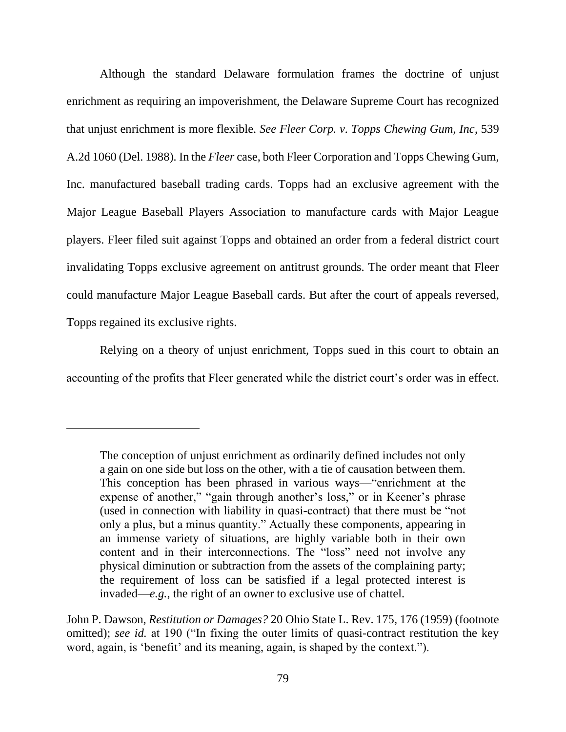Although the standard Delaware formulation frames the doctrine of unjust enrichment as requiring an impoverishment, the Delaware Supreme Court has recognized that unjust enrichment is more flexible. *See Fleer Corp. v. Topps Chewing Gum, Inc*, 539 A.2d 1060 (Del. 1988). In the *Fleer* case, both Fleer Corporation and Topps Chewing Gum, Inc. manufactured baseball trading cards. Topps had an exclusive agreement with the Major League Baseball Players Association to manufacture cards with Major League players. Fleer filed suit against Topps and obtained an order from a federal district court invalidating Topps exclusive agreement on antitrust grounds. The order meant that Fleer could manufacture Major League Baseball cards. But after the court of appeals reversed, Topps regained its exclusive rights.

Relying on a theory of unjust enrichment, Topps sued in this court to obtain an accounting of the profits that Fleer generated while the district court's order was in effect.

---

> The conception of unjust enrichment as ordinarily defined includes not only a gain on one side but loss on the other, with a tie of causation between them. This conception has been phrased in various ways—"enrichment at the expense of another," "gain through another's loss," or in Keener's phrase (used in connection with liability in quasi-contract) that there must be "not only a plus, but a minus quantity." Actually these components, appearing in an immense variety of situations, are highly variable both in their own content and in their interconnections. The "loss" need not involve any physical diminution or subtraction from the assets of the complaining party; the requirement of loss can be satisfied if a legal protected interest is invaded—*e.g.*, the right of an owner to exclusive use of chattel.

John P. Dawson, *Restitution or Damages?* 20 Ohio State L. Rev. 175, 176 (1959) (footnote omitted); *see id.* at 190 ("In fixing the outer limits of quasi-contract restitution the key word, again, is 'benefit' and its meaning, again, is shaped by the context.").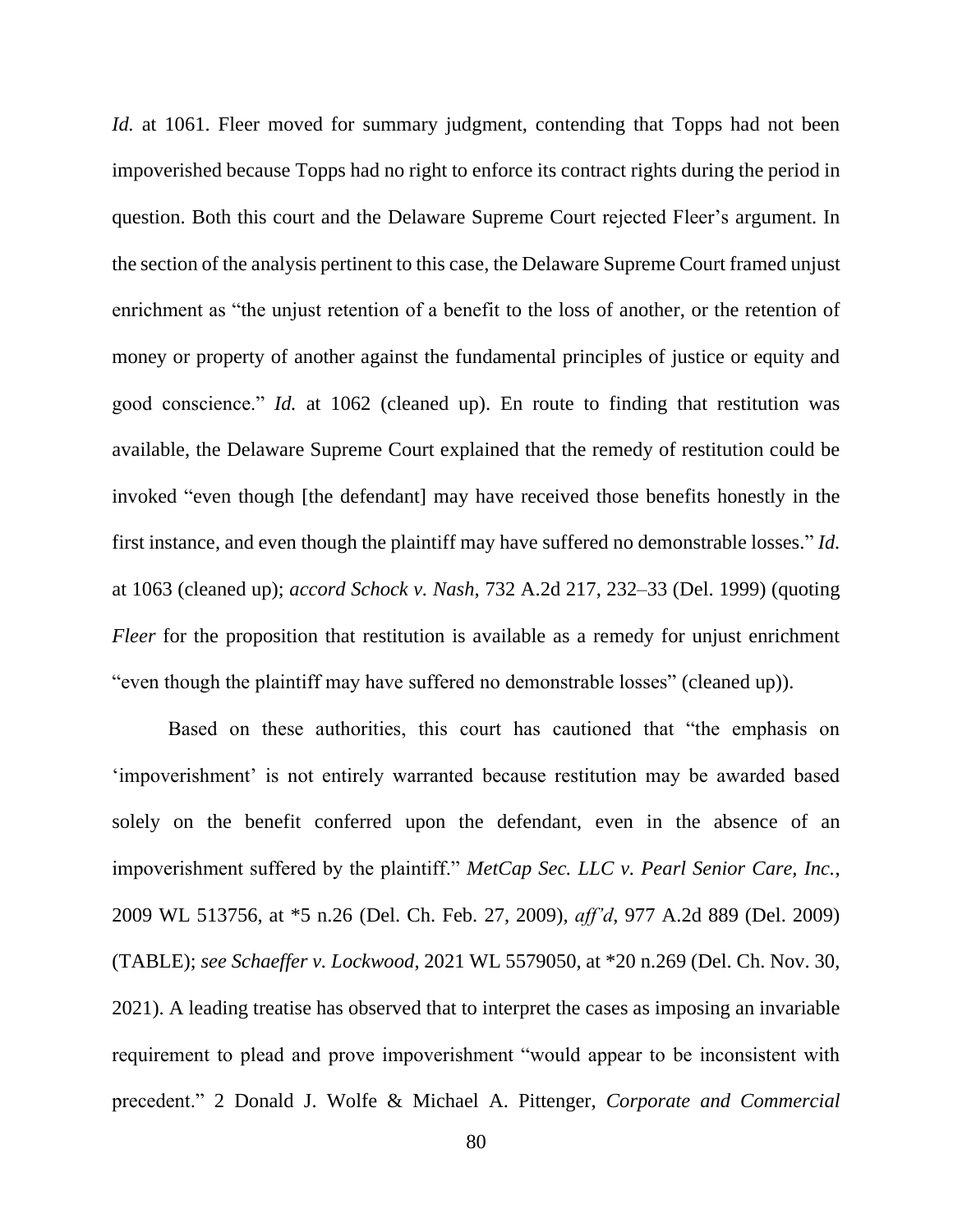*Id.* at 1061. Fleer moved for summary judgment, contending that Topps had not been impoverished because Topps had no right to enforce its contract rights during the period in question. Both this court and the Delaware Supreme Court rejected Fleer's argument. In the section of the analysis pertinent to this case, the Delaware Supreme Court framed unjust enrichment as "the unjust retention of a benefit to the loss of another, or the retention of money or property of another against the fundamental principles of justice or equity and good conscience." *Id.* at 1062 (cleaned up). En route to finding that restitution was available, the Delaware Supreme Court explained that the remedy of restitution could be invoked "even though [the defendant] may have received those benefits honestly in the first instance, and even though the plaintiff may have suffered no demonstrable losses." *Id.* at 1063 (cleaned up); *accord Schock v. Nash*, 732 A.2d 217, 232–33 (Del. 1999) (quoting *Fleer* for the proposition that restitution is available as a remedy for unjust enrichment "even though the plaintiff may have suffered no demonstrable losses" (cleaned up)).

Based on these authorities, this court has cautioned that "the emphasis on 'impoverishment' is not entirely warranted because restitution may be awarded based solely on the benefit conferred upon the defendant, even in the absence of an impoverishment suffered by the plaintiff." *MetCap Sec. LLC v. Pearl Senior Care, Inc.*, 2009 WL 513756, at *5 n.26 (Del. Ch. Feb. 27, 2009), *aff'd*, 977 A.2d 889 (Del. 2009) (TABLE); *see Schaeffer v. Lockwood*, 2021 WL 5579050, at *20 n.269 (Del. Ch. Nov. 30, 2021). A leading treatise has observed that to interpret the cases as imposing an invariable requirement to plead and prove impoverishment "would appear to be inconsistent with precedent." 2 Donald J. Wolfe & Michael A. Pittenger, *Corporate and Commercial*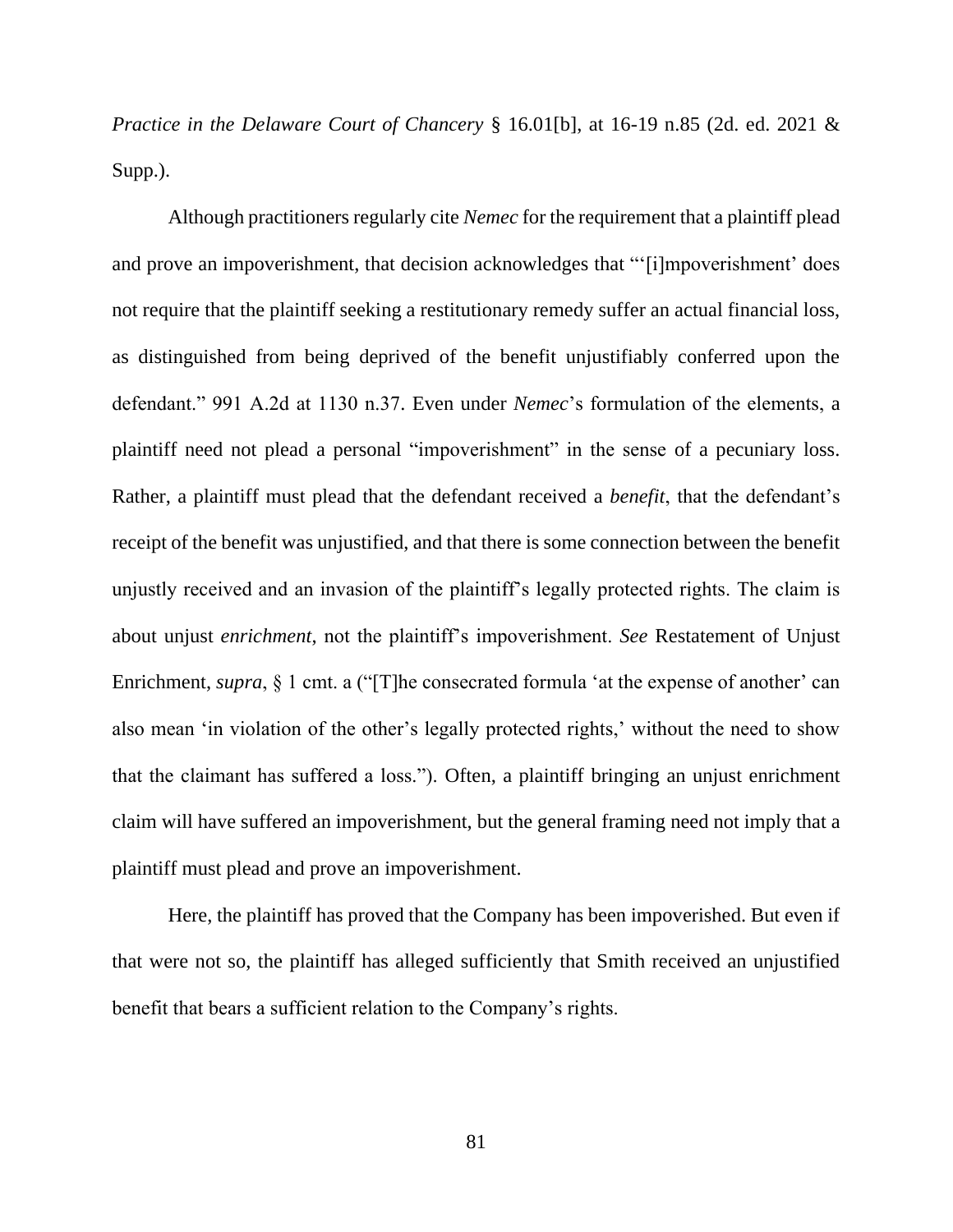*Practice in the Delaware Court of Chancery* § 16.01[b], at 16-19 n.85 (2d. ed. 2021 & Supp.).

Although practitioners regularly cite *Nemec* for the requirement that a plaintiff plead and prove an impoverishment, that decision acknowledges that "'[i]mpoverishment' does not require that the plaintiff seeking a restitutionary remedy suffer an actual financial loss, as distinguished from being deprived of the benefit unjustifiably conferred upon the defendant." 991 A.2d at 1130 n.37. Even under *Nemec*'s formulation of the elements, a plaintiff need not plead a personal "impoverishment" in the sense of a pecuniary loss. Rather, a plaintiff must plead that the defendant received a *benefit*, that the defendant's receipt of the benefit was unjustified, and that there is some connection between the benefit unjustly received and an invasion of the plaintiff's legally protected rights. The claim is about unjust *enrichment*, not the plaintiff's impoverishment. *See* Restatement of Unjust Enrichment, *supra*, § 1 cmt. a ("[T]he consecrated formula 'at the expense of another' can also mean 'in violation of the other's legally protected rights,' without the need to show that the claimant has suffered a loss."). Often, a plaintiff bringing an unjust enrichment claim will have suffered an impoverishment, but the general framing need not imply that a plaintiff must plead and prove an impoverishment.

Here, the plaintiff has proved that the Company has been impoverished. But even if that were not so, the plaintiff has alleged sufficiently that Smith received an unjustified benefit that bears a sufficient relation to the Company's rights.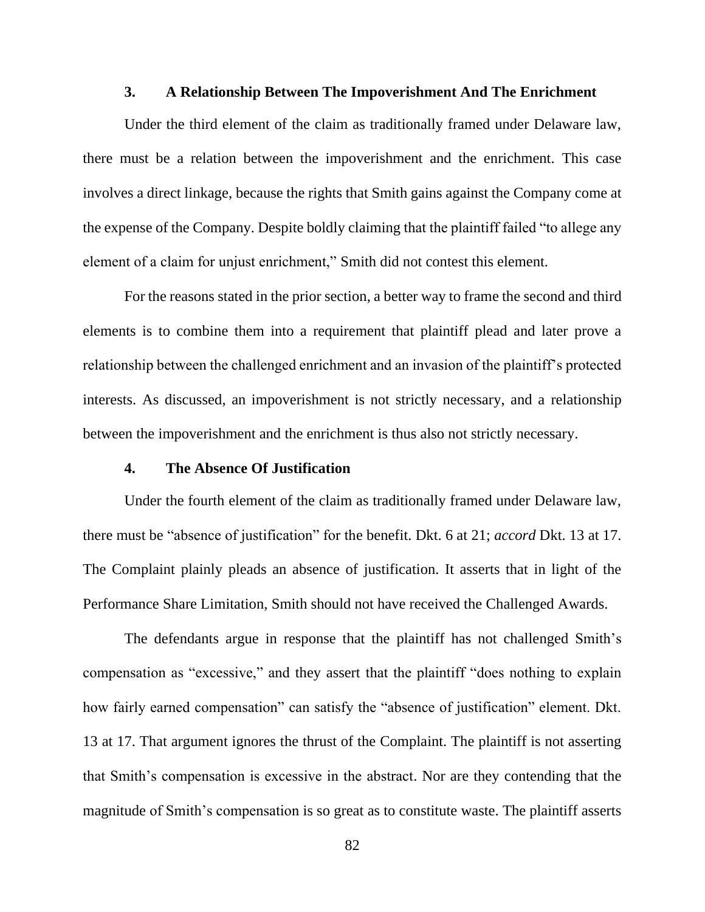### 3. A Relationship Between The Impoverishment And The Enrichment

Under the third element of the claim as traditionally framed under Delaware law, there must be a relation between the impoverishment and the enrichment. This case involves a direct linkage, because the rights that Smith gains against the Company come at the expense of the Company. Despite boldly claiming that the plaintiff failed "to allege any element of a claim for unjust enrichment," Smith did not contest this element.

For the reasons stated in the prior section, a better way to frame the second and third elements is to combine them into a requirement that plaintiff plead and later prove a relationship between the challenged enrichment and an invasion of the plaintiff's protected interests. As discussed, an impoverishment is not strictly necessary, and a relationship between the impoverishment and the enrichment is thus also not strictly necessary.

### 4. The Absence Of Justification

Under the fourth element of the claim as traditionally framed under Delaware law, there must be "absence of justification" for the benefit. Dkt. 6 at 21; *accord* Dkt. 13 at 17. The Complaint plainly pleads an absence of justification. It asserts that in light of the Performance Share Limitation, Smith should not have received the Challenged Awards.

The defendants argue in response that the plaintiff has not challenged Smith's compensation as "excessive," and they assert that the plaintiff "does nothing to explain how fairly earned compensation" can satisfy the "absence of justification" element. Dkt. 13 at 17. That argument ignores the thrust of the Complaint. The plaintiff is not asserting that Smith's compensation is excessive in the abstract. Nor are they contending that the magnitude of Smith's compensation is so great as to constitute waste. The plaintiff asserts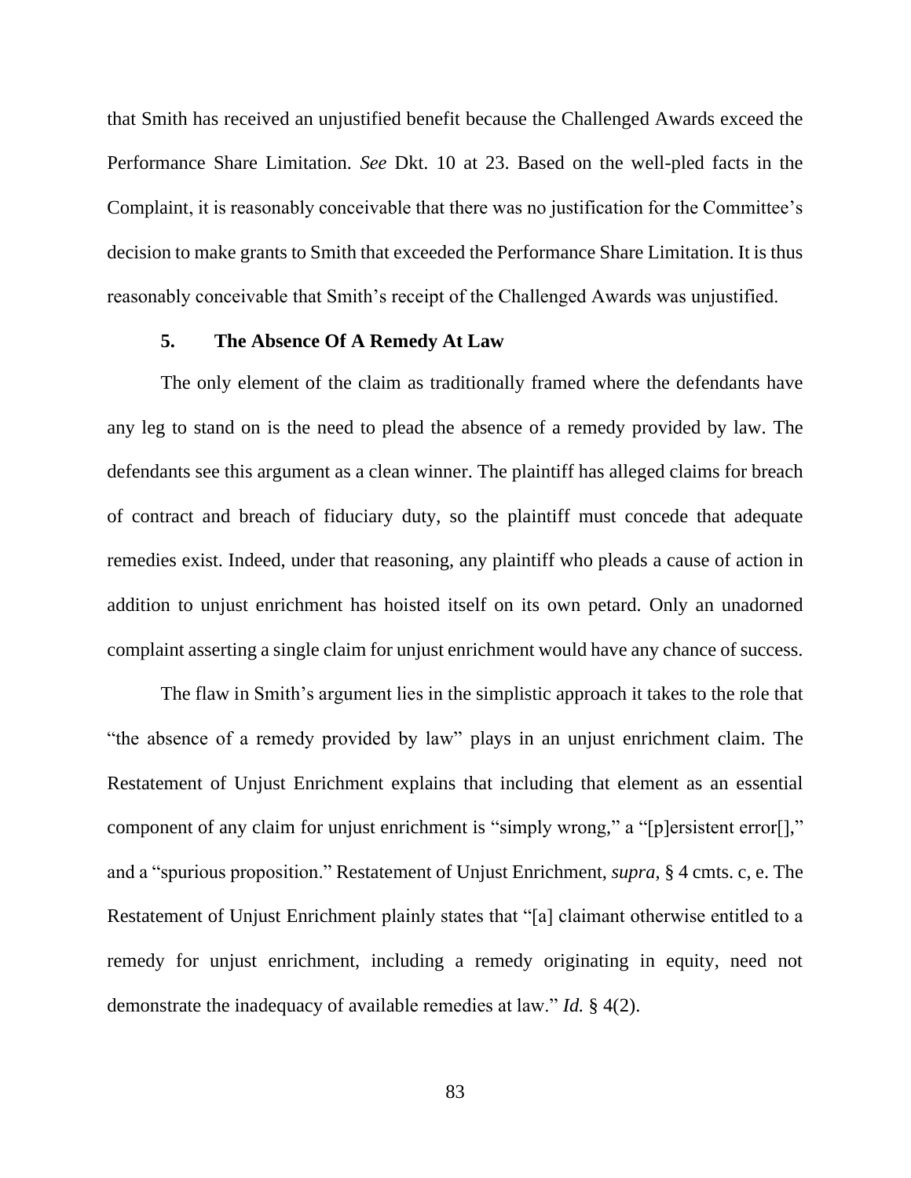that Smith has received an unjustified benefit because the Challenged Awards exceed the Performance Share Limitation. *See* Dkt. 10 at 23. Based on the well-pled facts in the Complaint, it is reasonably conceivable that there was no justification for the Committee's decision to make grants to Smith that exceeded the Performance Share Limitation. It is thus reasonably conceivable that Smith's receipt of the Challenged Awards was unjustified.

#### 5. The Absence Of A Remedy At Law

The only element of the claim as traditionally framed where the defendants have any leg to stand on is the need to plead the absence of a remedy provided by law. The defendants see this argument as a clean winner. The plaintiff has alleged claims for breach of contract and breach of fiduciary duty, so the plaintiff must concede that adequate remedies exist. Indeed, under that reasoning, any plaintiff who pleads a cause of action in addition to unjust enrichment has hoisted itself on its own petard. Only an unadorned complaint asserting a single claim for unjust enrichment would have any chance of success.

The flaw in Smith's argument lies in the simplistic approach it takes to the role that "the absence of a remedy provided by law" plays in an unjust enrichment claim. The Restatement of Unjust Enrichment explains that including that element as an essential component of any claim for unjust enrichment is "simply wrong," a "[p]ersistent error[]," and a "spurious proposition." Restatement of Unjust Enrichment, *supra*, § 4 cmts. c, e. The Restatement of Unjust Enrichment plainly states that "[a] claimant otherwise entitled to a remedy for unjust enrichment, including a remedy originating in equity, need not demonstrate the inadequacy of available remedies at law." *Id.* § 4(2).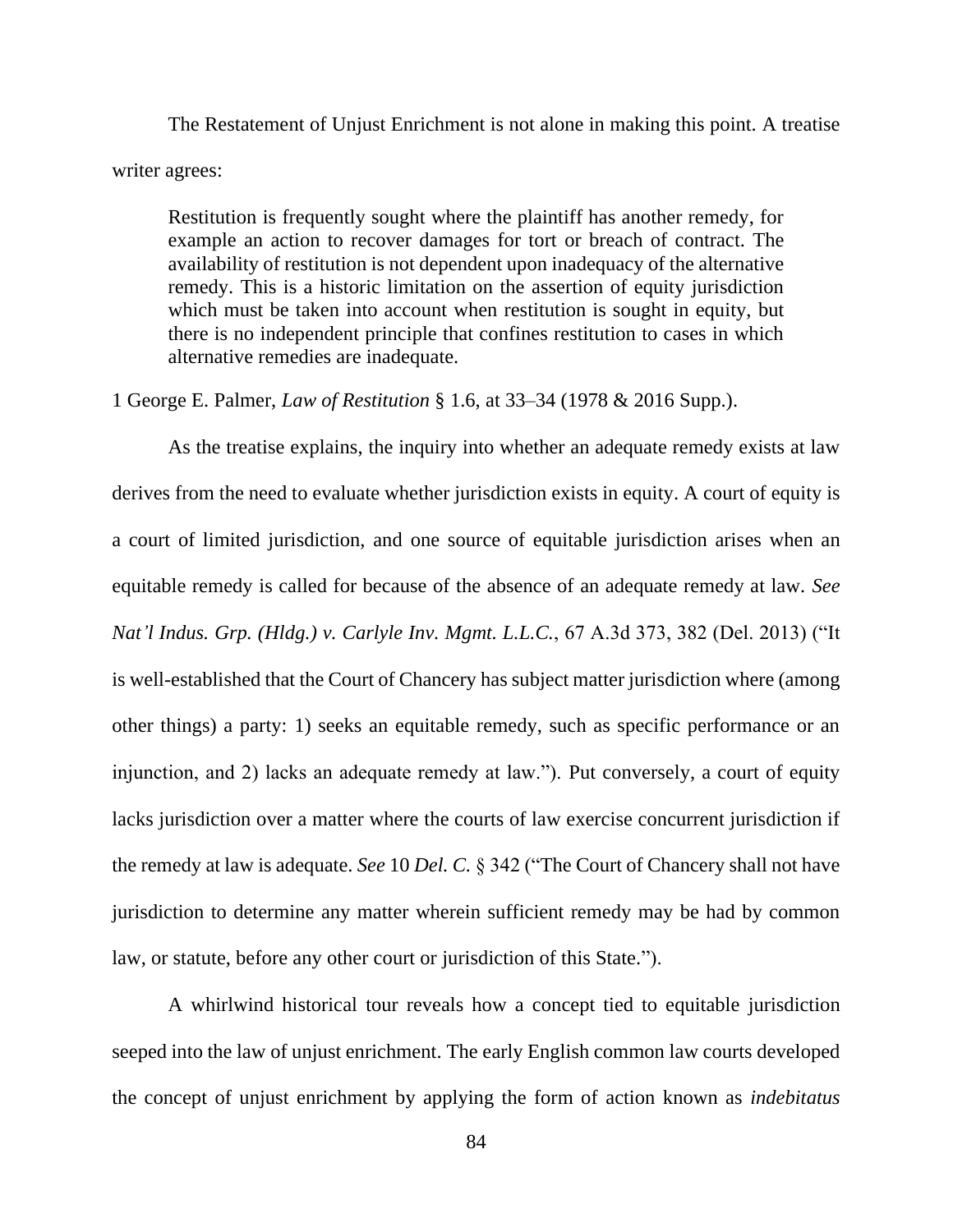The Restatement of Unjust Enrichment is not alone in making this point. A treatise writer agrees:

> Restitution is frequently sought where the plaintiff has another remedy, for example an action to recover damages for tort or breach of contract. The availability of restitution is not dependent upon inadequacy of the alternative remedy. This is a historic limitation on the assertion of equity jurisdiction which must be taken into account when restitution is sought in equity, but there is no independent principle that confines restitution to cases in which alternative remedies are inadequate.

1 George E. Palmer, *Law of Restitution* § 1.6, at 33–34 (1978 & 2016 Supp.).

As the treatise explains, the inquiry into whether an adequate remedy exists at law derives from the need to evaluate whether jurisdiction exists in equity. A court of equity is a court of limited jurisdiction, and one source of equitable jurisdiction arises when an equitable remedy is called for because of the absence of an adequate remedy at law. *See Nat'l Indus. Grp. (Hldg.) v. Carlyle Inv. Mgmt. L.L.C.*, 67 A.3d 373, 382 (Del. 2013) ("It is well-established that the Court of Chancery has subject matter jurisdiction where (among other things) a party: 1) seeks an equitable remedy, such as specific performance or an injunction, and 2) lacks an adequate remedy at law."). Put conversely, a court of equity lacks jurisdiction over a matter where the courts of law exercise concurrent jurisdiction if the remedy at law is adequate. *See* 10 *Del. C.* § 342 ("The Court of Chancery shall not have jurisdiction to determine any matter wherein sufficient remedy may be had by common law, or statute, before any other court or jurisdiction of this State.").

A whirlwind historical tour reveals how a concept tied to equitable jurisdiction seeped into the law of unjust enrichment. The early English common law courts developed the concept of unjust enrichment by applying the form of action known as *indebitatus*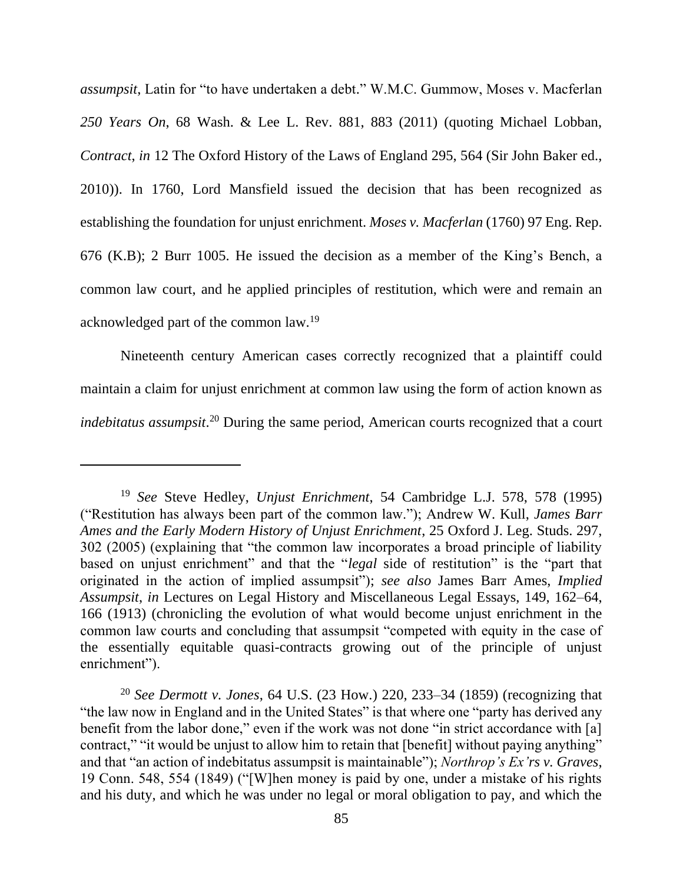*assumpsit*, Latin for "to have undertaken a debt." W.M.C. Gummow, Moses v. Macferlan *250 Years On*, 68 Wash. & Lee L. Rev. 881, 883 (2011) (quoting Michael Lobban, *Contract*, *in* 12 The Oxford History of the Laws of England 295, 564 (Sir John Baker ed., 2010)). In 1760, Lord Mansfield issued the decision that has been recognized as establishing the foundation for unjust enrichment. *Moses v. Macferlan* (1760) 97 Eng. Rep. 676 (K.B); 2 Burr 1005. He issued the decision as a member of the King's Bench, a common law court, and he applied principles of restitution, which were and remain an acknowledged part of the common law.[19]

Nineteenth century American cases correctly recognized that a plaintiff could maintain a claim for unjust enrichment at common law using the form of action known as *indebitatus assumpsit*.[20] During the same period, American courts recognized that a court

---

[19] *See* Steve Hedley, *Unjust Enrichment*, 54 Cambridge L.J. 578, 578 (1995) ("Restitution has always been part of the common law."); Andrew W. Kull, *James Barr Ames and the Early Modern History of Unjust Enrichment*, 25 Oxford J. Leg. Studs. 297, 302 (2005) (explaining that "the common law incorporates a broad principle of liability based on unjust enrichment" and that the "*legal* side of restitution" is the "part that originated in the action of implied assumpsit"); *see also* James Barr Ames, *Implied Assumpsit*, *in* Lectures on Legal History and Miscellaneous Legal Essays, 149, 162–64, 166 (1913) (chronicling the evolution of what would become unjust enrichment in the common law courts and concluding that assumpsit "competed with equity in the case of the essentially equitable quasi-contracts growing out of the principle of unjust enrichment").

[20] *See Dermott v. Jones*, 64 U.S. (23 How.) 220, 233–34 (1859) (recognizing that "the law now in England and in the United States" is that where one "party has derived any benefit from the labor done," even if the work was not done "in strict accordance with [a] contract," "it would be unjust to allow him to retain that [benefit] without paying anything" and that "an action of indebitatus assumpsit is maintainable"); *Northrop's Ex'rs v. Graves*, 19 Conn. 548, 554 (1849) ("[W]hen money is paid by one, under a mistake of his rights and his duty, and which he was under no legal or moral obligation to pay, and which the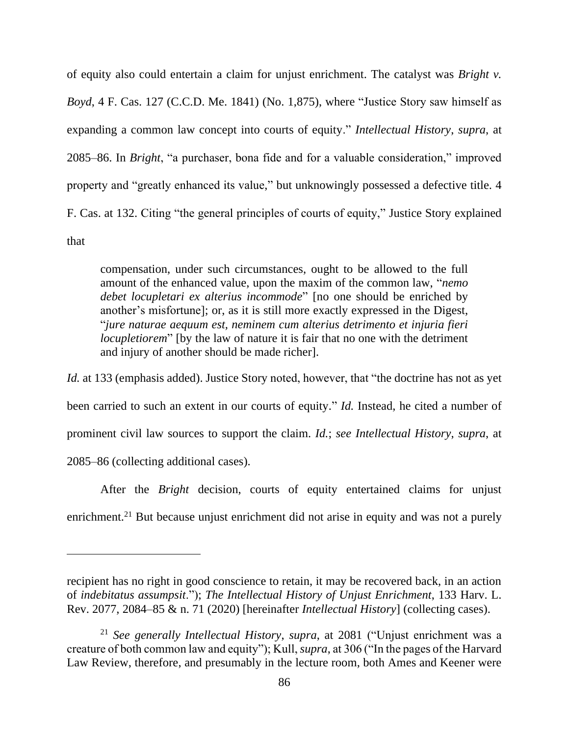of equity also could entertain a claim for unjust enrichment. The catalyst was *Bright v. Boyd*, 4 F. Cas. 127 (C.C.D. Me. 1841) (No. 1,875), where "Justice Story saw himself as expanding a common law concept into courts of equity." *Intellectual History*, *supra*, at 2085–86. In *Bright*, "a purchaser, bona fide and for a valuable consideration," improved property and "greatly enhanced its value," but unknowingly possessed a defective title. 4 F. Cas. at 132. Citing "the general principles of courts of equity," Justice Story explained that

> compensation, under such circumstances, ought to be allowed to the full amount of the enhanced value, upon the maxim of the common law, "*nemo debet locupletari ex alterius incommode*" [no one should be enriched by another's misfortune]; or, as it is still more exactly expressed in the Digest, "*jure naturae aequum est, neminem cum alterius detrimento et injuria fieri locupletiorem*" [by the law of nature it is fair that no one with the detriment and injury of another should be made richer].

*Id.* at 133 (emphasis added). Justice Story noted, however, that "the doctrine has not as yet been carried to such an extent in our courts of equity." *Id.* Instead, he cited a number of prominent civil law sources to support the claim. *Id.*; *see Intellectual History*, *supra*, at 2085–86 (collecting additional cases).

After the *Bright* decision, courts of equity entertained claims for unjust enrichment.[21] But because unjust enrichment did not arise in equity and was not a purely

---

recipient has no right in good conscience to retain, it may be recovered back, in an action of *indebitatus assumpsit*."); *The Intellectual History of Unjust Enrichment*, 133 Harv. L. Rev. 2077, 2084–85 & n. 71 (2020) [hereinafter *Intellectual History*] (collecting cases).

[21] *See generally Intellectual History*, *supra*, at 2081 ("Unjust enrichment was a creature of both common law and equity"); Kull, *supra*, at 306 ("In the pages of the Harvard Law Review, therefore, and presumably in the lecture room, both Ames and Keener were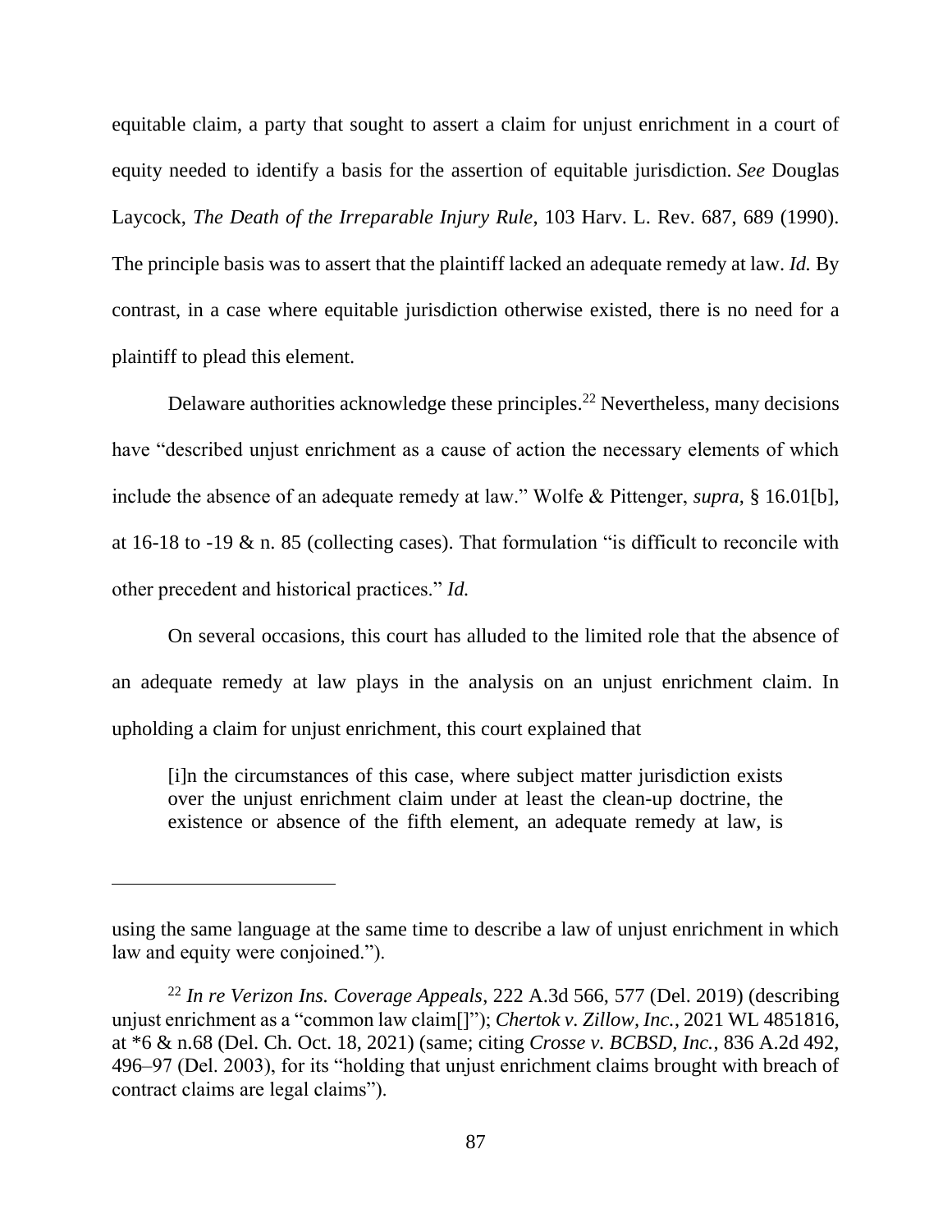equitable claim, a party that sought to assert a claim for unjust enrichment in a court of equity needed to identify a basis for the assertion of equitable jurisdiction. *See* Douglas Laycock, *The Death of the Irreparable Injury Rule*, 103 Harv. L. Rev. 687, 689 (1990). The principle basis was to assert that the plaintiff lacked an adequate remedy at law. *Id.* By contrast, in a case where equitable jurisdiction otherwise existed, there is no need for a plaintiff to plead this element.

Delaware authorities acknowledge these principles.[22] Nevertheless, many decisions have "described unjust enrichment as a cause of action the necessary elements of which include the absence of an adequate remedy at law." Wolfe & Pittenger, *supra*, § 16.01[b], at 16-18 to -19 & n. 85 (collecting cases). That formulation "is difficult to reconcile with other precedent and historical practices." *Id.*

On several occasions, this court has alluded to the limited role that the absence of an adequate remedy at law plays in the analysis on an unjust enrichment claim. In upholding a claim for unjust enrichment, this court explained that

> [i]n the circumstances of this case, where subject matter jurisdiction exists over the unjust enrichment claim under at least the clean-up doctrine, the existence or absence of the fifth element, an adequate remedy at law, is

---

using the same language at the same time to describe a law of unjust enrichment in which law and equity were conjoined.").

[22] *In re Verizon Ins. Coverage Appeals*, 222 A.3d 566, 577 (Del. 2019) (describing unjust enrichment as a "common law claim[]"); *Chertok v. Zillow, Inc.*, 2021 WL 4851816, at *6 & n.68 (Del. Ch. Oct. 18, 2021) (same; citing *Crosse v. BCBSD, Inc.*, 836 A.2d 492, 496–97 (Del. 2003), for its "holding that unjust enrichment claims brought with breach of contract claims are legal claims").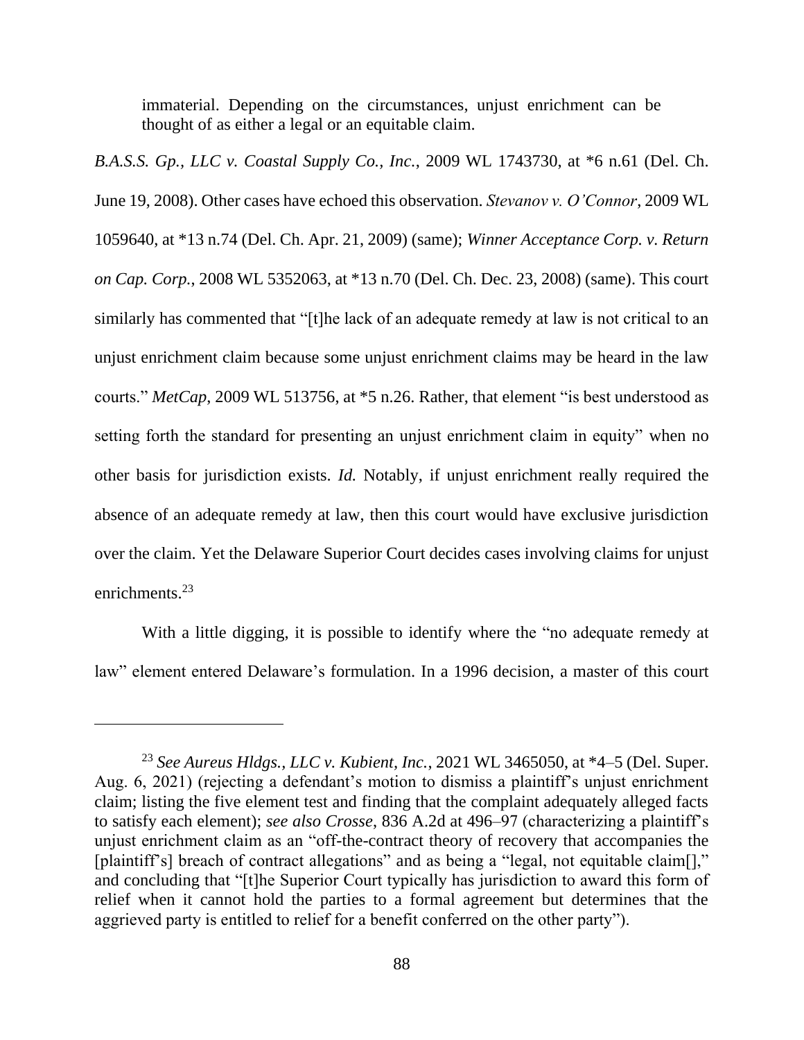immaterial. Depending on the circumstances, unjust enrichment can be thought of as either a legal or an equitable claim.

*B.A.S.S. Gp., LLC v. Coastal Supply Co., Inc.*, 2009 WL 1743730, at *6 n.61 (Del. Ch. June 19, 2008). Other cases have echoed this observation. *Stevanov v. O'Connor*, 2009 WL 1059640, at *13 n.74 (Del. Ch. Apr. 21, 2009) (same); *Winner Acceptance Corp. v. Return on Cap. Corp.*, 2008 WL 5352063, at *13 n.70 (Del. Ch. Dec. 23, 2008) (same). This court similarly has commented that "[t]he lack of an adequate remedy at law is not critical to an unjust enrichment claim because some unjust enrichment claims may be heard in the law courts." *MetCap*, 2009 WL 513756, at *5 n.26. Rather, that element "is best understood as setting forth the standard for presenting an unjust enrichment claim in equity" when no other basis for jurisdiction exists. *Id.* Notably, if unjust enrichment really required the absence of an adequate remedy at law, then this court would have exclusive jurisdiction over the claim. Yet the Delaware Superior Court decides cases involving claims for unjust enrichments.[23]

With a little digging, it is possible to identify where the "no adequate remedy at law" element entered Delaware's formulation. In a 1996 decision, a master of this court

---

[23] *See Aureus Hldgs., LLC v. Kubient, Inc.*, 2021 WL 3465050, at *4–5 (Del. Super. Aug. 6, 2021) (rejecting a defendant's motion to dismiss a plaintiff's unjust enrichment claim; listing the five element test and finding that the complaint adequately alleged facts to satisfy each element); *see also Crosse*, 836 A.2d at 496–97 (characterizing a plaintiff's unjust enrichment claim as an "off-the-contract theory of recovery that accompanies the [plaintiff's] breach of contract allegations" and as being a "legal, not equitable claim[]," and concluding that "[t]he Superior Court typically has jurisdiction to award this form of relief when it cannot hold the parties to a formal agreement but determines that the aggrieved party is entitled to relief for a benefit conferred on the other party").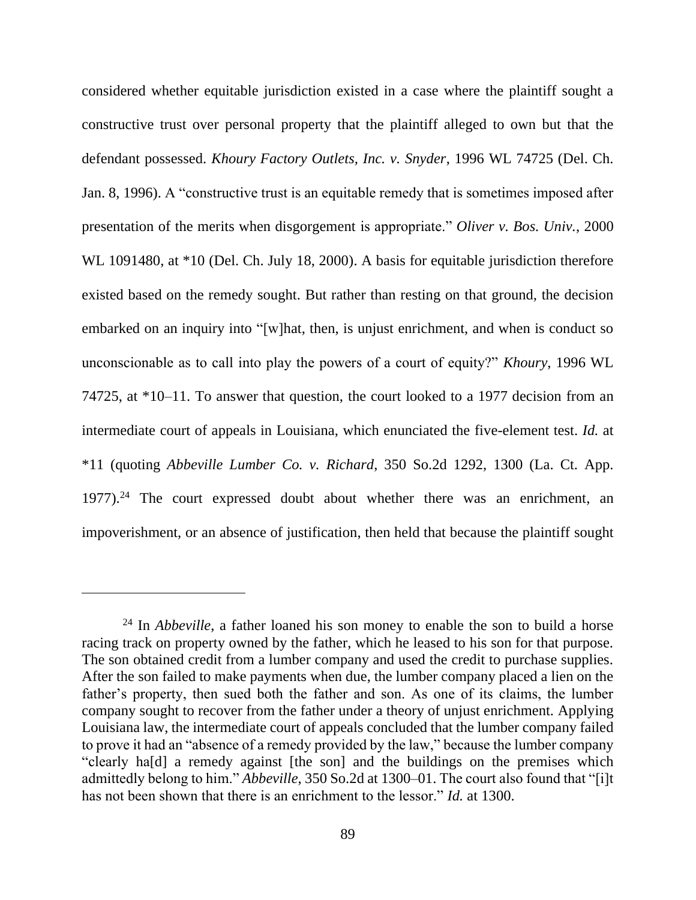considered whether equitable jurisdiction existed in a case where the plaintiff sought a constructive trust over personal property that the plaintiff alleged to own but that the defendant possessed. *Khoury Factory Outlets, Inc. v. Snyder*, 1996 WL 74725 (Del. Ch. Jan. 8, 1996). A "constructive trust is an equitable remedy that is sometimes imposed after presentation of the merits when disgorgement is appropriate." *Oliver v. Bos. Univ.*, 2000 WL 1091480, at *10 (Del. Ch. July 18, 2000). A basis for equitable jurisdiction therefore existed based on the remedy sought. But rather than resting on that ground, the decision embarked on an inquiry into "[w]hat, then, is unjust enrichment, and when is conduct so unconscionable as to call into play the powers of a court of equity?" *Khoury*, 1996 WL 74725, at *10–11. To answer that question, the court looked to a 1977 decision from an intermediate court of appeals in Louisiana, which enunciated the five-element test. *Id.* at *11 (quoting *Abbeville Lumber Co. v. Richard*, 350 So.2d 1292, 1300 (La. Ct. App. 1977).[24] The court expressed doubt about whether there was an enrichment, an impoverishment, or an absence of justification, then held that because the plaintiff sought

---

[24] In *Abbeville*, a father loaned his son money to enable the son to build a horse racing track on property owned by the father, which he leased to his son for that purpose. The son obtained credit from a lumber company and used the credit to purchase supplies. After the son failed to make payments when due, the lumber company placed a lien on the father's property, then sued both the father and son. As one of its claims, the lumber company sought to recover from the father under a theory of unjust enrichment. Applying Louisiana law, the intermediate court of appeals concluded that the lumber company failed to prove it had an "absence of a remedy provided by the law," because the lumber company "clearly ha[d] a remedy against [the son] and the buildings on the premises which admittedly belong to him." *Abbeville*, 350 So.2d at 1300–01. The court also found that "[i]t has not been shown that there is an enrichment to the lessor." *Id.* at 1300.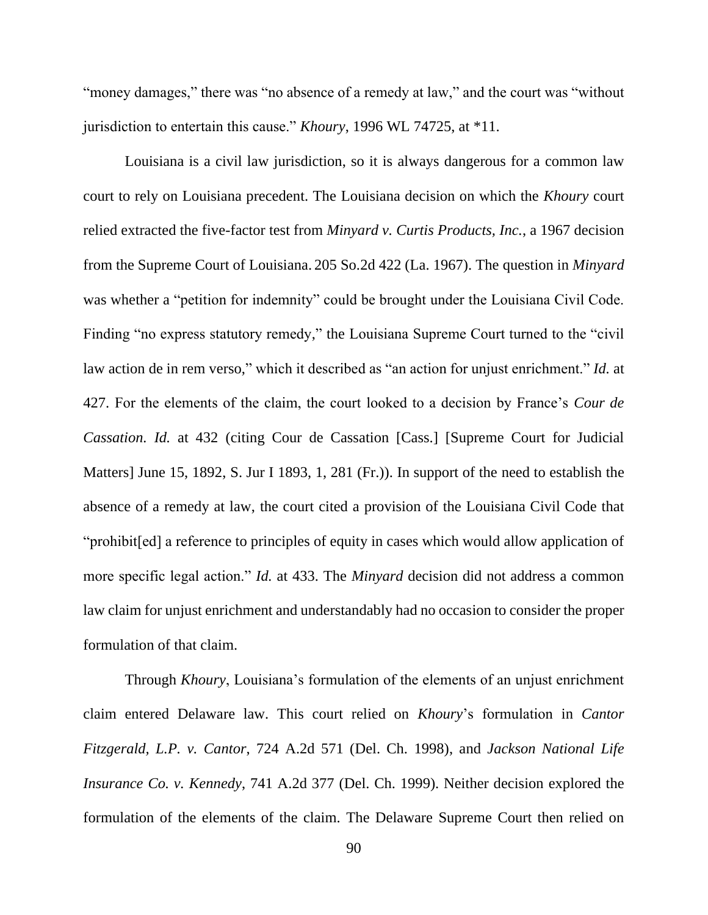"money damages," there was "no absence of a remedy at law," and the court was "without jurisdiction to entertain this cause." *Khoury*, 1996 WL 74725, at *11.

Louisiana is a civil law jurisdiction, so it is always dangerous for a common law court to rely on Louisiana precedent. The Louisiana decision on which the *Khoury* court relied extracted the five-factor test from *Minyard v. Curtis Products, Inc.*, a 1967 decision from the Supreme Court of Louisiana. 205 So.2d 422 (La. 1967). The question in *Minyard* was whether a "petition for indemnity" could be brought under the Louisiana Civil Code. Finding "no express statutory remedy," the Louisiana Supreme Court turned to the "civil law action de in rem verso," which it described as "an action for unjust enrichment." *Id.* at 427. For the elements of the claim, the court looked to a decision by France's *Cour de Cassation*. *Id.* at 432 (citing Cour de Cassation [Cass.] [Supreme Court for Judicial Matters] June 15, 1892, S. Jur I 1893, 1, 281 (Fr.)). In support of the need to establish the absence of a remedy at law, the court cited a provision of the Louisiana Civil Code that "prohibit[ed] a reference to principles of equity in cases which would allow application of more specific legal action." *Id.* at 433. The *Minyard* decision did not address a common law claim for unjust enrichment and understandably had no occasion to consider the proper formulation of that claim.

Through *Khoury*, Louisiana's formulation of the elements of an unjust enrichment claim entered Delaware law. This court relied on *Khoury*'s formulation in *Cantor Fitzgerald, L.P. v. Cantor*, 724 A.2d 571 (Del. Ch. 1998), and *Jackson National Life Insurance Co. v. Kennedy*, 741 A.2d 377 (Del. Ch. 1999). Neither decision explored the formulation of the elements of the claim. The Delaware Supreme Court then relied on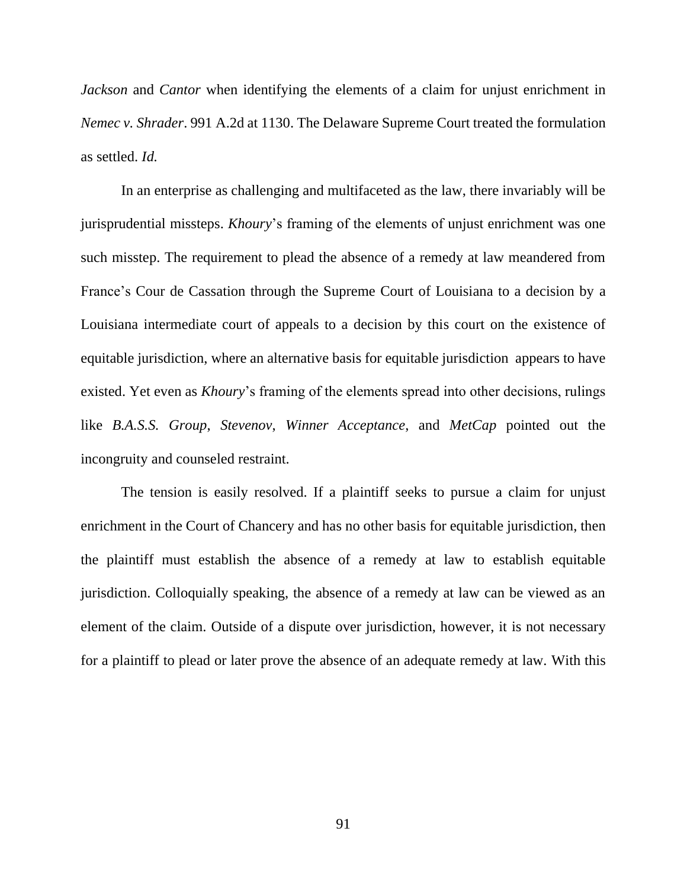*Jackson* and *Cantor* when identifying the elements of a claim for unjust enrichment in *Nemec v. Shrader*. 991 A.2d at 1130. The Delaware Supreme Court treated the formulation as settled. *Id.*

In an enterprise as challenging and multifaceted as the law, there invariably will be jurisprudential missteps. *Khoury*'s framing of the elements of unjust enrichment was one such misstep. The requirement to plead the absence of a remedy at law meandered from France's Cour de Cassation through the Supreme Court of Louisiana to a decision by a Louisiana intermediate court of appeals to a decision by this court on the existence of equitable jurisdiction, where an alternative basis for equitable jurisdiction appears to have existed. Yet even as *Khoury*'s framing of the elements spread into other decisions, rulings like *B.A.S.S. Group*, *Stevenov*, *Winner Acceptance*, and *MetCap* pointed out the incongruity and counseled restraint.

The tension is easily resolved. If a plaintiff seeks to pursue a claim for unjust enrichment in the Court of Chancery and has no other basis for equitable jurisdiction, then the plaintiff must establish the absence of a remedy at law to establish equitable jurisdiction. Colloquially speaking, the absence of a remedy at law can be viewed as an element of the claim. Outside of a dispute over jurisdiction, however, it is not necessary for a plaintiff to plead or later prove the absence of an adequate remedy at law. With this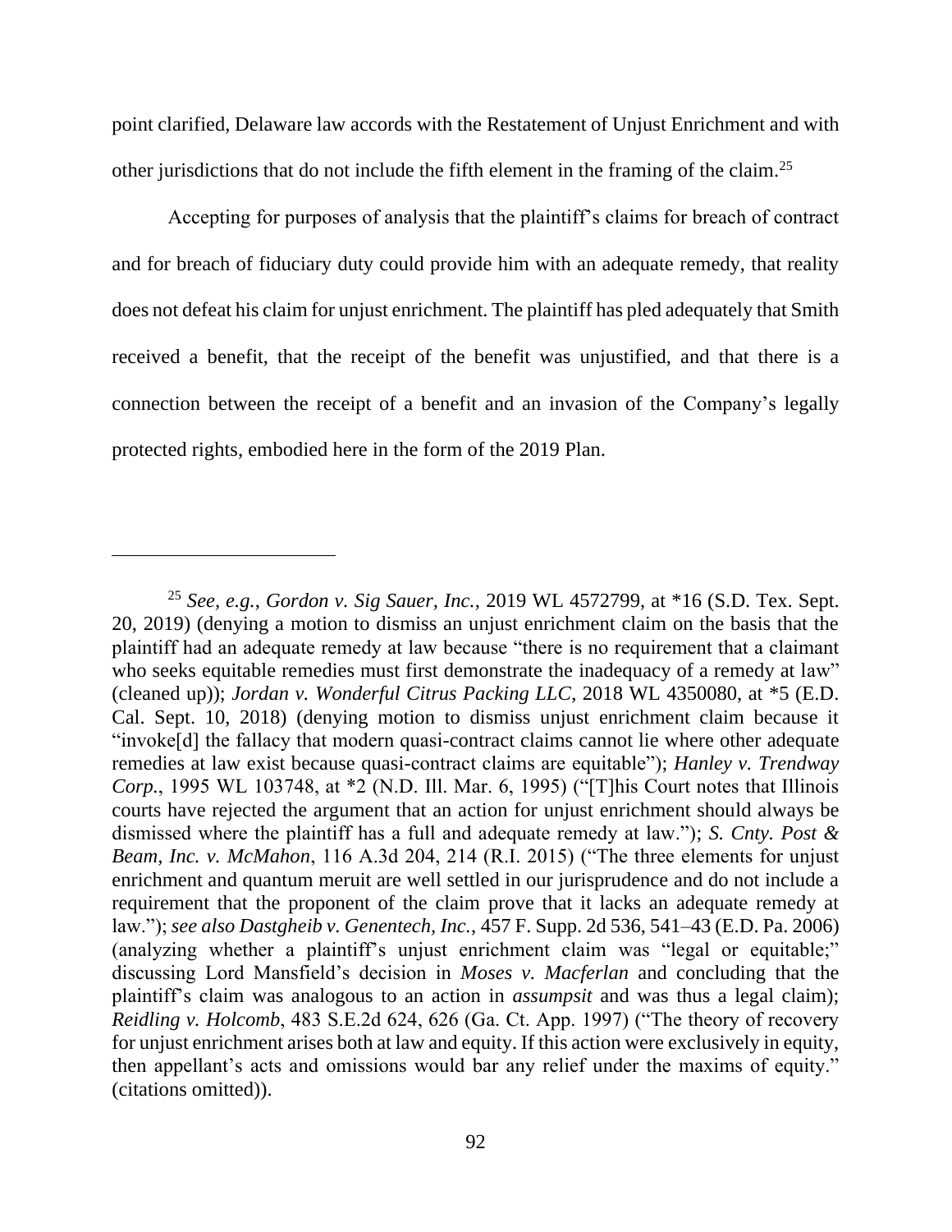point clarified, Delaware law accords with the Restatement of Unjust Enrichment and with other jurisdictions that do not include the fifth element in the framing of the claim.[25]

Accepting for purposes of analysis that the plaintiff's claims for breach of contract and for breach of fiduciary duty could provide him with an adequate remedy, that reality does not defeat his claim for unjust enrichment. The plaintiff has pled adequately that Smith received a benefit, that the receipt of the benefit was unjustified, and that there is a connection between the receipt of a benefit and an invasion of the Company's legally protected rights, embodied here in the form of the 2019 Plan.

---

[25] *See, e.g.*, *Gordon v. Sig Sauer, Inc.*, 2019 WL 4572799, at *16 (S.D. Tex. Sept. 20, 2019) (denying a motion to dismiss an unjust enrichment claim on the basis that the plaintiff had an adequate remedy at law because "there is no requirement that a claimant who seeks equitable remedies must first demonstrate the inadequacy of a remedy at law" (cleaned up)); *Jordan v. Wonderful Citrus Packing LLC*, 2018 WL 4350080, at *5 (E.D. Cal. Sept. 10, 2018) (denying motion to dismiss unjust enrichment claim because it "invoke[d] the fallacy that modern quasi-contract claims cannot lie where other adequate remedies at law exist because quasi-contract claims are equitable"); *Hanley v. Trendway Corp.*, 1995 WL 103748, at *2 (N.D. Ill. Mar. 6, 1995) ("[T]his Court notes that Illinois courts have rejected the argument that an action for unjust enrichment should always be dismissed where the plaintiff has a full and adequate remedy at law."); *S. Cnty. Post & Beam, Inc. v. McMahon*, 116 A.3d 204, 214 (R.I. 2015) ("The three elements for unjust enrichment and quantum meruit are well settled in our jurisprudence and do not include a requirement that the proponent of the claim prove that it lacks an adequate remedy at law."); *see also Dastgheib v. Genentech, Inc.*, 457 F. Supp. 2d 536, 541–43 (E.D. Pa. 2006) (analyzing whether a plaintiff's unjust enrichment claim was "legal or equitable;" discussing Lord Mansfield's decision in *Moses v. Macferlan* and concluding that the plaintiff's claim was analogous to an action in *assumpsit* and was thus a legal claim); *Reidling v. Holcomb*, 483 S.E.2d 624, 626 (Ga. Ct. App. 1997) ("The theory of recovery for unjust enrichment arises both at law and equity. If this action were exclusively in equity, then appellant's acts and omissions would bar any relief under the maxims of equity." (citations omitted)).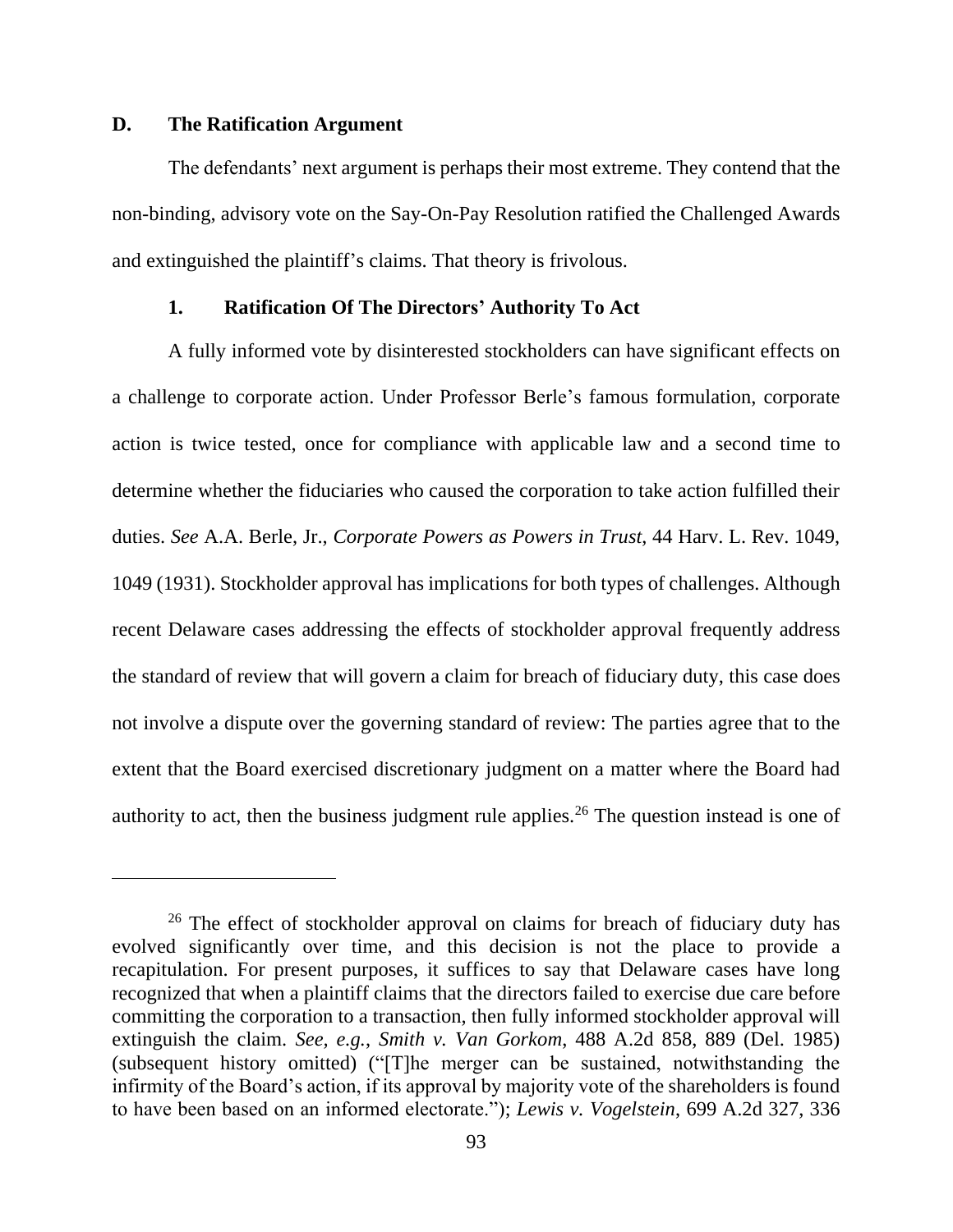### D. The Ratification Argument

The defendants' next argument is perhaps their most extreme. They contend that the non-binding, advisory vote on the Say-On-Pay Resolution ratified the Challenged Awards and extinguished the plaintiff's claims. That theory is frivolous.

#### 1. Ratification Of The Directors' Authority To Act

A fully informed vote by disinterested stockholders can have significant effects on a challenge to corporate action. Under Professor Berle's famous formulation, corporate action is twice tested, once for compliance with applicable law and a second time to determine whether the fiduciaries who caused the corporation to take action fulfilled their duties. *See* A.A. Berle, Jr., *Corporate Powers as Powers in Trust*, 44 Harv. L. Rev. 1049, 1049 (1931). Stockholder approval has implications for both types of challenges. Although recent Delaware cases addressing the effects of stockholder approval frequently address the standard of review that will govern a claim for breach of fiduciary duty, this case does not involve a dispute over the governing standard of review: The parties agree that to the extent that the Board exercised discretionary judgment on a matter where the Board had authority to act, then the business judgment rule applies.[26] The question instead is one of

---

[26] The effect of stockholder approval on claims for breach of fiduciary duty has evolved significantly over time, and this decision is not the place to provide a recapitulation. For present purposes, it suffices to say that Delaware cases have long recognized that when a plaintiff claims that the directors failed to exercise due care before committing the corporation to a transaction, then fully informed stockholder approval will extinguish the claim. *See, e.g.*, *Smith v. Van Gorkom*, 488 A.2d 858, 889 (Del. 1985) (subsequent history omitted) ("[T]he merger can be sustained, notwithstanding the infirmity of the Board's action, if its approval by majority vote of the shareholders is found to have been based on an informed electorate."); *Lewis v. Vogelstein*, 699 A.2d 327, 336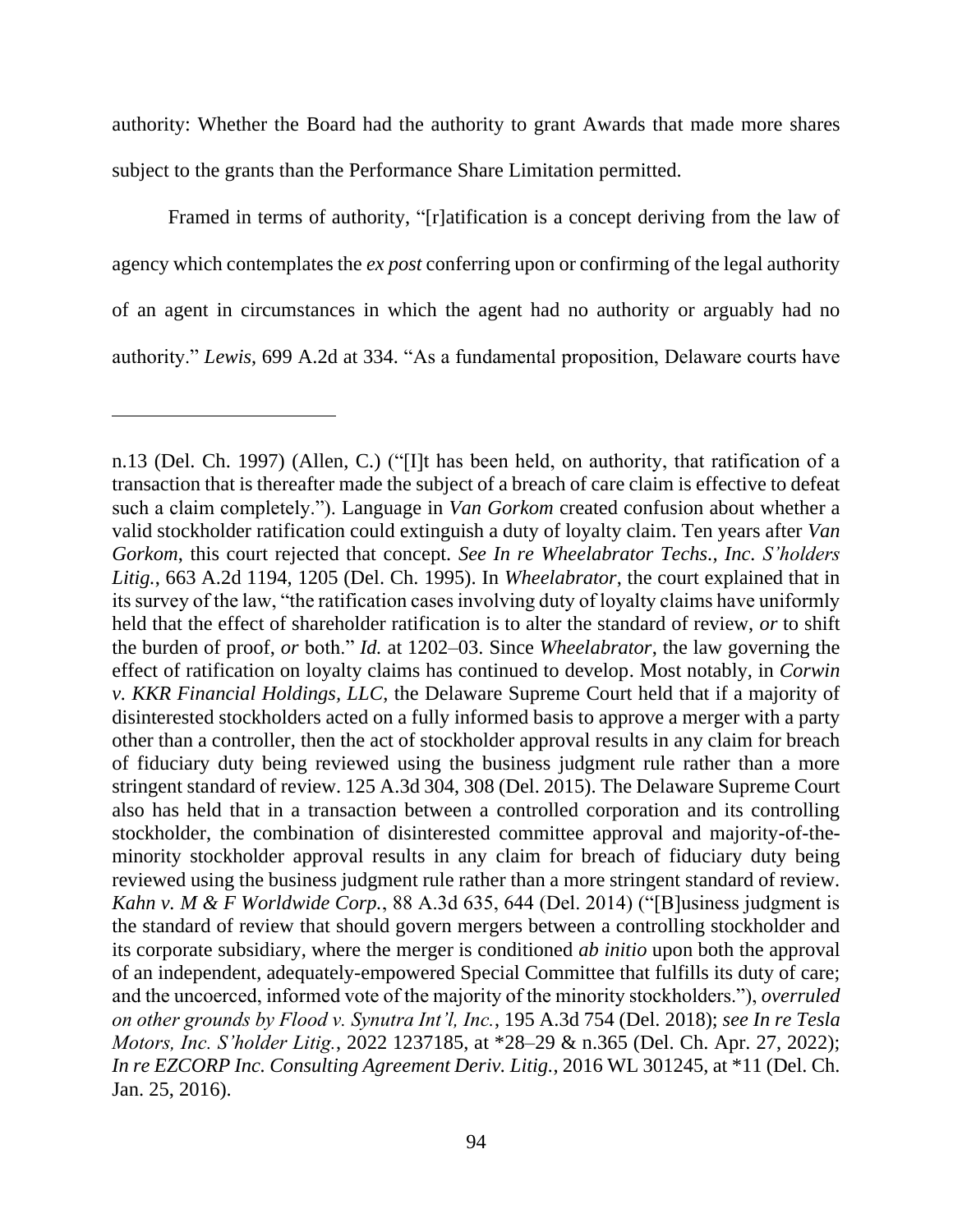authority: Whether the Board had the authority to grant Awards that made more shares subject to the grants than the Performance Share Limitation permitted.

Framed in terms of authority, "[r]atification is a concept deriving from the law of agency which contemplates the *ex post* conferring upon or confirming of the legal authority of an agent in circumstances in which the agent had no authority or arguably had no authority." *Lewis*, 699 A.2d at 334. "As a fundamental proposition, Delaware courts have

---

n.13 (Del. Ch. 1997) (Allen, C.) ("[I]t has been held, on authority, that ratification of a transaction that is thereafter made the subject of a breach of care claim is effective to defeat such a claim completely."). Language in *Van Gorkom* created confusion about whether a valid stockholder ratification could extinguish a duty of loyalty claim. Ten years after *Van Gorkom*, this court rejected that concept. *See In re Wheelabrator Techs., Inc. S'holders Litig.*, 663 A.2d 1194, 1205 (Del. Ch. 1995). In *Wheelabrator*, the court explained that in its survey of the law, "the ratification cases involving duty of loyalty claims have uniformly held that the effect of shareholder ratification is to alter the standard of review, *or* to shift the burden of proof, *or* both." *Id.* at 1202–03. Since *Wheelabrator*, the law governing the effect of ratification on loyalty claims has continued to develop. Most notably, in *Corwin v. KKR Financial Holdings, LLC*, the Delaware Supreme Court held that if a majority of disinterested stockholders acted on a fully informed basis to approve a merger with a party other than a controller, then the act of stockholder approval results in any claim for breach of fiduciary duty being reviewed using the business judgment rule rather than a more stringent standard of review. 125 A.3d 304, 308 (Del. 2015). The Delaware Supreme Court also has held that in a transaction between a controlled corporation and its controlling stockholder, the combination of disinterested committee approval and majority-of-the-minority stockholder approval results in any claim for breach of fiduciary duty being reviewed using the business judgment rule rather than a more stringent standard of review. *Kahn v. M & F Worldwide Corp.*, 88 A.3d 635, 644 (Del. 2014) ("[B]usiness judgment is the standard of review that should govern mergers between a controlling stockholder and its corporate subsidiary, where the merger is conditioned *ab initio* upon both the approval of an independent, adequately-empowered Special Committee that fulfills its duty of care; and the uncoerced, informed vote of the majority of the minority stockholders."), *overruled on other grounds by Flood v. Synutra Int'l, Inc.*, 195 A.3d 754 (Del. 2018); *see In re Tesla Motors, Inc. S'holder Litig.*, 2022 1237185, at \*28–29 & n.365 (Del. Ch. Apr. 27, 2022); *In re EZCORP Inc. Consulting Agreement Deriv. Litig.*, 2016 WL 301245, at \*11 (Del. Ch. Jan. 25, 2016).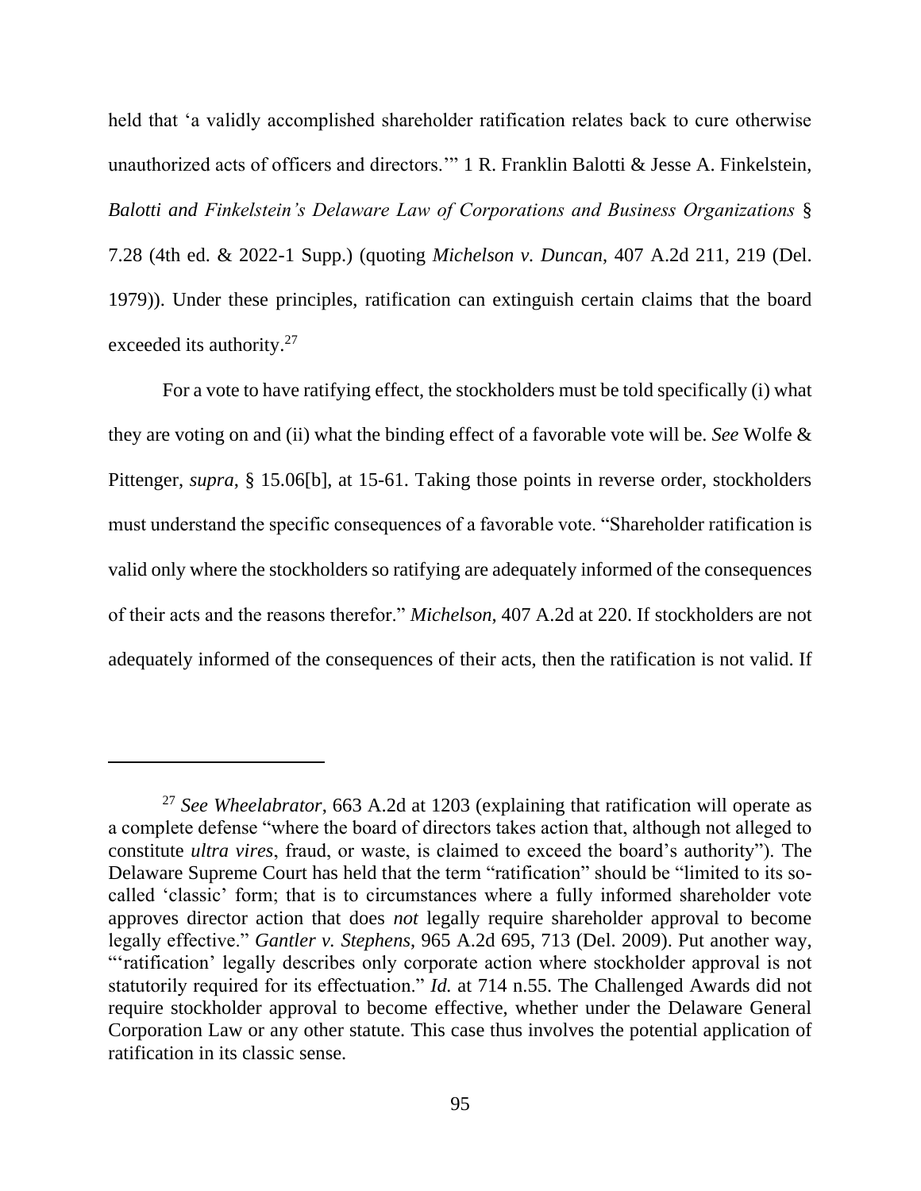held that 'a validly accomplished shareholder ratification relates back to cure otherwise unauthorized acts of officers and directors.'" 1 R. Franklin Balotti & Jesse A. Finkelstein, *Balotti and Finkelstein's Delaware Law of Corporations and Business Organizations* § 7.28 (4th ed. & 2022-1 Supp.) (quoting *Michelson v. Duncan*, 407 A.2d 211, 219 (Del. 1979)). Under these principles, ratification can extinguish certain claims that the board exceeded its authority.[27]

For a vote to have ratifying effect, the stockholders must be told specifically (i) what they are voting on and (ii) what the binding effect of a favorable vote will be. *See* Wolfe & Pittenger, *supra*, § 15.06[b], at 15-61. Taking those points in reverse order, stockholders must understand the specific consequences of a favorable vote. "Shareholder ratification is valid only where the stockholders so ratifying are adequately informed of the consequences of their acts and the reasons therefor." *Michelson*, 407 A.2d at 220. If stockholders are not adequately informed of the consequences of their acts, then the ratification is not valid. If

---

[27] *See Wheelabrator*, 663 A.2d at 1203 (explaining that ratification will operate as a complete defense "where the board of directors takes action that, although not alleged to constitute *ultra vires*, fraud, or waste, is claimed to exceed the board's authority"). The Delaware Supreme Court has held that the term "ratification" should be "limited to its so-called 'classic' form; that is to circumstances where a fully informed shareholder vote approves director action that does *not* legally require shareholder approval to become legally effective." *Gantler v. Stephens*, 965 A.2d 695, 713 (Del. 2009). Put another way, "'ratification' legally describes only corporate action where stockholder approval is not statutorily required for its effectuation." *Id.* at 714 n.55. The Challenged Awards did not require stockholder approval to become effective, whether under the Delaware General Corporation Law or any other statute. This case thus involves the potential application of ratification in its classic sense.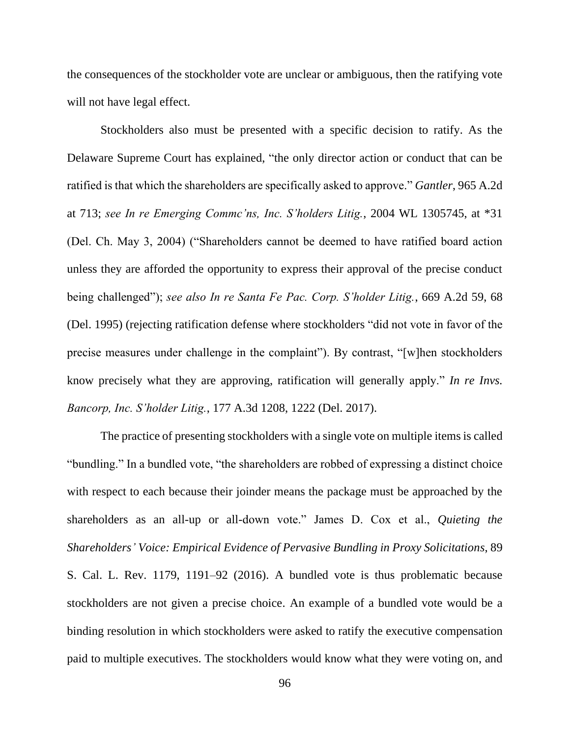the consequences of the stockholder vote are unclear or ambiguous, then the ratifying vote will not have legal effect.

Stockholders also must be presented with a specific decision to ratify. As the Delaware Supreme Court has explained, "the only director action or conduct that can be ratified is that which the shareholders are specifically asked to approve." *Gantler*, 965 A.2d at 713; *see In re Emerging Commc'ns, Inc. S'holders Litig.*, 2004 WL 1305745, at *31 (Del. Ch. May 3, 2004) ("Shareholders cannot be deemed to have ratified board action unless they are afforded the opportunity to express their approval of the precise conduct being challenged"); *see also In re Santa Fe Pac. Corp. S'holder Litig.*, 669 A.2d 59, 68 (Del. 1995) (rejecting ratification defense where stockholders "did not vote in favor of the precise measures under challenge in the complaint"). By contrast, "[w]hen stockholders know precisely what they are approving, ratification will generally apply." *In re Invs. Bancorp, Inc. S'holder Litig.*, 177 A.3d 1208, 1222 (Del. 2017).

The practice of presenting stockholders with a single vote on multiple items is called "bundling." In a bundled vote, "the shareholders are robbed of expressing a distinct choice with respect to each because their joinder means the package must be approached by the shareholders as an all-up or all-down vote." James D. Cox et al., *Quieting the Shareholders' Voice: Empirical Evidence of Pervasive Bundling in Proxy Solicitations*, 89 S. Cal. L. Rev. 1179, 1191–92 (2016). A bundled vote is thus problematic because stockholders are not given a precise choice. An example of a bundled vote would be a binding resolution in which stockholders were asked to ratify the executive compensation paid to multiple executives. The stockholders would know what they were voting on, and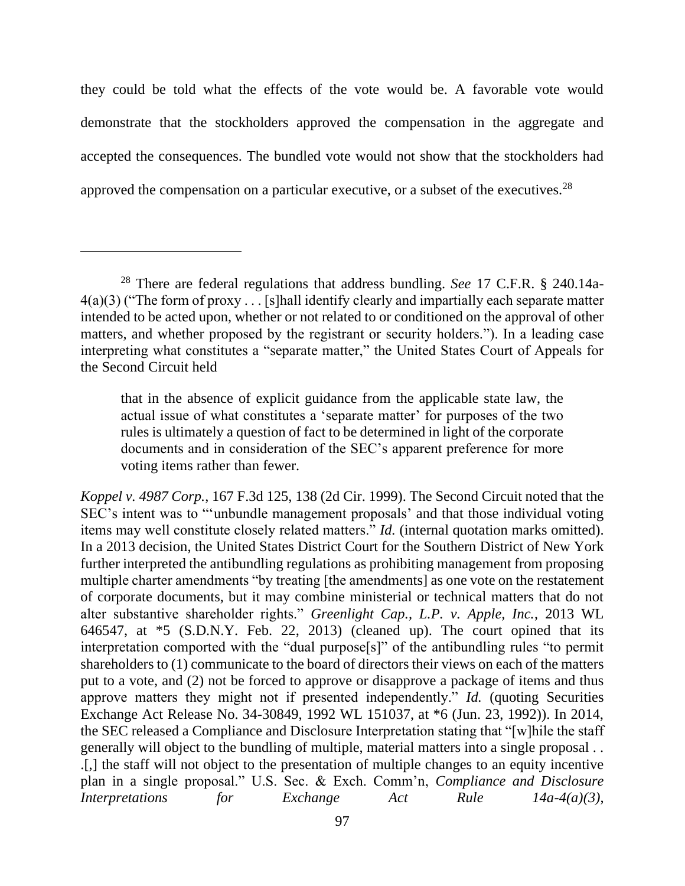they could be told what the effects of the vote would be. A favorable vote would demonstrate that the stockholders approved the compensation in the aggregate and accepted the consequences. The bundled vote would not show that the stockholders had approved the compensation on a particular executive, or a subset of the executives.[28]

---

[28] There are federal regulations that address bundling. *See* 17 C.F.R. § 240.14a-4(a)(3) ("The form of proxy . . . [s]hall identify clearly and impartially each separate matter intended to be acted upon, whether or not related to or conditioned on the approval of other matters, and whether proposed by the registrant or security holders."). In a leading case interpreting what constitutes a "separate matter," the United States Court of Appeals for the Second Circuit held

> that in the absence of explicit guidance from the applicable state law, the actual issue of what constitutes a 'separate matter' for purposes of the two rules is ultimately a question of fact to be determined in light of the corporate documents and in consideration of the SEC's apparent preference for more voting items rather than fewer.

*Koppel v. 4987 Corp.*, 167 F.3d 125, 138 (2d Cir. 1999). The Second Circuit noted that the SEC's intent was to "'unbundle management proposals' and that those individual voting items may well constitute closely related matters." *Id.* (internal quotation marks omitted). In a 2013 decision, the United States District Court for the Southern District of New York further interpreted the antibundling regulations as prohibiting management from proposing multiple charter amendments "by treating [the amendments] as one vote on the restatement of corporate documents, but it may combine ministerial or technical matters that do not alter substantive shareholder rights." *Greenlight Cap., L.P. v. Apple, Inc.*, 2013 WL 646547, at *5 (S.D.N.Y. Feb. 22, 2013) (cleaned up). The court opined that its interpretation comported with the "dual purpose[s]" of the antibundling rules "to permit shareholders to (1) communicate to the board of directors their views on each of the matters put to a vote, and (2) not be forced to approve or disapprove a package of items and thus approve matters they might not if presented independently." *Id.* (quoting Securities Exchange Act Release No. 34-30849, 1992 WL 151037, at *6 (Jun. 23, 1992)). In 2014, the SEC released a Compliance and Disclosure Interpretation stating that "[w]hile the staff generally will object to the bundling of multiple, material matters into a single proposal . . .[,] the staff will not object to the presentation of multiple changes to an equity incentive plan in a single proposal." U.S. Sec. & Exch. Comm'n, *Compliance and Disclosure Interpretations for Exchange Act Rule 14a-4(a)(3)*,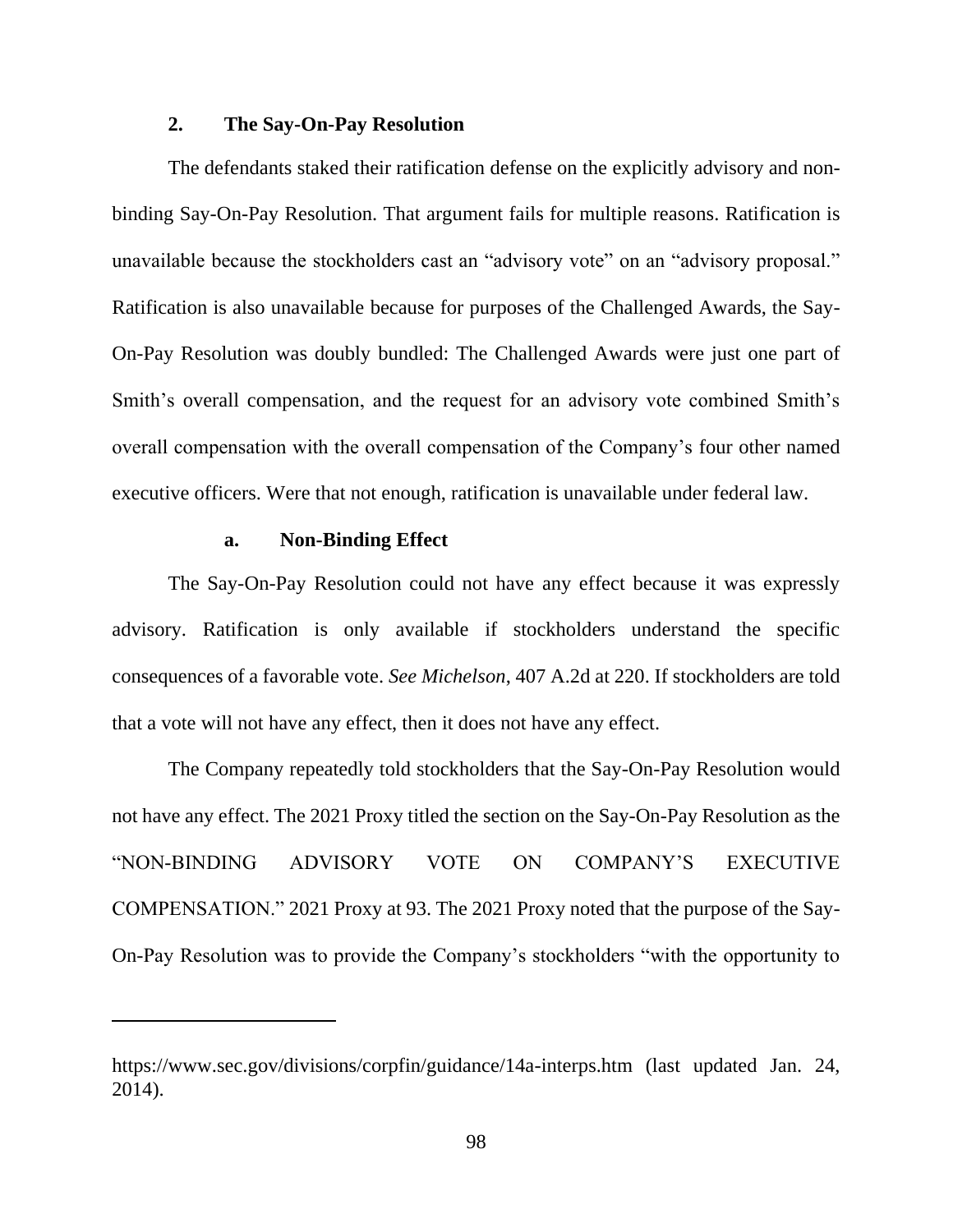### 2. The Say-On-Pay Resolution

The defendants staked their ratification defense on the explicitly advisory and non-binding Say-On-Pay Resolution. That argument fails for multiple reasons. Ratification is unavailable because the stockholders cast an "advisory vote" on an "advisory proposal." Ratification is also unavailable because for purposes of the Challenged Awards, the Say-On-Pay Resolution was doubly bundled: The Challenged Awards were just one part of Smith's overall compensation, and the request for an advisory vote combined Smith's overall compensation with the overall compensation of the Company's four other named executive officers. Were that not enough, ratification is unavailable under federal law.

#### a. Non-Binding Effect

The Say-On-Pay Resolution could not have any effect because it was expressly advisory. Ratification is only available if stockholders understand the specific consequences of a favorable vote. *See Michelson*, 407 A.2d at 220. If stockholders are told that a vote will not have any effect, then it does not have any effect.

The Company repeatedly told stockholders that the Say-On-Pay Resolution would not have any effect. The 2021 Proxy titled the section on the Say-On-Pay Resolution as the "NON-BINDING ADVISORY VOTE ON COMPANY'S EXECUTIVE COMPENSATION." 2021 Proxy at 93. The 2021 Proxy noted that the purpose of the Say-On-Pay Resolution was to provide the Company's stockholders "with the opportunity to

---

https://www.sec.gov/divisions/corpfin/guidance/14a-interps.htm (last updated Jan. 24, 2014).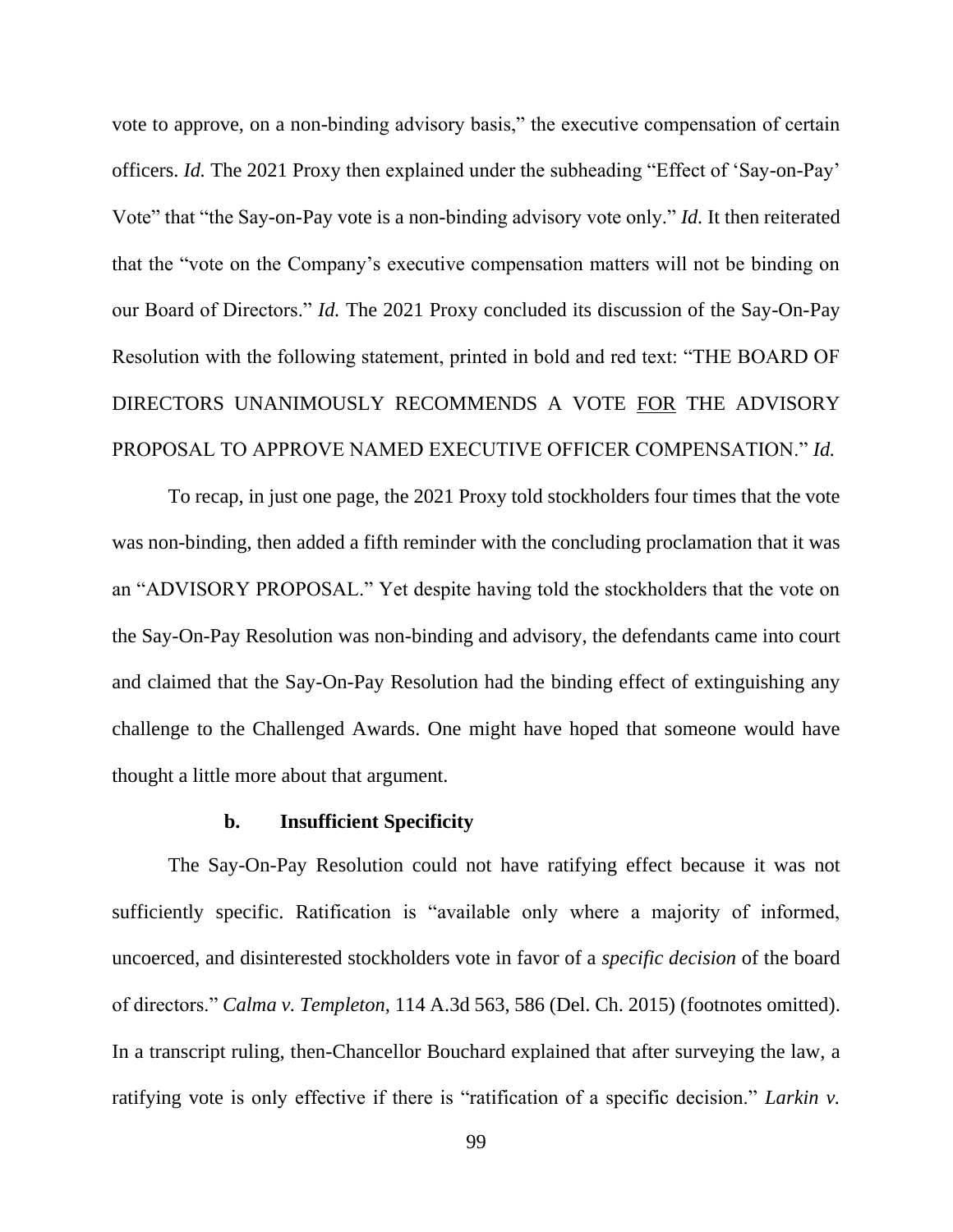vote to approve, on a non-binding advisory basis," the executive compensation of certain officers. *Id.* The 2021 Proxy then explained under the subheading "Effect of 'Say-on-Pay' Vote" that "the Say-on-Pay vote is a non-binding advisory vote only." *Id.* It then reiterated that the "vote on the Company's executive compensation matters will not be binding on our Board of Directors." *Id.* The 2021 Proxy concluded its discussion of the Say-On-Pay Resolution with the following statement, printed in bold and red text: "THE BOARD OF DIRECTORS UNANIMOUSLY RECOMMENDS A VOTE <u>FOR</u> THE ADVISORY PROPOSAL TO APPROVE NAMED EXECUTIVE OFFICER COMPENSATION." *Id.*

To recap, in just one page, the 2021 Proxy told stockholders four times that the vote was non-binding, then added a fifth reminder with the concluding proclamation that it was an "ADVISORY PROPOSAL." Yet despite having told the stockholders that the vote on the Say-On-Pay Resolution was non-binding and advisory, the defendants came into court and claimed that the Say-On-Pay Resolution had the binding effect of extinguishing any challenge to the Challenged Awards. One might have hoped that someone would have thought a little more about that argument.

#### b. Insufficient Specificity

The Say-On-Pay Resolution could not have ratifying effect because it was not sufficiently specific. Ratification is "available only where a majority of informed, uncoerced, and disinterested stockholders vote in favor of a *specific decision* of the board of directors." *Calma v. Templeton*, 114 A.3d 563, 586 (Del. Ch. 2015) (footnotes omitted). In a transcript ruling, then-Chancellor Bouchard explained that after surveying the law, a ratifying vote is only effective if there is "ratification of a specific decision." *Larkin v.*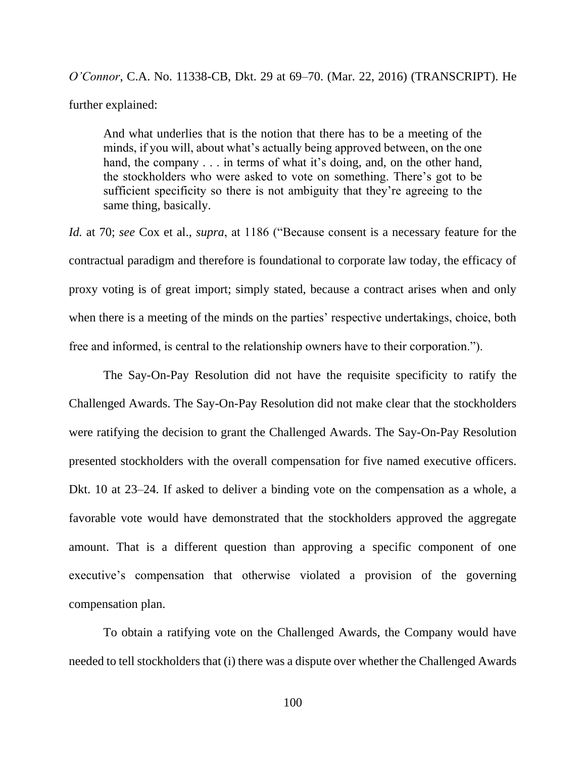*O'Connor*, C.A. No. 11338-CB, Dkt. 29 at 69–70. (Mar. 22, 2016) (TRANSCRIPT). He further explained:

> And what underlies that is the notion that there has to be a meeting of the minds, if you will, about what's actually being approved between, on the one hand, the company . . . in terms of what it's doing, and, on the other hand, the stockholders who were asked to vote on something. There's got to be sufficient specificity so there is not ambiguity that they're agreeing to the same thing, basically.

*Id.* at 70; *see* Cox et al., *supra*, at 1186 ("Because consent is a necessary feature for the contractual paradigm and therefore is foundational to corporate law today, the efficacy of proxy voting is of great import; simply stated, because a contract arises when and only when there is a meeting of the minds on the parties' respective undertakings, choice, both free and informed, is central to the relationship owners have to their corporation.").

The Say-On-Pay Resolution did not have the requisite specificity to ratify the Challenged Awards. The Say-On-Pay Resolution did not make clear that the stockholders were ratifying the decision to grant the Challenged Awards. The Say-On-Pay Resolution presented stockholders with the overall compensation for five named executive officers. Dkt. 10 at 23–24. If asked to deliver a binding vote on the compensation as a whole, a favorable vote would have demonstrated that the stockholders approved the aggregate amount. That is a different question than approving a specific component of one executive's compensation that otherwise violated a provision of the governing compensation plan.

To obtain a ratifying vote on the Challenged Awards, the Company would have needed to tell stockholders that (i) there was a dispute over whether the Challenged Awards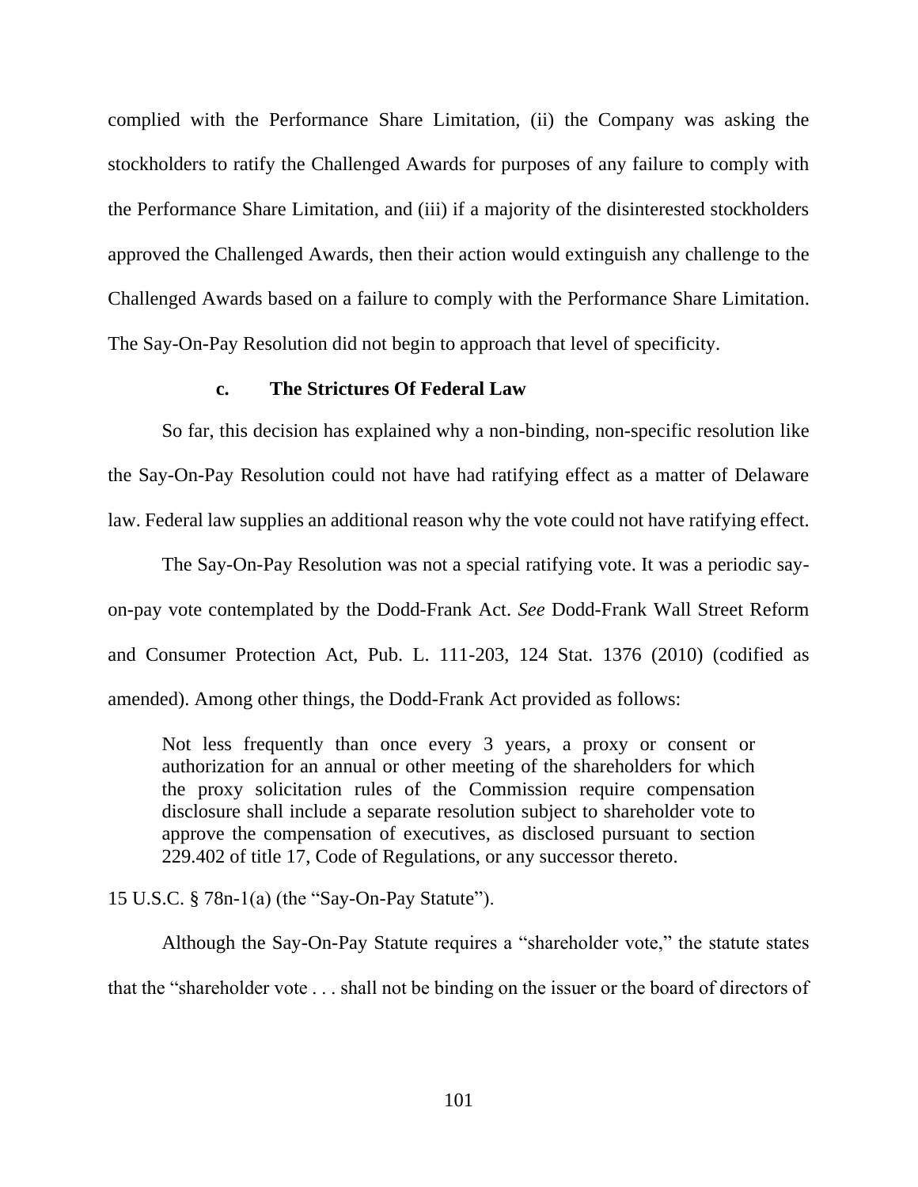complied with the Performance Share Limitation, (ii) the Company was asking the stockholders to ratify the Challenged Awards for purposes of any failure to comply with the Performance Share Limitation, and (iii) if a majority of the disinterested stockholders approved the Challenged Awards, then their action would extinguish any challenge to the Challenged Awards based on a failure to comply with the Performance Share Limitation. The Say-On-Pay Resolution did not begin to approach that level of specificity.

#### c. The Strictures Of Federal Law

So far, this decision has explained why a non-binding, non-specific resolution like the Say-On-Pay Resolution could not have had ratifying effect as a matter of Delaware law. Federal law supplies an additional reason why the vote could not have ratifying effect.

The Say-On-Pay Resolution was not a special ratifying vote. It was a periodic say-on-pay vote contemplated by the Dodd-Frank Act. *See* Dodd-Frank Wall Street Reform and Consumer Protection Act, Pub. L. 111-203, 124 Stat. 1376 (2010) (codified as amended). Among other things, the Dodd-Frank Act provided as follows:

> Not less frequently than once every 3 years, a proxy or consent or authorization for an annual or other meeting of the shareholders for which the proxy solicitation rules of the Commission require compensation disclosure shall include a separate resolution subject to shareholder vote to approve the compensation of executives, as disclosed pursuant to section 229.402 of title 17, Code of Regulations, or any successor thereto.

15 U.S.C. § 78n-1(a) (the "Say-On-Pay Statute").

Although the Say-On-Pay Statute requires a "shareholder vote," the statute states that the "shareholder vote . . . shall not be binding on the issuer or the board of directors of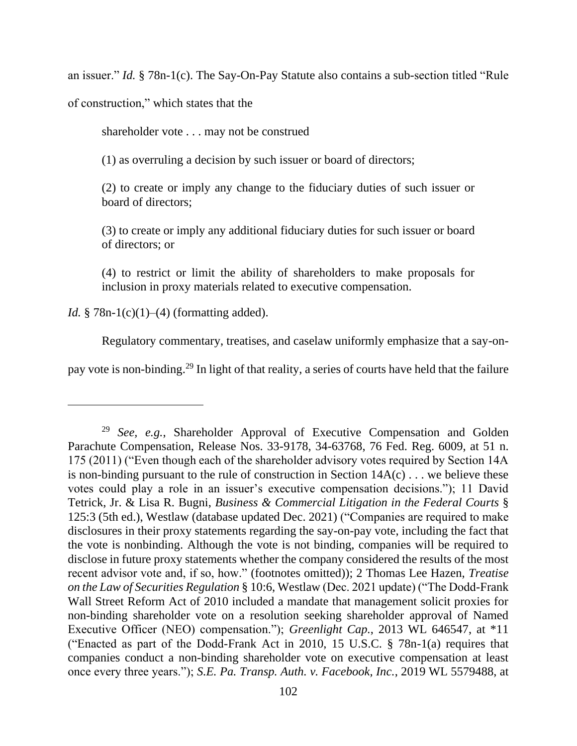an issuer." *Id.* § 78n-1(c). The Say-On-Pay Statute also contains a sub-section titled "Rule of construction," which states that the

> shareholder vote . . . may not be construed
>
> (1) as overruling a decision by such issuer or board of directors;
>
> (2) to create or imply any change to the fiduciary duties of such issuer or board of directors;
>
> (3) to create or imply any additional fiduciary duties for such issuer or board of directors; or
>
> (4) to restrict or limit the ability of shareholders to make proposals for inclusion in proxy materials related to executive compensation.

*Id.* § 78n-1(c)(1)–(4) (formatting added).

Regulatory commentary, treatises, and caselaw uniformly emphasize that a say-on-pay vote is non-binding.[29] In light of that reality, a series of courts have held that the failure

---

[29] *See, e.g.*, Shareholder Approval of Executive Compensation and Golden Parachute Compensation, Release Nos. 33-9178, 34-63768, 76 Fed. Reg. 6009, at 51 n. 175 (2011) ("Even though each of the shareholder advisory votes required by Section 14A is non-binding pursuant to the rule of construction in Section 14A(c) . . . we believe these votes could play a role in an issuer's executive compensation decisions."); 11 David Tetrick, Jr. & Lisa R. Bugni, *Business & Commercial Litigation in the Federal Courts* § 125:3 (5th ed.), Westlaw (database updated Dec. 2021) ("Companies are required to make disclosures in their proxy statements regarding the say-on-pay vote, including the fact that the vote is nonbinding. Although the vote is not binding, companies will be required to disclose in future proxy statements whether the company considered the results of the most recent advisor vote and, if so, how." (footnotes omitted)); 2 Thomas Lee Hazen, *Treatise on the Law of Securities Regulation* § 10:6, Westlaw (Dec. 2021 update) ("The Dodd-Frank Wall Street Reform Act of 2010 included a mandate that management solicit proxies for non-binding shareholder vote on a resolution seeking shareholder approval of Named Executive Officer (NEO) compensation."); *Greenlight Cap.*, 2013 WL 646547, at *11 ("Enacted as part of the Dodd-Frank Act in 2010, 15 U.S.C. § 78n-1(a) requires that companies conduct a non-binding shareholder vote on executive compensation at least once every three years."); *S.E. Pa. Transp. Auth. v. Facebook, Inc.*, 2019 WL 5579488, at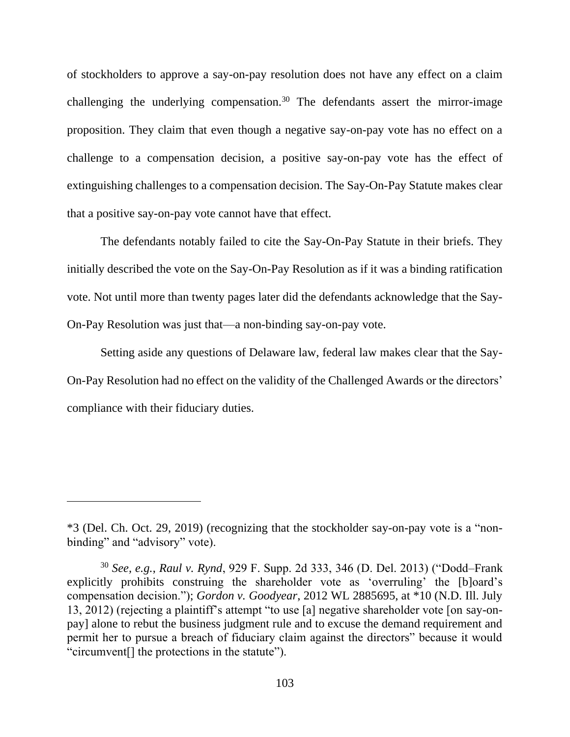of stockholders to approve a say-on-pay resolution does not have any effect on a claim challenging the underlying compensation.[30] The defendants assert the mirror-image proposition. They claim that even though a negative say-on-pay vote has no effect on a challenge to a compensation decision, a positive say-on-pay vote has the effect of extinguishing challenges to a compensation decision. The Say-On-Pay Statute makes clear that a positive say-on-pay vote cannot have that effect.

The defendants notably failed to cite the Say-On-Pay Statute in their briefs. They initially described the vote on the Say-On-Pay Resolution as if it was a binding ratification vote. Not until more than twenty pages later did the defendants acknowledge that the Say-On-Pay Resolution was just that—a non-binding say-on-pay vote.

Setting aside any questions of Delaware law, federal law makes clear that the Say-On-Pay Resolution had no effect on the validity of the Challenged Awards or the directors' compliance with their fiduciary duties.

---

*3 (Del. Ch. Oct. 29, 2019) (recognizing that the stockholder say-on-pay vote is a "non-binding" and "advisory" vote).

[30] *See, e.g.*, *Raul v. Rynd*, 929 F. Supp. 2d 333, 346 (D. Del. 2013) ("Dodd–Frank explicitly prohibits construing the shareholder vote as 'overruling' the [b]oard's compensation decision."); *Gordon v. Goodyear*, 2012 WL 2885695, at *10 (N.D. Ill. July 13, 2012) (rejecting a plaintiff's attempt "to use [a] negative shareholder vote [on say-on-pay] alone to rebut the business judgment rule and to excuse the demand requirement and permit her to pursue a breach of fiduciary claim against the directors" because it would "circumvent[] the protections in the statute").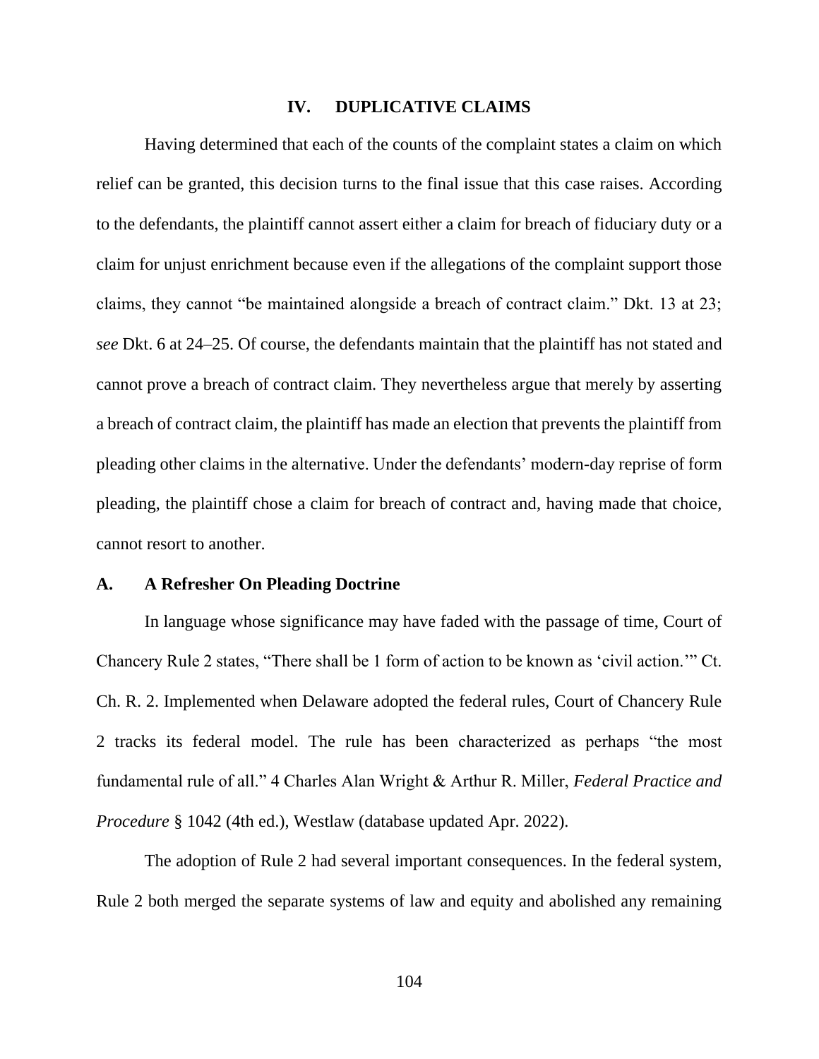## IV. DUPLICATIVE CLAIMS

Having determined that each of the counts of the complaint states a claim on which relief can be granted, this decision turns to the final issue that this case raises. According to the defendants, the plaintiff cannot assert either a claim for breach of fiduciary duty or a claim for unjust enrichment because even if the allegations of the complaint support those claims, they cannot "be maintained alongside a breach of contract claim." Dkt. 13 at 23; *see* Dkt. 6 at 24–25. Of course, the defendants maintain that the plaintiff has not stated and cannot prove a breach of contract claim. They nevertheless argue that merely by asserting a breach of contract claim, the plaintiff has made an election that prevents the plaintiff from pleading other claims in the alternative. Under the defendants' modern-day reprise of form pleading, the plaintiff chose a claim for breach of contract and, having made that choice, cannot resort to another.

### A. A Refresher On Pleading Doctrine

In language whose significance may have faded with the passage of time, Court of Chancery Rule 2 states, "There shall be 1 form of action to be known as 'civil action.'" Ct. Ch. R. 2. Implemented when Delaware adopted the federal rules, Court of Chancery Rule 2 tracks its federal model. The rule has been characterized as perhaps "the most fundamental rule of all." 4 Charles Alan Wright & Arthur R. Miller, *Federal Practice and Procedure* § 1042 (4th ed.), Westlaw (database updated Apr. 2022).

The adoption of Rule 2 had several important consequences. In the federal system, Rule 2 both merged the separate systems of law and equity and abolished any remaining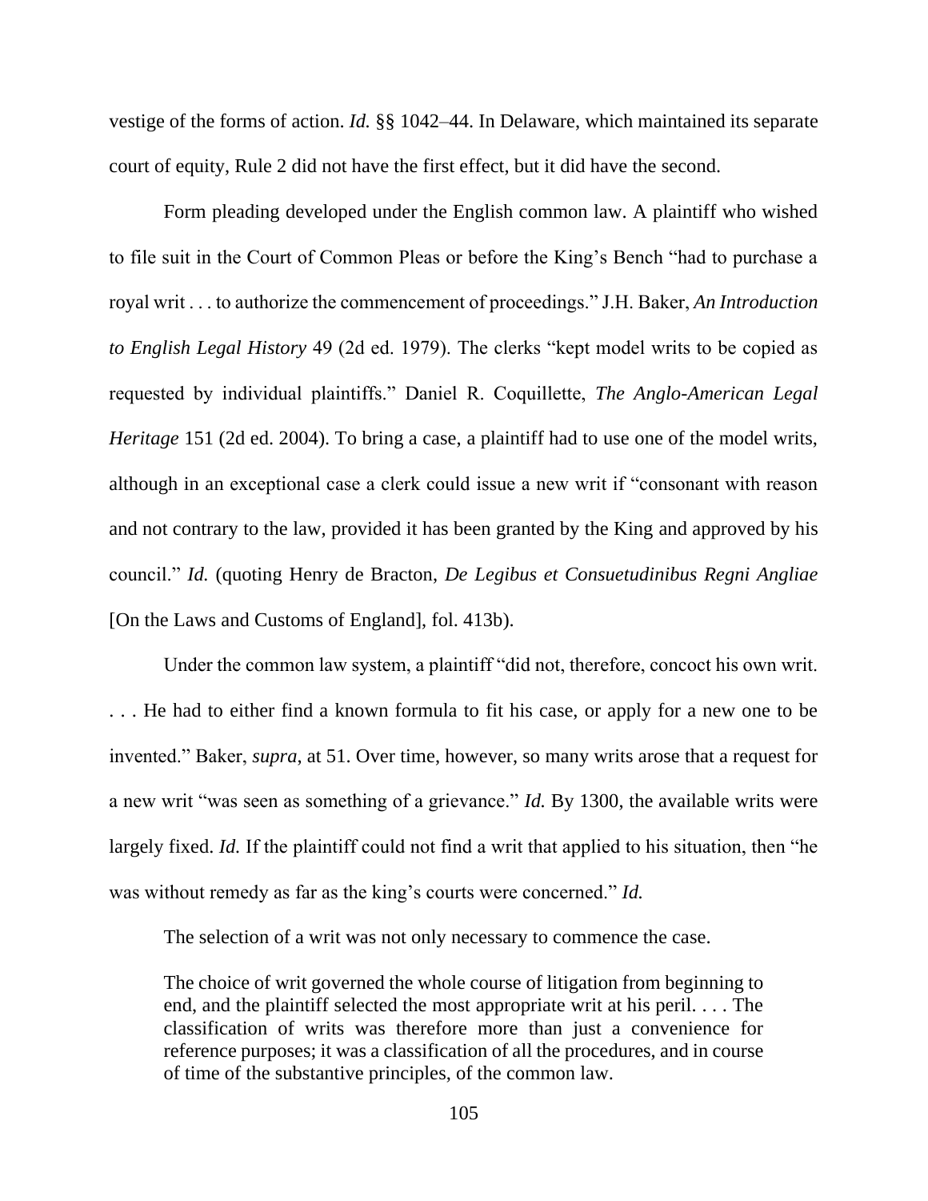vestige of the forms of action. *Id.* §§ 1042–44. In Delaware, which maintained its separate court of equity, Rule 2 did not have the first effect, but it did have the second.

Form pleading developed under the English common law. A plaintiff who wished to file suit in the Court of Common Pleas or before the King's Bench "had to purchase a royal writ . . . to authorize the commencement of proceedings." J.H. Baker, *An Introduction to English Legal History* 49 (2d ed. 1979). The clerks "kept model writs to be copied as requested by individual plaintiffs." Daniel R. Coquillette, *The Anglo-American Legal Heritage* 151 (2d ed. 2004). To bring a case, a plaintiff had to use one of the model writs, although in an exceptional case a clerk could issue a new writ if "consonant with reason and not contrary to the law, provided it has been granted by the King and approved by his council." *Id.* (quoting Henry de Bracton, *De Legibus et Consuetudinibus Regni Angliae* [On the Laws and Customs of England], fol. 413b).

Under the common law system, a plaintiff "did not, therefore, concoct his own writ. . . . He had to either find a known formula to fit his case, or apply for a new one to be invented." Baker, *supra*, at 51. Over time, however, so many writs arose that a request for a new writ "was seen as something of a grievance." *Id.* By 1300, the available writs were largely fixed. *Id.* If the plaintiff could not find a writ that applied to his situation, then "he was without remedy as far as the king's courts were concerned." *Id.*

The selection of a writ was not only necessary to commence the case.

> The choice of writ governed the whole course of litigation from beginning to end, and the plaintiff selected the most appropriate writ at his peril. . . . The classification of writs was therefore more than just a convenience for reference purposes; it was a classification of all the procedures, and in course of time of the substantive principles, of the common law.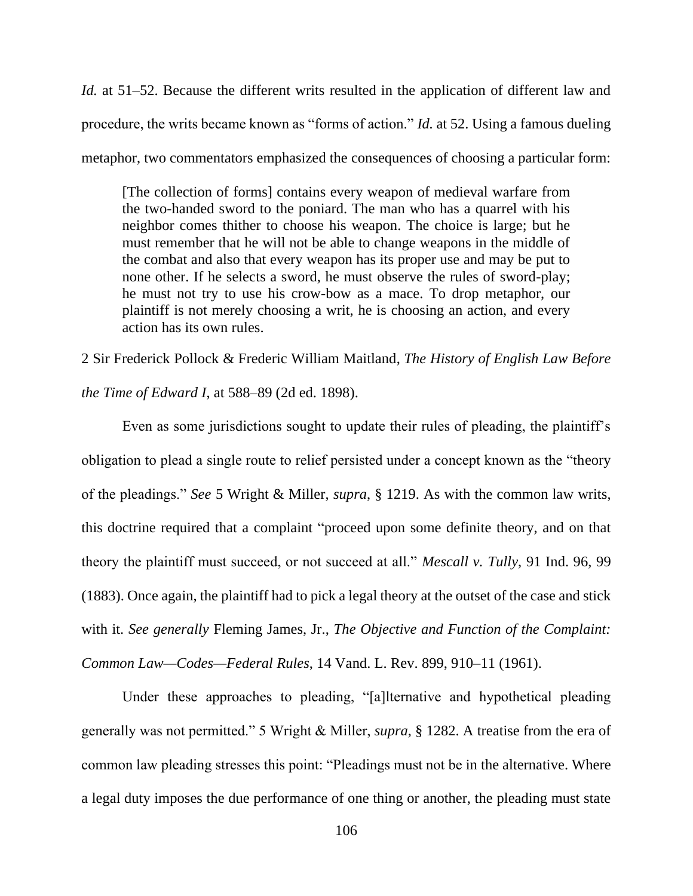*Id.* at 51–52. Because the different writs resulted in the application of different law and procedure, the writs became known as "forms of action." *Id.* at 52. Using a famous dueling metaphor, two commentators emphasized the consequences of choosing a particular form:

> [The collection of forms] contains every weapon of medieval warfare from the two-handed sword to the poniard. The man who has a quarrel with his neighbor comes thither to choose his weapon. The choice is large; but he must remember that he will not be able to change weapons in the middle of the combat and also that every weapon has its proper use and may be put to none other. If he selects a sword, he must observe the rules of sword-play; he must not try to use his crow-bow as a mace. To drop metaphor, our plaintiff is not merely choosing a writ, he is choosing an action, and every action has its own rules.

2 Sir Frederick Pollock & Frederic William Maitland, *The History of English Law Before the Time of Edward I*, at 588–89 (2d ed. 1898).

Even as some jurisdictions sought to update their rules of pleading, the plaintiff's obligation to plead a single route to relief persisted under a concept known as the "theory of the pleadings." *See* 5 Wright & Miller, *supra*, § 1219. As with the common law writs, this doctrine required that a complaint "proceed upon some definite theory, and on that theory the plaintiff must succeed, or not succeed at all." *Mescall v. Tully*, 91 Ind. 96, 99 (1883). Once again, the plaintiff had to pick a legal theory at the outset of the case and stick with it. *See generally* Fleming James, Jr., *The Objective and Function of the Complaint: Common Law—Codes—Federal Rules*, 14 Vand. L. Rev. 899, 910–11 (1961).

Under these approaches to pleading, "[a]lternative and hypothetical pleading generally was not permitted." 5 Wright & Miller, *supra*, § 1282. A treatise from the era of common law pleading stresses this point: "Pleadings must not be in the alternative. Where a legal duty imposes the due performance of one thing or another, the pleading must state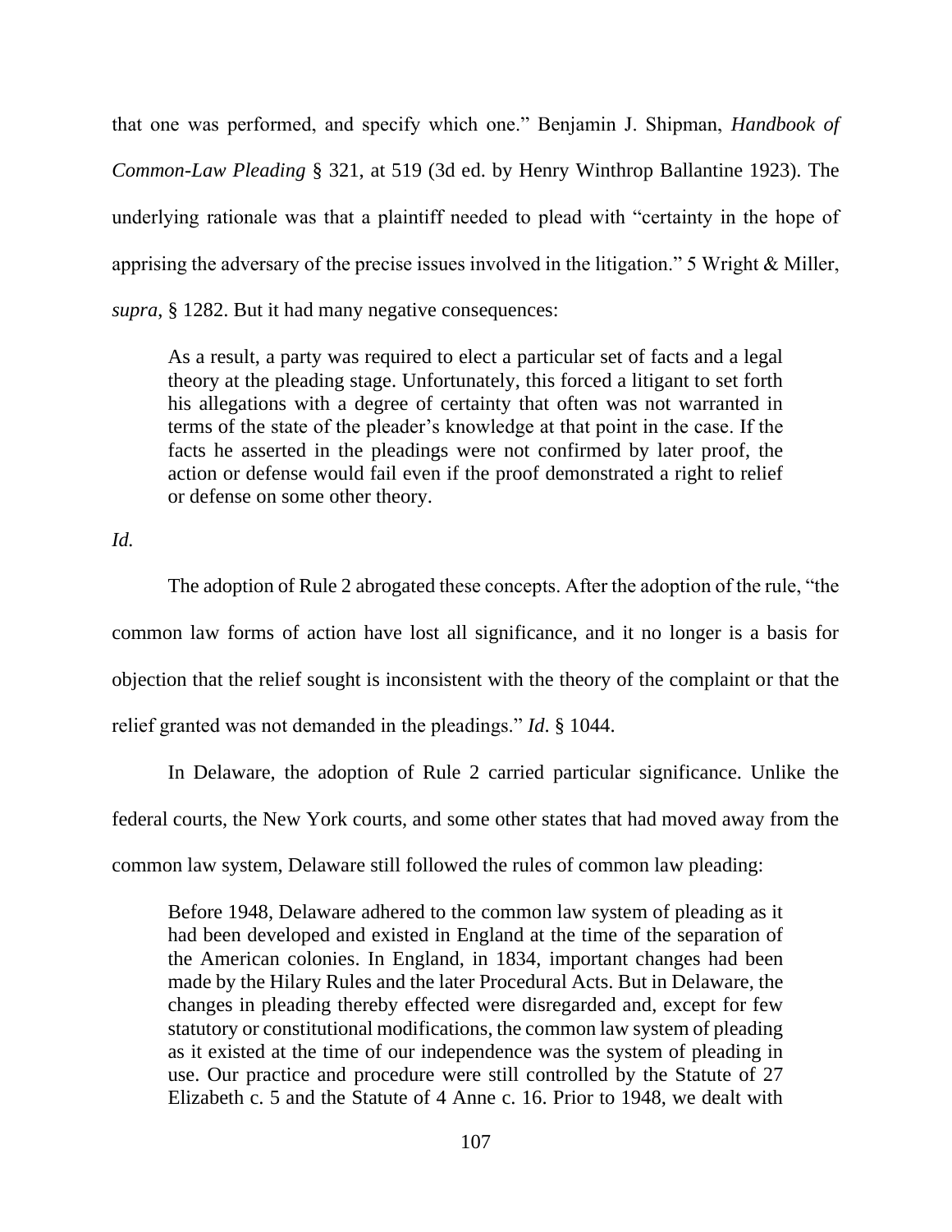that one was performed, and specify which one." Benjamin J. Shipman, *Handbook of Common-Law Pleading* § 321, at 519 (3d ed. by Henry Winthrop Ballantine 1923). The underlying rationale was that a plaintiff needed to plead with "certainty in the hope of apprising the adversary of the precise issues involved in the litigation." 5 Wright & Miller, *supra*, § 1282. But it had many negative consequences:

> As a result, a party was required to elect a particular set of facts and a legal theory at the pleading stage. Unfortunately, this forced a litigant to set forth his allegations with a degree of certainty that often was not warranted in terms of the state of the pleader's knowledge at that point in the case. If the facts he asserted in the pleadings were not confirmed by later proof, the action or defense would fail even if the proof demonstrated a right to relief or defense on some other theory.

*Id.*

The adoption of Rule 2 abrogated these concepts. After the adoption of the rule, "the common law forms of action have lost all significance, and it no longer is a basis for objection that the relief sought is inconsistent with the theory of the complaint or that the relief granted was not demanded in the pleadings." *Id*. § 1044.

In Delaware, the adoption of Rule 2 carried particular significance. Unlike the federal courts, the New York courts, and some other states that had moved away from the common law system, Delaware still followed the rules of common law pleading:

> Before 1948, Delaware adhered to the common law system of pleading as it had been developed and existed in England at the time of the separation of the American colonies. In England, in 1834, important changes had been made by the Hilary Rules and the later Procedural Acts. But in Delaware, the changes in pleading thereby effected were disregarded and, except for few statutory or constitutional modifications, the common law system of pleading as it existed at the time of our independence was the system of pleading in use. Our practice and procedure were still controlled by the Statute of 27 Elizabeth c. 5 and the Statute of 4 Anne c. 16. Prior to 1948, we dealt with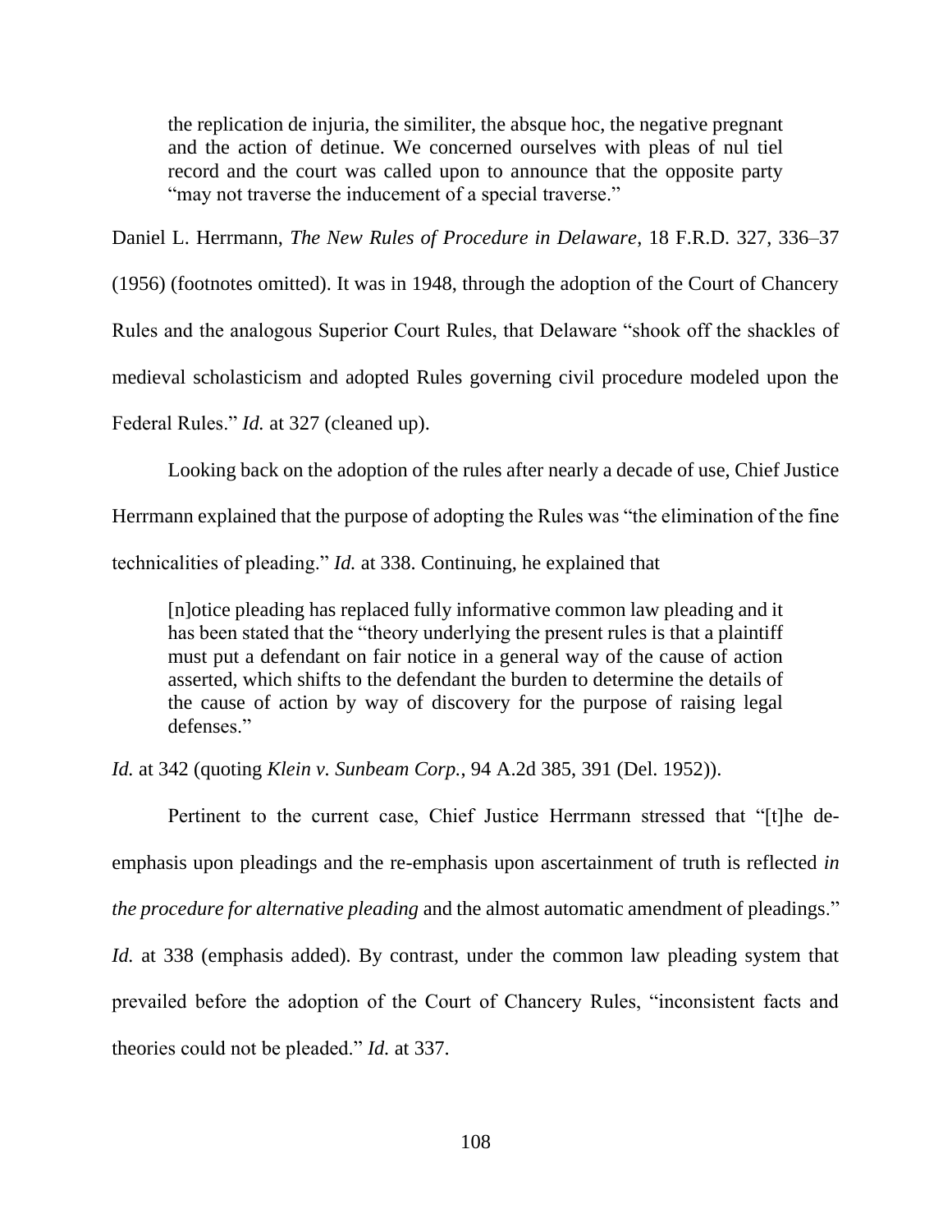> the replication de injuria, the similiter, the absque hoc, the negative pregnant and the action of detinue. We concerned ourselves with pleas of nul tiel record and the court was called upon to announce that the opposite party "may not traverse the inducement of a special traverse."

Daniel L. Herrmann, *The New Rules of Procedure in Delaware*, 18 F.R.D. 327, 336–37 (1956) (footnotes omitted). It was in 1948, through the adoption of the Court of Chancery Rules and the analogous Superior Court Rules, that Delaware "shook off the shackles of medieval scholasticism and adopted Rules governing civil procedure modeled upon the Federal Rules." *Id.* at 327 (cleaned up).

Looking back on the adoption of the rules after nearly a decade of use, Chief Justice Herrmann explained that the purpose of adopting the Rules was "the elimination of the fine technicalities of pleading." *Id.* at 338. Continuing, he explained that

> [n]otice pleading has replaced fully informative common law pleading and it has been stated that the "theory underlying the present rules is that a plaintiff must put a defendant on fair notice in a general way of the cause of action asserted, which shifts to the defendant the burden to determine the details of the cause of action by way of discovery for the purpose of raising legal defenses."

*Id.* at 342 (quoting *Klein v. Sunbeam Corp.*, 94 A.2d 385, 391 (Del. 1952)).

Pertinent to the current case, Chief Justice Herrmann stressed that "[t]he de-emphasis upon pleadings and the re-emphasis upon ascertainment of truth is reflected *in the procedure for alternative pleading* and the almost automatic amendment of pleadings." *Id.* at 338 (emphasis added). By contrast, under the common law pleading system that prevailed before the adoption of the Court of Chancery Rules, "inconsistent facts and theories could not be pleaded." *Id.* at 337.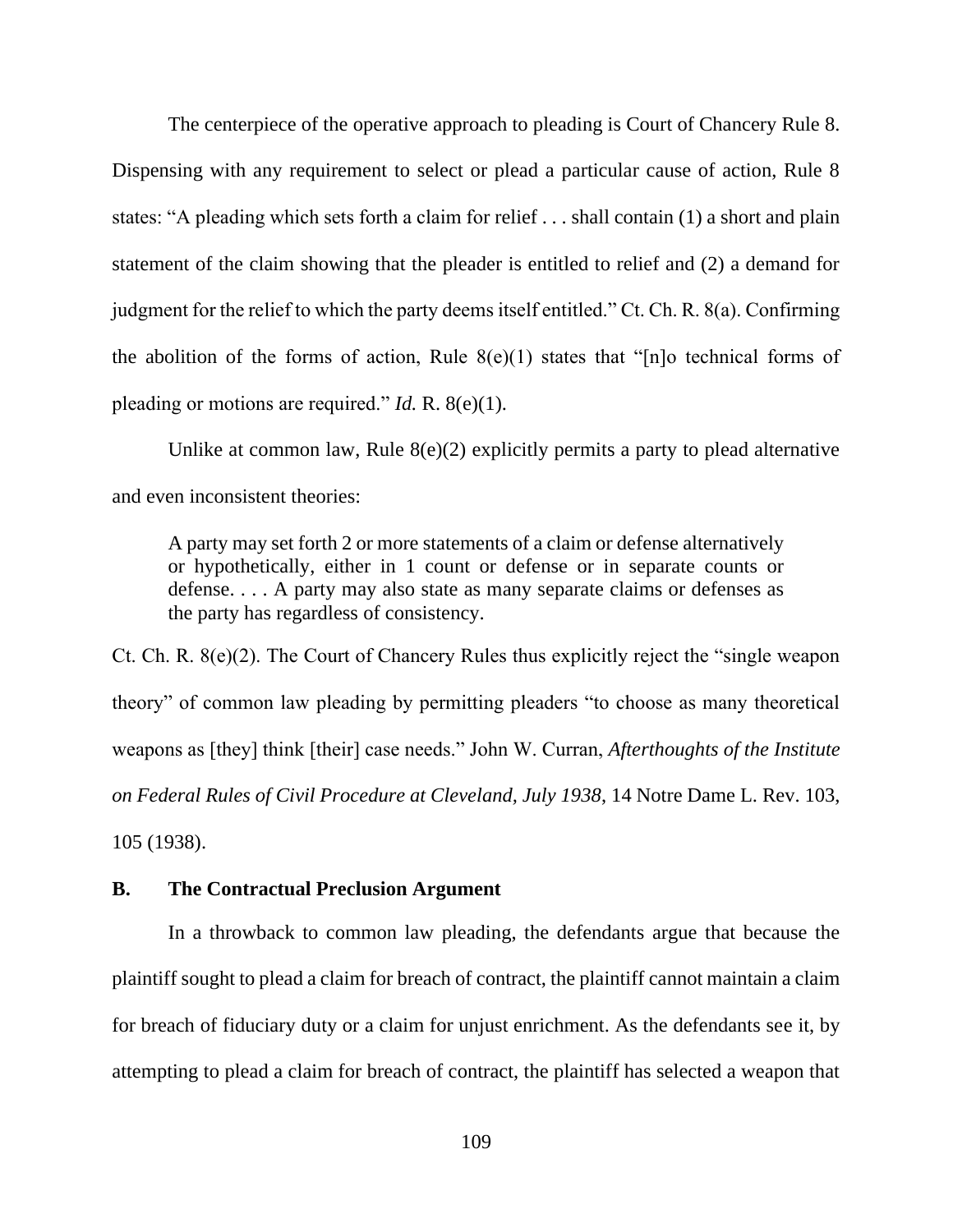The centerpiece of the operative approach to pleading is Court of Chancery Rule 8. Dispensing with any requirement to select or plead a particular cause of action, Rule 8 states: "A pleading which sets forth a claim for relief . . . shall contain (1) a short and plain statement of the claim showing that the pleader is entitled to relief and (2) a demand for judgment for the relief to which the party deems itself entitled." Ct. Ch. R. 8(a). Confirming the abolition of the forms of action, Rule 8(e)(1) states that "[n]o technical forms of pleading or motions are required." *Id.* R. 8(e)(1).

Unlike at common law, Rule 8(e)(2) explicitly permits a party to plead alternative and even inconsistent theories:

> A party may set forth 2 or more statements of a claim or defense alternatively or hypothetically, either in 1 count or defense or in separate counts or defense. . . . A party may also state as many separate claims or defenses as the party has regardless of consistency.

Ct. Ch. R. 8(e)(2). The Court of Chancery Rules thus explicitly reject the "single weapon theory" of common law pleading by permitting pleaders "to choose as many theoretical weapons as [they] think [their] case needs." John W. Curran, *Afterthoughts of the Institute on Federal Rules of Civil Procedure at Cleveland, July 1938*, 14 Notre Dame L. Rev. 103, 105 (1938).

### B. The Contractual Preclusion Argument

In a throwback to common law pleading, the defendants argue that because the plaintiff sought to plead a claim for breach of contract, the plaintiff cannot maintain a claim for breach of fiduciary duty or a claim for unjust enrichment. As the defendants see it, by attempting to plead a claim for breach of contract, the plaintiff has selected a weapon that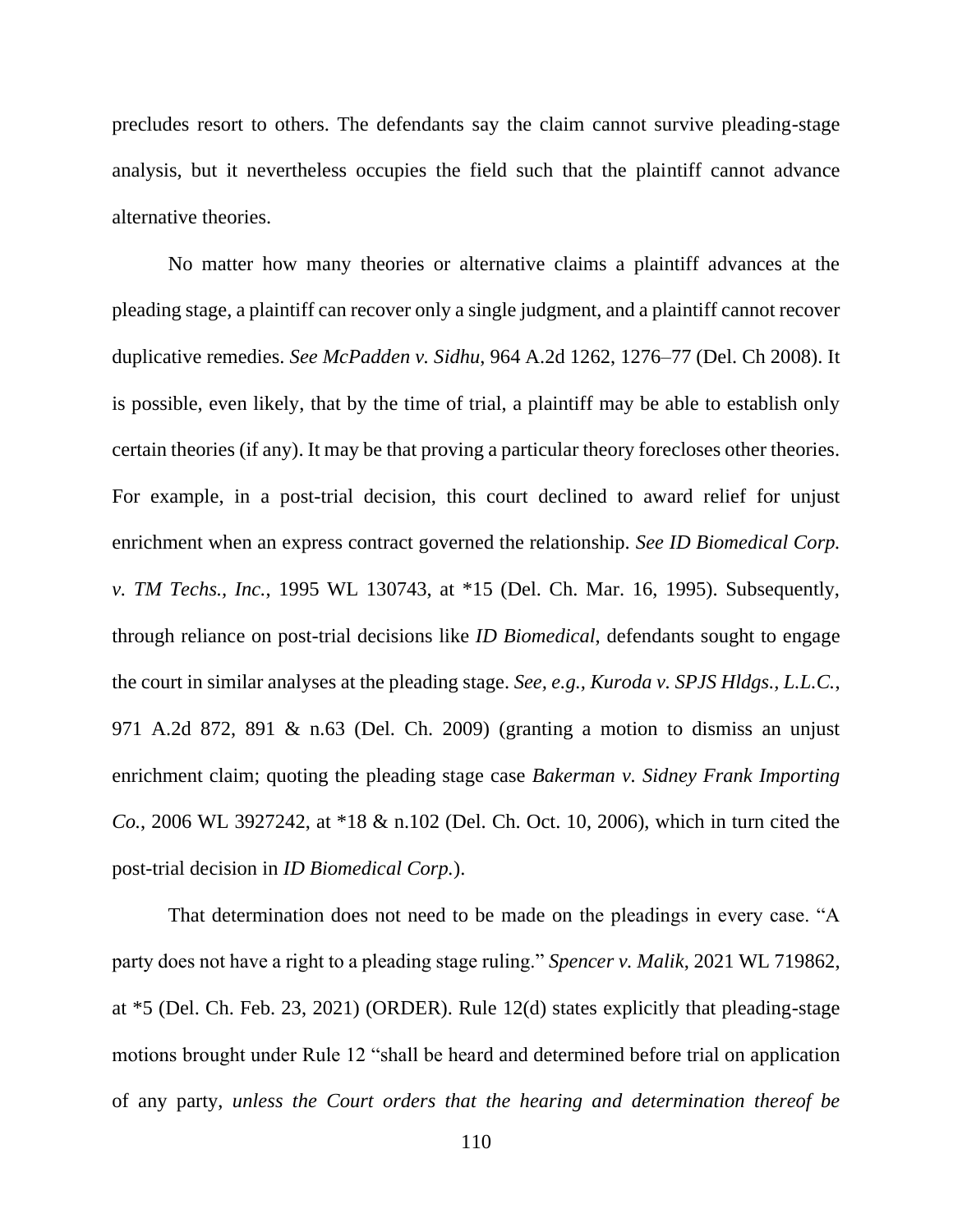precludes resort to others. The defendants say the claim cannot survive pleading-stage analysis, but it nevertheless occupies the field such that the plaintiff cannot advance alternative theories.

No matter how many theories or alternative claims a plaintiff advances at the pleading stage, a plaintiff can recover only a single judgment, and a plaintiff cannot recover duplicative remedies. *See McPadden v. Sidhu*, 964 A.2d 1262, 1276–77 (Del. Ch 2008). It is possible, even likely, that by the time of trial, a plaintiff may be able to establish only certain theories (if any). It may be that proving a particular theory forecloses other theories. For example, in a post-trial decision, this court declined to award relief for unjust enrichment when an express contract governed the relationship. *See ID Biomedical Corp. v. TM Techs., Inc.*, 1995 WL 130743, at *15 (Del. Ch. Mar. 16, 1995). Subsequently, through reliance on post-trial decisions like *ID Biomedical*, defendants sought to engage the court in similar analyses at the pleading stage. *See, e.g.*, *Kuroda v. SPJS Hldgs., L.L.C.*, 971 A.2d 872, 891 & n.63 (Del. Ch. 2009) (granting a motion to dismiss an unjust enrichment claim; quoting the pleading stage case *Bakerman v. Sidney Frank Importing Co.*, 2006 WL 3927242, at *18 & n.102 (Del. Ch. Oct. 10, 2006), which in turn cited the post-trial decision in *ID Biomedical Corp.*).

That determination does not need to be made on the pleadings in every case. "A party does not have a right to a pleading stage ruling." *Spencer v. Malik*, 2021 WL 719862, at *5 (Del. Ch. Feb. 23, 2021) (ORDER). Rule 12(d) states explicitly that pleading-stage motions brought under Rule 12 "shall be heard and determined before trial on application of any party, *unless the Court orders that the hearing and determination thereof be*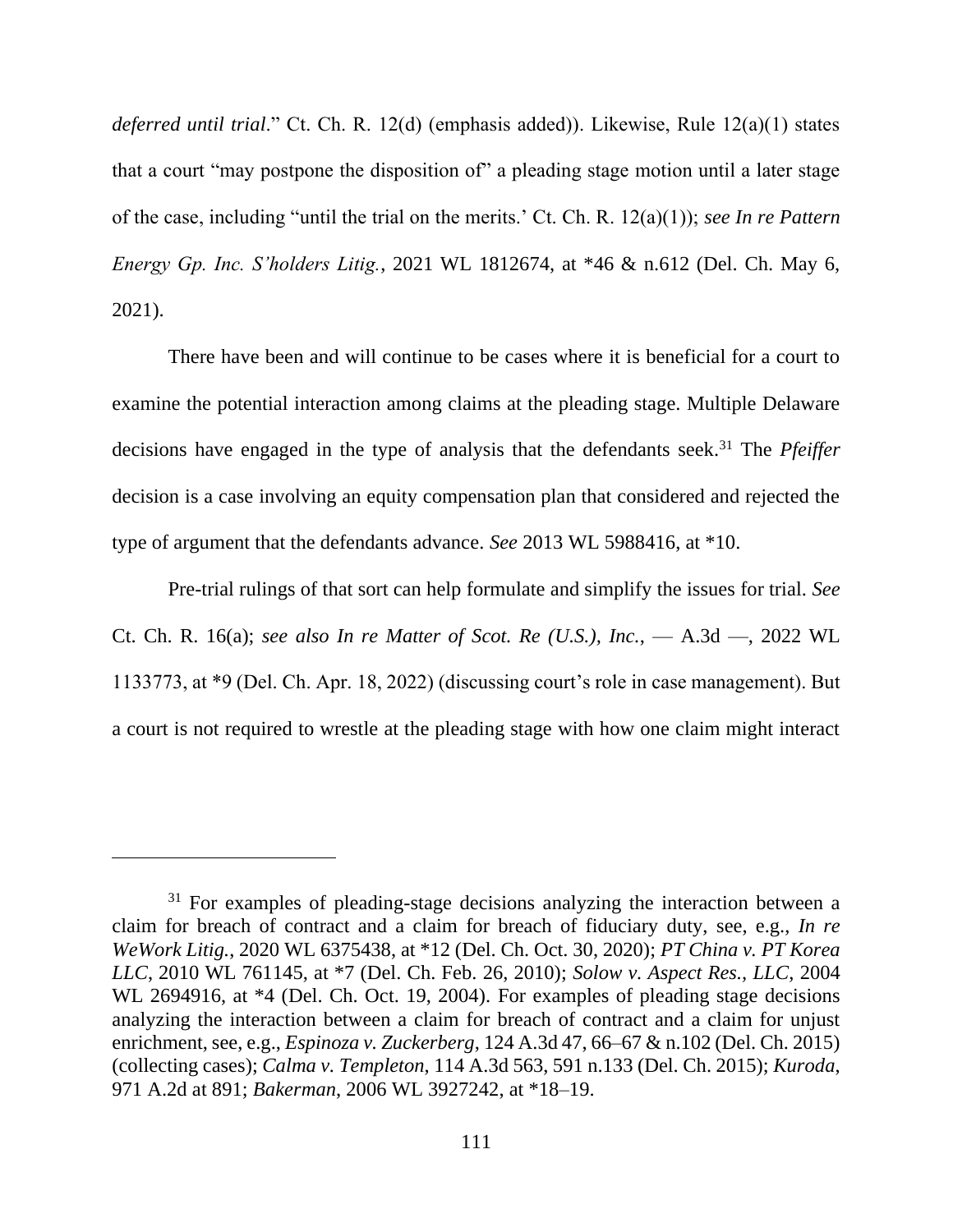*deferred until trial*." Ct. Ch. R. 12(d) (emphasis added)). Likewise, Rule 12(a)(1) states that a court "may postpone the disposition of" a pleading stage motion until a later stage of the case, including "until the trial on the merits.' Ct. Ch. R. 12(a)(1)); *see In re Pattern Energy Gp. Inc. S'holders Litig.*, 2021 WL 1812674, at *46 & n.612 (Del. Ch. May 6, 2021).

There have been and will continue to be cases where it is beneficial for a court to examine the potential interaction among claims at the pleading stage. Multiple Delaware decisions have engaged in the type of analysis that the defendants seek.[31] The *Pfeiffer* decision is a case involving an equity compensation plan that considered and rejected the type of argument that the defendants advance. *See* 2013 WL 5988416, at *10.

Pre-trial rulings of that sort can help formulate and simplify the issues for trial. *See* Ct. Ch. R. 16(a); *see also In re Matter of Scot. Re (U.S.), Inc.*, — A.3d —, 2022 WL 1133773, at *9 (Del. Ch. Apr. 18, 2022) (discussing court's role in case management). But a court is not required to wrestle at the pleading stage with how one claim might interact

---

[31] For examples of pleading-stage decisions analyzing the interaction between a claim for breach of contract and a claim for breach of fiduciary duty, see, e.g., *In re WeWork Litig.*, 2020 WL 6375438, at *12 (Del. Ch. Oct. 30, 2020); *PT China v. PT Korea LLC*, 2010 WL 761145, at *7 (Del. Ch. Feb. 26, 2010); *Solow v. Aspect Res., LLC*, 2004 WL 2694916, at *4 (Del. Ch. Oct. 19, 2004). For examples of pleading stage decisions analyzing the interaction between a claim for breach of contract and a claim for unjust enrichment, see, e.g., *Espinoza v. Zuckerberg*, 124 A.3d 47, 66–67 & n.102 (Del. Ch. 2015) (collecting cases); *Calma v. Templeton*, 114 A.3d 563, 591 n.133 (Del. Ch. 2015); *Kuroda*, 971 A.2d at 891; *Bakerman*, 2006 WL 3927242, at *18–19.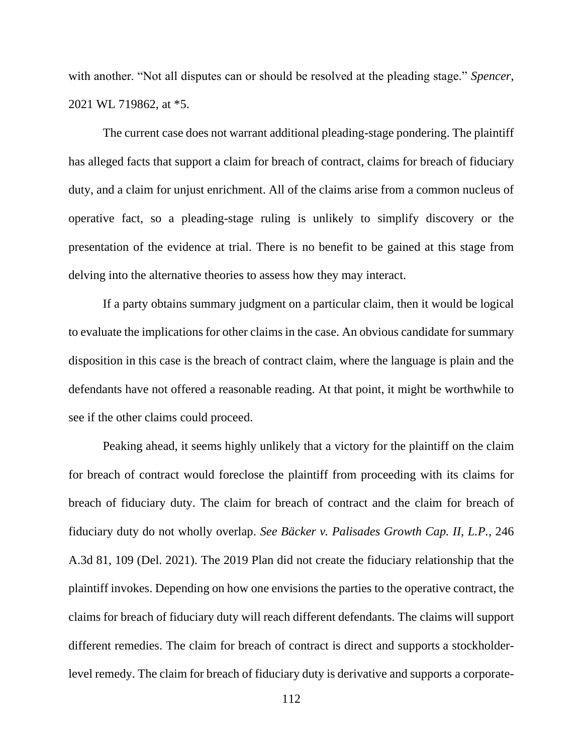with another. "Not all disputes can or should be resolved at the pleading stage." *Spencer*, 2021 WL 719862, at *5.

The current case does not warrant additional pleading-stage pondering. The plaintiff has alleged facts that support a claim for breach of contract, claims for breach of fiduciary duty, and a claim for unjust enrichment. All of the claims arise from a common nucleus of operative fact, so a pleading-stage ruling is unlikely to simplify discovery or the presentation of the evidence at trial. There is no benefit to be gained at this stage from delving into the alternative theories to assess how they may interact.

If a party obtains summary judgment on a particular claim, then it would be logical to evaluate the implications for other claims in the case. An obvious candidate for summary disposition in this case is the breach of contract claim, where the language is plain and the defendants have not offered a reasonable reading. At that point, it might be worthwhile to see if the other claims could proceed.

Peaking ahead, it seems highly unlikely that a victory for the plaintiff on the claim for breach of contract would foreclose the plaintiff from proceeding with its claims for breach of fiduciary duty. The claim for breach of contract and the claim for breach of fiduciary duty do not wholly overlap. *See Bäcker v. Palisades Growth Cap. II, L.P.*, 246 A.3d 81, 109 (Del. 2021). The 2019 Plan did not create the fiduciary relationship that the plaintiff invokes. Depending on how one envisions the parties to the operative contract, the claims for breach of fiduciary duty will reach different defendants. The claims will support different remedies. The claim for breach of contract is direct and supports a stockholder-level remedy. The claim for breach of fiduciary duty is derivative and supports a corporate-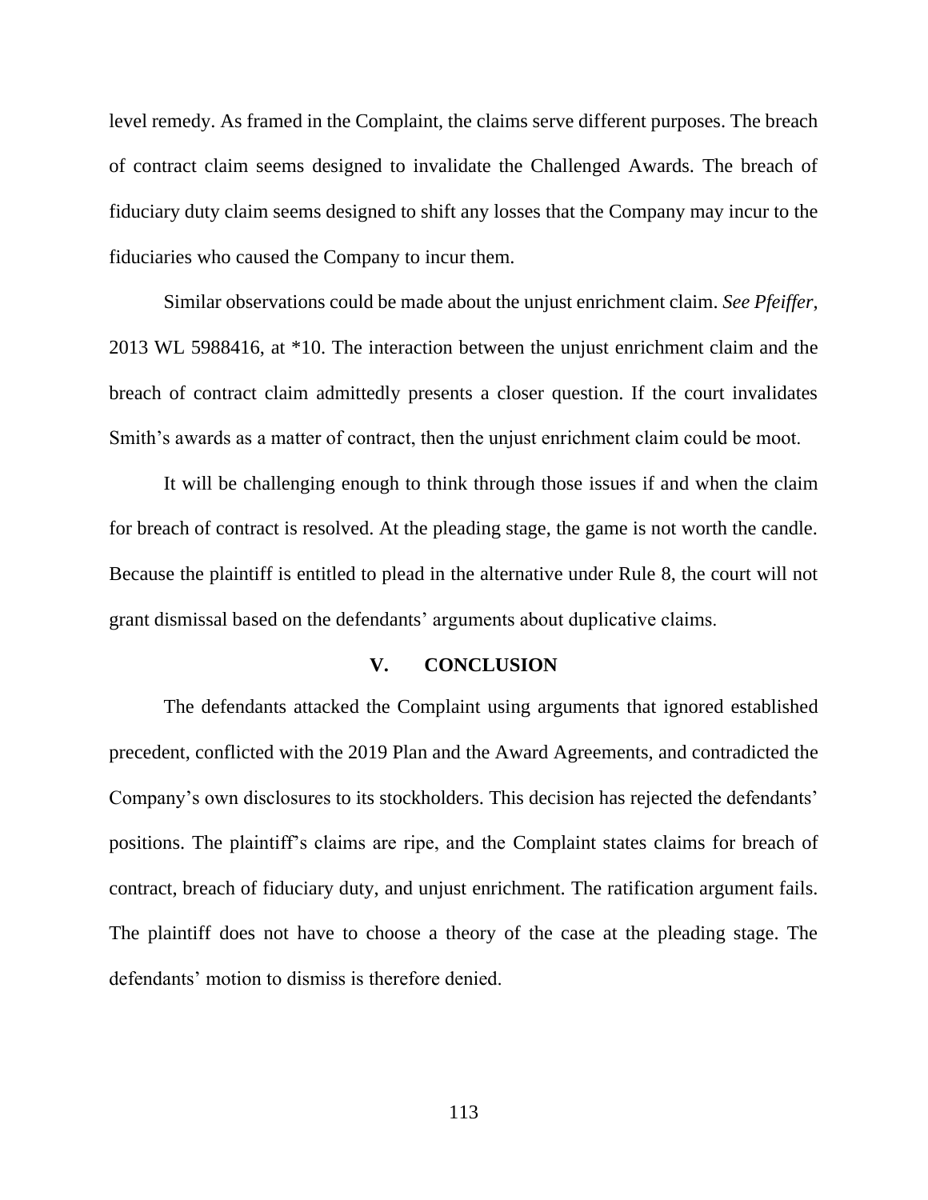level remedy. As framed in the Complaint, the claims serve different purposes. The breach of contract claim seems designed to invalidate the Challenged Awards. The breach of fiduciary duty claim seems designed to shift any losses that the Company may incur to the fiduciaries who caused the Company to incur them.

Similar observations could be made about the unjust enrichment claim. *See Pfeiffer*, 2013 WL 5988416, at *10. The interaction between the unjust enrichment claim and the breach of contract claim admittedly presents a closer question. If the court invalidates Smith's awards as a matter of contract, then the unjust enrichment claim could be moot.

It will be challenging enough to think through those issues if and when the claim for breach of contract is resolved. At the pleading stage, the game is not worth the candle. Because the plaintiff is entitled to plead in the alternative under Rule 8, the court will not grant dismissal based on the defendants' arguments about duplicative claims.

## V. CONCLUSION

The defendants attacked the Complaint using arguments that ignored established precedent, conflicted with the 2019 Plan and the Award Agreements, and contradicted the Company's own disclosures to its stockholders. This decision has rejected the defendants' positions. The plaintiff's claims are ripe, and the Complaint states claims for breach of contract, breach of fiduciary duty, and unjust enrichment. The ratification argument fails. The plaintiff does not have to choose a theory of the case at the pleading stage. The defendants' motion to dismiss is therefore denied.